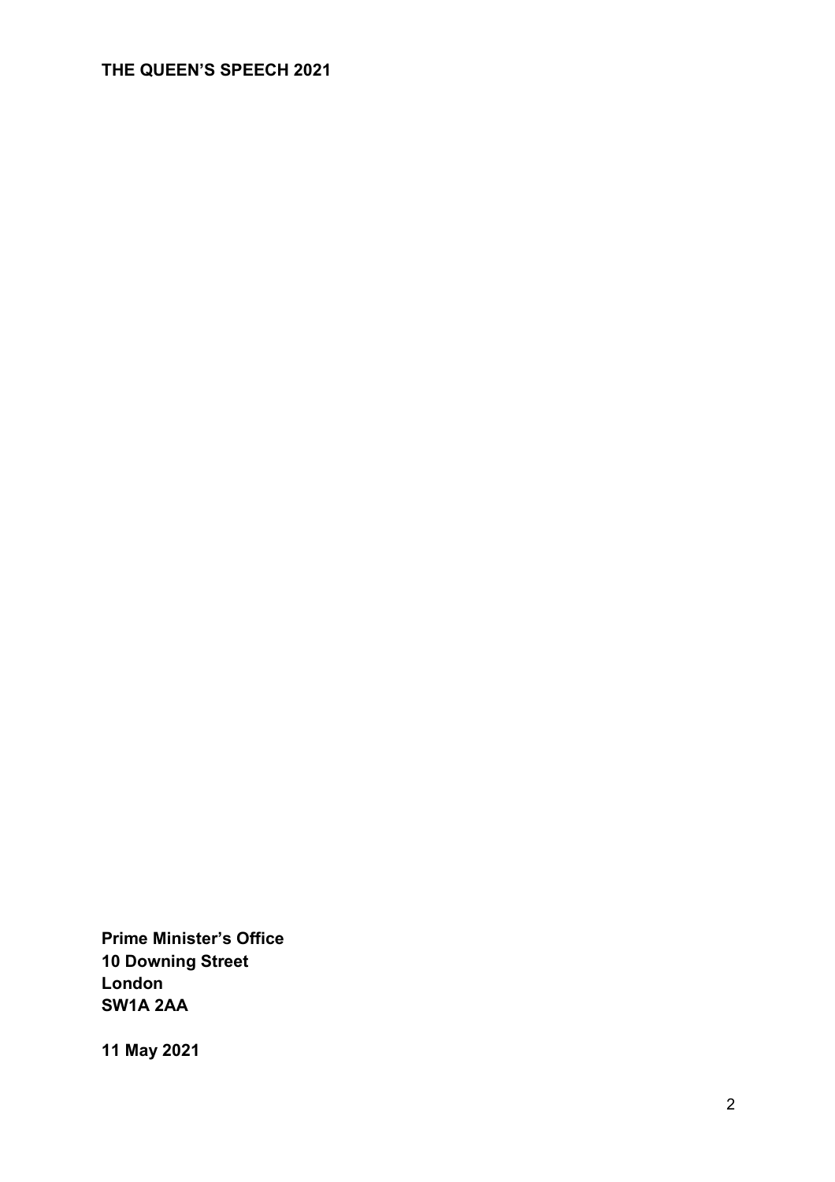# THE QUEEN'S SPEECH 2021

**Prime Minister's Office**
**10 Downing Street**
**London**
**SW1A 2AA**

**11 May 2021**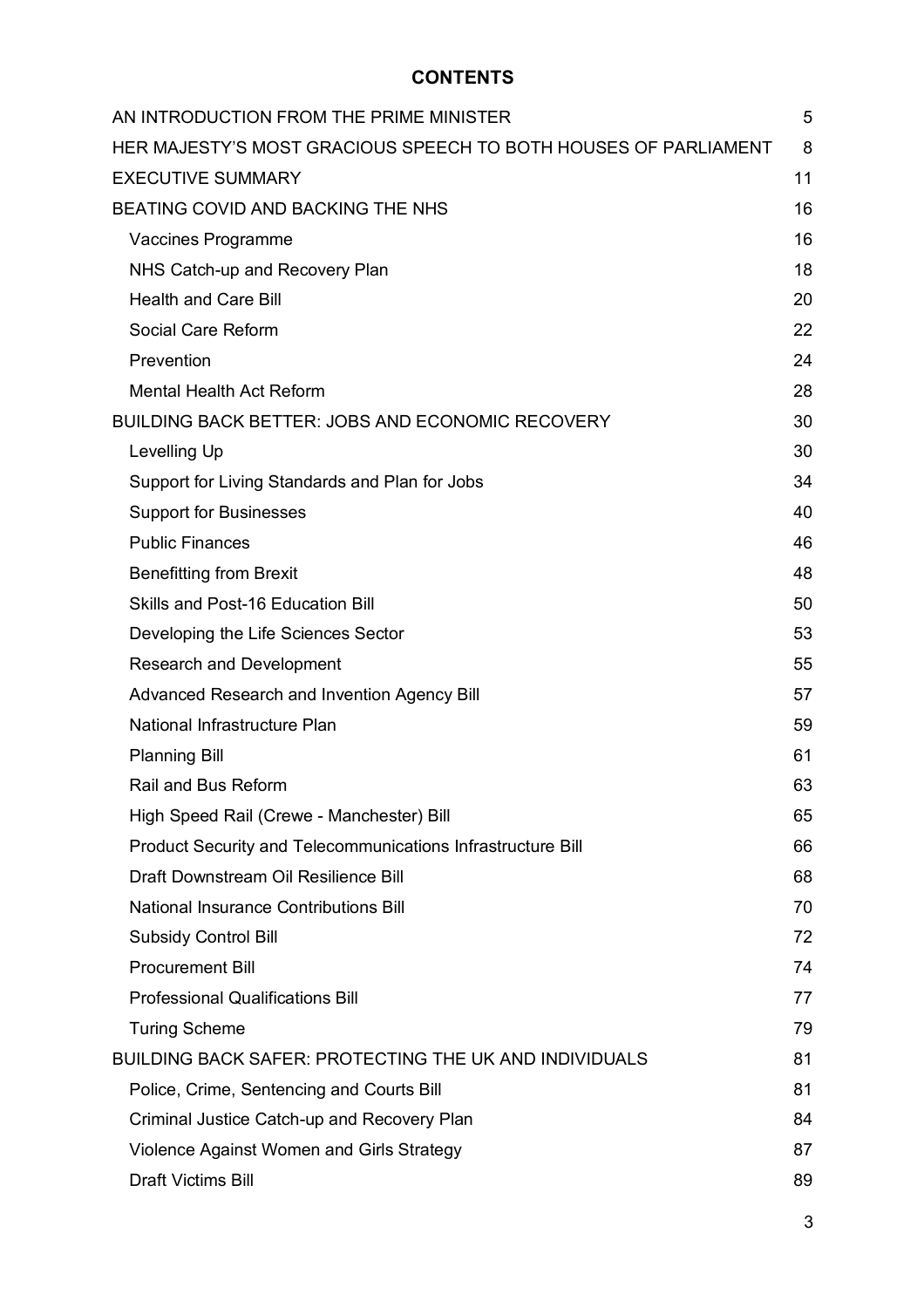## CONTENTS

| | |
|---|---|
| AN INTRODUCTION FROM THE PRIME MINISTER | 5 |
| HER MAJESTY'S MOST GRACIOUS SPEECH TO BOTH HOUSES OF PARLIAMENT | 8 |
| EXECUTIVE SUMMARY | 11 |
| BEATING COVID AND BACKING THE NHS | 16 |
| Vaccines Programme | 16 |
| NHS Catch-up and Recovery Plan | 18 |
| Health and Care Bill | 20 |
| Social Care Reform | 22 |
| Prevention | 24 |
| Mental Health Act Reform | 28 |
| BUILDING BACK BETTER: JOBS AND ECONOMIC RECOVERY | 30 |
| Levelling Up | 30 |
| Support for Living Standards and Plan for Jobs | 34 |
| Support for Businesses | 40 |
| Public Finances | 46 |
| Benefitting from Brexit | 48 |
| Skills and Post-16 Education Bill | 50 |
| Developing the Life Sciences Sector | 53 |
| Research and Development | 55 |
| Advanced Research and Invention Agency Bill | 57 |
| National Infrastructure Plan | 59 |
| Planning Bill | 61 |
| Rail and Bus Reform | 63 |
| High Speed Rail (Crewe - Manchester) Bill | 65 |
| Product Security and Telecommunications Infrastructure Bill | 66 |
| Draft Downstream Oil Resilience Bill | 68 |
| National Insurance Contributions Bill | 70 |
| Subsidy Control Bill | 72 |
| Procurement Bill | 74 |
| Professional Qualifications Bill | 77 |
| Turing Scheme | 79 |
| BUILDING BACK SAFER: PROTECTING THE UK AND INDIVIDUALS | 81 |
| Police, Crime, Sentencing and Courts Bill | 81 |
| Criminal Justice Catch-up and Recovery Plan | 84 |
| Violence Against Women and Girls Strategy | 87 |
| Draft Victims Bill | 89 |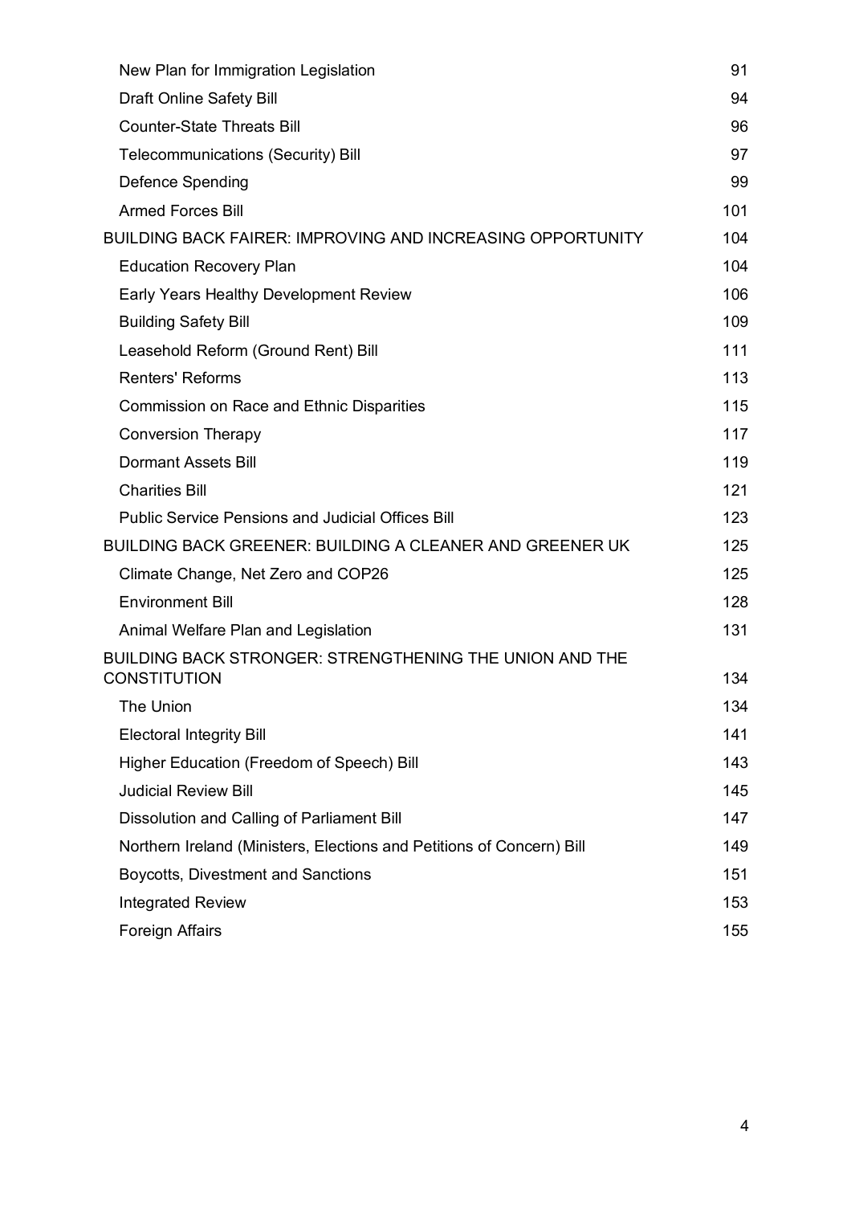| | |
|---|---|
| New Plan for Immigration Legislation | 91 |
| Draft Online Safety Bill | 94 |
| Counter-State Threats Bill | 96 |
| Telecommunications (Security) Bill | 97 |
| Defence Spending | 99 |
| Armed Forces Bill | 101 |
| BUILDING BACK FAIRER: IMPROVING AND INCREASING OPPORTUNITY | 104 |
| Education Recovery Plan | 104 |
| Early Years Healthy Development Review | 106 |
| Building Safety Bill | 109 |
| Leasehold Reform (Ground Rent) Bill | 111 |
| Renters' Reforms | 113 |
| Commission on Race and Ethnic Disparities | 115 |
| Conversion Therapy | 117 |
| Dormant Assets Bill | 119 |
| Charities Bill | 121 |
| Public Service Pensions and Judicial Offices Bill | 123 |
| BUILDING BACK GREENER: BUILDING A CLEANER AND GREENER UK | 125 |
| Climate Change, Net Zero and COP26 | 125 |
| Environment Bill | 128 |
| Animal Welfare Plan and Legislation | 131 |
| BUILDING BACK STRONGER: STRENGTHENING THE UNION AND THE CONSTITUTION | 134 |
| The Union | 134 |
| Electoral Integrity Bill | 141 |
| Higher Education (Freedom of Speech) Bill | 143 |
| Judicial Review Bill | 145 |
| Dissolution and Calling of Parliament Bill | 147 |
| Northern Ireland (Ministers, Elections and Petitions of Concern) Bill | 149 |
| Boycotts, Divestment and Sanctions | 151 |
| Integrated Review | 153 |
| Foreign Affairs | 155 |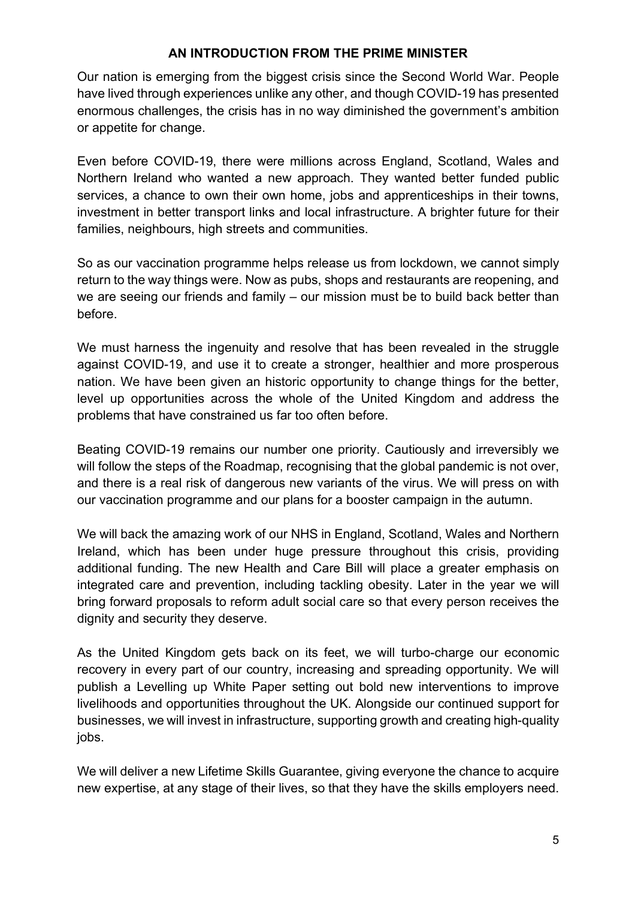## AN INTRODUCTION FROM THE PRIME MINISTER

Our nation is emerging from the biggest crisis since the Second World War. People have lived through experiences unlike any other, and though COVID-19 has presented enormous challenges, the crisis has in no way diminished the government's ambition or appetite for change.

Even before COVID-19, there were millions across England, Scotland, Wales and Northern Ireland who wanted a new approach. They wanted better funded public services, a chance to own their own home, jobs and apprenticeships in their towns, investment in better transport links and local infrastructure. A brighter future for their families, neighbours, high streets and communities.

So as our vaccination programme helps release us from lockdown, we cannot simply return to the way things were. Now as pubs, shops and restaurants are reopening, and we are seeing our friends and family – our mission must be to build back better than before.

We must harness the ingenuity and resolve that has been revealed in the struggle against COVID-19, and use it to create a stronger, healthier and more prosperous nation. We have been given an historic opportunity to change things for the better, level up opportunities across the whole of the United Kingdom and address the problems that have constrained us far too often before.

Beating COVID-19 remains our number one priority. Cautiously and irreversibly we will follow the steps of the Roadmap, recognising that the global pandemic is not over, and there is a real risk of dangerous new variants of the virus. We will press on with our vaccination programme and our plans for a booster campaign in the autumn.

We will back the amazing work of our NHS in England, Scotland, Wales and Northern Ireland, which has been under huge pressure throughout this crisis, providing additional funding. The new Health and Care Bill will place a greater emphasis on integrated care and prevention, including tackling obesity. Later in the year we will bring forward proposals to reform adult social care so that every person receives the dignity and security they deserve.

As the United Kingdom gets back on its feet, we will turbo-charge our economic recovery in every part of our country, increasing and spreading opportunity. We will publish a Levelling up White Paper setting out bold new interventions to improve livelihoods and opportunities throughout the UK. Alongside our continued support for businesses, we will invest in infrastructure, supporting growth and creating high-quality jobs.

We will deliver a new Lifetime Skills Guarantee, giving everyone the chance to acquire new expertise, at any stage of their lives, so that they have the skills employers need.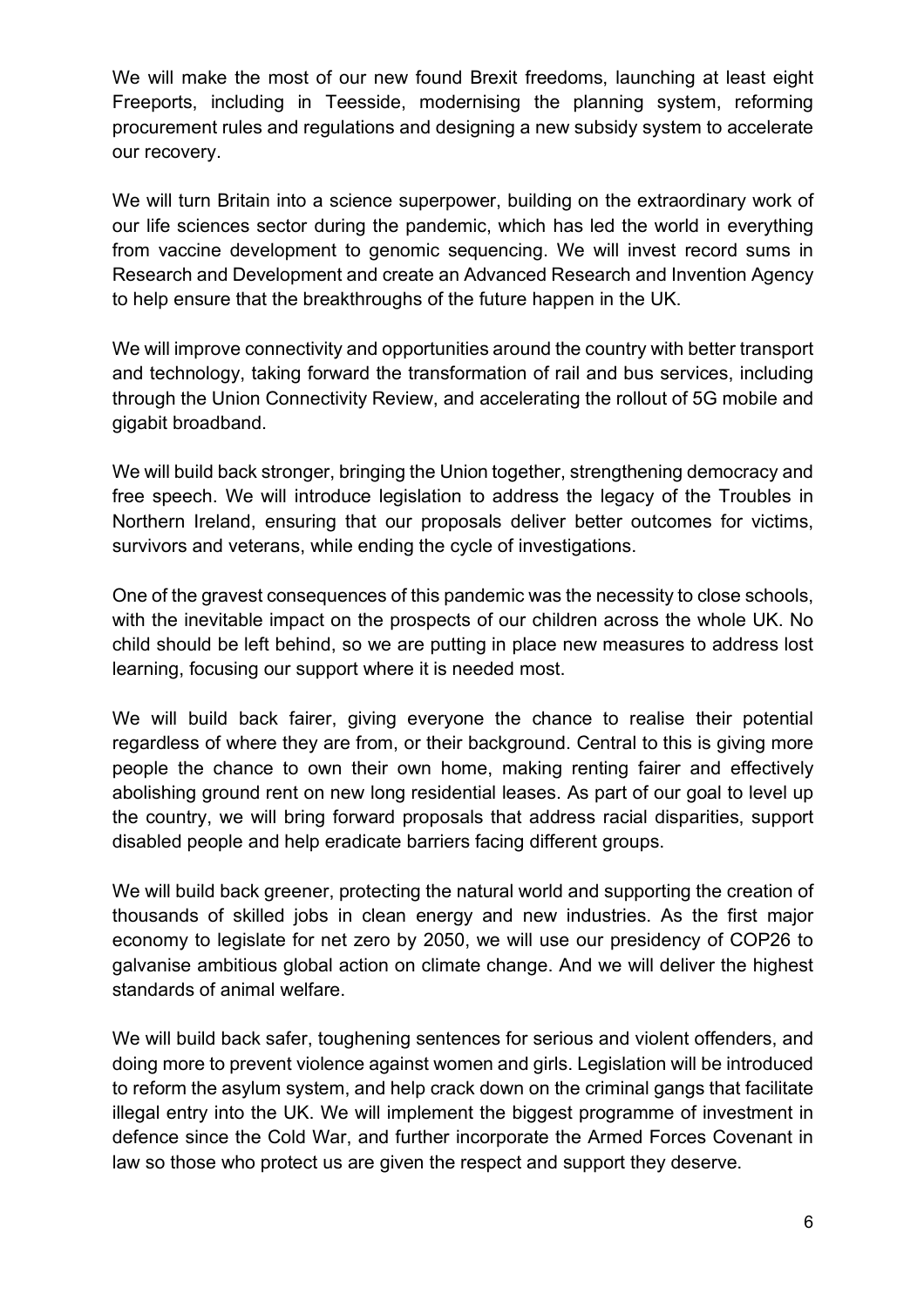We will make the most of our new found Brexit freedoms, launching at least eight Freeports, including in Teesside, modernising the planning system, reforming procurement rules and regulations and designing a new subsidy system to accelerate our recovery.

We will turn Britain into a science superpower, building on the extraordinary work of our life sciences sector during the pandemic, which has led the world in everything from vaccine development to genomic sequencing. We will invest record sums in Research and Development and create an Advanced Research and Invention Agency to help ensure that the breakthroughs of the future happen in the UK.

We will improve connectivity and opportunities around the country with better transport and technology, taking forward the transformation of rail and bus services, including through the Union Connectivity Review, and accelerating the rollout of 5G mobile and gigabit broadband.

We will build back stronger, bringing the Union together, strengthening democracy and free speech. We will introduce legislation to address the legacy of the Troubles in Northern Ireland, ensuring that our proposals deliver better outcomes for victims, survivors and veterans, while ending the cycle of investigations.

One of the gravest consequences of this pandemic was the necessity to close schools, with the inevitable impact on the prospects of our children across the whole UK. No child should be left behind, so we are putting in place new measures to address lost learning, focusing our support where it is needed most.

We will build back fairer, giving everyone the chance to realise their potential regardless of where they are from, or their background. Central to this is giving more people the chance to own their own home, making renting fairer and effectively abolishing ground rent on new long residential leases. As part of our goal to level up the country, we will bring forward proposals that address racial disparities, support disabled people and help eradicate barriers facing different groups.

We will build back greener, protecting the natural world and supporting the creation of thousands of skilled jobs in clean energy and new industries. As the first major economy to legislate for net zero by 2050, we will use our presidency of COP26 to galvanise ambitious global action on climate change. And we will deliver the highest standards of animal welfare.

We will build back safer, toughening sentences for serious and violent offenders, and doing more to prevent violence against women and girls. Legislation will be introduced to reform the asylum system, and help crack down on the criminal gangs that facilitate illegal entry into the UK. We will implement the biggest programme of investment in defence since the Cold War, and further incorporate the Armed Forces Covenant in law so those who protect us are given the respect and support they deserve.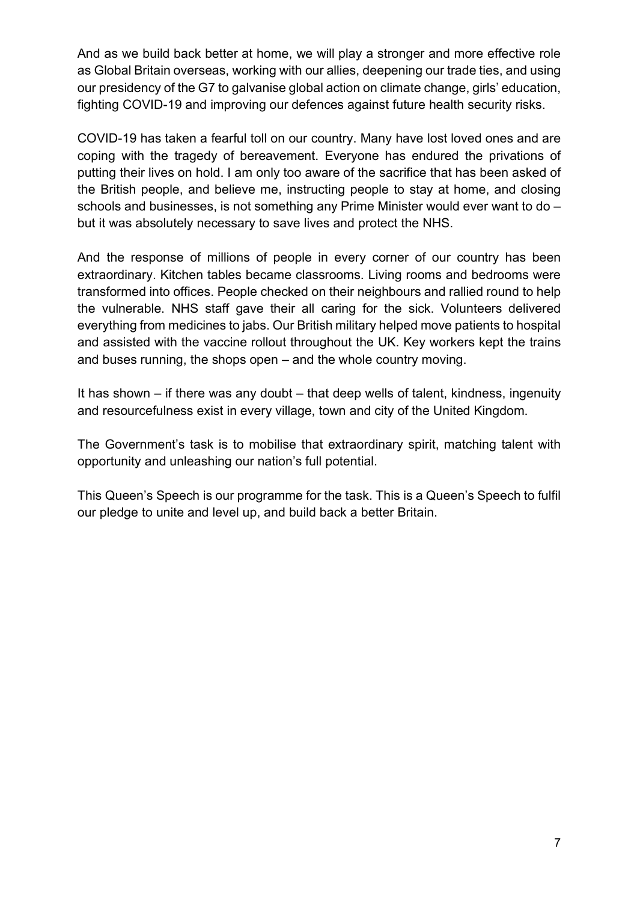And as we build back better at home, we will play a stronger and more effective role as Global Britain overseas, working with our allies, deepening our trade ties, and using our presidency of the G7 to galvanise global action on climate change, girls' education, fighting COVID-19 and improving our defences against future health security risks.

COVID-19 has taken a fearful toll on our country. Many have lost loved ones and are coping with the tragedy of bereavement. Everyone has endured the privations of putting their lives on hold. I am only too aware of the sacrifice that has been asked of the British people, and believe me, instructing people to stay at home, and closing schools and businesses, is not something any Prime Minister would ever want to do – but it was absolutely necessary to save lives and protect the NHS.

And the response of millions of people in every corner of our country has been extraordinary. Kitchen tables became classrooms. Living rooms and bedrooms were transformed into offices. People checked on their neighbours and rallied round to help the vulnerable. NHS staff gave their all caring for the sick. Volunteers delivered everything from medicines to jabs. Our British military helped move patients to hospital and assisted with the vaccine rollout throughout the UK. Key workers kept the trains and buses running, the shops open – and the whole country moving.

It has shown – if there was any doubt – that deep wells of talent, kindness, ingenuity and resourcefulness exist in every village, town and city of the United Kingdom.

The Government's task is to mobilise that extraordinary spirit, matching talent with opportunity and unleashing our nation's full potential.

This Queen's Speech is our programme for the task. This is a Queen's Speech to fulfil our pledge to unite and level up, and build back a better Britain.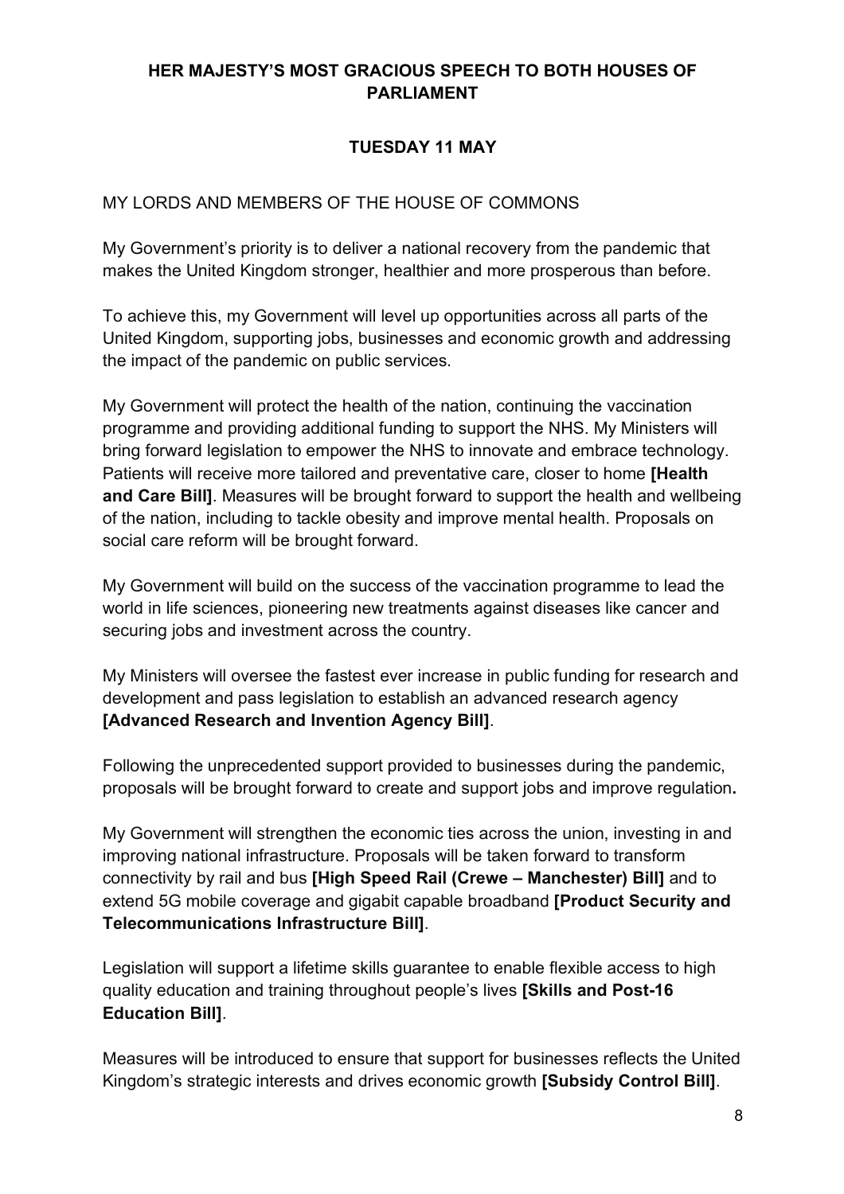## HER MAJESTY'S MOST GRACIOUS SPEECH TO BOTH HOUSES OF PARLIAMENT

### TUESDAY 11 MAY

MY LORDS AND MEMBERS OF THE HOUSE OF COMMONS

My Government's priority is to deliver a national recovery from the pandemic that makes the United Kingdom stronger, healthier and more prosperous than before.

To achieve this, my Government will level up opportunities across all parts of the United Kingdom, supporting jobs, businesses and economic growth and addressing the impact of the pandemic on public services.

My Government will protect the health of the nation, continuing the vaccination programme and providing additional funding to support the NHS. My Ministers will bring forward legislation to empower the NHS to innovate and embrace technology. Patients will receive more tailored and preventative care, closer to home **[Health and Care Bill]**. Measures will be brought forward to support the health and wellbeing of the nation, including to tackle obesity and improve mental health. Proposals on social care reform will be brought forward.

My Government will build on the success of the vaccination programme to lead the world in life sciences, pioneering new treatments against diseases like cancer and securing jobs and investment across the country.

My Ministers will oversee the fastest ever increase in public funding for research and development and pass legislation to establish an advanced research agency **[Advanced Research and Invention Agency Bill]**.

Following the unprecedented support provided to businesses during the pandemic, proposals will be brought forward to create and support jobs and improve regulation.

My Government will strengthen the economic ties across the union, investing in and improving national infrastructure. Proposals will be taken forward to transform connectivity by rail and bus **[High Speed Rail (Crewe – Manchester) Bill]** and to extend 5G mobile coverage and gigabit capable broadband **[Product Security and Telecommunications Infrastructure Bill]**.

Legislation will support a lifetime skills guarantee to enable flexible access to high quality education and training throughout people's lives **[Skills and Post-16 Education Bill]**.

Measures will be introduced to ensure that support for businesses reflects the United Kingdom's strategic interests and drives economic growth **[Subsidy Control Bill]**.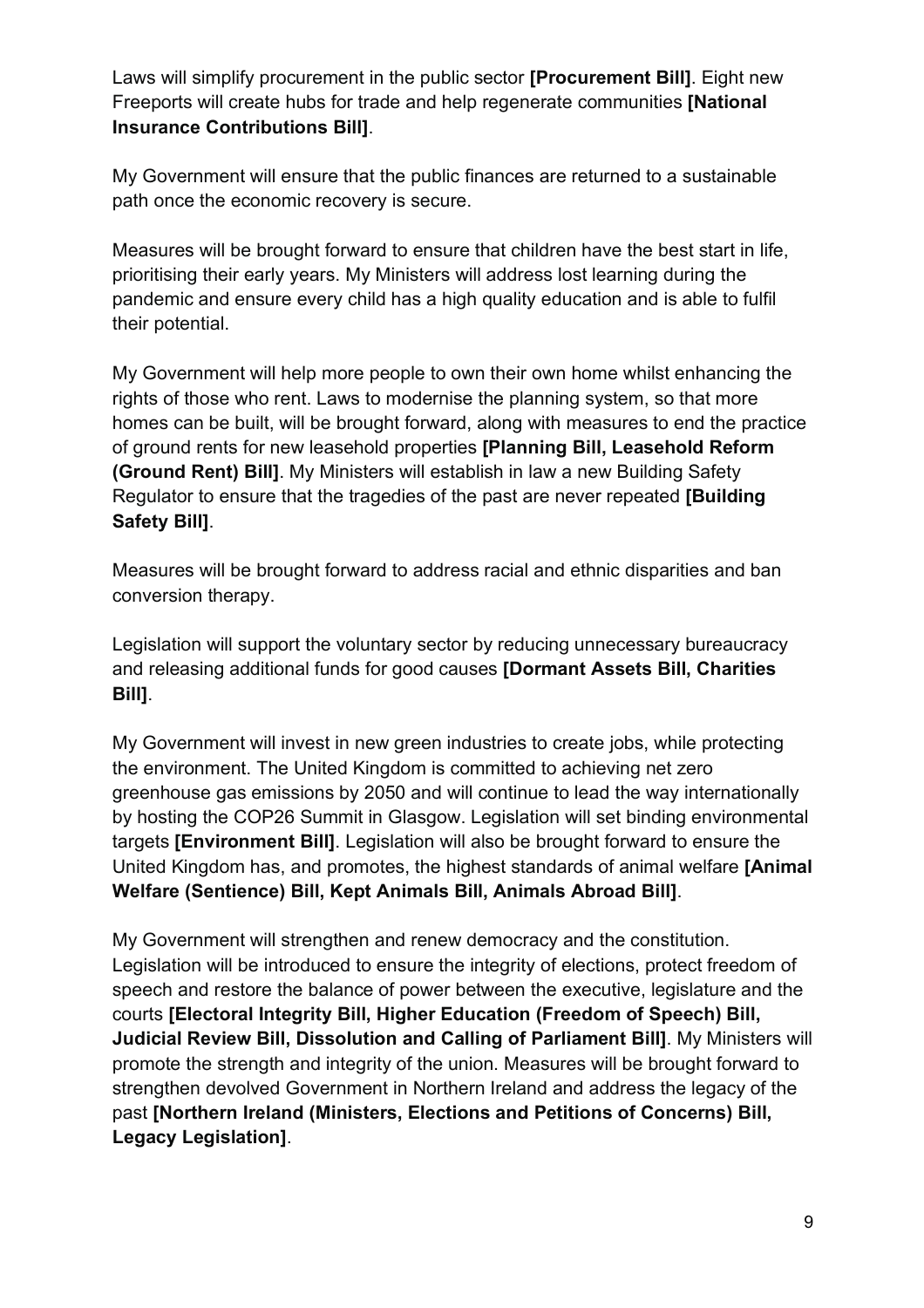Laws will simplify procurement in the public sector **[Procurement Bill]**. Eight new Freeports will create hubs for trade and help regenerate communities **[National Insurance Contributions Bill]**.

My Government will ensure that the public finances are returned to a sustainable path once the economic recovery is secure.

Measures will be brought forward to ensure that children have the best start in life, prioritising their early years. My Ministers will address lost learning during the pandemic and ensure every child has a high quality education and is able to fulfil their potential.

My Government will help more people to own their own home whilst enhancing the rights of those who rent. Laws to modernise the planning system, so that more homes can be built, will be brought forward, along with measures to end the practice of ground rents for new leasehold properties **[Planning Bill, Leasehold Reform (Ground Rent) Bill]**. My Ministers will establish in law a new Building Safety Regulator to ensure that the tragedies of the past are never repeated **[Building Safety Bill]**.

Measures will be brought forward to address racial and ethnic disparities and ban conversion therapy.

Legislation will support the voluntary sector by reducing unnecessary bureaucracy and releasing additional funds for good causes **[Dormant Assets Bill, Charities Bill]**.

My Government will invest in new green industries to create jobs, while protecting the environment. The United Kingdom is committed to achieving net zero greenhouse gas emissions by 2050 and will continue to lead the way internationally by hosting the COP26 Summit in Glasgow. Legislation will set binding environmental targets **[Environment Bill]**. Legislation will also be brought forward to ensure the United Kingdom has, and promotes, the highest standards of animal welfare **[Animal Welfare (Sentience) Bill, Kept Animals Bill, Animals Abroad Bill]**.

My Government will strengthen and renew democracy and the constitution. Legislation will be introduced to ensure the integrity of elections, protect freedom of speech and restore the balance of power between the executive, legislature and the courts **[Electoral Integrity Bill, Higher Education (Freedom of Speech) Bill, Judicial Review Bill, Dissolution and Calling of Parliament Bill]**. My Ministers will promote the strength and integrity of the union. Measures will be brought forward to strengthen devolved Government in Northern Ireland and address the legacy of the past **[Northern Ireland (Ministers, Elections and Petitions of Concerns) Bill, Legacy Legislation]**.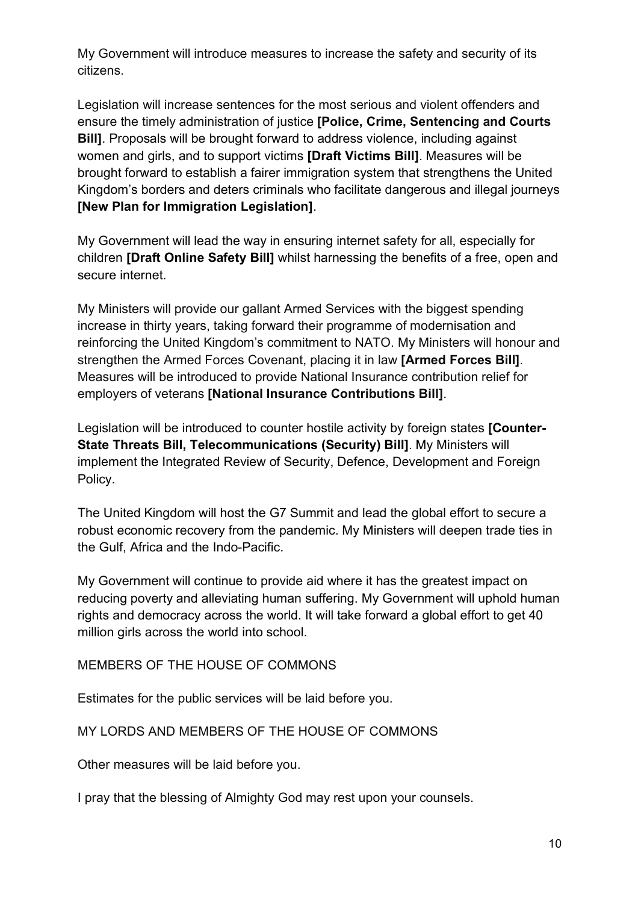My Government will introduce measures to increase the safety and security of its citizens.

Legislation will increase sentences for the most serious and violent offenders and ensure the timely administration of justice **[Police, Crime, Sentencing and Courts Bill]**. Proposals will be brought forward to address violence, including against women and girls, and to support victims **[Draft Victims Bill]**. Measures will be brought forward to establish a fairer immigration system that strengthens the United Kingdom's borders and deters criminals who facilitate dangerous and illegal journeys **[New Plan for Immigration Legislation]**.

My Government will lead the way in ensuring internet safety for all, especially for children **[Draft Online Safety Bill]** whilst harnessing the benefits of a free, open and secure internet.

My Ministers will provide our gallant Armed Services with the biggest spending increase in thirty years, taking forward their programme of modernisation and reinforcing the United Kingdom's commitment to NATO. My Ministers will honour and strengthen the Armed Forces Covenant, placing it in law **[Armed Forces Bill]**. Measures will be introduced to provide National Insurance contribution relief for employers of veterans **[National Insurance Contributions Bill]**.

Legislation will be introduced to counter hostile activity by foreign states **[Counter-State Threats Bill, Telecommunications (Security) Bill]**. My Ministers will implement the Integrated Review of Security, Defence, Development and Foreign Policy.

The United Kingdom will host the G7 Summit and lead the global effort to secure a robust economic recovery from the pandemic. My Ministers will deepen trade ties in the Gulf, Africa and the Indo-Pacific.

My Government will continue to provide aid where it has the greatest impact on reducing poverty and alleviating human suffering. My Government will uphold human rights and democracy across the world. It will take forward a global effort to get 40 million girls across the world into school.

MEMBERS OF THE HOUSE OF COMMONS

Estimates for the public services will be laid before you.

MY LORDS AND MEMBERS OF THE HOUSE OF COMMONS

Other measures will be laid before you.

I pray that the blessing of Almighty God may rest upon your counsels.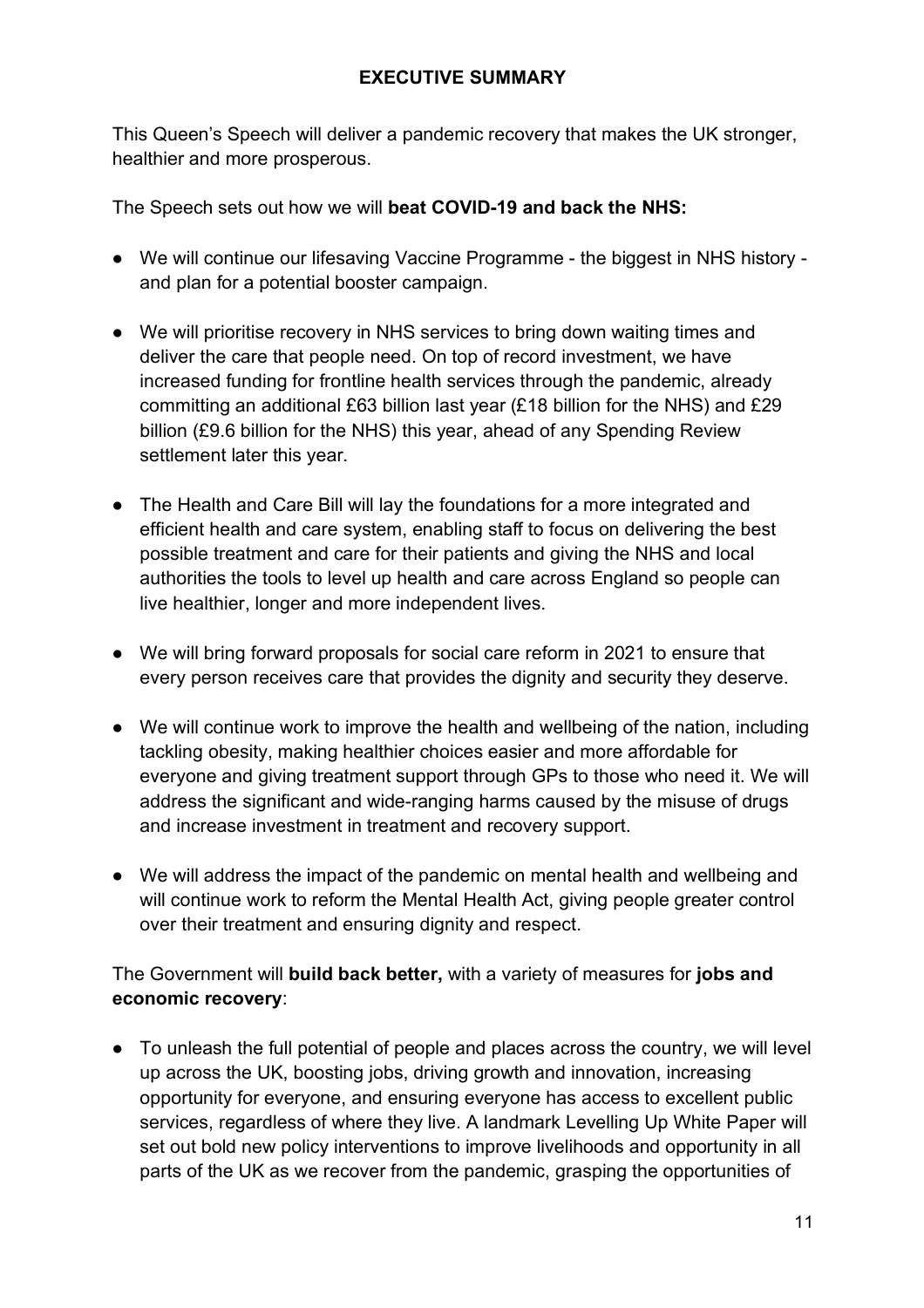## EXECUTIVE SUMMARY

This Queen's Speech will deliver a pandemic recovery that makes the UK stronger, healthier and more prosperous.

The Speech sets out how we will **beat COVID-19 and back the NHS:**

- We will continue our lifesaving Vaccine Programme - the biggest in NHS history - and plan for a potential booster campaign.
- We will prioritise recovery in NHS services to bring down waiting times and deliver the care that people need. On top of record investment, we have increased funding for frontline health services through the pandemic, already committing an additional £63 billion last year (£18 billion for the NHS) and £29 billion (£9.6 billion for the NHS) this year, ahead of any Spending Review settlement later this year.
- The Health and Care Bill will lay the foundations for a more integrated and efficient health and care system, enabling staff to focus on delivering the best possible treatment and care for their patients and giving the NHS and local authorities the tools to level up health and care across England so people can live healthier, longer and more independent lives.
- We will bring forward proposals for social care reform in 2021 to ensure that every person receives care that provides the dignity and security they deserve.
- We will continue work to improve the health and wellbeing of the nation, including tackling obesity, making healthier choices easier and more affordable for everyone and giving treatment support through GPs to those who need it. We will address the significant and wide-ranging harms caused by the misuse of drugs and increase investment in treatment and recovery support.
- We will address the impact of the pandemic on mental health and wellbeing and will continue work to reform the Mental Health Act, giving people greater control over their treatment and ensuring dignity and respect.

The Government will **build back better,** with a variety of measures for **jobs and economic recovery**:

- To unleash the full potential of people and places across the country, we will level up across the UK, boosting jobs, driving growth and innovation, increasing opportunity for everyone, and ensuring everyone has access to excellent public services, regardless of where they live. A landmark Levelling Up White Paper will set out bold new policy interventions to improve livelihoods and opportunity in all parts of the UK as we recover from the pandemic, grasping the opportunities of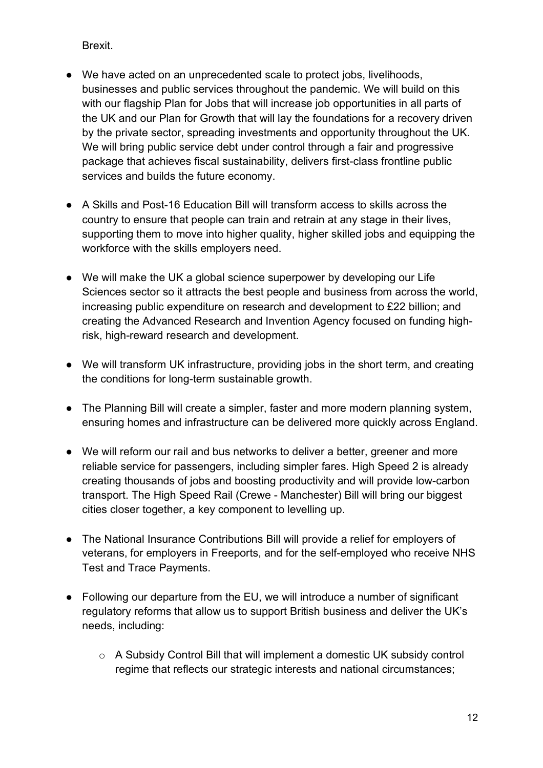Brexit.

- We have acted on an unprecedented scale to protect jobs, livelihoods, businesses and public services throughout the pandemic. We will build on this with our flagship Plan for Jobs that will increase job opportunities in all parts of the UK and our Plan for Growth that will lay the foundations for a recovery driven by the private sector, spreading investments and opportunity throughout the UK. We will bring public service debt under control through a fair and progressive package that achieves fiscal sustainability, delivers first-class frontline public services and builds the future economy.

- A Skills and Post-16 Education Bill will transform access to skills across the country to ensure that people can train and retrain at any stage in their lives, supporting them to move into higher quality, higher skilled jobs and equipping the workforce with the skills employers need.

- We will make the UK a global science superpower by developing our Life Sciences sector so it attracts the best people and business from across the world, increasing public expenditure on research and development to £22 billion; and creating the Advanced Research and Invention Agency focused on funding high-risk, high-reward research and development.

- We will transform UK infrastructure, providing jobs in the short term, and creating the conditions for long-term sustainable growth.

- The Planning Bill will create a simpler, faster and more modern planning system, ensuring homes and infrastructure can be delivered more quickly across England.

- We will reform our rail and bus networks to deliver a better, greener and more reliable service for passengers, including simpler fares. High Speed 2 is already creating thousands of jobs and boosting productivity and will provide low-carbon transport. The High Speed Rail (Crewe - Manchester) Bill will bring our biggest cities closer together, a key component to levelling up.

- The National Insurance Contributions Bill will provide a relief for employers of veterans, for employers in Freeports, and for the self-employed who receive NHS Test and Trace Payments.

- Following our departure from the EU, we will introduce a number of significant regulatory reforms that allow us to support British business and deliver the UK's needs, including:

  - A Subsidy Control Bill that will implement a domestic UK subsidy control regime that reflects our strategic interests and national circumstances;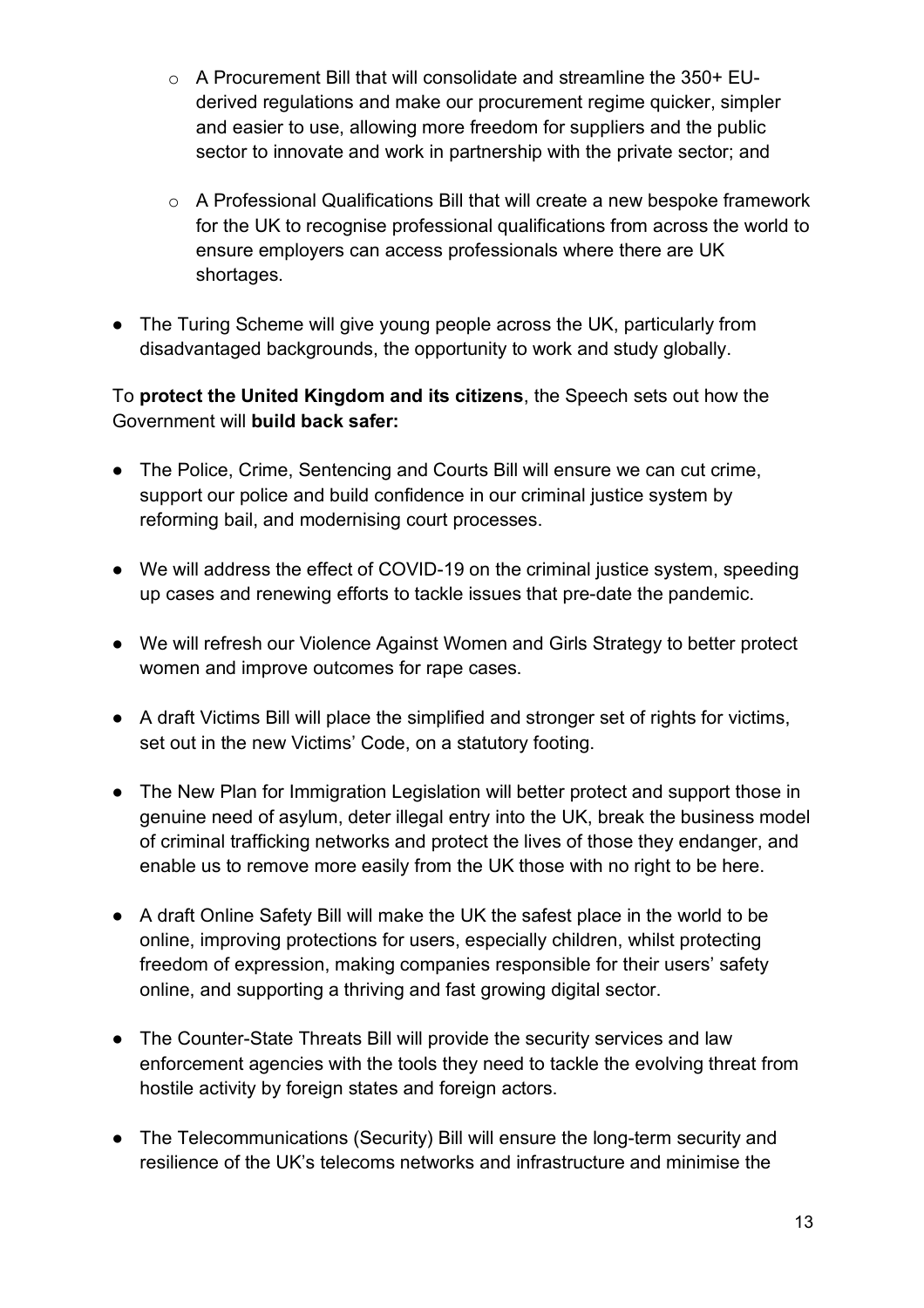- A Procurement Bill that will consolidate and streamline the 350+ EU-derived regulations and make our procurement regime quicker, simpler and easier to use, allowing more freedom for suppliers and the public sector to innovate and work in partnership with the private sector; and

  - A Professional Qualifications Bill that will create a new bespoke framework for the UK to recognise professional qualifications from across the world to ensure employers can access professionals where there are UK shortages.

- The Turing Scheme will give young people across the UK, particularly from disadvantaged backgrounds, the opportunity to work and study globally.

To **protect the United Kingdom and its citizens**, the Speech sets out how the Government will **build back safer:**

- The Police, Crime, Sentencing and Courts Bill will ensure we can cut crime, support our police and build confidence in our criminal justice system by reforming bail, and modernising court processes.

- We will address the effect of COVID-19 on the criminal justice system, speeding up cases and renewing efforts to tackle issues that pre-date the pandemic.

- We will refresh our Violence Against Women and Girls Strategy to better protect women and improve outcomes for rape cases.

- A draft Victims Bill will place the simplified and stronger set of rights for victims, set out in the new Victims' Code, on a statutory footing.

- The New Plan for Immigration Legislation will better protect and support those in genuine need of asylum, deter illegal entry into the UK, break the business model of criminal trafficking networks and protect the lives of those they endanger, and enable us to remove more easily from the UK those with no right to be here.

- A draft Online Safety Bill will make the UK the safest place in the world to be online, improving protections for users, especially children, whilst protecting freedom of expression, making companies responsible for their users' safety online, and supporting a thriving and fast growing digital sector.

- The Counter-State Threats Bill will provide the security services and law enforcement agencies with the tools they need to tackle the evolving threat from hostile activity by foreign states and foreign actors.

- The Telecommunications (Security) Bill will ensure the long-term security and resilience of the UK's telecoms networks and infrastructure and minimise the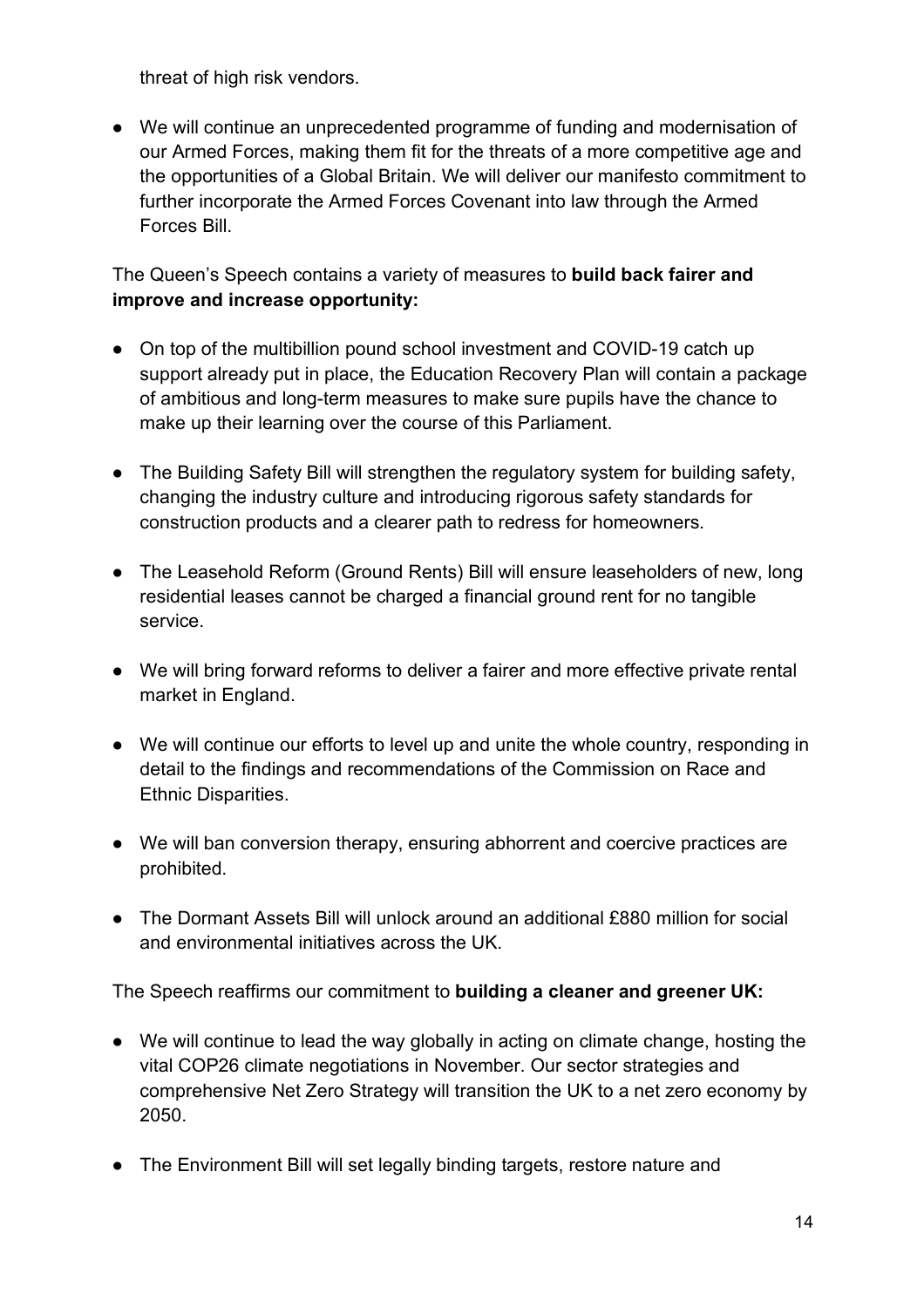threat of high risk vendors.

- We will continue an unprecedented programme of funding and modernisation of our Armed Forces, making them fit for the threats of a more competitive age and the opportunities of a Global Britain. We will deliver our manifesto commitment to further incorporate the Armed Forces Covenant into law through the Armed Forces Bill.

The Queen's Speech contains a variety of measures to **build back fairer and improve and increase opportunity:**

- On top of the multibillion pound school investment and COVID-19 catch up support already put in place, the Education Recovery Plan will contain a package of ambitious and long-term measures to make sure pupils have the chance to make up their learning over the course of this Parliament.

- The Building Safety Bill will strengthen the regulatory system for building safety, changing the industry culture and introducing rigorous safety standards for construction products and a clearer path to redress for homeowners.

- The Leasehold Reform (Ground Rents) Bill will ensure leaseholders of new, long residential leases cannot be charged a financial ground rent for no tangible service.

- We will bring forward reforms to deliver a fairer and more effective private rental market in England.

- We will continue our efforts to level up and unite the whole country, responding in detail to the findings and recommendations of the Commission on Race and Ethnic Disparities.

- We will ban conversion therapy, ensuring abhorrent and coercive practices are prohibited.

- The Dormant Assets Bill will unlock around an additional £880 million for social and environmental initiatives across the UK.

The Speech reaffirms our commitment to **building a cleaner and greener UK:**

- We will continue to lead the way globally in acting on climate change, hosting the vital COP26 climate negotiations in November. Our sector strategies and comprehensive Net Zero Strategy will transition the UK to a net zero economy by 2050.

- The Environment Bill will set legally binding targets, restore nature and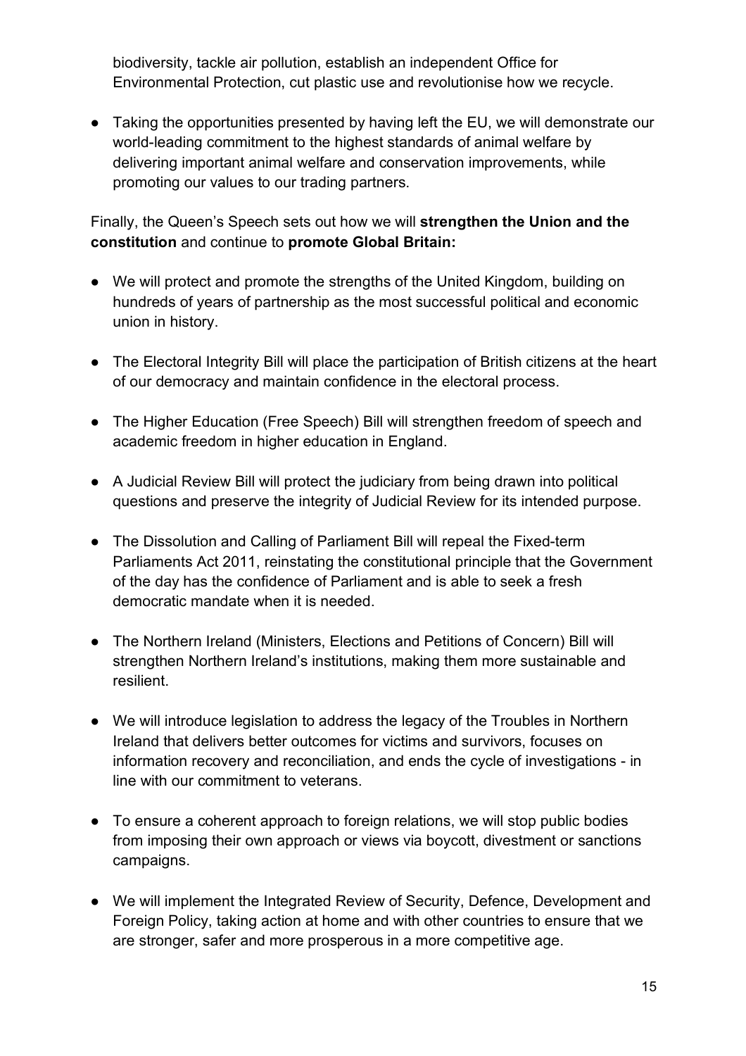biodiversity, tackle air pollution, establish an independent Office for Environmental Protection, cut plastic use and revolutionise how we recycle.

- Taking the opportunities presented by having left the EU, we will demonstrate our world-leading commitment to the highest standards of animal welfare by delivering important animal welfare and conservation improvements, while promoting our values to our trading partners.

Finally, the Queen's Speech sets out how we will **strengthen the Union and the constitution** and continue to **promote Global Britain:**

- We will protect and promote the strengths of the United Kingdom, building on hundreds of years of partnership as the most successful political and economic union in history.

- The Electoral Integrity Bill will place the participation of British citizens at the heart of our democracy and maintain confidence in the electoral process.

- The Higher Education (Free Speech) Bill will strengthen freedom of speech and academic freedom in higher education in England.

- A Judicial Review Bill will protect the judiciary from being drawn into political questions and preserve the integrity of Judicial Review for its intended purpose.

- The Dissolution and Calling of Parliament Bill will repeal the Fixed-term Parliaments Act 2011, reinstating the constitutional principle that the Government of the day has the confidence of Parliament and is able to seek a fresh democratic mandate when it is needed.

- The Northern Ireland (Ministers, Elections and Petitions of Concern) Bill will strengthen Northern Ireland's institutions, making them more sustainable and resilient.

- We will introduce legislation to address the legacy of the Troubles in Northern Ireland that delivers better outcomes for victims and survivors, focuses on information recovery and reconciliation, and ends the cycle of investigations - in line with our commitment to veterans.

- To ensure a coherent approach to foreign relations, we will stop public bodies from imposing their own approach or views via boycott, divestment or sanctions campaigns.

- We will implement the Integrated Review of Security, Defence, Development and Foreign Policy, taking action at home and with other countries to ensure that we are stronger, safer and more prosperous in a more competitive age.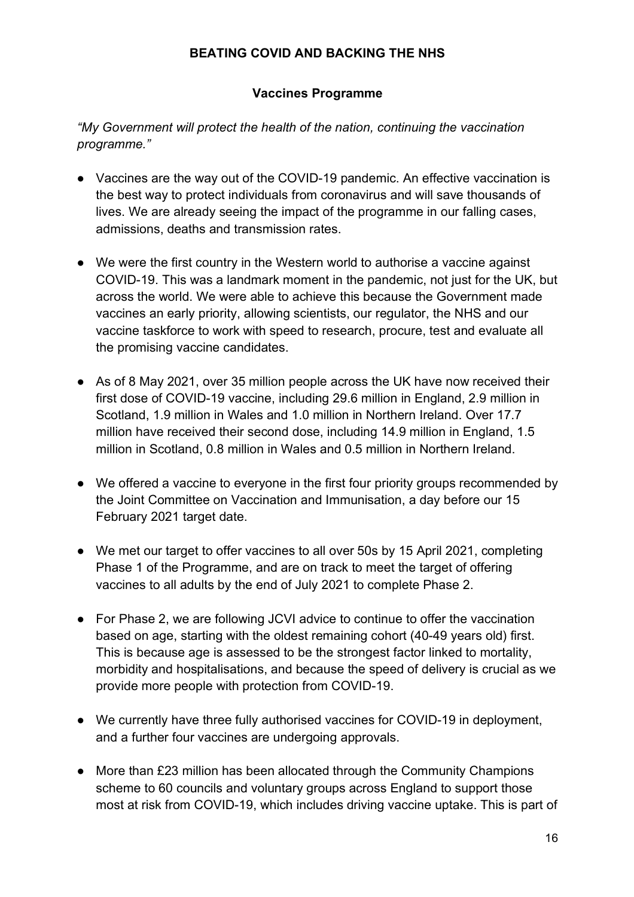## BEATING COVID AND BACKING THE NHS

### Vaccines Programme

*"My Government will protect the health of the nation, continuing the vaccination programme."*

- Vaccines are the way out of the COVID-19 pandemic. An effective vaccination is the best way to protect individuals from coronavirus and will save thousands of lives. We are already seeing the impact of the programme in our falling cases, admissions, deaths and transmission rates.
- We were the first country in the Western world to authorise a vaccine against COVID-19. This was a landmark moment in the pandemic, not just for the UK, but across the world. We were able to achieve this because the Government made vaccines an early priority, allowing scientists, our regulator, the NHS and our vaccine taskforce to work with speed to research, procure, test and evaluate all the promising vaccine candidates.
- As of 8 May 2021, over 35 million people across the UK have now received their first dose of COVID-19 vaccine, including 29.6 million in England, 2.9 million in Scotland, 1.9 million in Wales and 1.0 million in Northern Ireland. Over 17.7 million have received their second dose, including 14.9 million in England, 1.5 million in Scotland, 0.8 million in Wales and 0.5 million in Northern Ireland.
- We offered a vaccine to everyone in the first four priority groups recommended by the Joint Committee on Vaccination and Immunisation, a day before our 15 February 2021 target date.
- We met our target to offer vaccines to all over 50s by 15 April 2021, completing Phase 1 of the Programme, and are on track to meet the target of offering vaccines to all adults by the end of July 2021 to complete Phase 2.
- For Phase 2, we are following JCVI advice to continue to offer the vaccination based on age, starting with the oldest remaining cohort (40-49 years old) first. This is because age is assessed to be the strongest factor linked to mortality, morbidity and hospitalisations, and because the speed of delivery is crucial as we provide more people with protection from COVID-19.
- We currently have three fully authorised vaccines for COVID-19 in deployment, and a further four vaccines are undergoing approvals.
- More than £23 million has been allocated through the Community Champions scheme to 60 councils and voluntary groups across England to support those most at risk from COVID-19, which includes driving vaccine uptake. This is part of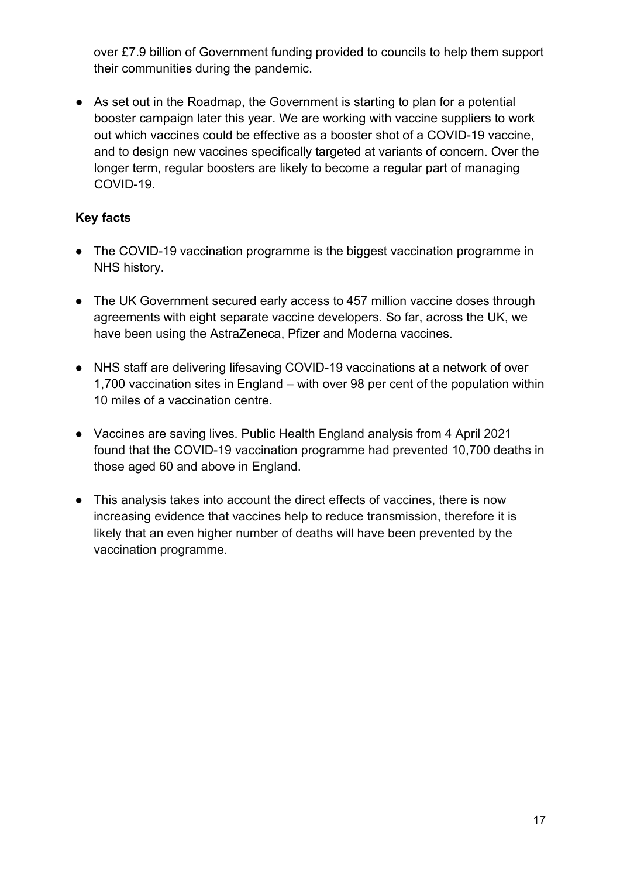over £7.9 billion of Government funding provided to councils to help them support their communities during the pandemic.

- As set out in the Roadmap, the Government is starting to plan for a potential booster campaign later this year. We are working with vaccine suppliers to work out which vaccines could be effective as a booster shot of a COVID-19 vaccine, and to design new vaccines specifically targeted at variants of concern. Over the longer term, regular boosters are likely to become a regular part of managing COVID-19.

**Key facts**

- The COVID-19 vaccination programme is the biggest vaccination programme in NHS history.
- The UK Government secured early access to 457 million vaccine doses through agreements with eight separate vaccine developers. So far, across the UK, we have been using the AstraZeneca, Pfizer and Moderna vaccines.
- NHS staff are delivering lifesaving COVID-19 vaccinations at a network of over 1,700 vaccination sites in England – with over 98 per cent of the population within 10 miles of a vaccination centre.
- Vaccines are saving lives. Public Health England analysis from 4 April 2021 found that the COVID-19 vaccination programme had prevented 10,700 deaths in those aged 60 and above in England.
- This analysis takes into account the direct effects of vaccines, there is now increasing evidence that vaccines help to reduce transmission, therefore it is likely that an even higher number of deaths will have been prevented by the vaccination programme.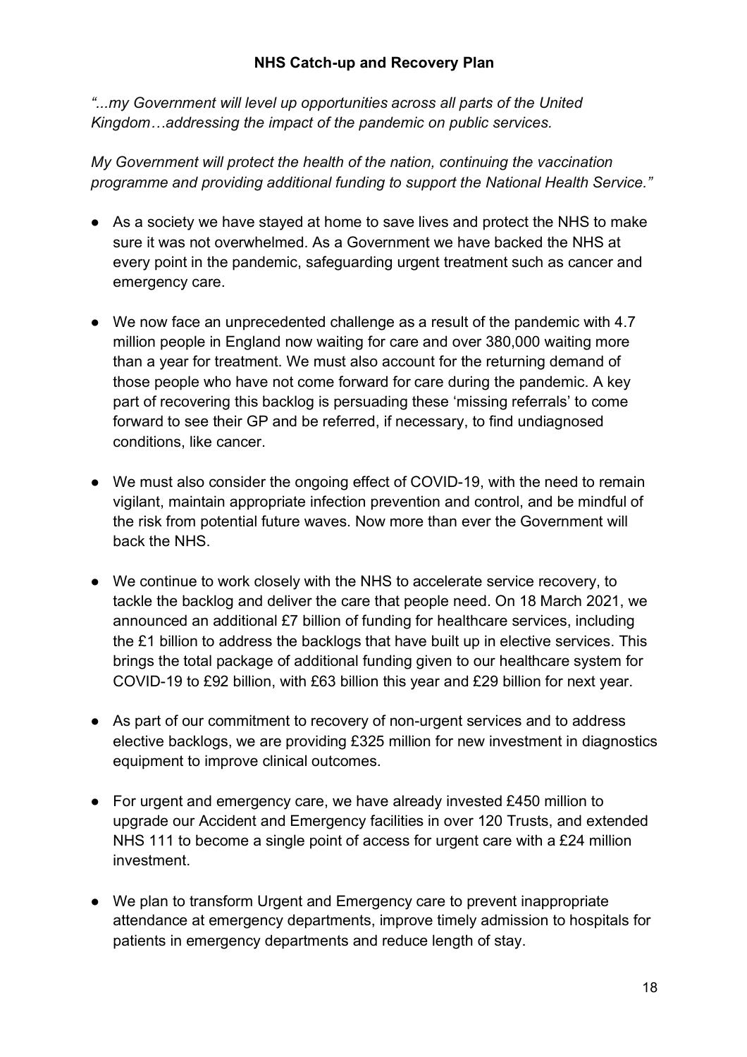## NHS Catch-up and Recovery Plan

*"...my Government will level up opportunities across all parts of the United Kingdom…addressing the impact of the pandemic on public services.*

*My Government will protect the health of the nation, continuing the vaccination programme and providing additional funding to support the National Health Service."*

- As a society we have stayed at home to save lives and protect the NHS to make sure it was not overwhelmed. As a Government we have backed the NHS at every point in the pandemic, safeguarding urgent treatment such as cancer and emergency care.
- We now face an unprecedented challenge as a result of the pandemic with 4.7 million people in England now waiting for care and over 380,000 waiting more than a year for treatment. We must also account for the returning demand of those people who have not come forward for care during the pandemic. A key part of recovering this backlog is persuading these 'missing referrals' to come forward to see their GP and be referred, if necessary, to find undiagnosed conditions, like cancer.
- We must also consider the ongoing effect of COVID-19, with the need to remain vigilant, maintain appropriate infection prevention and control, and be mindful of the risk from potential future waves. Now more than ever the Government will back the NHS.
- We continue to work closely with the NHS to accelerate service recovery, to tackle the backlog and deliver the care that people need. On 18 March 2021, we announced an additional £7 billion of funding for healthcare services, including the £1 billion to address the backlogs that have built up in elective services. This brings the total package of additional funding given to our healthcare system for COVID-19 to £92 billion, with £63 billion this year and £29 billion for next year.
- As part of our commitment to recovery of non-urgent services and to address elective backlogs, we are providing £325 million for new investment in diagnostics equipment to improve clinical outcomes.
- For urgent and emergency care, we have already invested £450 million to upgrade our Accident and Emergency facilities in over 120 Trusts, and extended NHS 111 to become a single point of access for urgent care with a £24 million investment.
- We plan to transform Urgent and Emergency care to prevent inappropriate attendance at emergency departments, improve timely admission to hospitals for patients in emergency departments and reduce length of stay.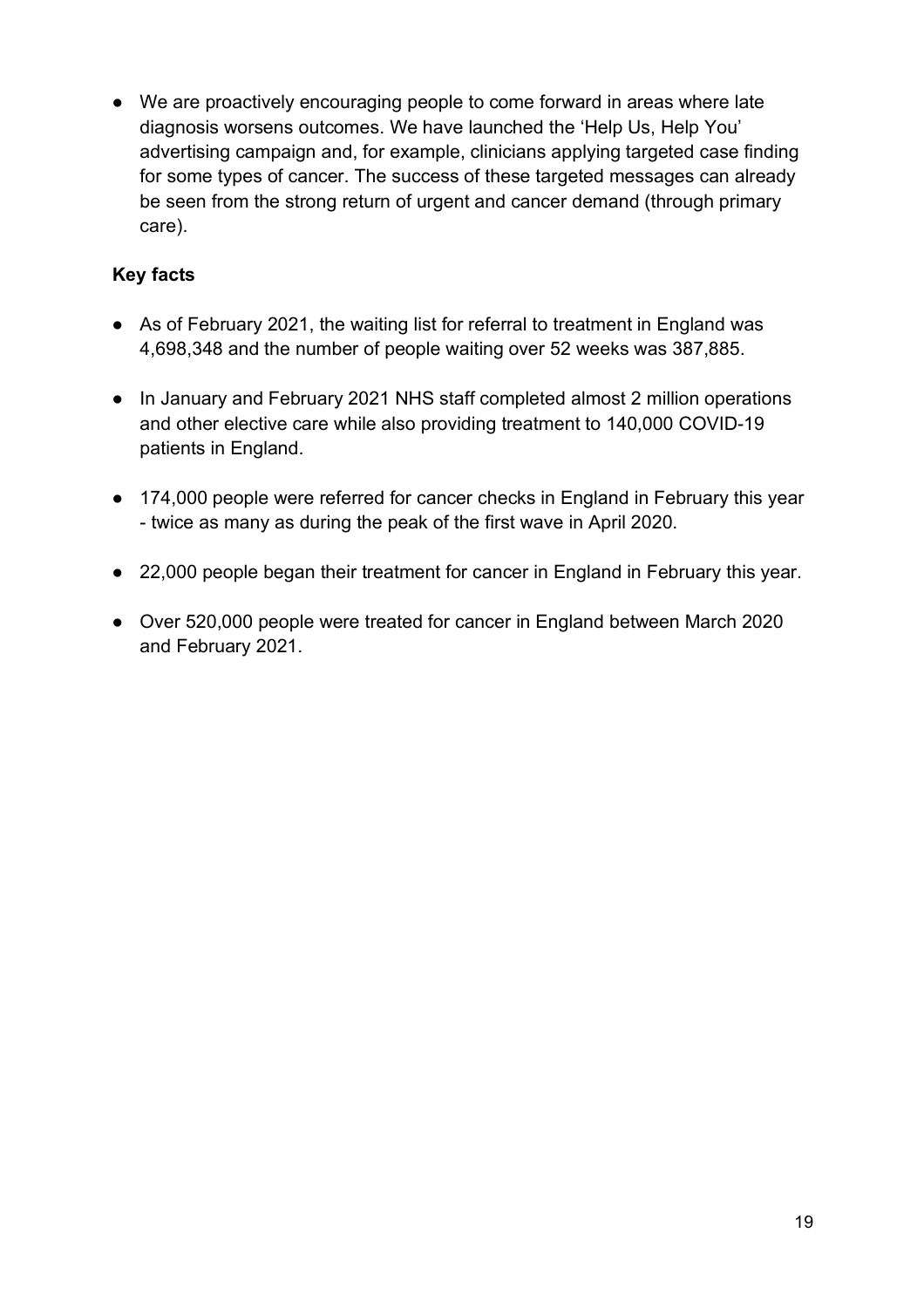- We are proactively encouraging people to come forward in areas where late diagnosis worsens outcomes. We have launched the 'Help Us, Help You' advertising campaign and, for example, clinicians applying targeted case finding for some types of cancer. The success of these targeted messages can already be seen from the strong return of urgent and cancer demand (through primary care).

**Key facts**

- As of February 2021, the waiting list for referral to treatment in England was 4,698,348 and the number of people waiting over 52 weeks was 387,885.
- In January and February 2021 NHS staff completed almost 2 million operations and other elective care while also providing treatment to 140,000 COVID-19 patients in England.
- 174,000 people were referred for cancer checks in England in February this year - twice as many as during the peak of the first wave in April 2020.
- 22,000 people began their treatment for cancer in England in February this year.
- Over 520,000 people were treated for cancer in England between March 2020 and February 2021.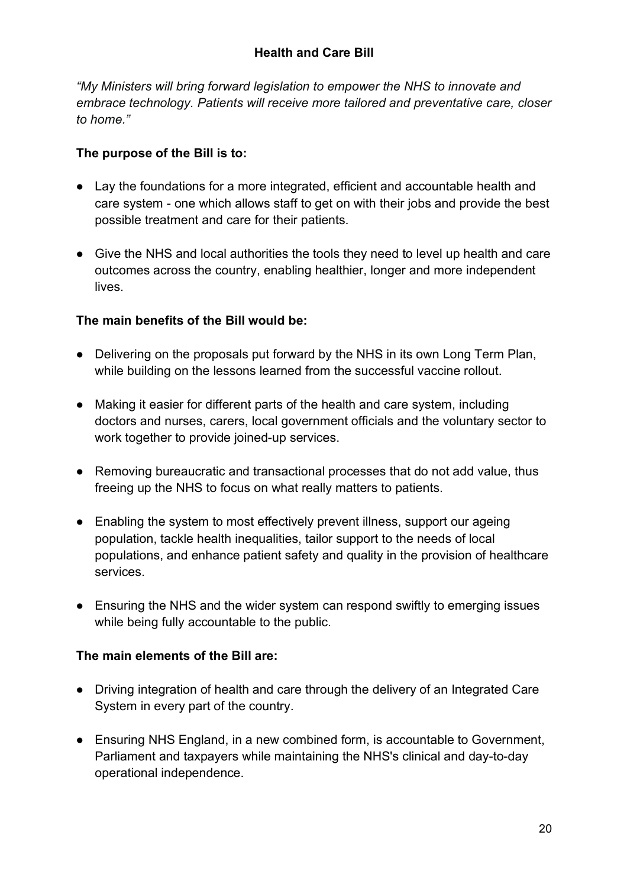## Health and Care Bill

*"My Ministers will bring forward legislation to empower the NHS to innovate and embrace technology. Patients will receive more tailored and preventative care, closer to home."*

**The purpose of the Bill is to:**

- Lay the foundations for a more integrated, efficient and accountable health and care system - one which allows staff to get on with their jobs and provide the best possible treatment and care for their patients.
- Give the NHS and local authorities the tools they need to level up health and care outcomes across the country, enabling healthier, longer and more independent lives.

**The main benefits of the Bill would be:**

- Delivering on the proposals put forward by the NHS in its own Long Term Plan, while building on the lessons learned from the successful vaccine rollout.
- Making it easier for different parts of the health and care system, including doctors and nurses, carers, local government officials and the voluntary sector to work together to provide joined-up services.
- Removing bureaucratic and transactional processes that do not add value, thus freeing up the NHS to focus on what really matters to patients.
- Enabling the system to most effectively prevent illness, support our ageing population, tackle health inequalities, tailor support to the needs of local populations, and enhance patient safety and quality in the provision of healthcare services.
- Ensuring the NHS and the wider system can respond swiftly to emerging issues while being fully accountable to the public.

**The main elements of the Bill are:**

- Driving integration of health and care through the delivery of an Integrated Care System in every part of the country.
- Ensuring NHS England, in a new combined form, is accountable to Government, Parliament and taxpayers while maintaining the NHS's clinical and day-to-day operational independence.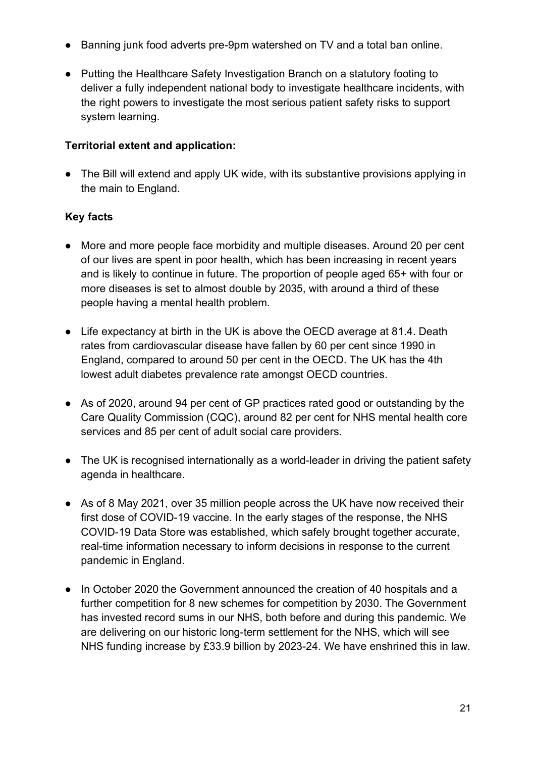- Banning junk food adverts pre-9pm watershed on TV and a total ban online.
- Putting the Healthcare Safety Investigation Branch on a statutory footing to deliver a fully independent national body to investigate healthcare incidents, with the right powers to investigate the most serious patient safety risks to support system learning.

**Territorial extent and application:**

- The Bill will extend and apply UK wide, with its substantive provisions applying in the main to England.

**Key facts**

- More and more people face morbidity and multiple diseases. Around 20 per cent of our lives are spent in poor health, which has been increasing in recent years and is likely to continue in future. The proportion of people aged 65+ with four or more diseases is set to almost double by 2035, with around a third of these people having a mental health problem.
- Life expectancy at birth in the UK is above the OECD average at 81.4. Death rates from cardiovascular disease have fallen by 60 per cent since 1990 in England, compared to around 50 per cent in the OECD. The UK has the 4th lowest adult diabetes prevalence rate amongst OECD countries.
- As of 2020, around 94 per cent of GP practices rated good or outstanding by the Care Quality Commission (CQC), around 82 per cent for NHS mental health core services and 85 per cent of adult social care providers.
- The UK is recognised internationally as a world-leader in driving the patient safety agenda in healthcare.
- As of 8 May 2021, over 35 million people across the UK have now received their first dose of COVID-19 vaccine. In the early stages of the response, the NHS COVID-19 Data Store was established, which safely brought together accurate, real-time information necessary to inform decisions in response to the current pandemic in England.
- In October 2020 the Government announced the creation of 40 hospitals and a further competition for 8 new schemes for competition by 2030. The Government has invested record sums in our NHS, both before and during this pandemic. We are delivering on our historic long-term settlement for the NHS, which will see NHS funding increase by £33.9 billion by 2023-24. We have enshrined this in law.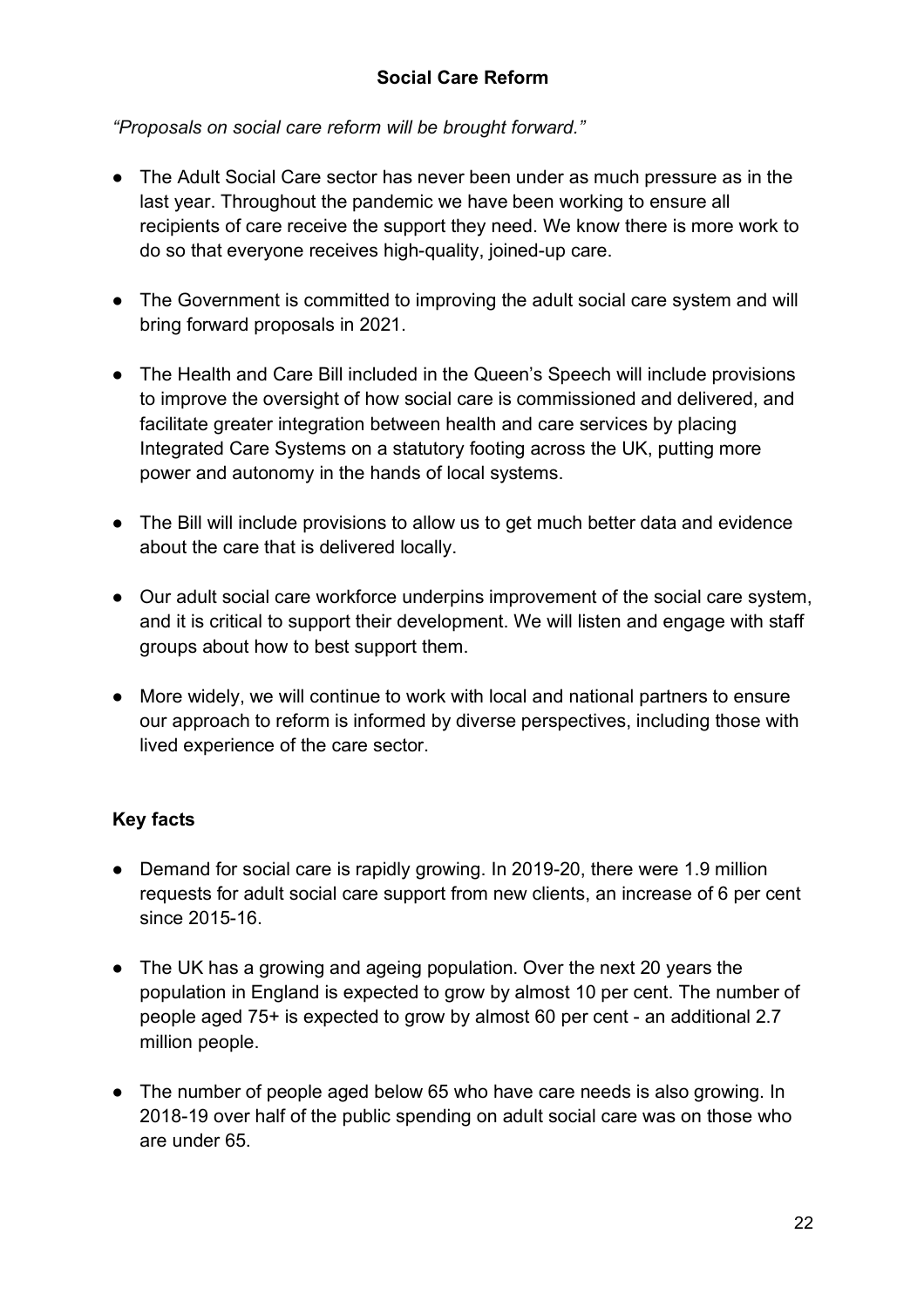## Social Care Reform

*"Proposals on social care reform will be brought forward."*

- The Adult Social Care sector has never been under as much pressure as in the last year. Throughout the pandemic we have been working to ensure all recipients of care receive the support they need. We know there is more work to do so that everyone receives high-quality, joined-up care.

- The Government is committed to improving the adult social care system and will bring forward proposals in 2021.

- The Health and Care Bill included in the Queen's Speech will include provisions to improve the oversight of how social care is commissioned and delivered, and facilitate greater integration between health and care services by placing Integrated Care Systems on a statutory footing across the UK, putting more power and autonomy in the hands of local systems.

- The Bill will include provisions to allow us to get much better data and evidence about the care that is delivered locally.

- Our adult social care workforce underpins improvement of the social care system, and it is critical to support their development. We will listen and engage with staff groups about how to best support them.

- More widely, we will continue to work with local and national partners to ensure our approach to reform is informed by diverse perspectives, including those with lived experience of the care sector.

### Key facts

- Demand for social care is rapidly growing. In 2019-20, there were 1.9 million requests for adult social care support from new clients, an increase of 6 per cent since 2015-16.

- The UK has a growing and ageing population. Over the next 20 years the population in England is expected to grow by almost 10 per cent. The number of people aged 75+ is expected to grow by almost 60 per cent - an additional 2.7 million people.

- The number of people aged below 65 who have care needs is also growing. In 2018-19 over half of the public spending on adult social care was on those who are under 65.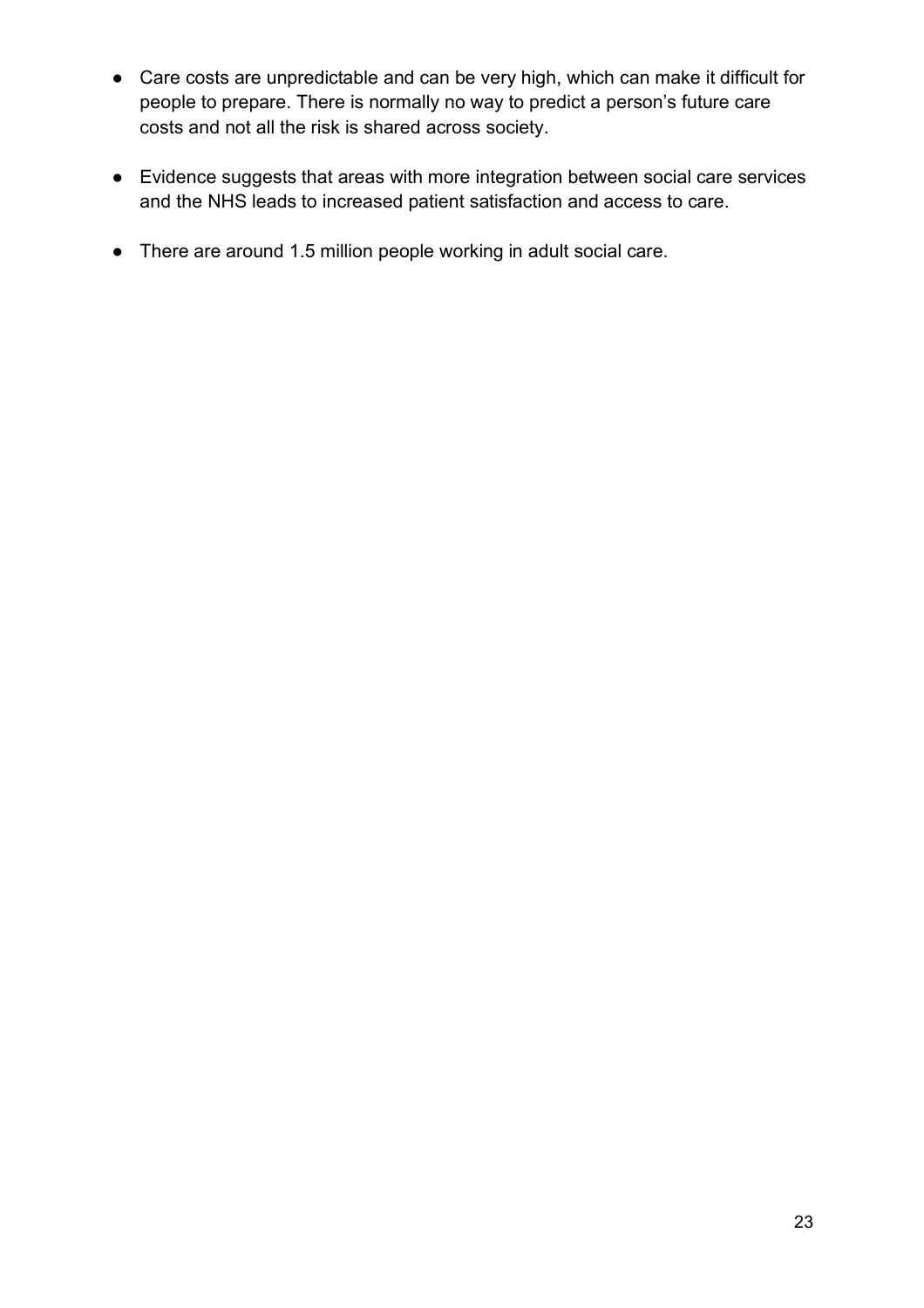- Care costs are unpredictable and can be very high, which can make it difficult for people to prepare. There is normally no way to predict a person's future care costs and not all the risk is shared across society.

- Evidence suggests that areas with more integration between social care services and the NHS leads to increased patient satisfaction and access to care.

- There are around 1.5 million people working in adult social care.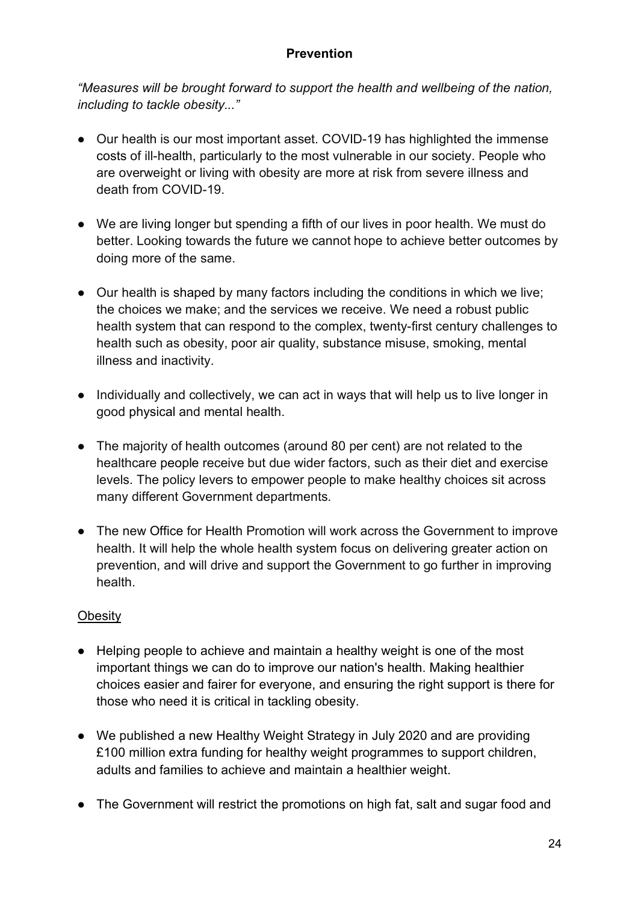## Prevention

*"Measures will be brought forward to support the health and wellbeing of the nation, including to tackle obesity..."*

- Our health is our most important asset. COVID-19 has highlighted the immense costs of ill-health, particularly to the most vulnerable in our society. People who are overweight or living with obesity are more at risk from severe illness and death from COVID-19.

- We are living longer but spending a fifth of our lives in poor health. We must do better. Looking towards the future we cannot hope to achieve better outcomes by doing more of the same.

- Our health is shaped by many factors including the conditions in which we live; the choices we make; and the services we receive. We need a robust public health system that can respond to the complex, twenty-first century challenges to health such as obesity, poor air quality, substance misuse, smoking, mental illness and inactivity.

- Individually and collectively, we can act in ways that will help us to live longer in good physical and mental health.

- The majority of health outcomes (around 80 per cent) are not related to the healthcare people receive but due wider factors, such as their diet and exercise levels. The policy levers to empower people to make healthy choices sit across many different Government departments.

- The new Office for Health Promotion will work across the Government to improve health. It will help the whole health system focus on delivering greater action on prevention, and will drive and support the Government to go further in improving health.

<u>Obesity</u>

- Helping people to achieve and maintain a healthy weight is one of the most important things we can do to improve our nation's health. Making healthier choices easier and fairer for everyone, and ensuring the right support is there for those who need it is critical in tackling obesity.

- We published a new Healthy Weight Strategy in July 2020 and are providing £100 million extra funding for healthy weight programmes to support children, adults and families to achieve and maintain a healthier weight.

- The Government will restrict the promotions on high fat, salt and sugar food and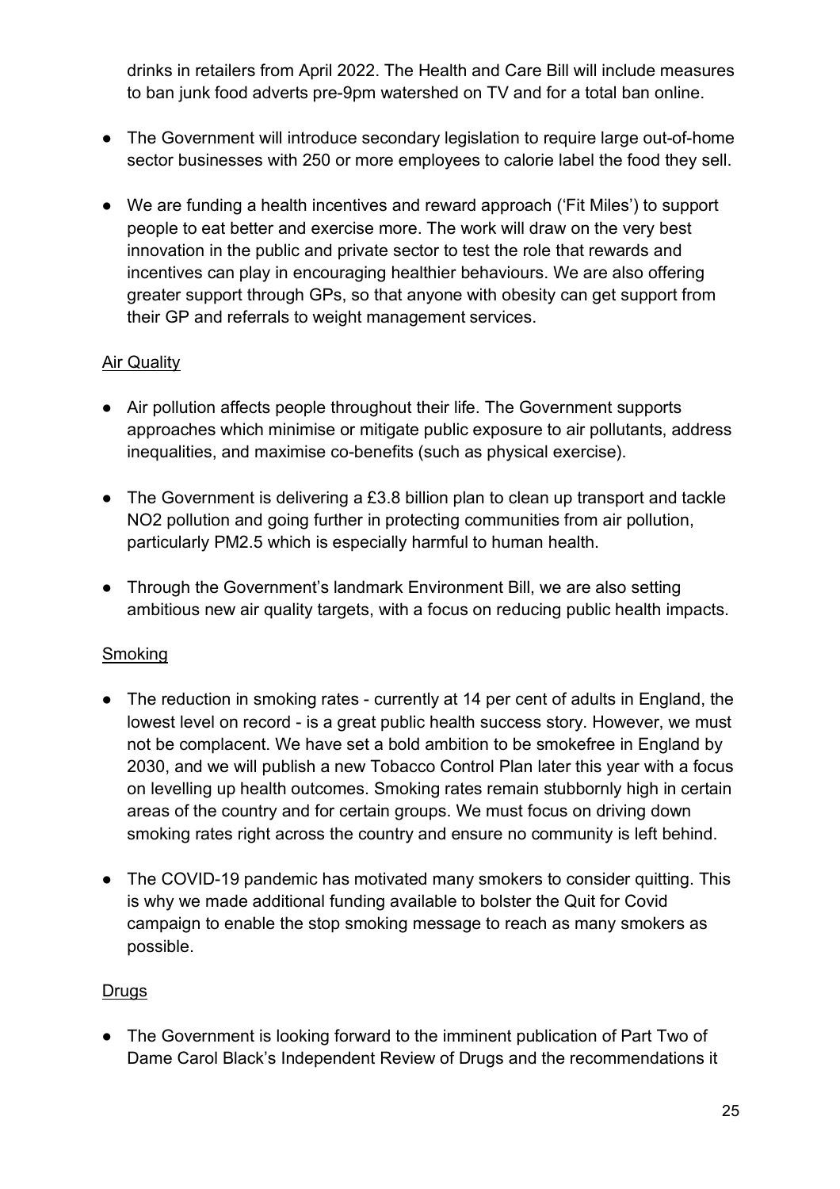drinks in retailers from April 2022. The Health and Care Bill will include measures to ban junk food adverts pre-9pm watershed on TV and for a total ban online.

- The Government will introduce secondary legislation to require large out-of-home sector businesses with 250 or more employees to calorie label the food they sell.
- We are funding a health incentives and reward approach ('Fit Miles') to support people to eat better and exercise more. The work will draw on the very best innovation in the public and private sector to test the role that rewards and incentives can play in encouraging healthier behaviours. We are also offering greater support through GPs, so that anyone with obesity can get support from their GP and referrals to weight management services.

Air Quality

- Air pollution affects people throughout their life. The Government supports approaches which minimise or mitigate public exposure to air pollutants, address inequalities, and maximise co-benefits (such as physical exercise).
- The Government is delivering a £3.8 billion plan to clean up transport and tackle $NO_2$ pollution and going further in protecting communities from air pollution, particularly $PM_{2.5}$ which is especially harmful to human health.
- Through the Government's landmark Environment Bill, we are also setting ambitious new air quality targets, with a focus on reducing public health impacts.

Smoking

- The reduction in smoking rates - currently at 14 per cent of adults in England, the lowest level on record - is a great public health success story. However, we must not be complacent. We have set a bold ambition to be smokefree in England by 2030, and we will publish a new Tobacco Control Plan later this year with a focus on levelling up health outcomes. Smoking rates remain stubbornly high in certain areas of the country and for certain groups. We must focus on driving down smoking rates right across the country and ensure no community is left behind.
- The COVID-19 pandemic has motivated many smokers to consider quitting. This is why we made additional funding available to bolster the Quit for Covid campaign to enable the stop smoking message to reach as many smokers as possible.

Drugs

- The Government is looking forward to the imminent publication of Part Two of Dame Carol Black's Independent Review of Drugs and the recommendations it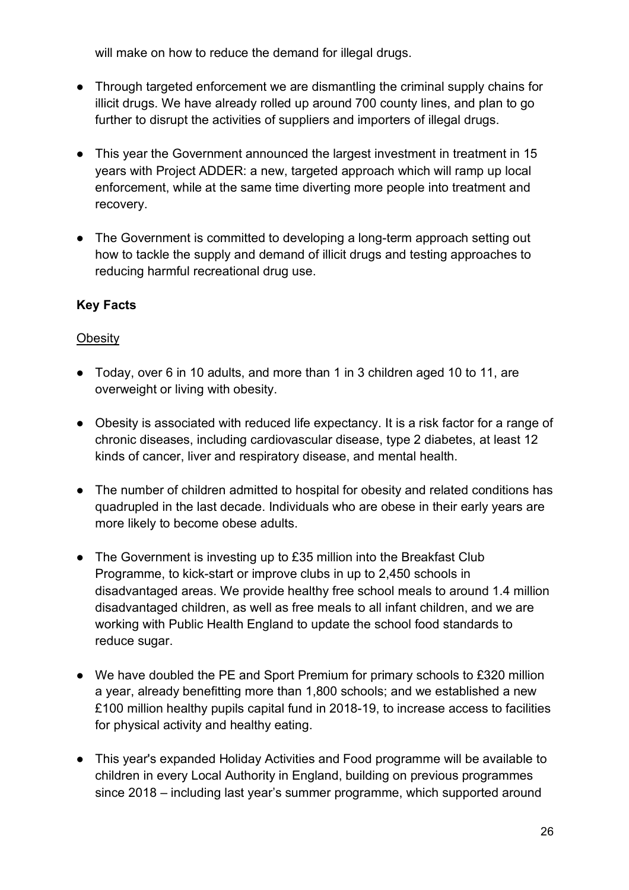will make on how to reduce the demand for illegal drugs.

- Through targeted enforcement we are dismantling the criminal supply chains for illicit drugs. We have already rolled up around 700 county lines, and plan to go further to disrupt the activities of suppliers and importers of illegal drugs.

- This year the Government announced the largest investment in treatment in 15 years with Project ADDER: a new, targeted approach which will ramp up local enforcement, while at the same time diverting more people into treatment and recovery.

- The Government is committed to developing a long-term approach setting out how to tackle the supply and demand of illicit drugs and testing approaches to reducing harmful recreational drug use.

**Key Facts**

<u>Obesity</u>

- Today, over 6 in 10 adults, and more than 1 in 3 children aged 10 to 11, are overweight or living with obesity.

- Obesity is associated with reduced life expectancy. It is a risk factor for a range of chronic diseases, including cardiovascular disease, type 2 diabetes, at least 12 kinds of cancer, liver and respiratory disease, and mental health.

- The number of children admitted to hospital for obesity and related conditions has quadrupled in the last decade. Individuals who are obese in their early years are more likely to become obese adults.

- The Government is investing up to £35 million into the Breakfast Club Programme, to kick-start or improve clubs in up to 2,450 schools in disadvantaged areas. We provide healthy free school meals to around 1.4 million disadvantaged children, as well as free meals to all infant children, and we are working with Public Health England to update the school food standards to reduce sugar.

- We have doubled the PE and Sport Premium for primary schools to £320 million a year, already benefitting more than 1,800 schools; and we established a new £100 million healthy pupils capital fund in 2018-19, to increase access to facilities for physical activity and healthy eating.

- This year's expanded Holiday Activities and Food programme will be available to children in every Local Authority in England, building on previous programmes since 2018 – including last year's summer programme, which supported around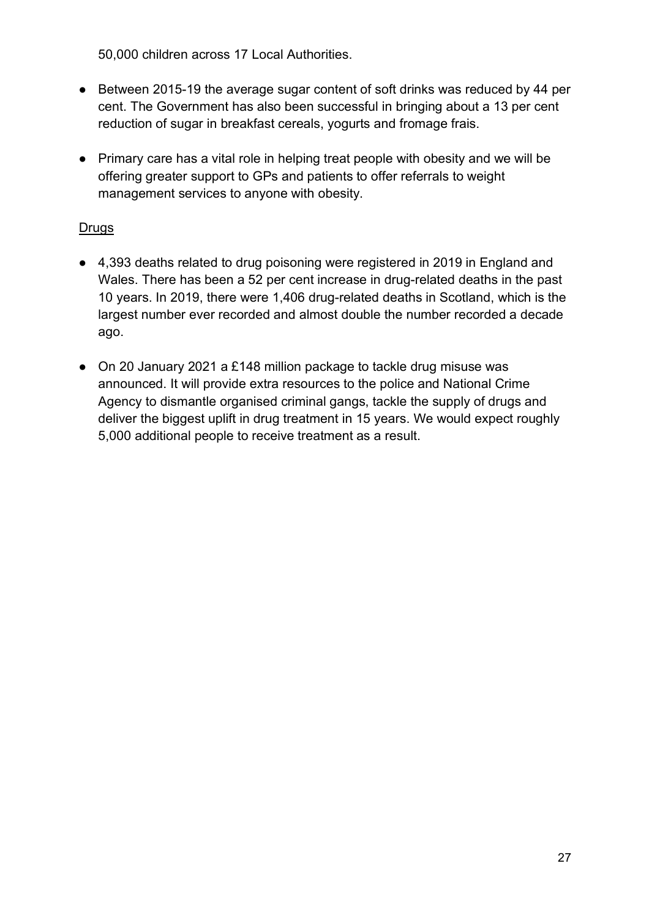50,000 children across 17 Local Authorities.

- Between 2015-19 the average sugar content of soft drinks was reduced by 44 per cent. The Government has also been successful in bringing about a 13 per cent reduction of sugar in breakfast cereals, yogurts and fromage frais.
- Primary care has a vital role in helping treat people with obesity and we will be offering greater support to GPs and patients to offer referrals to weight management services to anyone with obesity.

<u>Drugs</u>

- 4,393 deaths related to drug poisoning were registered in 2019 in England and Wales. There has been a 52 per cent increase in drug-related deaths in the past 10 years. In 2019, there were 1,406 drug-related deaths in Scotland, which is the largest number ever recorded and almost double the number recorded a decade ago.
- On 20 January 2021 a £148 million package to tackle drug misuse was announced. It will provide extra resources to the police and National Crime Agency to dismantle organised criminal gangs, tackle the supply of drugs and deliver the biggest uplift in drug treatment in 15 years. We would expect roughly 5,000 additional people to receive treatment as a result.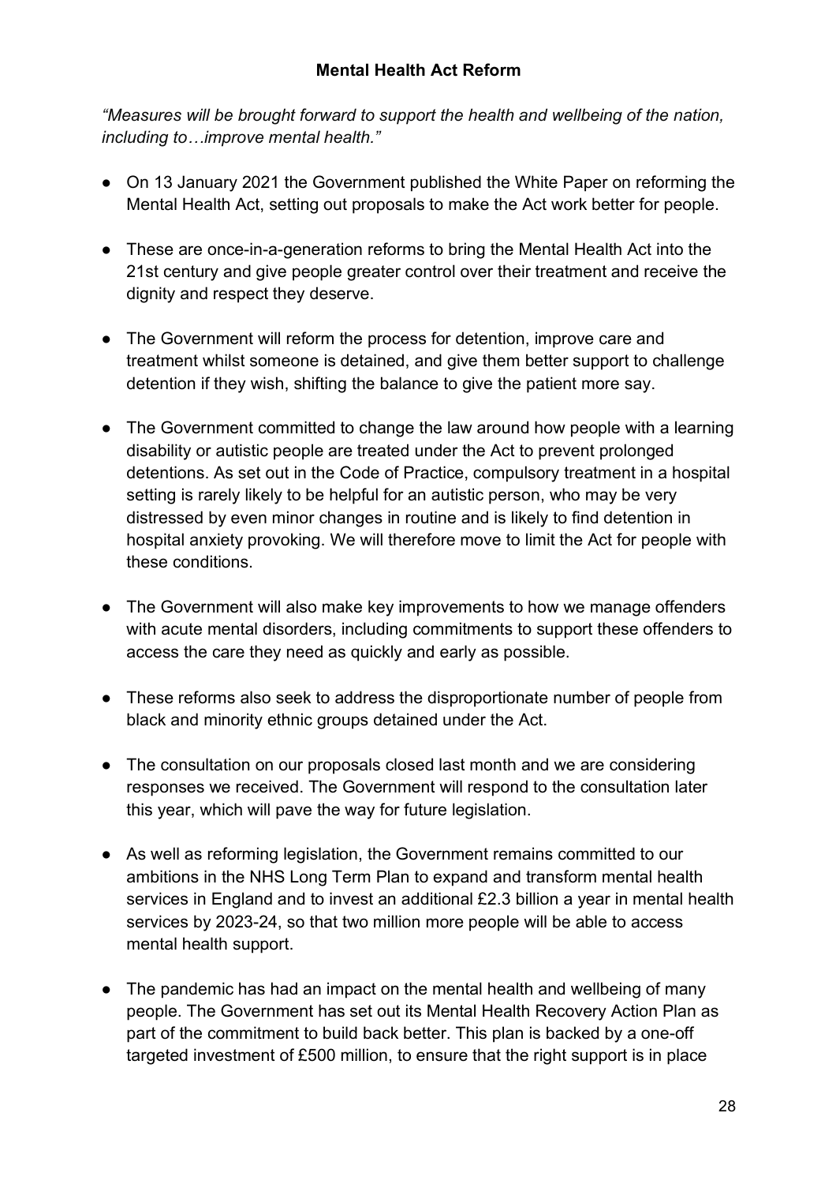## Mental Health Act Reform

*"Measures will be brought forward to support the health and wellbeing of the nation, including to…improve mental health."*

- On 13 January 2021 the Government published the White Paper on reforming the Mental Health Act, setting out proposals to make the Act work better for people.
- These are once-in-a-generation reforms to bring the Mental Health Act into the 21st century and give people greater control over their treatment and receive the dignity and respect they deserve.
- The Government will reform the process for detention, improve care and treatment whilst someone is detained, and give them better support to challenge detention if they wish, shifting the balance to give the patient more say.
- The Government committed to change the law around how people with a learning disability or autistic people are treated under the Act to prevent prolonged detentions. As set out in the Code of Practice, compulsory treatment in a hospital setting is rarely likely to be helpful for an autistic person, who may be very distressed by even minor changes in routine and is likely to find detention in hospital anxiety provoking. We will therefore move to limit the Act for people with these conditions.
- The Government will also make key improvements to how we manage offenders with acute mental disorders, including commitments to support these offenders to access the care they need as quickly and early as possible.
- These reforms also seek to address the disproportionate number of people from black and minority ethnic groups detained under the Act.
- The consultation on our proposals closed last month and we are considering responses we received. The Government will respond to the consultation later this year, which will pave the way for future legislation.
- As well as reforming legislation, the Government remains committed to our ambitions in the NHS Long Term Plan to expand and transform mental health services in England and to invest an additional £2.3 billion a year in mental health services by 2023-24, so that two million more people will be able to access mental health support.
- The pandemic has had an impact on the mental health and wellbeing of many people. The Government has set out its Mental Health Recovery Action Plan as part of the commitment to build back better. This plan is backed by a one-off targeted investment of £500 million, to ensure that the right support is in place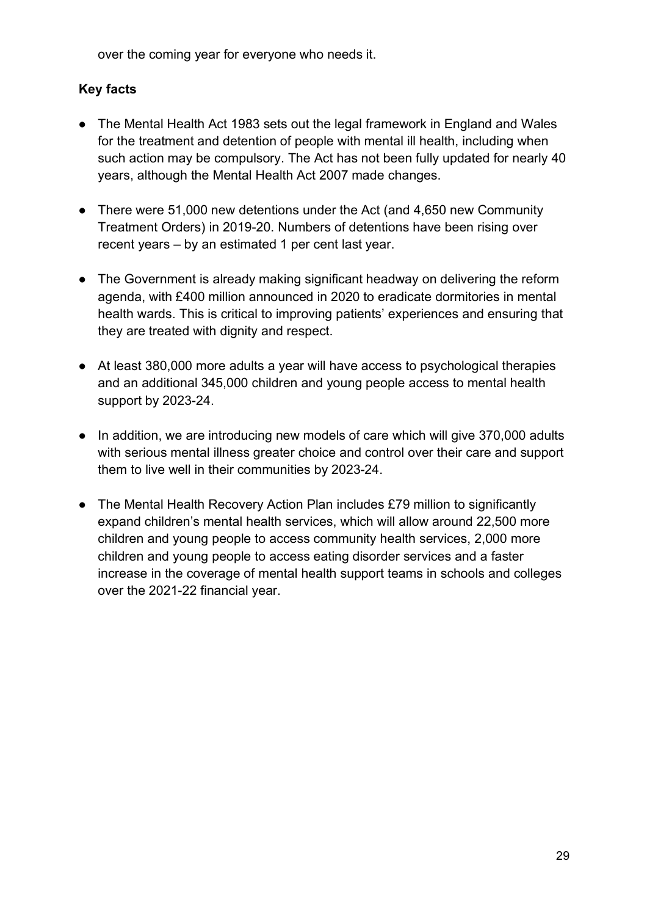over the coming year for everyone who needs it.

**Key facts**

- The Mental Health Act 1983 sets out the legal framework in England and Wales for the treatment and detention of people with mental ill health, including when such action may be compulsory. The Act has not been fully updated for nearly 40 years, although the Mental Health Act 2007 made changes.
- There were 51,000 new detentions under the Act (and 4,650 new Community Treatment Orders) in 2019-20. Numbers of detentions have been rising over recent years – by an estimated 1 per cent last year.
- The Government is already making significant headway on delivering the reform agenda, with £400 million announced in 2020 to eradicate dormitories in mental health wards. This is critical to improving patients' experiences and ensuring that they are treated with dignity and respect.
- At least 380,000 more adults a year will have access to psychological therapies and an additional 345,000 children and young people access to mental health support by 2023-24.
- In addition, we are introducing new models of care which will give 370,000 adults with serious mental illness greater choice and control over their care and support them to live well in their communities by 2023-24.
- The Mental Health Recovery Action Plan includes £79 million to significantly expand children's mental health services, which will allow around 22,500 more children and young people to access community health services, 2,000 more children and young people to access eating disorder services and a faster increase in the coverage of mental health support teams in schools and colleges over the 2021-22 financial year.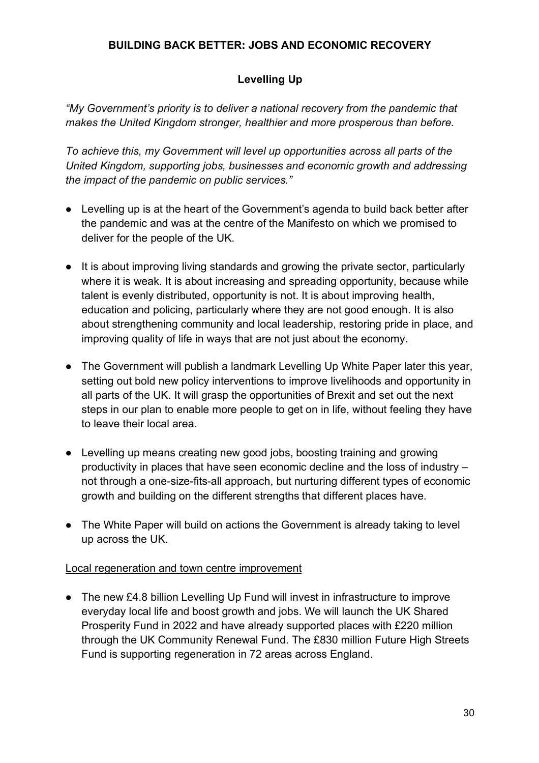# BUILDING BACK BETTER: JOBS AND ECONOMIC RECOVERY

## Levelling Up

*"My Government's priority is to deliver a national recovery from the pandemic that makes the United Kingdom stronger, healthier and more prosperous than before.*

*To achieve this, my Government will level up opportunities across all parts of the United Kingdom, supporting jobs, businesses and economic growth and addressing the impact of the pandemic on public services."*

- Levelling up is at the heart of the Government's agenda to build back better after the pandemic and was at the centre of the Manifesto on which we promised to deliver for the people of the UK.

- It is about improving living standards and growing the private sector, particularly where it is weak. It is about increasing and spreading opportunity, because while talent is evenly distributed, opportunity is not. It is about improving health, education and policing, particularly where they are not good enough. It is also about strengthening community and local leadership, restoring pride in place, and improving quality of life in ways that are not just about the economy.

- The Government will publish a landmark Levelling Up White Paper later this year, setting out bold new policy interventions to improve livelihoods and opportunity in all parts of the UK. It will grasp the opportunities of Brexit and set out the next steps in our plan to enable more people to get on in life, without feeling they have to leave their local area.

- Levelling up means creating new good jobs, boosting training and growing productivity in places that have seen economic decline and the loss of industry – not through a one-size-fits-all approach, but nurturing different types of economic growth and building on the different strengths that different places have.

- The White Paper will build on actions the Government is already taking to level up across the UK.

<u>Local regeneration and town centre improvement</u>

- The new £4.8 billion Levelling Up Fund will invest in infrastructure to improve everyday local life and boost growth and jobs. We will launch the UK Shared Prosperity Fund in 2022 and have already supported places with £220 million through the UK Community Renewal Fund. The £830 million Future High Streets Fund is supporting regeneration in 72 areas across England.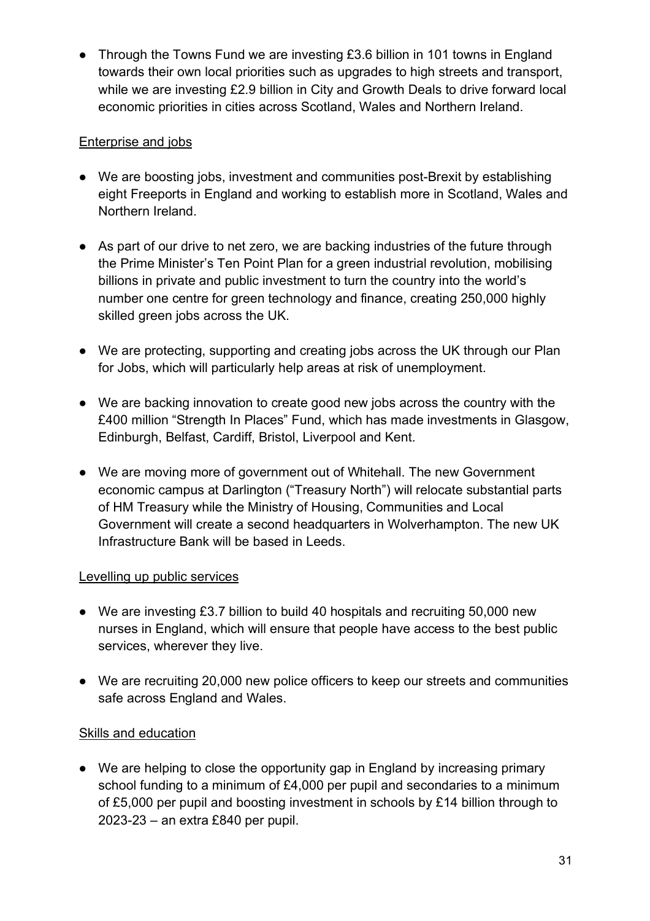- Through the Towns Fund we are investing £3.6 billion in 101 towns in England towards their own local priorities such as upgrades to high streets and transport, while we are investing £2.9 billion in City and Growth Deals to drive forward local economic priorities in cities across Scotland, Wales and Northern Ireland.

<u>Enterprise and jobs</u>

- We are boosting jobs, investment and communities post-Brexit by establishing eight Freeports in England and working to establish more in Scotland, Wales and Northern Ireland.
- As part of our drive to net zero, we are backing industries of the future through the Prime Minister's Ten Point Plan for a green industrial revolution, mobilising billions in private and public investment to turn the country into the world's number one centre for green technology and finance, creating 250,000 highly skilled green jobs across the UK.
- We are protecting, supporting and creating jobs across the UK through our Plan for Jobs, which will particularly help areas at risk of unemployment.
- We are backing innovation to create good new jobs across the country with the £400 million "Strength In Places" Fund, which has made investments in Glasgow, Edinburgh, Belfast, Cardiff, Bristol, Liverpool and Kent.
- We are moving more of government out of Whitehall. The new Government economic campus at Darlington ("Treasury North") will relocate substantial parts of HM Treasury while the Ministry of Housing, Communities and Local Government will create a second headquarters in Wolverhampton. The new UK Infrastructure Bank will be based in Leeds.

<u>Levelling up public services</u>

- We are investing £3.7 billion to build 40 hospitals and recruiting 50,000 new nurses in England, which will ensure that people have access to the best public services, wherever they live.
- We are recruiting 20,000 new police officers to keep our streets and communities safe across England and Wales.

<u>Skills and education</u>

- We are helping to close the opportunity gap in England by increasing primary school funding to a minimum of £4,000 per pupil and secondaries to a minimum of £5,000 per pupil and boosting investment in schools by £14 billion through to 2023-23 – an extra £840 per pupil.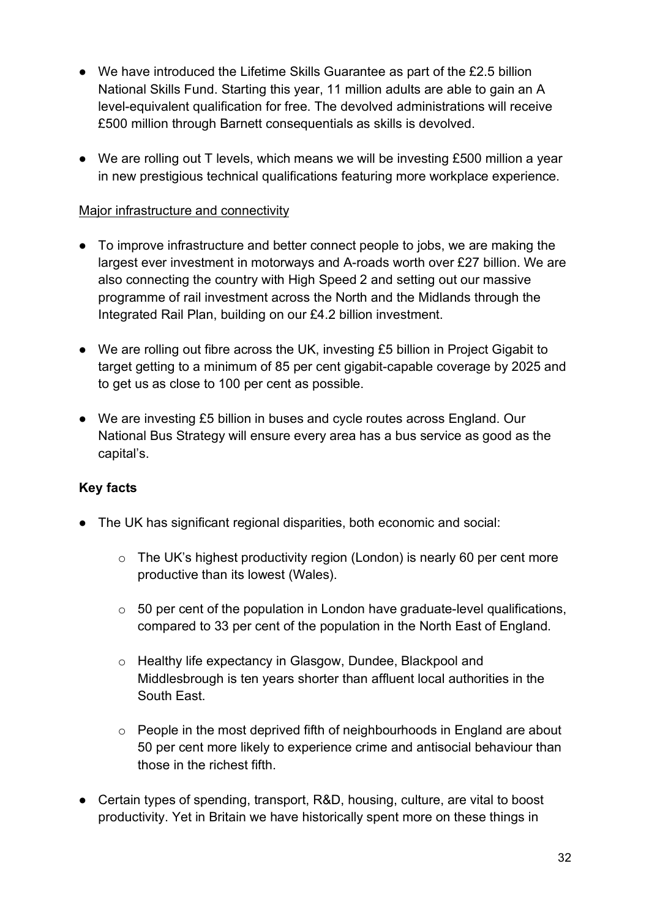- We have introduced the Lifetime Skills Guarantee as part of the £2.5 billion National Skills Fund. Starting this year, 11 million adults are able to gain an A level-equivalent qualification for free. The devolved administrations will receive £500 million through Barnett consequentials as skills is devolved.

- We are rolling out T levels, which means we will be investing £500 million a year in new prestigious technical qualifications featuring more workplace experience.

<u>Major infrastructure and connectivity</u>

- To improve infrastructure and better connect people to jobs, we are making the largest ever investment in motorways and A-roads worth over £27 billion. We are also connecting the country with High Speed 2 and setting out our massive programme of rail investment across the North and the Midlands through the Integrated Rail Plan, building on our £4.2 billion investment.

- We are rolling out fibre across the UK, investing £5 billion in Project Gigabit to target getting to a minimum of 85 per cent gigabit-capable coverage by 2025 and to get us as close to 100 per cent as possible.

- We are investing £5 billion in buses and cycle routes across England. Our National Bus Strategy will ensure every area has a bus service as good as the capital's.

**Key facts**

- The UK has significant regional disparities, both economic and social:
  - The UK's highest productivity region (London) is nearly 60 per cent more productive than its lowest (Wales).
  - 50 per cent of the population in London have graduate-level qualifications, compared to 33 per cent of the population in the North East of England.
  - Healthy life expectancy in Glasgow, Dundee, Blackpool and Middlesbrough is ten years shorter than affluent local authorities in the South East.
  - People in the most deprived fifth of neighbourhoods in England are about 50 per cent more likely to experience crime and antisocial behaviour than those in the richest fifth.

- Certain types of spending, transport, R&D, housing, culture, are vital to boost productivity. Yet in Britain we have historically spent more on these things in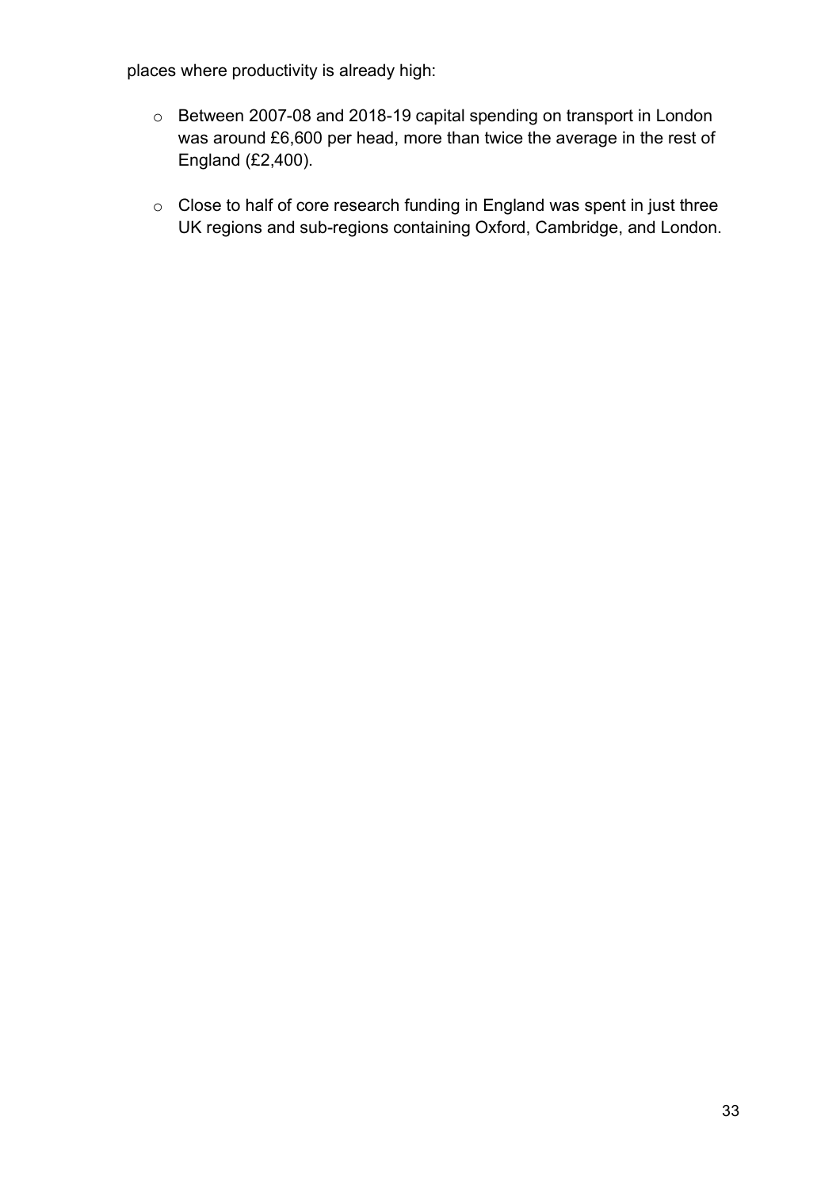places where productivity is already high:

- Between 2007-08 and 2018-19 capital spending on transport in London was around £6,600 per head, more than twice the average in the rest of England (£2,400).
- Close to half of core research funding in England was spent in just three UK regions and sub-regions containing Oxford, Cambridge, and London.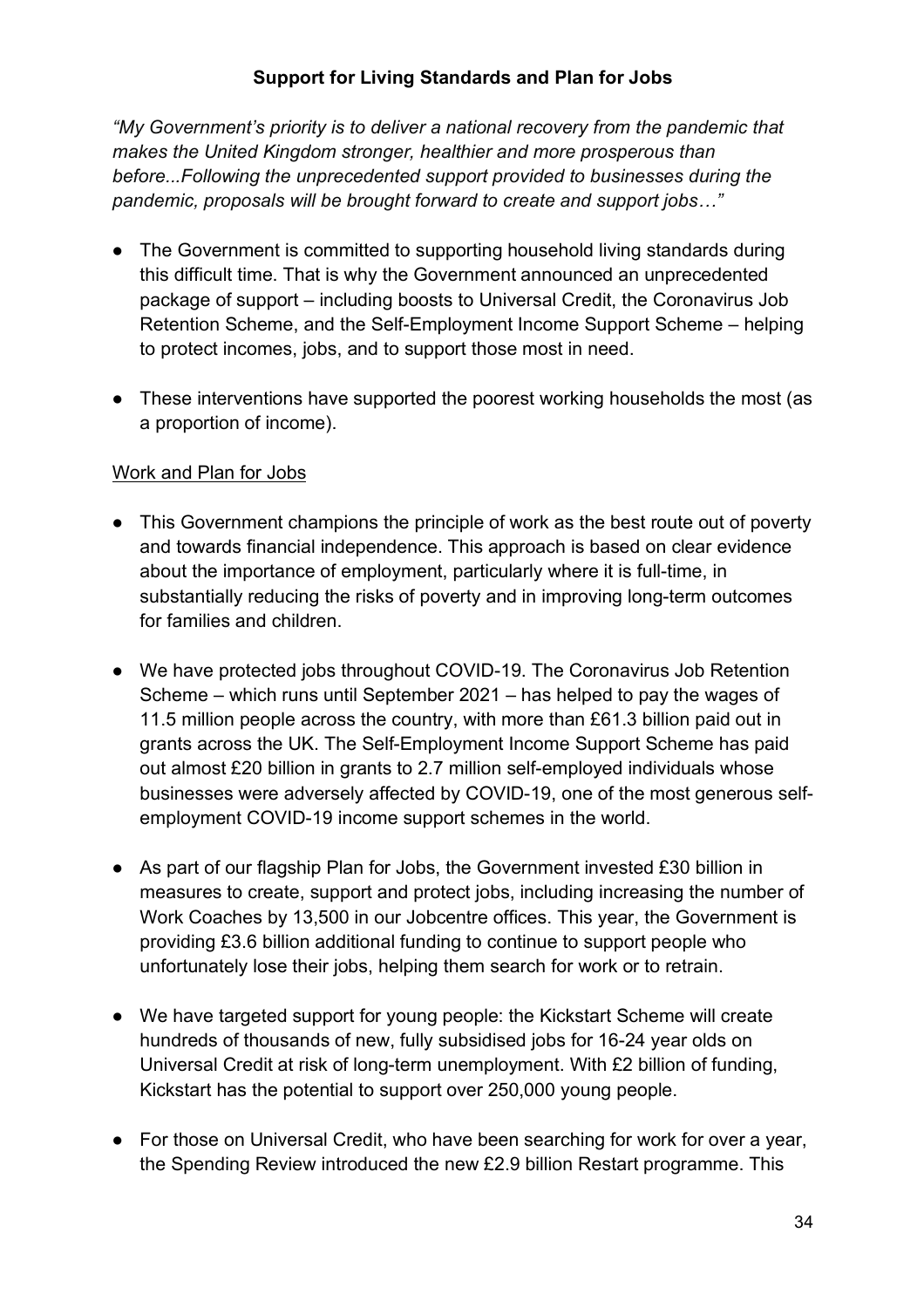**Support for Living Standards and Plan for Jobs**

*"My Government's priority is to deliver a national recovery from the pandemic that makes the United Kingdom stronger, healthier and more prosperous than before...Following the unprecedented support provided to businesses during the pandemic, proposals will be brought forward to create and support jobs…"*

- The Government is committed to supporting household living standards during this difficult time. That is why the Government announced an unprecedented package of support – including boosts to Universal Credit, the Coronavirus Job Retention Scheme, and the Self-Employment Income Support Scheme – helping to protect incomes, jobs, and to support those most in need.

- These interventions have supported the poorest working households the most (as a proportion of income).

<u>Work and Plan for Jobs</u>

- This Government champions the principle of work as the best route out of poverty and towards financial independence. This approach is based on clear evidence about the importance of employment, particularly where it is full-time, in substantially reducing the risks of poverty and in improving long-term outcomes for families and children.

- We have protected jobs throughout COVID-19. The Coronavirus Job Retention Scheme – which runs until September 2021 – has helped to pay the wages of 11.5 million people across the country, with more than £61.3 billion paid out in grants across the UK. The Self-Employment Income Support Scheme has paid out almost £20 billion in grants to 2.7 million self-employed individuals whose businesses were adversely affected by COVID-19, one of the most generous self-employment COVID-19 income support schemes in the world.

- As part of our flagship Plan for Jobs, the Government invested £30 billion in measures to create, support and protect jobs, including increasing the number of Work Coaches by 13,500 in our Jobcentre offices. This year, the Government is providing £3.6 billion additional funding to continue to support people who unfortunately lose their jobs, helping them search for work or to retrain.

- We have targeted support for young people: the Kickstart Scheme will create hundreds of thousands of new, fully subsidised jobs for 16-24 year olds on Universal Credit at risk of long-term unemployment. With £2 billion of funding, Kickstart has the potential to support over 250,000 young people.

- For those on Universal Credit, who have been searching for work for over a year, the Spending Review introduced the new £2.9 billion Restart programme. This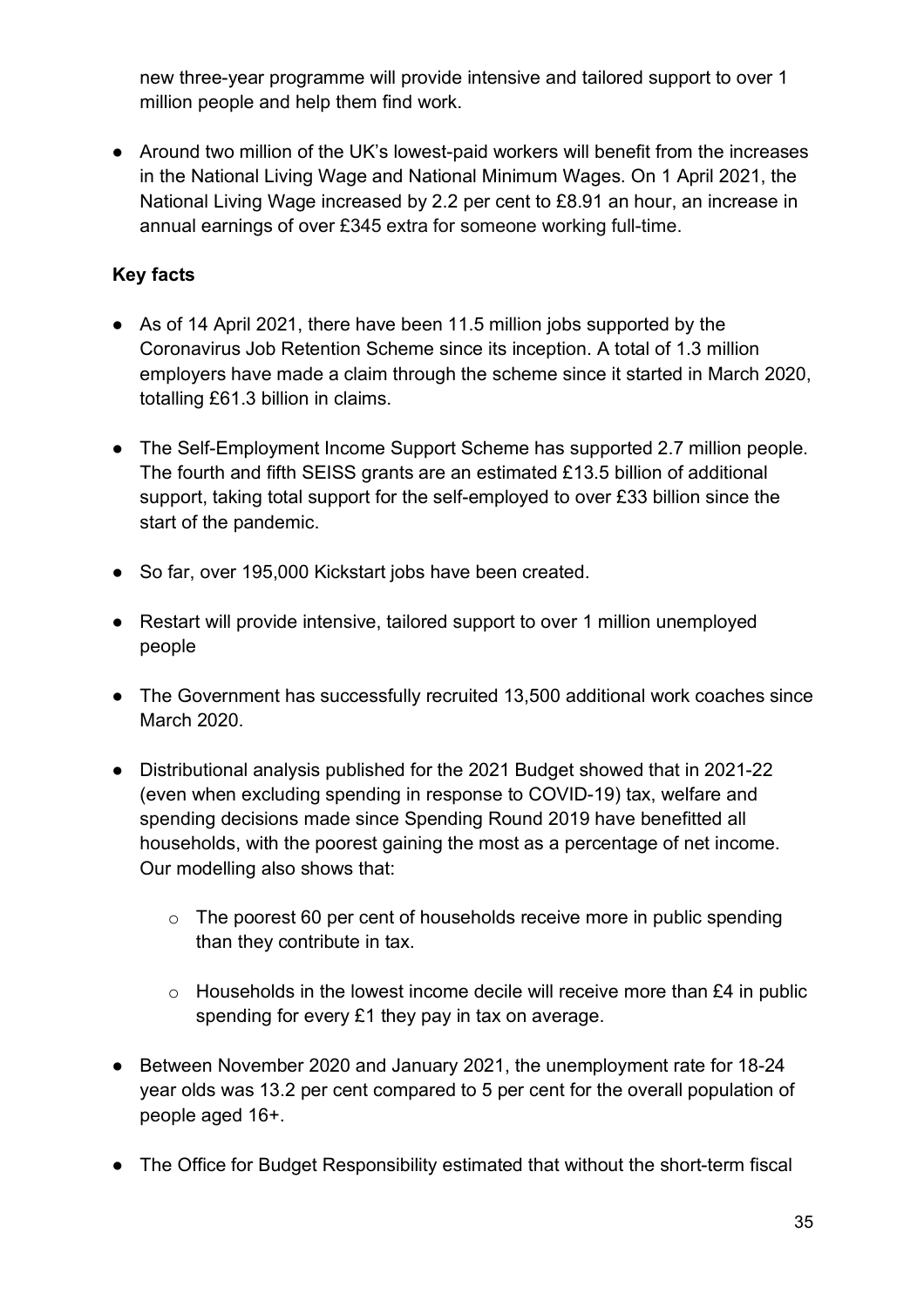new three-year programme will provide intensive and tailored support to over 1 million people and help them find work.

- Around two million of the UK's lowest-paid workers will benefit from the increases in the National Living Wage and National Minimum Wages. On 1 April 2021, the National Living Wage increased by 2.2 per cent to £8.91 an hour, an increase in annual earnings of over £345 extra for someone working full-time.

**Key facts**

- As of 14 April 2021, there have been 11.5 million jobs supported by the Coronavirus Job Retention Scheme since its inception. A total of 1.3 million employers have made a claim through the scheme since it started in March 2020, totalling £61.3 billion in claims.

- The Self-Employment Income Support Scheme has supported 2.7 million people. The fourth and fifth SEISS grants are an estimated £13.5 billion of additional support, taking total support for the self-employed to over £33 billion since the start of the pandemic.

- So far, over 195,000 Kickstart jobs have been created.

- Restart will provide intensive, tailored support to over 1 million unemployed people

- The Government has successfully recruited 13,500 additional work coaches since March 2020.

- Distributional analysis published for the 2021 Budget showed that in 2021-22 (even when excluding spending in response to COVID-19) tax, welfare and spending decisions made since Spending Round 2019 have benefitted all households, with the poorest gaining the most as a percentage of net income. Our modelling also shows that:

    - The poorest 60 per cent of households receive more in public spending than they contribute in tax.

    - Households in the lowest income decile will receive more than £4 in public spending for every £1 they pay in tax on average.

- Between November 2020 and January 2021, the unemployment rate for 18-24 year olds was 13.2 per cent compared to 5 per cent for the overall population of people aged 16+.

- The Office for Budget Responsibility estimated that without the short-term fiscal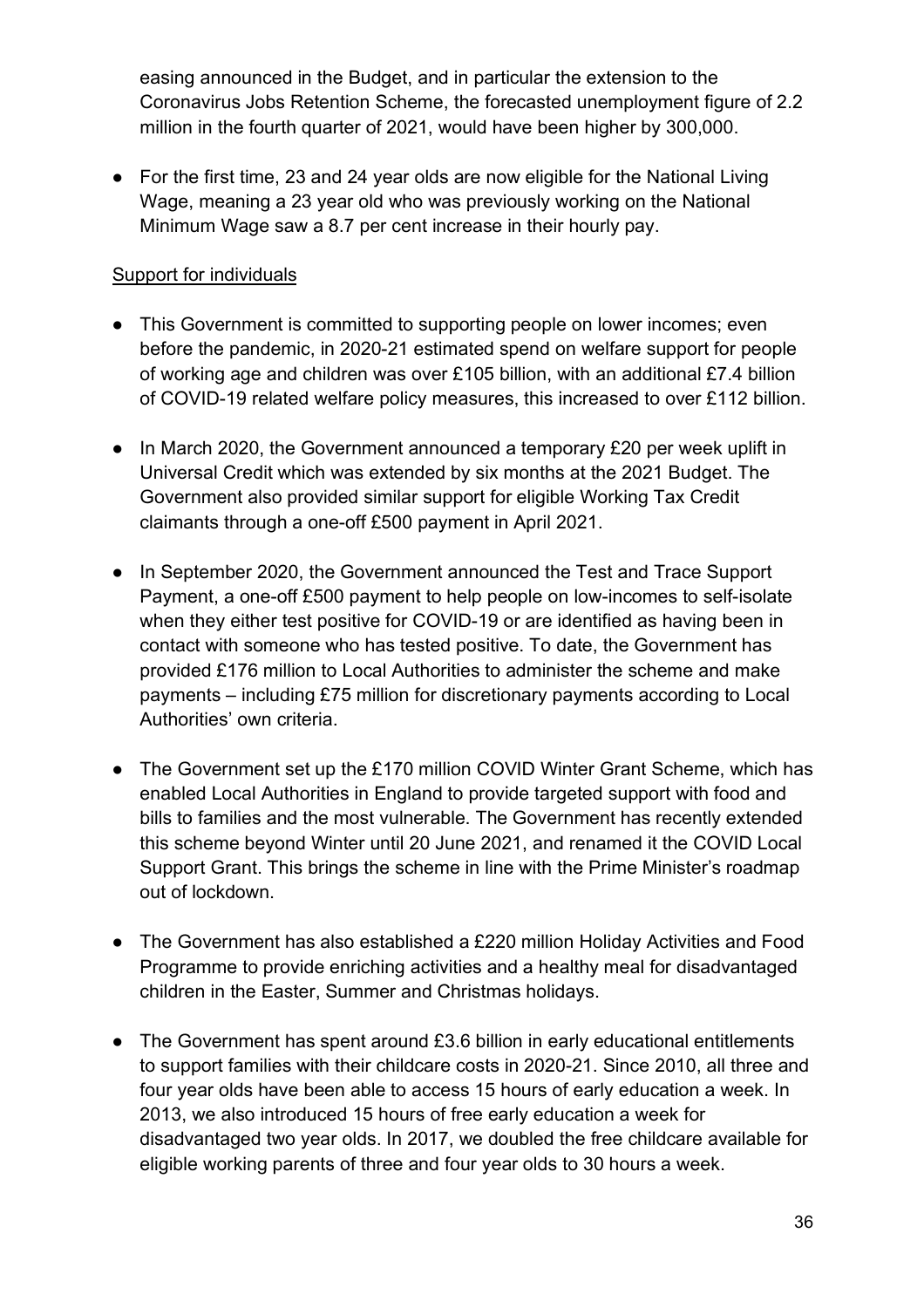easing announced in the Budget, and in particular the extension to the Coronavirus Jobs Retention Scheme, the forecasted unemployment figure of 2.2 million in the fourth quarter of 2021, would have been higher by 300,000.

- For the first time, 23 and 24 year olds are now eligible for the National Living Wage, meaning a 23 year old who was previously working on the National Minimum Wage saw a 8.7 per cent increase in their hourly pay.

<u>Support for individuals</u>

- This Government is committed to supporting people on lower incomes; even before the pandemic, in 2020-21 estimated spend on welfare support for people of working age and children was over £105 billion, with an additional £7.4 billion of COVID-19 related welfare policy measures, this increased to over £112 billion.
- In March 2020, the Government announced a temporary £20 per week uplift in Universal Credit which was extended by six months at the 2021 Budget. The Government also provided similar support for eligible Working Tax Credit claimants through a one-off £500 payment in April 2021.
- In September 2020, the Government announced the Test and Trace Support Payment, a one-off £500 payment to help people on low-incomes to self-isolate when they either test positive for COVID-19 or are identified as having been in contact with someone who has tested positive. To date, the Government has provided £176 million to Local Authorities to administer the scheme and make payments – including £75 million for discretionary payments according to Local Authorities' own criteria.
- The Government set up the £170 million COVID Winter Grant Scheme, which has enabled Local Authorities in England to provide targeted support with food and bills to families and the most vulnerable. The Government has recently extended this scheme beyond Winter until 20 June 2021, and renamed it the COVID Local Support Grant. This brings the scheme in line with the Prime Minister's roadmap out of lockdown.
- The Government has also established a £220 million Holiday Activities and Food Programme to provide enriching activities and a healthy meal for disadvantaged children in the Easter, Summer and Christmas holidays.
- The Government has spent around £3.6 billion in early educational entitlements to support families with their childcare costs in 2020-21. Since 2010, all three and four year olds have been able to access 15 hours of early education a week. In 2013, we also introduced 15 hours of free early education a week for disadvantaged two year olds. In 2017, we doubled the free childcare available for eligible working parents of three and four year olds to 30 hours a week.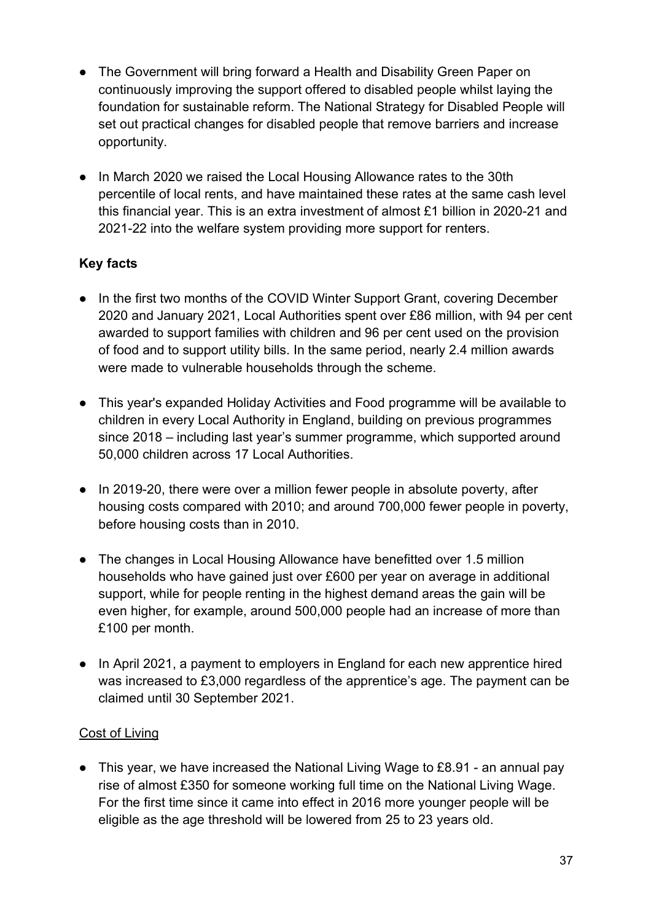- The Government will bring forward a Health and Disability Green Paper on continuously improving the support offered to disabled people whilst laying the foundation for sustainable reform. The National Strategy for Disabled People will set out practical changes for disabled people that remove barriers and increase opportunity.

- In March 2020 we raised the Local Housing Allowance rates to the 30th percentile of local rents, and have maintained these rates at the same cash level this financial year. This is an extra investment of almost £1 billion in 2020-21 and 2021-22 into the welfare system providing more support for renters.

**Key facts**

- In the first two months of the COVID Winter Support Grant, covering December 2020 and January 2021, Local Authorities spent over £86 million, with 94 per cent awarded to support families with children and 96 per cent used on the provision of food and to support utility bills. In the same period, nearly 2.4 million awards were made to vulnerable households through the scheme.

- This year's expanded Holiday Activities and Food programme will be available to children in every Local Authority in England, building on previous programmes since 2018 – including last year's summer programme, which supported around 50,000 children across 17 Local Authorities.

- In 2019-20, there were over a million fewer people in absolute poverty, after housing costs compared with 2010; and around 700,000 fewer people in poverty, before housing costs than in 2010.

- The changes in Local Housing Allowance have benefitted over 1.5 million households who have gained just over £600 per year on average in additional support, while for people renting in the highest demand areas the gain will be even higher, for example, around 500,000 people had an increase of more than £100 per month.

- In April 2021, a payment to employers in England for each new apprentice hired was increased to £3,000 regardless of the apprentice's age. The payment can be claimed until 30 September 2021.

<u>Cost of Living</u>

- This year, we have increased the National Living Wage to £8.91 - an annual pay rise of almost £350 for someone working full time on the National Living Wage. For the first time since it came into effect in 2016 more younger people will be eligible as the age threshold will be lowered from 25 to 23 years old.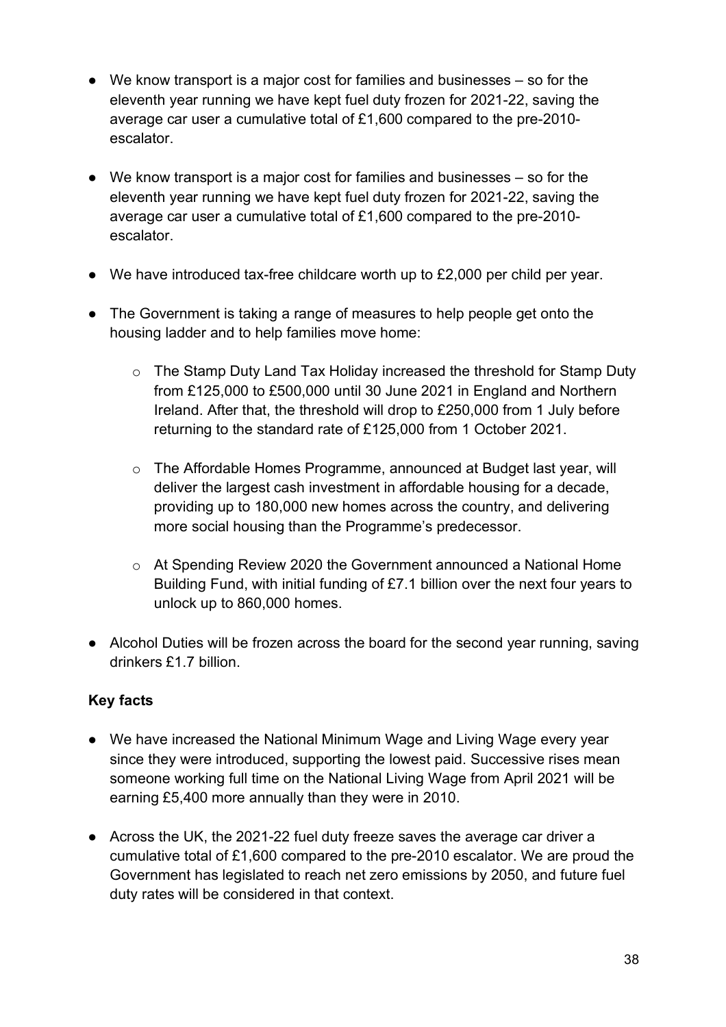- We know transport is a major cost for families and businesses – so for the eleventh year running we have kept fuel duty frozen for 2021-22, saving the average car user a cumulative total of £1,600 compared to the pre-2010-escalator.

- We know transport is a major cost for families and businesses – so for the eleventh year running we have kept fuel duty frozen for 2021-22, saving the average car user a cumulative total of £1,600 compared to the pre-2010-escalator.

- We have introduced tax-free childcare worth up to £2,000 per child per year.

- The Government is taking a range of measures to help people get onto the housing ladder and to help families move home:

  - The Stamp Duty Land Tax Holiday increased the threshold for Stamp Duty from £125,000 to £500,000 until 30 June 2021 in England and Northern Ireland. After that, the threshold will drop to £250,000 from 1 July before returning to the standard rate of £125,000 from 1 October 2021.

  - The Affordable Homes Programme, announced at Budget last year, will deliver the largest cash investment in affordable housing for a decade, providing up to 180,000 new homes across the country, and delivering more social housing than the Programme's predecessor.

  - At Spending Review 2020 the Government announced a National Home Building Fund, with initial funding of £7.1 billion over the next four years to unlock up to 860,000 homes.

- Alcohol Duties will be frozen across the board for the second year running, saving drinkers £1.7 billion.

**Key facts**

- We have increased the National Minimum Wage and Living Wage every year since they were introduced, supporting the lowest paid. Successive rises mean someone working full time on the National Living Wage from April 2021 will be earning £5,400 more annually than they were in 2010.

- Across the UK, the 2021-22 fuel duty freeze saves the average car driver a cumulative total of £1,600 compared to the pre-2010 escalator. We are proud the Government has legislated to reach net zero emissions by 2050, and future fuel duty rates will be considered in that context.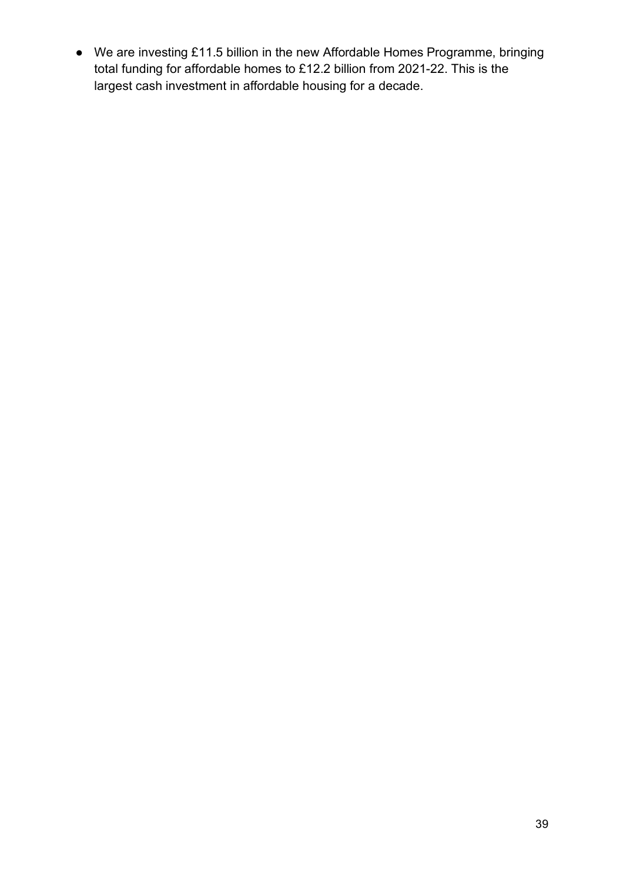- We are investing £11.5 billion in the new Affordable Homes Programme, bringing total funding for affordable homes to £12.2 billion from 2021-22. This is the largest cash investment in affordable housing for a decade.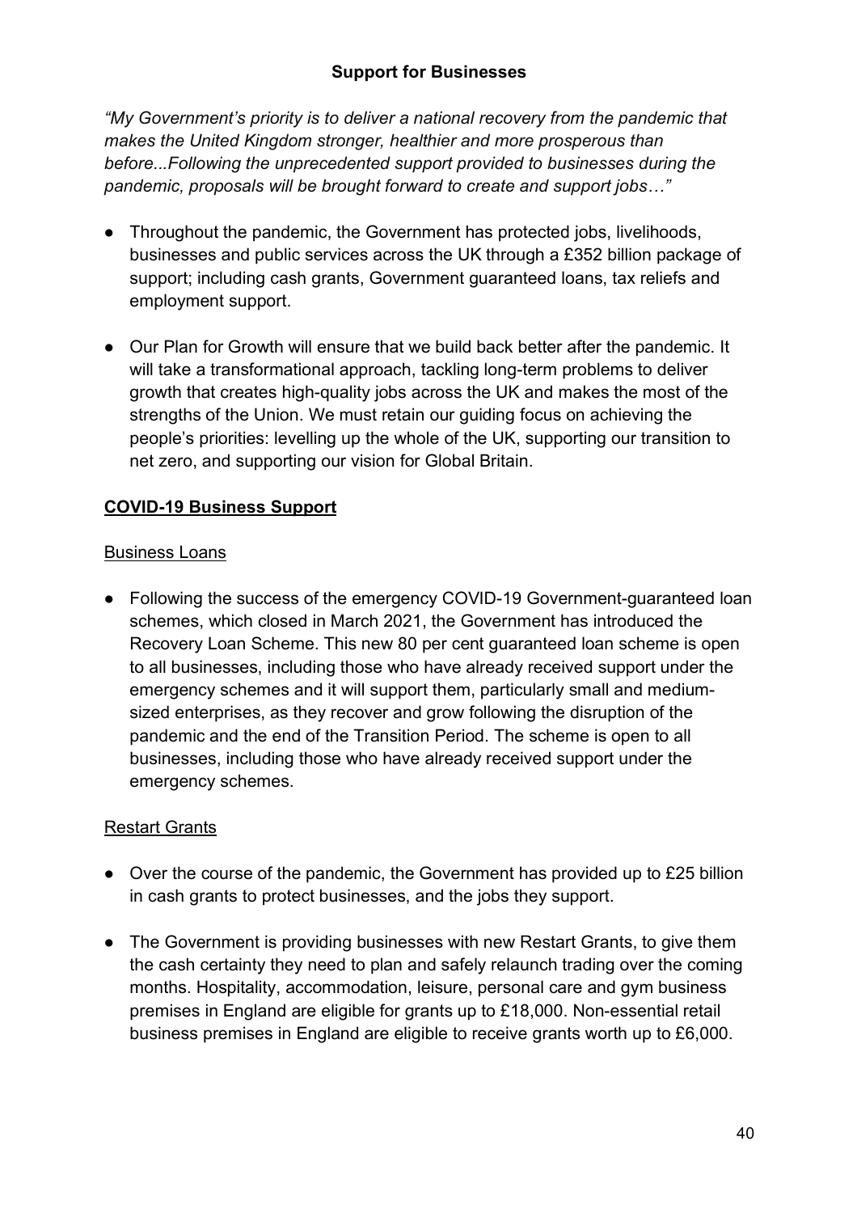## Support for Businesses

*"My Government's priority is to deliver a national recovery from the pandemic that makes the United Kingdom stronger, healthier and more prosperous than before...Following the unprecedented support provided to businesses during the pandemic, proposals will be brought forward to create and support jobs…"*

- Throughout the pandemic, the Government has protected jobs, livelihoods, businesses and public services across the UK through a £352 billion package of support; including cash grants, Government guaranteed loans, tax reliefs and employment support.
- Our Plan for Growth will ensure that we build back better after the pandemic. It will take a transformational approach, tackling long-term problems to deliver growth that creates high-quality jobs across the UK and makes the most of the strengths of the Union. We must retain our guiding focus on achieving the people's priorities: levelling up the whole of the UK, supporting our transition to net zero, and supporting our vision for Global Britain.

### COVID-19 Business Support

#### Business Loans

- Following the success of the emergency COVID-19 Government-guaranteed loan schemes, which closed in March 2021, the Government has introduced the Recovery Loan Scheme. This new 80 per cent guaranteed loan scheme is open to all businesses, including those who have already received support under the emergency schemes and it will support them, particularly small and medium-sized enterprises, as they recover and grow following the disruption of the pandemic and the end of the Transition Period. The scheme is open to all businesses, including those who have already received support under the emergency schemes.

#### Restart Grants

- Over the course of the pandemic, the Government has provided up to £25 billion in cash grants to protect businesses, and the jobs they support.
- The Government is providing businesses with new Restart Grants, to give them the cash certainty they need to plan and safely relaunch trading over the coming months. Hospitality, accommodation, leisure, personal care and gym business premises in England are eligible for grants up to £18,000. Non-essential retail business premises in England are eligible to receive grants worth up to £6,000.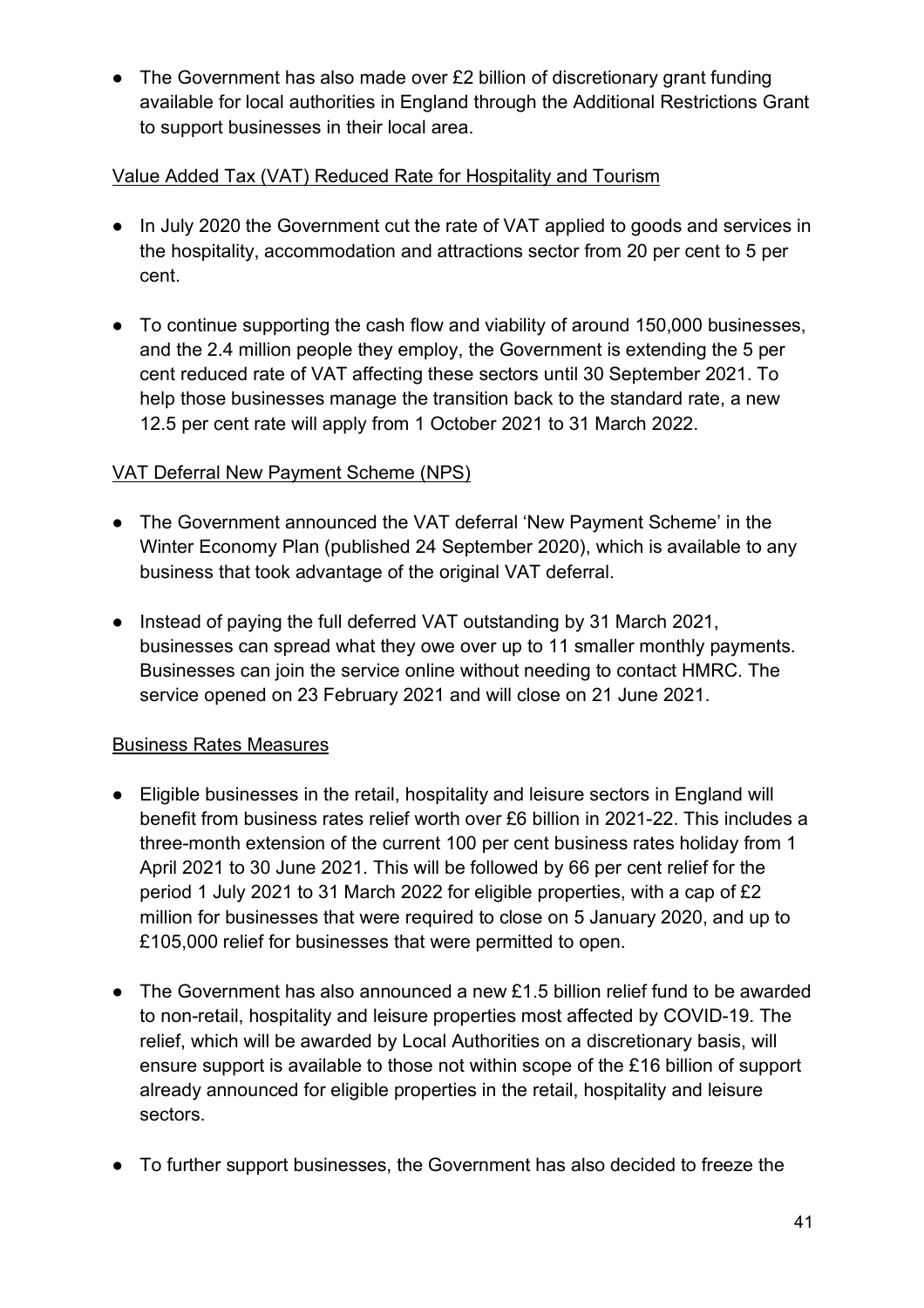- The Government has also made over £2 billion of discretionary grant funding available for local authorities in England through the Additional Restrictions Grant to support businesses in their local area.

<u>Value Added Tax (VAT) Reduced Rate for Hospitality and Tourism</u>

- In July 2020 the Government cut the rate of VAT applied to goods and services in the hospitality, accommodation and attractions sector from 20 per cent to 5 per cent.

- To continue supporting the cash flow and viability of around 150,000 businesses, and the 2.4 million people they employ, the Government is extending the 5 per cent reduced rate of VAT affecting these sectors until 30 September 2021. To help those businesses manage the transition back to the standard rate, a new 12.5 per cent rate will apply from 1 October 2021 to 31 March 2022.

<u>VAT Deferral New Payment Scheme (NPS)</u>

- The Government announced the VAT deferral 'New Payment Scheme' in the Winter Economy Plan (published 24 September 2020), which is available to any business that took advantage of the original VAT deferral.

- Instead of paying the full deferred VAT outstanding by 31 March 2021, businesses can spread what they owe over up to 11 smaller monthly payments. Businesses can join the service online without needing to contact HMRC. The service opened on 23 February 2021 and will close on 21 June 2021.

<u>Business Rates Measures</u>

- Eligible businesses in the retail, hospitality and leisure sectors in England will benefit from business rates relief worth over £6 billion in 2021-22. This includes a three-month extension of the current 100 per cent business rates holiday from 1 April 2021 to 30 June 2021. This will be followed by 66 per cent relief for the period 1 July 2021 to 31 March 2022 for eligible properties, with a cap of £2 million for businesses that were required to close on 5 January 2020, and up to £105,000 relief for businesses that were permitted to open.

- The Government has also announced a new £1.5 billion relief fund to be awarded to non-retail, hospitality and leisure properties most affected by COVID-19. The relief, which will be awarded by Local Authorities on a discretionary basis, will ensure support is available to those not within scope of the £16 billion of support already announced for eligible properties in the retail, hospitality and leisure sectors.

- To further support businesses, the Government has also decided to freeze the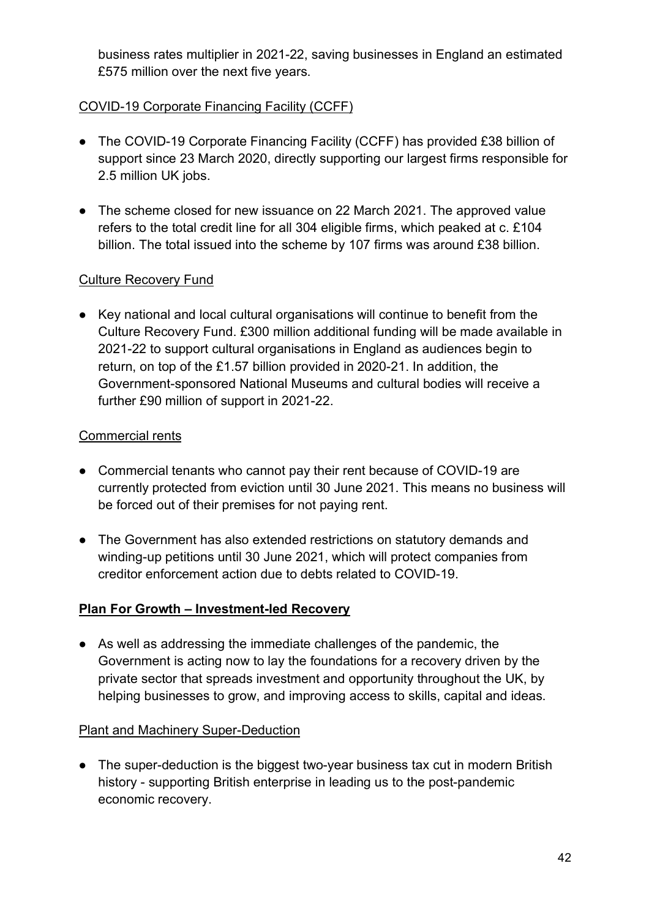business rates multiplier in 2021-22, saving businesses in England an estimated £575 million over the next five years.

COVID-19 Corporate Financing Facility (CCFF)

- The COVID-19 Corporate Financing Facility (CCFF) has provided £38 billion of support since 23 March 2020, directly supporting our largest firms responsible for 2.5 million UK jobs.
- The scheme closed for new issuance on 22 March 2021. The approved value refers to the total credit line for all 304 eligible firms, which peaked at c. £104 billion. The total issued into the scheme by 107 firms was around £38 billion.

Culture Recovery Fund

- Key national and local cultural organisations will continue to benefit from the Culture Recovery Fund. £300 million additional funding will be made available in 2021-22 to support cultural organisations in England as audiences begin to return, on top of the £1.57 billion provided in 2020-21. In addition, the Government-sponsored National Museums and cultural bodies will receive a further £90 million of support in 2021-22.

Commercial rents

- Commercial tenants who cannot pay their rent because of COVID-19 are currently protected from eviction until 30 June 2021. This means no business will be forced out of their premises for not paying rent.
- The Government has also extended restrictions on statutory demands and winding-up petitions until 30 June 2021, which will protect companies from creditor enforcement action due to debts related to COVID-19.

**Plan For Growth – Investment-led Recovery**

- As well as addressing the immediate challenges of the pandemic, the Government is acting now to lay the foundations for a recovery driven by the private sector that spreads investment and opportunity throughout the UK, by helping businesses to grow, and improving access to skills, capital and ideas.

Plant and Machinery Super-Deduction

- The super-deduction is the biggest two-year business tax cut in modern British history - supporting British enterprise in leading us to the post-pandemic economic recovery.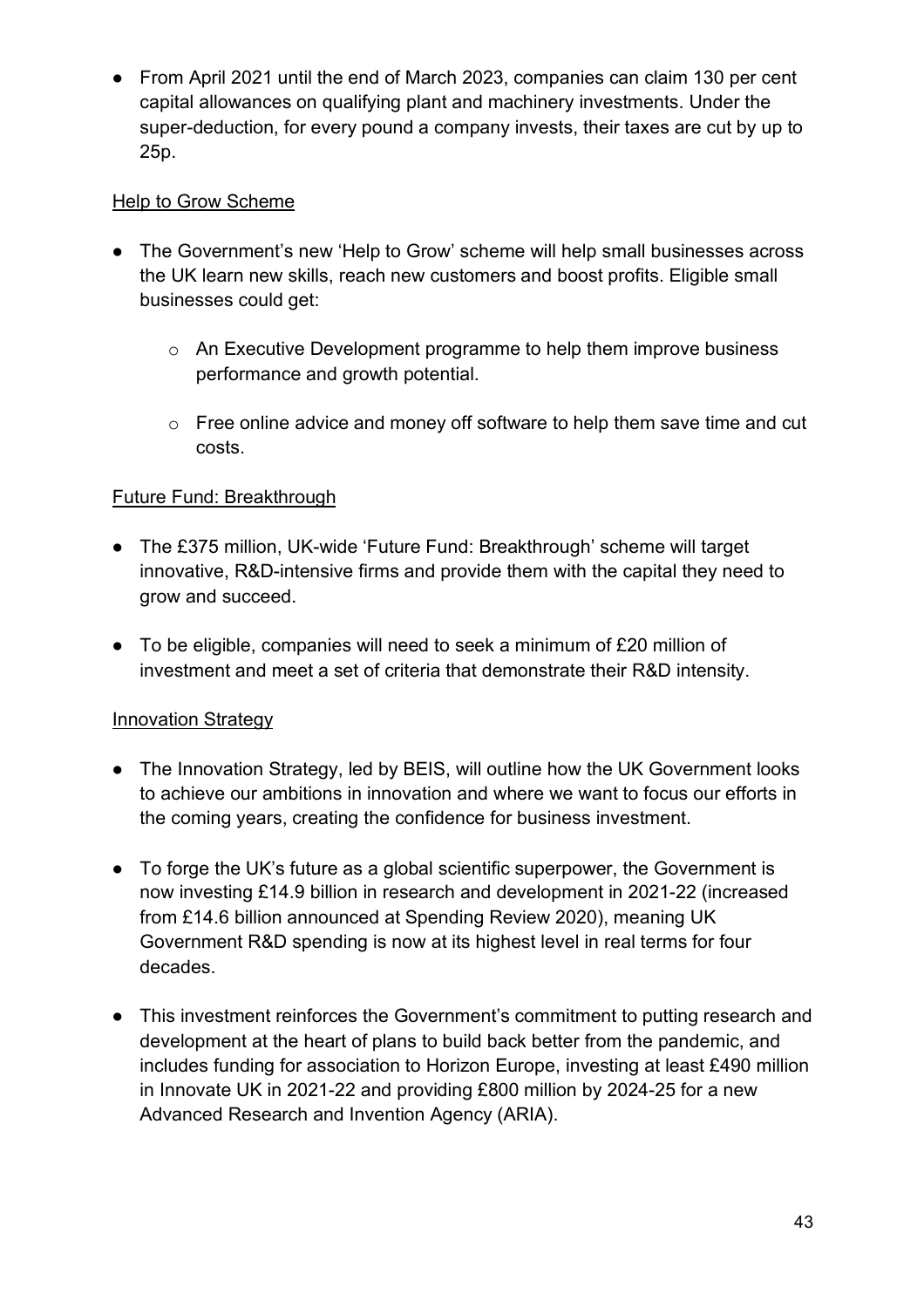- From April 2021 until the end of March 2023, companies can claim 130 per cent capital allowances on qualifying plant and machinery investments. Under the super-deduction, for every pound a company invests, their taxes are cut by up to 25p.

Help to Grow Scheme

- The Government's new 'Help to Grow' scheme will help small businesses across the UK learn new skills, reach new customers and boost profits. Eligible small businesses could get:
  - An Executive Development programme to help them improve business performance and growth potential.
  - Free online advice and money off software to help them save time and cut costs.

Future Fund: Breakthrough

- The £375 million, UK-wide 'Future Fund: Breakthrough' scheme will target innovative, R&D-intensive firms and provide them with the capital they need to grow and succeed.
- To be eligible, companies will need to seek a minimum of £20 million of investment and meet a set of criteria that demonstrate their R&D intensity.

Innovation Strategy

- The Innovation Strategy, led by BEIS, will outline how the UK Government looks to achieve our ambitions in innovation and where we want to focus our efforts in the coming years, creating the confidence for business investment.
- To forge the UK's future as a global scientific superpower, the Government is now investing £14.9 billion in research and development in 2021-22 (increased from £14.6 billion announced at Spending Review 2020), meaning UK Government R&D spending is now at its highest level in real terms for four decades.
- This investment reinforces the Government's commitment to putting research and development at the heart of plans to build back better from the pandemic, and includes funding for association to Horizon Europe, investing at least £490 million in Innovate UK in 2021-22 and providing £800 million by 2024-25 for a new Advanced Research and Invention Agency (ARIA).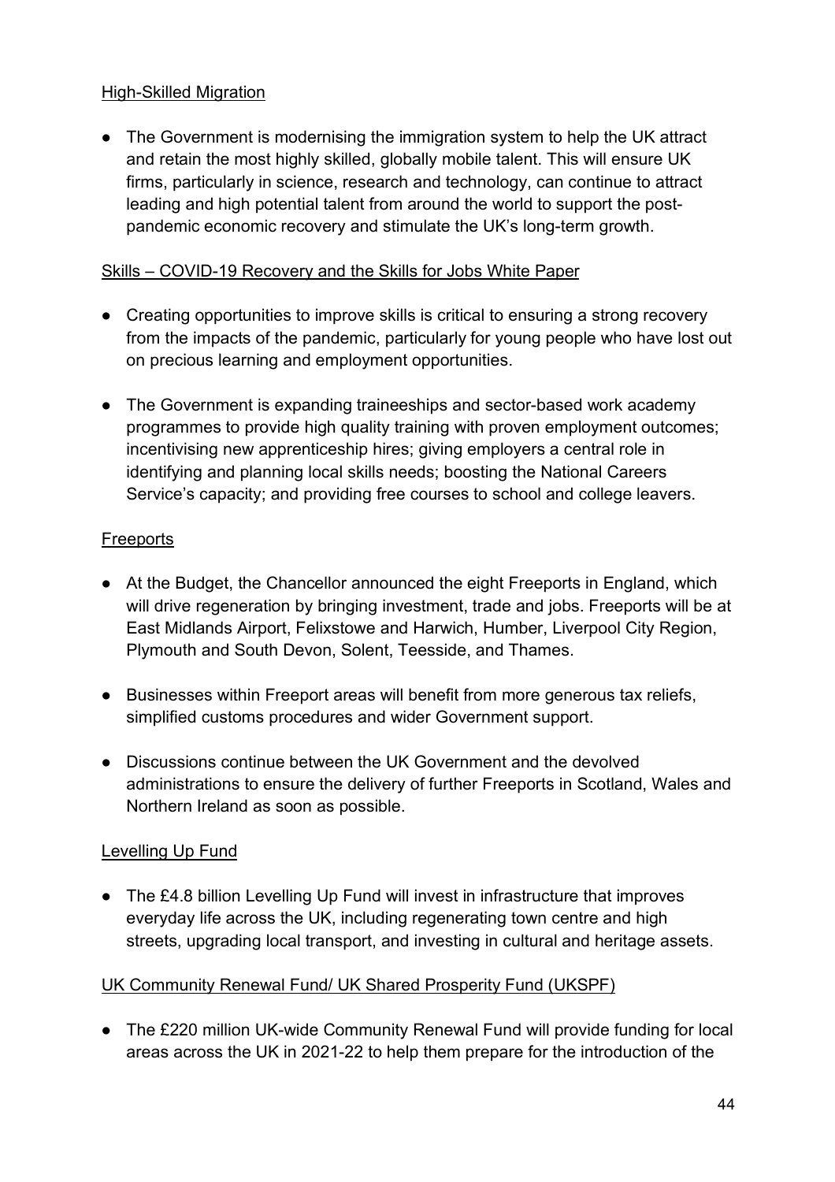High-Skilled Migration

- The Government is modernising the immigration system to help the UK attract and retain the most highly skilled, globally mobile talent. This will ensure UK firms, particularly in science, research and technology, can continue to attract leading and high potential talent from around the world to support the post-pandemic economic recovery and stimulate the UK's long-term growth.

Skills – COVID-19 Recovery and the Skills for Jobs White Paper

- Creating opportunities to improve skills is critical to ensuring a strong recovery from the impacts of the pandemic, particularly for young people who have lost out on precious learning and employment opportunities.

- The Government is expanding traineeships and sector-based work academy programmes to provide high quality training with proven employment outcomes; incentivising new apprenticeship hires; giving employers a central role in identifying and planning local skills needs; boosting the National Careers Service's capacity; and providing free courses to school and college leavers.

Freeports

- At the Budget, the Chancellor announced the eight Freeports in England, which will drive regeneration by bringing investment, trade and jobs. Freeports will be at East Midlands Airport, Felixstowe and Harwich, Humber, Liverpool City Region, Plymouth and South Devon, Solent, Teesside, and Thames.

- Businesses within Freeport areas will benefit from more generous tax reliefs, simplified customs procedures and wider Government support.

- Discussions continue between the UK Government and the devolved administrations to ensure the delivery of further Freeports in Scotland, Wales and Northern Ireland as soon as possible.

Levelling Up Fund

- The £4.8 billion Levelling Up Fund will invest in infrastructure that improves everyday life across the UK, including regenerating town centre and high streets, upgrading local transport, and investing in cultural and heritage assets.

UK Community Renewal Fund/ UK Shared Prosperity Fund (UKSPF)

- The £220 million UK-wide Community Renewal Fund will provide funding for local areas across the UK in 2021-22 to help them prepare for the introduction of the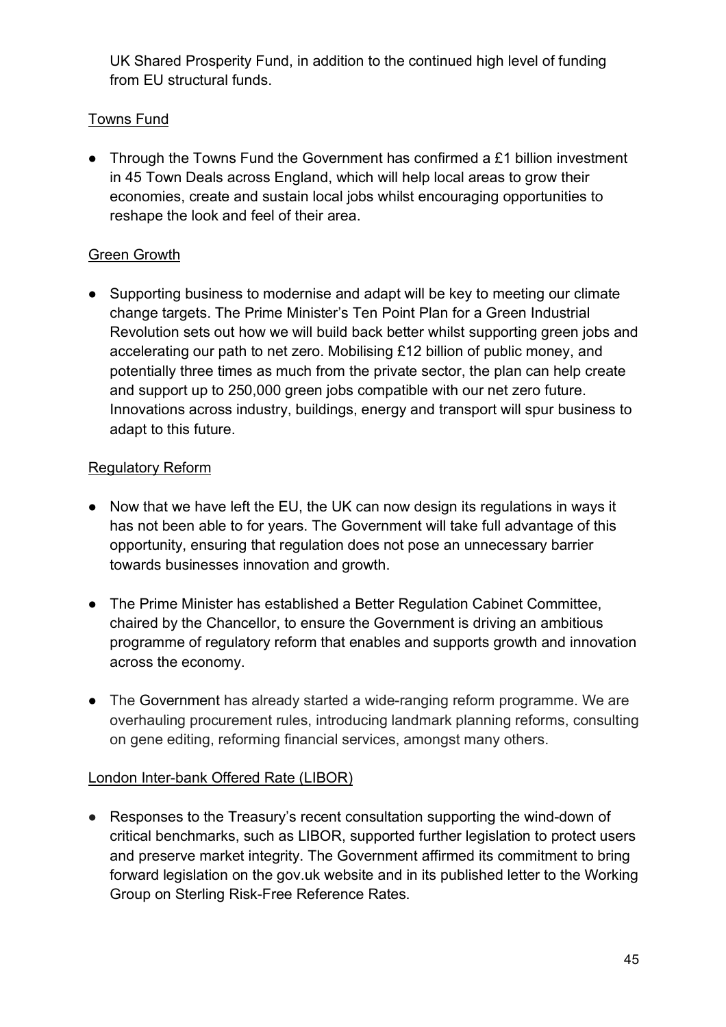UK Shared Prosperity Fund, in addition to the continued high level of funding from EU structural funds.

Towns Fund

- Through the Towns Fund the Government has confirmed a £1 billion investment in 45 Town Deals across England, which will help local areas to grow their economies, create and sustain local jobs whilst encouraging opportunities to reshape the look and feel of their area.

Green Growth

- Supporting business to modernise and adapt will be key to meeting our climate change targets. The Prime Minister's Ten Point Plan for a Green Industrial Revolution sets out how we will build back better whilst supporting green jobs and accelerating our path to net zero. Mobilising £12 billion of public money, and potentially three times as much from the private sector, the plan can help create and support up to 250,000 green jobs compatible with our net zero future. Innovations across industry, buildings, energy and transport will spur business to adapt to this future.

Regulatory Reform

- Now that we have left the EU, the UK can now design its regulations in ways it has not been able to for years. The Government will take full advantage of this opportunity, ensuring that regulation does not pose an unnecessary barrier towards businesses innovation and growth.

- The Prime Minister has established a Better Regulation Cabinet Committee, chaired by the Chancellor, to ensure the Government is driving an ambitious programme of regulatory reform that enables and supports growth and innovation across the economy.

- The Government has already started a wide-ranging reform programme. We are overhauling procurement rules, introducing landmark planning reforms, consulting on gene editing, reforming financial services, amongst many others.

London Inter-bank Offered Rate (LIBOR)

- Responses to the Treasury's recent consultation supporting the wind-down of critical benchmarks, such as LIBOR, supported further legislation to protect users and preserve market integrity. The Government affirmed its commitment to bring forward legislation on the gov.uk website and in its published letter to the Working Group on Sterling Risk-Free Reference Rates.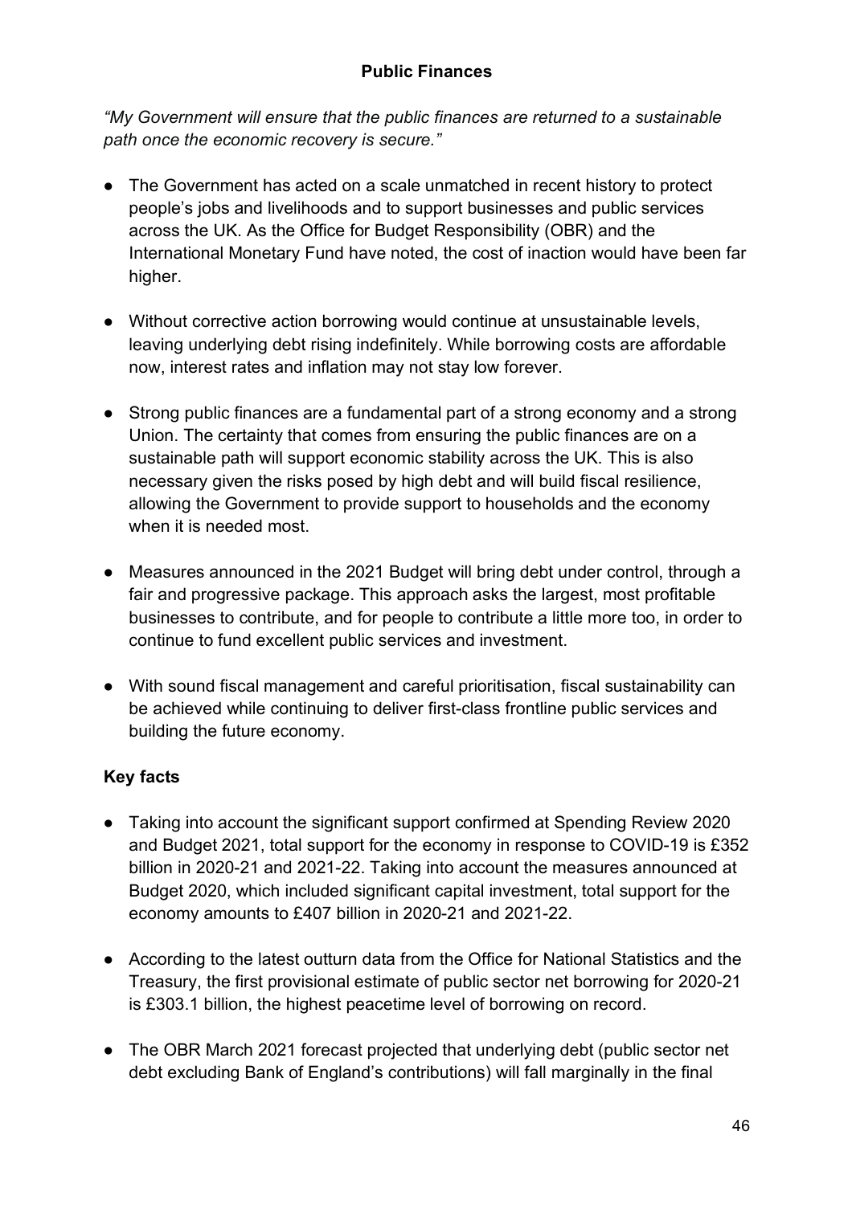## Public Finances

*"My Government will ensure that the public finances are returned to a sustainable path once the economic recovery is secure."*

- The Government has acted on a scale unmatched in recent history to protect people's jobs and livelihoods and to support businesses and public services across the UK. As the Office for Budget Responsibility (OBR) and the International Monetary Fund have noted, the cost of inaction would have been far higher.
- Without corrective action borrowing would continue at unsustainable levels, leaving underlying debt rising indefinitely. While borrowing costs are affordable now, interest rates and inflation may not stay low forever.
- Strong public finances are a fundamental part of a strong economy and a strong Union. The certainty that comes from ensuring the public finances are on a sustainable path will support economic stability across the UK. This is also necessary given the risks posed by high debt and will build fiscal resilience, allowing the Government to provide support to households and the economy when it is needed most.
- Measures announced in the 2021 Budget will bring debt under control, through a fair and progressive package. This approach asks the largest, most profitable businesses to contribute, and for people to contribute a little more too, in order to continue to fund excellent public services and investment.
- With sound fiscal management and careful prioritisation, fiscal sustainability can be achieved while continuing to deliver first-class frontline public services and building the future economy.

### Key facts

- Taking into account the significant support confirmed at Spending Review 2020 and Budget 2021, total support for the economy in response to COVID-19 is £352 billion in 2020-21 and 2021-22. Taking into account the measures announced at Budget 2020, which included significant capital investment, total support for the economy amounts to £407 billion in 2020-21 and 2021-22.
- According to the latest outturn data from the Office for National Statistics and the Treasury, the first provisional estimate of public sector net borrowing for 2020-21 is £303.1 billion, the highest peacetime level of borrowing on record.
- The OBR March 2021 forecast projected that underlying debt (public sector net debt excluding Bank of England's contributions) will fall marginally in the final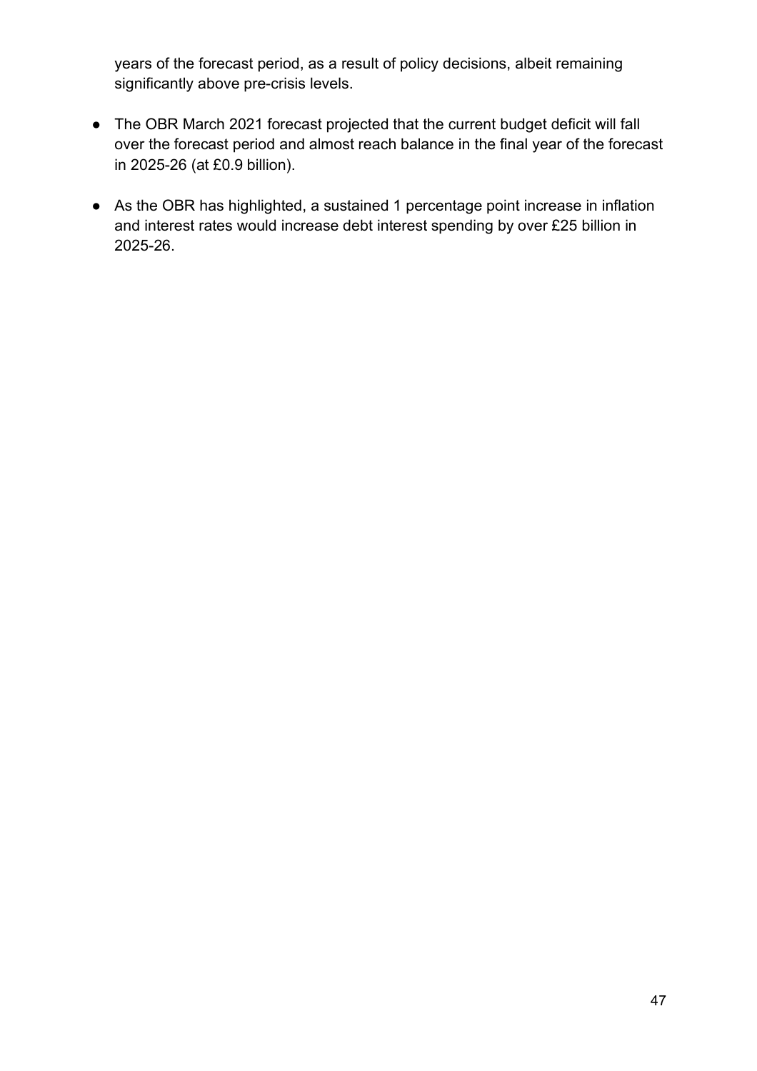years of the forecast period, as a result of policy decisions, albeit remaining significantly above pre-crisis levels.

- The OBR March 2021 forecast projected that the current budget deficit will fall over the forecast period and almost reach balance in the final year of the forecast in 2025-26 (at £0.9 billion).
- As the OBR has highlighted, a sustained 1 percentage point increase in inflation and interest rates would increase debt interest spending by over £25 billion in 2025-26.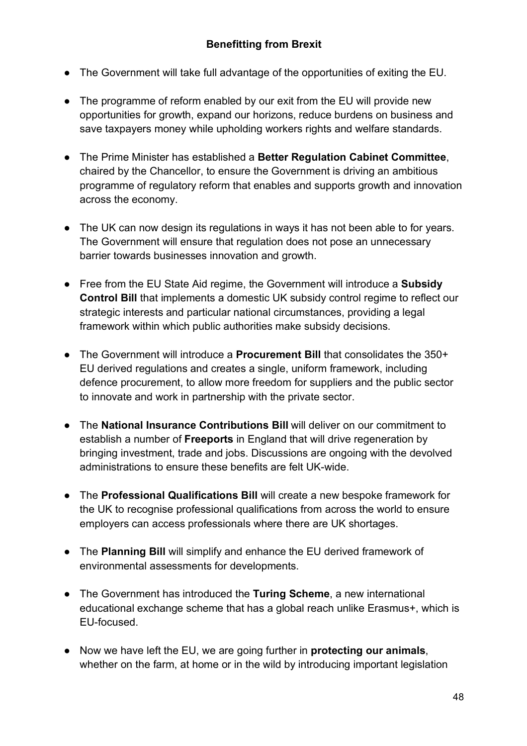## Benefitting from Brexit

- The Government will take full advantage of the opportunities of exiting the EU.
- The programme of reform enabled by our exit from the EU will provide new opportunities for growth, expand our horizons, reduce burdens on business and save taxpayers money while upholding workers rights and welfare standards.
- The Prime Minister has established a **Better Regulation Cabinet Committee**, chaired by the Chancellor, to ensure the Government is driving an ambitious programme of regulatory reform that enables and supports growth and innovation across the economy.
- The UK can now design its regulations in ways it has not been able to for years. The Government will ensure that regulation does not pose an unnecessary barrier towards businesses innovation and growth.
- Free from the EU State Aid regime, the Government will introduce a **Subsidy Control Bill** that implements a domestic UK subsidy control regime to reflect our strategic interests and particular national circumstances, providing a legal framework within which public authorities make subsidy decisions.
- The Government will introduce a **Procurement Bill** that consolidates the 350+ EU derived regulations and creates a single, uniform framework, including defence procurement, to allow more freedom for suppliers and the public sector to innovate and work in partnership with the private sector.
- The **National Insurance Contributions Bill** will deliver on our commitment to establish a number of **Freeports** in England that will drive regeneration by bringing investment, trade and jobs. Discussions are ongoing with the devolved administrations to ensure these benefits are felt UK-wide.
- The **Professional Qualifications Bill** will create a new bespoke framework for the UK to recognise professional qualifications from across the world to ensure employers can access professionals where there are UK shortages.
- The **Planning Bill** will simplify and enhance the EU derived framework of environmental assessments for developments.
- The Government has introduced the **Turing Scheme**, a new international educational exchange scheme that has a global reach unlike Erasmus+, which is EU-focused.
- Now we have left the EU, we are going further in **protecting our animals**, whether on the farm, at home or in the wild by introducing important legislation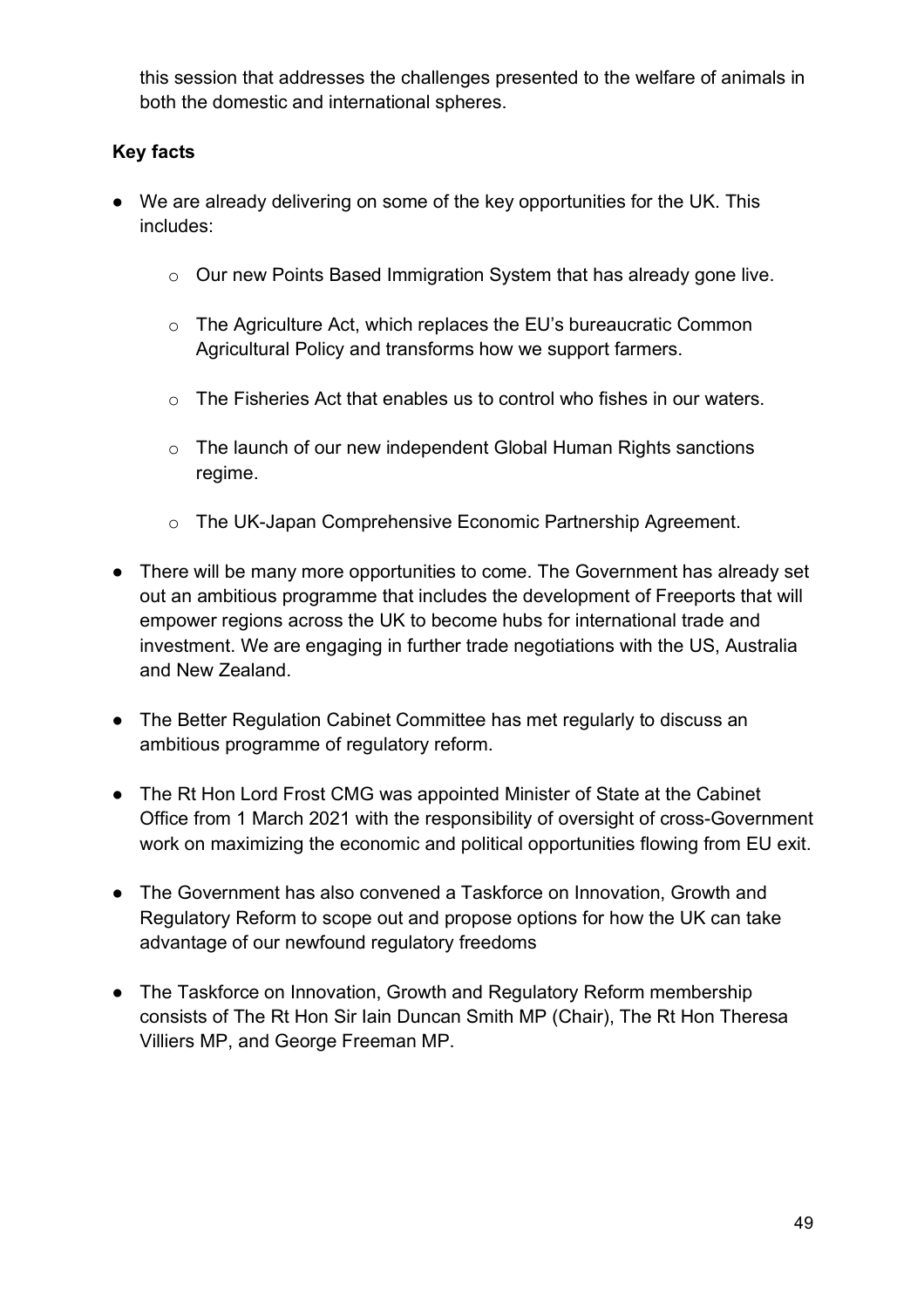this session that addresses the challenges presented to the welfare of animals in both the domestic and international spheres.

**Key facts**

- We are already delivering on some of the key opportunities for the UK. This includes:
    - Our new Points Based Immigration System that has already gone live.
    - The Agriculture Act, which replaces the EU's bureaucratic Common Agricultural Policy and transforms how we support farmers.
    - The Fisheries Act that enables us to control who fishes in our waters.
    - The launch of our new independent Global Human Rights sanctions regime.
    - The UK-Japan Comprehensive Economic Partnership Agreement.
- There will be many more opportunities to come. The Government has already set out an ambitious programme that includes the development of Freeports that will empower regions across the UK to become hubs for international trade and investment. We are engaging in further trade negotiations with the US, Australia and New Zealand.
- The Better Regulation Cabinet Committee has met regularly to discuss an ambitious programme of regulatory reform.
- The Rt Hon Lord Frost CMG was appointed Minister of State at the Cabinet Office from 1 March 2021 with the responsibility of oversight of cross-Government work on maximizing the economic and political opportunities flowing from EU exit.
- The Government has also convened a Taskforce on Innovation, Growth and Regulatory Reform to scope out and propose options for how the UK can take advantage of our newfound regulatory freedoms
- The Taskforce on Innovation, Growth and Regulatory Reform membership consists of The Rt Hon Sir Iain Duncan Smith MP (Chair), The Rt Hon Theresa Villiers MP, and George Freeman MP.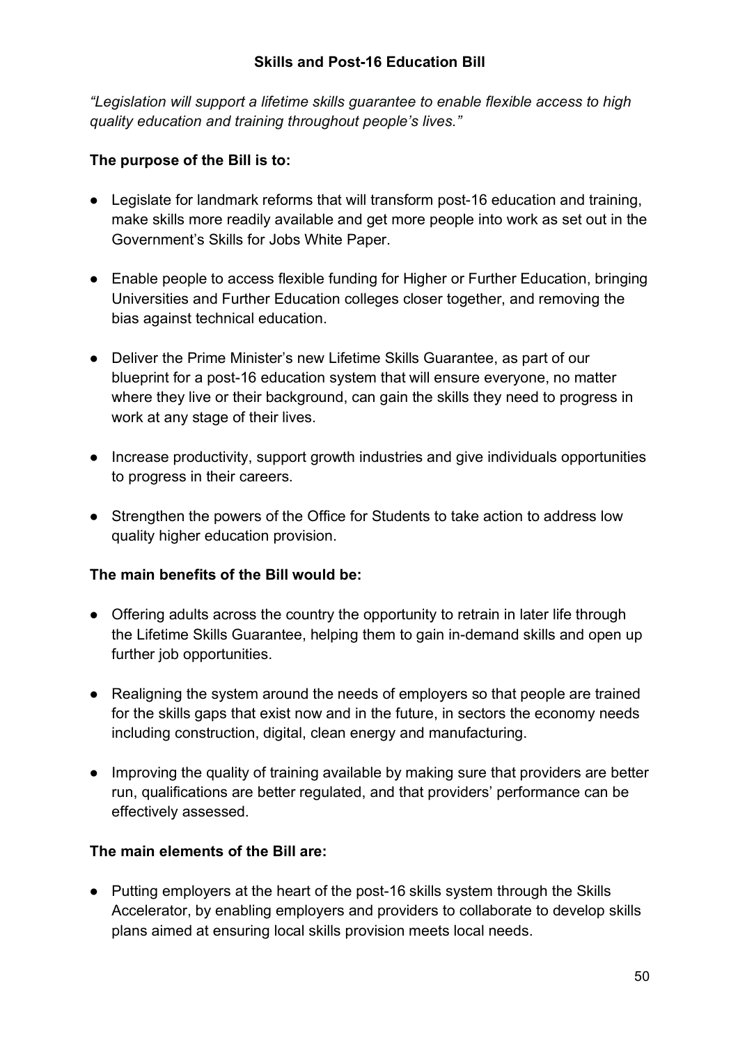## Skills and Post-16 Education Bill

*"Legislation will support a lifetime skills guarantee to enable flexible access to high quality education and training throughout people's lives."*

**The purpose of the Bill is to:**

- Legislate for landmark reforms that will transform post-16 education and training, make skills more readily available and get more people into work as set out in the Government's Skills for Jobs White Paper.
- Enable people to access flexible funding for Higher or Further Education, bringing Universities and Further Education colleges closer together, and removing the bias against technical education.
- Deliver the Prime Minister's new Lifetime Skills Guarantee, as part of our blueprint for a post-16 education system that will ensure everyone, no matter where they live or their background, can gain the skills they need to progress in work at any stage of their lives.
- Increase productivity, support growth industries and give individuals opportunities to progress in their careers.
- Strengthen the powers of the Office for Students to take action to address low quality higher education provision.

**The main benefits of the Bill would be:**

- Offering adults across the country the opportunity to retrain in later life through the Lifetime Skills Guarantee, helping them to gain in-demand skills and open up further job opportunities.
- Realigning the system around the needs of employers so that people are trained for the skills gaps that exist now and in the future, in sectors the economy needs including construction, digital, clean energy and manufacturing.
- Improving the quality of training available by making sure that providers are better run, qualifications are better regulated, and that providers' performance can be effectively assessed.

**The main elements of the Bill are:**

- Putting employers at the heart of the post-16 skills system through the Skills Accelerator, by enabling employers and providers to collaborate to develop skills plans aimed at ensuring local skills provision meets local needs.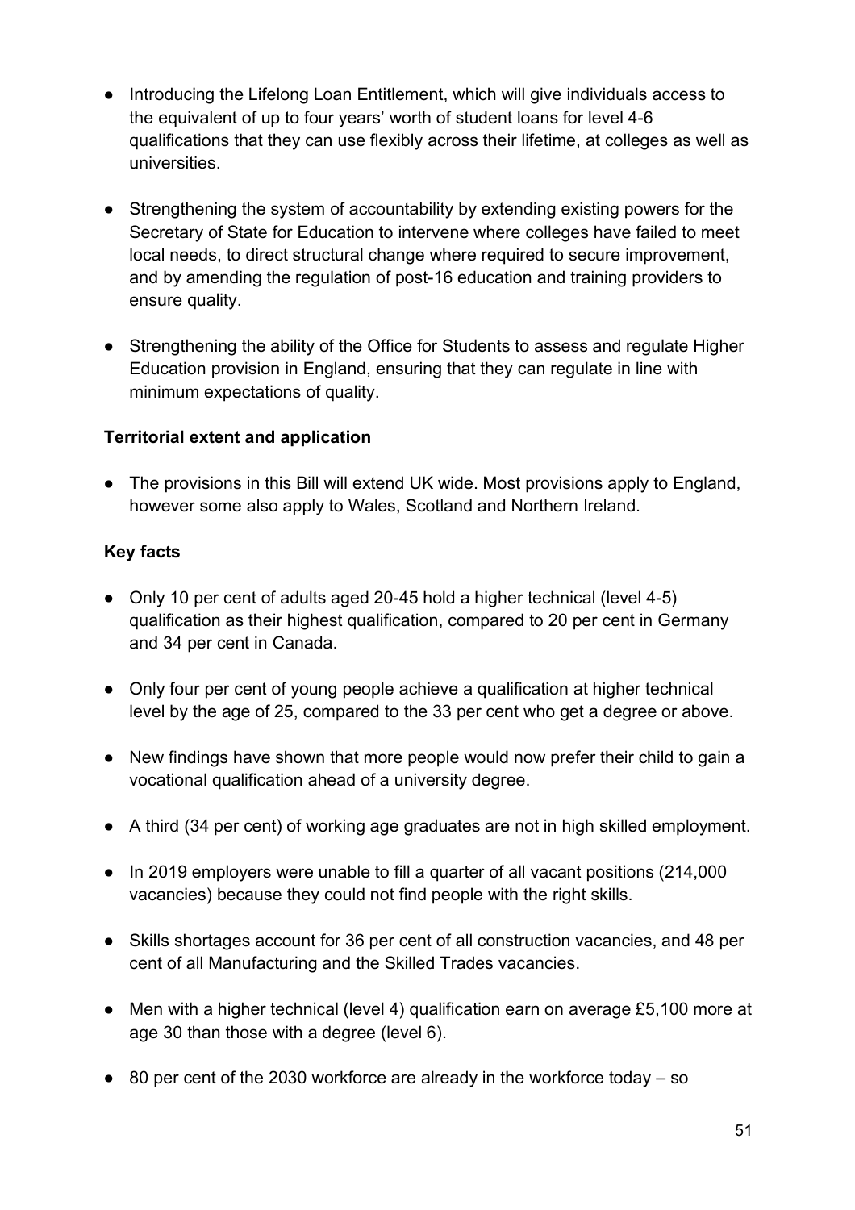- Introducing the Lifelong Loan Entitlement, which will give individuals access to the equivalent of up to four years' worth of student loans for level 4-6 qualifications that they can use flexibly across their lifetime, at colleges as well as universities.

- Strengthening the system of accountability by extending existing powers for the Secretary of State for Education to intervene where colleges have failed to meet local needs, to direct structural change where required to secure improvement, and by amending the regulation of post-16 education and training providers to ensure quality.

- Strengthening the ability of the Office for Students to assess and regulate Higher Education provision in England, ensuring that they can regulate in line with minimum expectations of quality.

**Territorial extent and application**

- The provisions in this Bill will extend UK wide. Most provisions apply to England, however some also apply to Wales, Scotland and Northern Ireland.

**Key facts**

- Only 10 per cent of adults aged 20-45 hold a higher technical (level 4-5) qualification as their highest qualification, compared to 20 per cent in Germany and 34 per cent in Canada.

- Only four per cent of young people achieve a qualification at higher technical level by the age of 25, compared to the 33 per cent who get a degree or above.

- New findings have shown that more people would now prefer their child to gain a vocational qualification ahead of a university degree.

- A third (34 per cent) of working age graduates are not in high skilled employment.

- In 2019 employers were unable to fill a quarter of all vacant positions (214,000 vacancies) because they could not find people with the right skills.

- Skills shortages account for 36 per cent of all construction vacancies, and 48 per cent of all Manufacturing and the Skilled Trades vacancies.

- Men with a higher technical (level 4) qualification earn on average £5,100 more at age 30 than those with a degree (level 6).

- 80 per cent of the 2030 workforce are already in the workforce today – so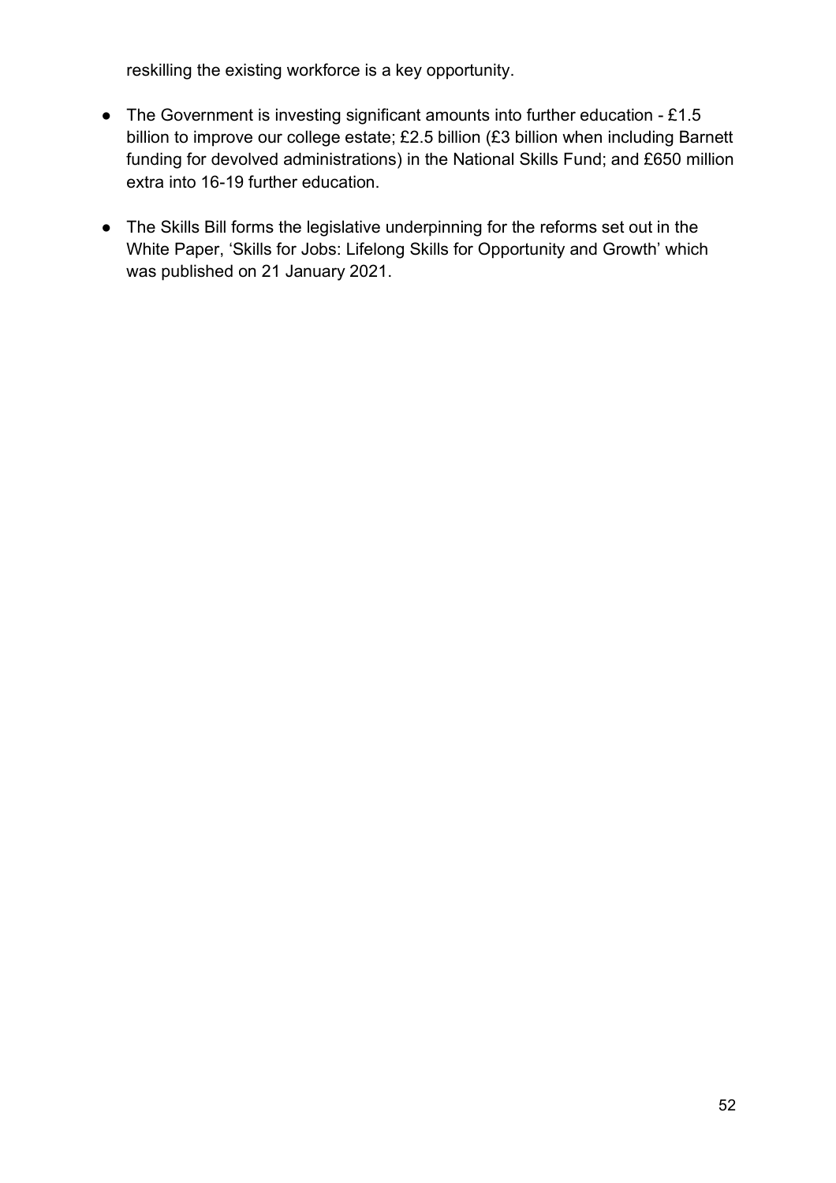reskilling the existing workforce is a key opportunity.

- The Government is investing significant amounts into further education - £1.5 billion to improve our college estate; £2.5 billion (£3 billion when including Barnett funding for devolved administrations) in the National Skills Fund; and £650 million extra into 16-19 further education.
- The Skills Bill forms the legislative underpinning for the reforms set out in the White Paper, 'Skills for Jobs: Lifelong Skills for Opportunity and Growth' which was published on 21 January 2021.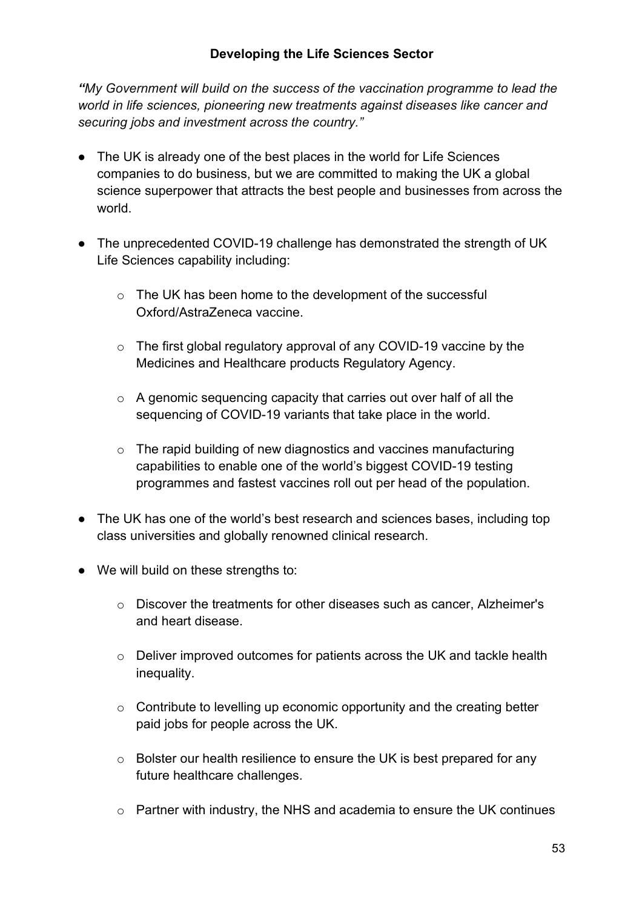## Developing the Life Sciences Sector

***"**My Government will build on the success of the vaccination programme to lead the world in life sciences, pioneering new treatments against diseases like cancer and securing jobs and investment across the country."*

- The UK is already one of the best places in the world for Life Sciences companies to do business, but we are committed to making the UK a global science superpower that attracts the best people and businesses from across the world.

- The unprecedented COVID-19 challenge has demonstrated the strength of UK Life Sciences capability including:

    - The UK has been home to the development of the successful Oxford/AstraZeneca vaccine.

    - The first global regulatory approval of any COVID-19 vaccine by the Medicines and Healthcare products Regulatory Agency.

    - A genomic sequencing capacity that carries out over half of all the sequencing of COVID-19 variants that take place in the world.

    - The rapid building of new diagnostics and vaccines manufacturing capabilities to enable one of the world's biggest COVID-19 testing programmes and fastest vaccines roll out per head of the population.

- The UK has one of the world's best research and sciences bases, including top class universities and globally renowned clinical research.

- We will build on these strengths to:

    - Discover the treatments for other diseases such as cancer, Alzheimer's and heart disease.

    - Deliver improved outcomes for patients across the UK and tackle health inequality.

    - Contribute to levelling up economic opportunity and the creating better paid jobs for people across the UK.

    - Bolster our health resilience to ensure the UK is best prepared for any future healthcare challenges.

    - Partner with industry, the NHS and academia to ensure the UK continues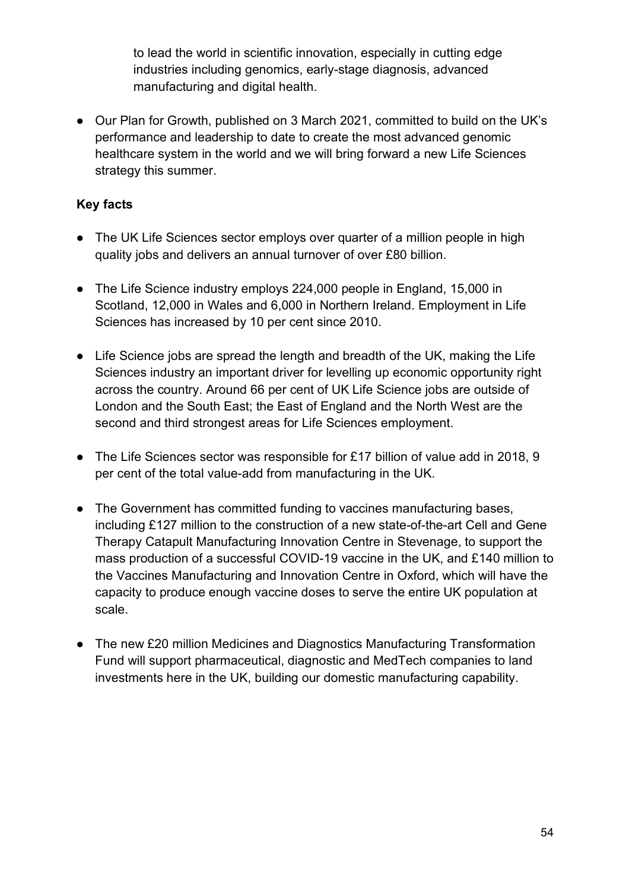to lead the world in scientific innovation, especially in cutting edge industries including genomics, early-stage diagnosis, advanced manufacturing and digital health.

- Our Plan for Growth, published on 3 March 2021, committed to build on the UK's performance and leadership to date to create the most advanced genomic healthcare system in the world and we will bring forward a new Life Sciences strategy this summer.

**Key facts**

- The UK Life Sciences sector employs over quarter of a million people in high quality jobs and delivers an annual turnover of over £80 billion.
- The Life Science industry employs 224,000 people in England, 15,000 in Scotland, 12,000 in Wales and 6,000 in Northern Ireland. Employment in Life Sciences has increased by 10 per cent since 2010.
- Life Science jobs are spread the length and breadth of the UK, making the Life Sciences industry an important driver for levelling up economic opportunity right across the country. Around 66 per cent of UK Life Science jobs are outside of London and the South East; the East of England and the North West are the second and third strongest areas for Life Sciences employment.
- The Life Sciences sector was responsible for £17 billion of value add in 2018, 9 per cent of the total value-add from manufacturing in the UK.
- The Government has committed funding to vaccines manufacturing bases, including £127 million to the construction of a new state-of-the-art Cell and Gene Therapy Catapult Manufacturing Innovation Centre in Stevenage, to support the mass production of a successful COVID-19 vaccine in the UK, and £140 million to the Vaccines Manufacturing and Innovation Centre in Oxford, which will have the capacity to produce enough vaccine doses to serve the entire UK population at scale.
- The new £20 million Medicines and Diagnostics Manufacturing Transformation Fund will support pharmaceutical, diagnostic and MedTech companies to land investments here in the UK, building our domestic manufacturing capability.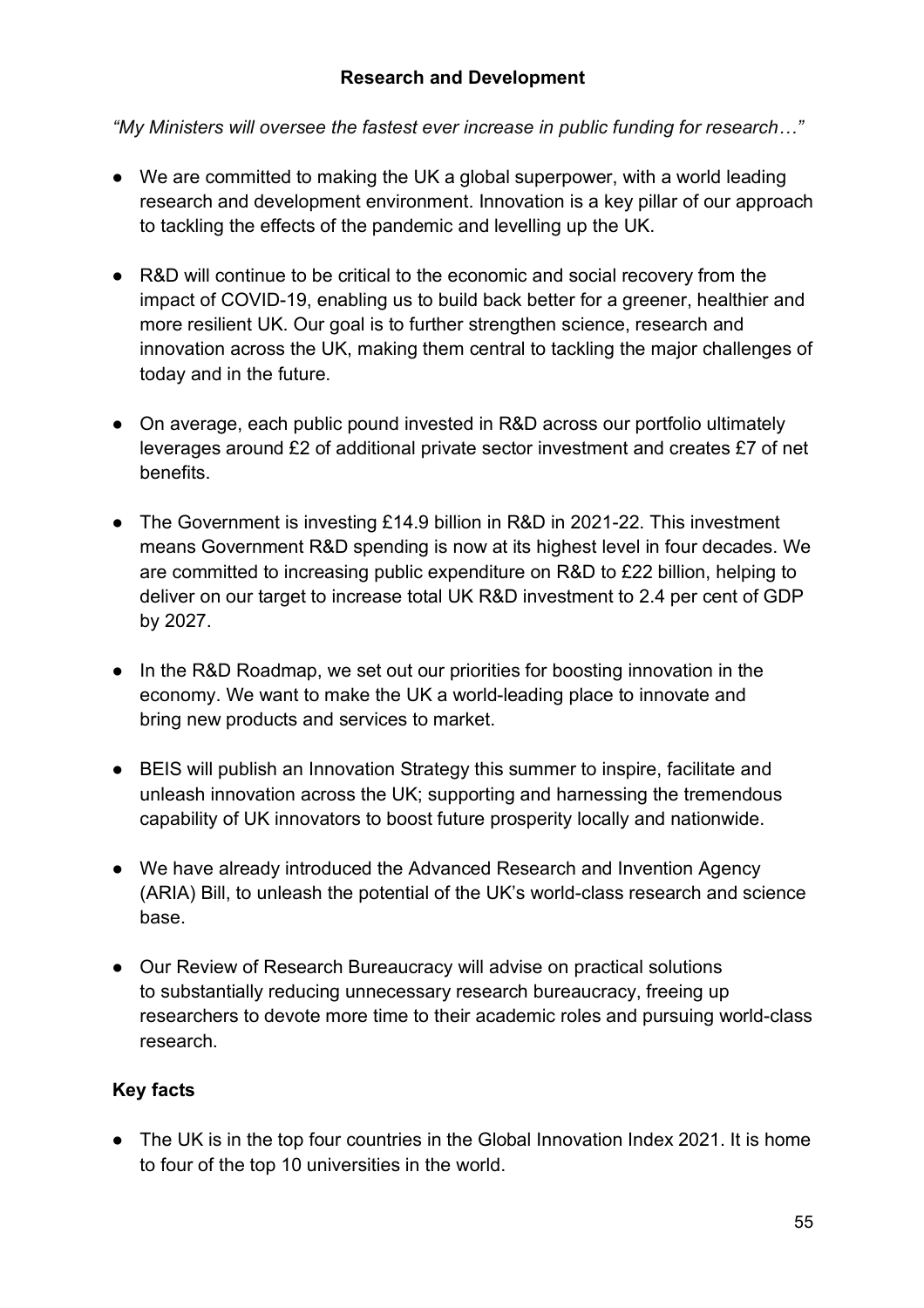## Research and Development

*"My Ministers will oversee the fastest ever increase in public funding for research…"*

- We are committed to making the UK a global superpower, with a world leading research and development environment. Innovation is a key pillar of our approach to tackling the effects of the pandemic and levelling up the UK.
- R&D will continue to be critical to the economic and social recovery from the impact of COVID-19, enabling us to build back better for a greener, healthier and more resilient UK. Our goal is to further strengthen science, research and innovation across the UK, making them central to tackling the major challenges of today and in the future.
- On average, each public pound invested in R&D across our portfolio ultimately leverages around £2 of additional private sector investment and creates £7 of net benefits.
- The Government is investing £14.9 billion in R&D in 2021-22. This investment means Government R&D spending is now at its highest level in four decades. We are committed to increasing public expenditure on R&D to £22 billion, helping to deliver on our target to increase total UK R&D investment to 2.4 per cent of GDP by 2027.
- In the R&D Roadmap, we set out our priorities for boosting innovation in the economy. We want to make the UK a world-leading place to innovate and bring new products and services to market.
- BEIS will publish an Innovation Strategy this summer to inspire, facilitate and unleash innovation across the UK; supporting and harnessing the tremendous capability of UK innovators to boost future prosperity locally and nationwide.
- We have already introduced the Advanced Research and Invention Agency (ARIA) Bill, to unleash the potential of the UK's world-class research and science base.
- Our Review of Research Bureaucracy will advise on practical solutions to substantially reducing unnecessary research bureaucracy, freeing up researchers to devote more time to their academic roles and pursuing world-class research.

### Key facts

- The UK is in the top four countries in the Global Innovation Index 2021. It is home to four of the top 10 universities in the world.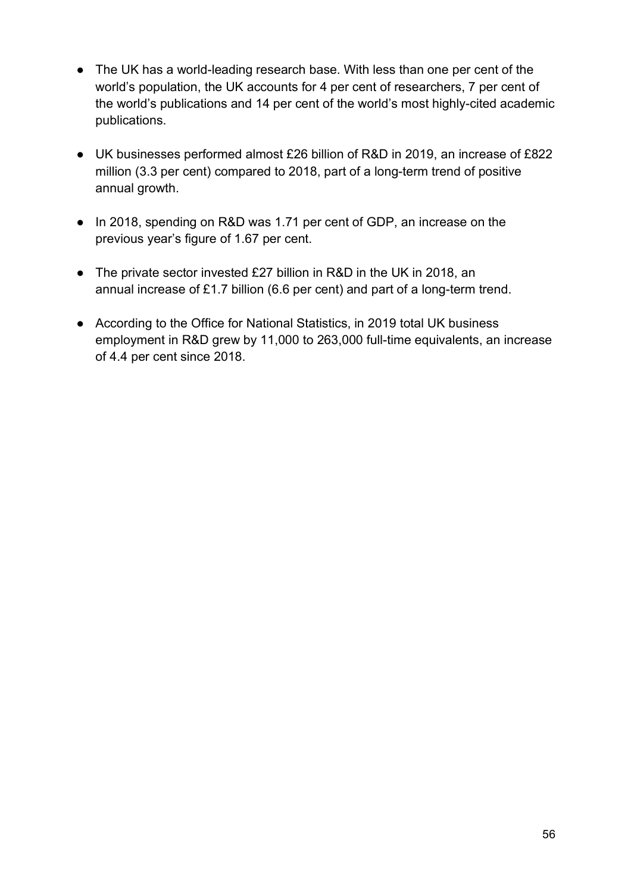- The UK has a world-leading research base. With less than one per cent of the world's population, the UK accounts for 4 per cent of researchers, 7 per cent of the world's publications and 14 per cent of the world's most highly-cited academic publications.

- UK businesses performed almost £26 billion of R&D in 2019, an increase of £822 million (3.3 per cent) compared to 2018, part of a long-term trend of positive annual growth.

- In 2018, spending on R&D was 1.71 per cent of GDP, an increase on the previous year's figure of 1.67 per cent.

- The private sector invested £27 billion in R&D in the UK in 2018, an annual increase of £1.7 billion (6.6 per cent) and part of a long-term trend.

- According to the Office for National Statistics, in 2019 total UK business employment in R&D grew by 11,000 to 263,000 full-time equivalents, an increase of 4.4 per cent since 2018.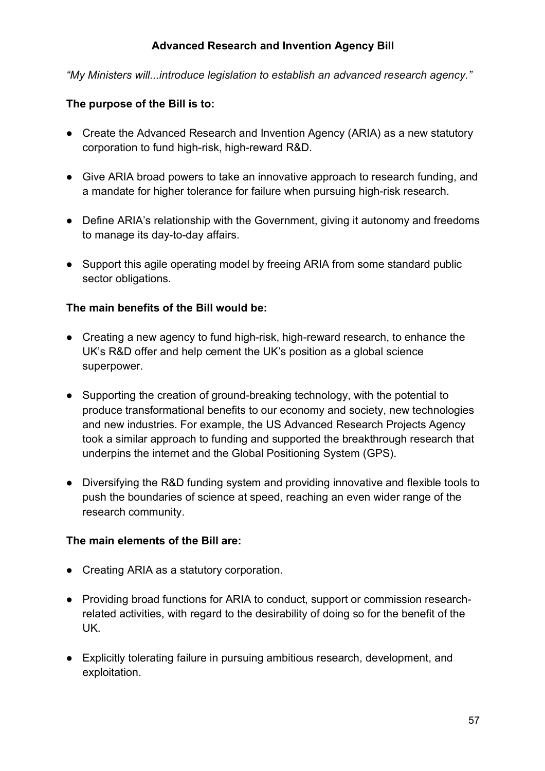## Advanced Research and Invention Agency Bill

*"My Ministers will...introduce legislation to establish an advanced research agency."*

**The purpose of the Bill is to:**

- Create the Advanced Research and Invention Agency (ARIA) as a new statutory corporation to fund high-risk, high-reward R&D.
- Give ARIA broad powers to take an innovative approach to research funding, and a mandate for higher tolerance for failure when pursuing high-risk research.
- Define ARIA's relationship with the Government, giving it autonomy and freedoms to manage its day-to-day affairs.
- Support this agile operating model by freeing ARIA from some standard public sector obligations.

**The main benefits of the Bill would be:**

- Creating a new agency to fund high-risk, high-reward research, to enhance the UK's R&D offer and help cement the UK's position as a global science superpower.
- Supporting the creation of ground-breaking technology, with the potential to produce transformational benefits to our economy and society, new technologies and new industries. For example, the US Advanced Research Projects Agency took a similar approach to funding and supported the breakthrough research that underpins the internet and the Global Positioning System (GPS).
- Diversifying the R&D funding system and providing innovative and flexible tools to push the boundaries of science at speed, reaching an even wider range of the research community.

**The main elements of the Bill are:**

- Creating ARIA as a statutory corporation.
- Providing broad functions for ARIA to conduct, support or commission research-related activities, with regard to the desirability of doing so for the benefit of the UK.
- Explicitly tolerating failure in pursuing ambitious research, development, and exploitation.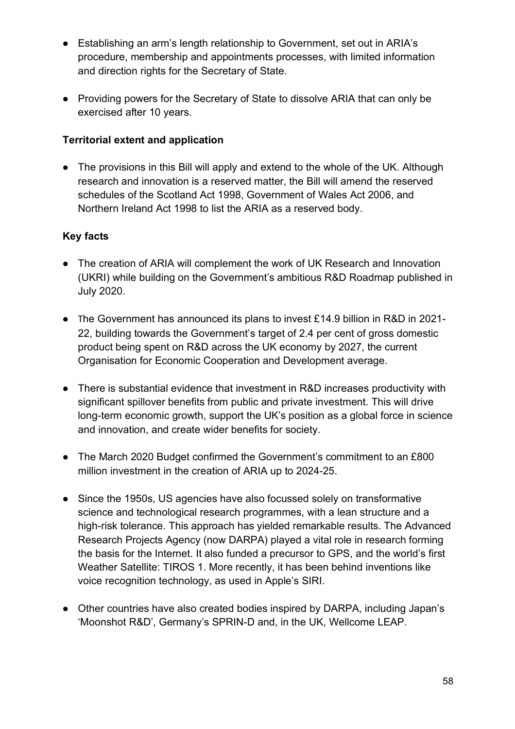- Establishing an arm's length relationship to Government, set out in ARIA's procedure, membership and appointments processes, with limited information and direction rights for the Secretary of State.

- Providing powers for the Secretary of State to dissolve ARIA that can only be exercised after 10 years.

**Territorial extent and application**

- The provisions in this Bill will apply and extend to the whole of the UK. Although research and innovation is a reserved matter, the Bill will amend the reserved schedules of the Scotland Act 1998, Government of Wales Act 2006, and Northern Ireland Act 1998 to list the ARIA as a reserved body.

**Key facts**

- The creation of ARIA will complement the work of UK Research and Innovation (UKRI) while building on the Government's ambitious R&D Roadmap published in July 2020.

- The Government has announced its plans to invest £14.9 billion in R&D in 2021-22, building towards the Government's target of 2.4 per cent of gross domestic product being spent on R&D across the UK economy by 2027, the current Organisation for Economic Cooperation and Development average.

- There is substantial evidence that investment in R&D increases productivity with significant spillover benefits from public and private investment. This will drive long-term economic growth, support the UK's position as a global force in science and innovation, and create wider benefits for society.

- The March 2020 Budget confirmed the Government's commitment to an £800 million investment in the creation of ARIA up to 2024-25.

- Since the 1950s, US agencies have also focussed solely on transformative science and technological research programmes, with a lean structure and a high-risk tolerance. This approach has yielded remarkable results. The Advanced Research Projects Agency (now DARPA) played a vital role in research forming the basis for the Internet. It also funded a precursor to GPS, and the world's first Weather Satellite: TIROS 1. More recently, it has been behind inventions like voice recognition technology, as used in Apple's SIRI.

- Other countries have also created bodies inspired by DARPA, including Japan's 'Moonshot R&D', Germany's SPRIN-D and, in the UK, Wellcome LEAP.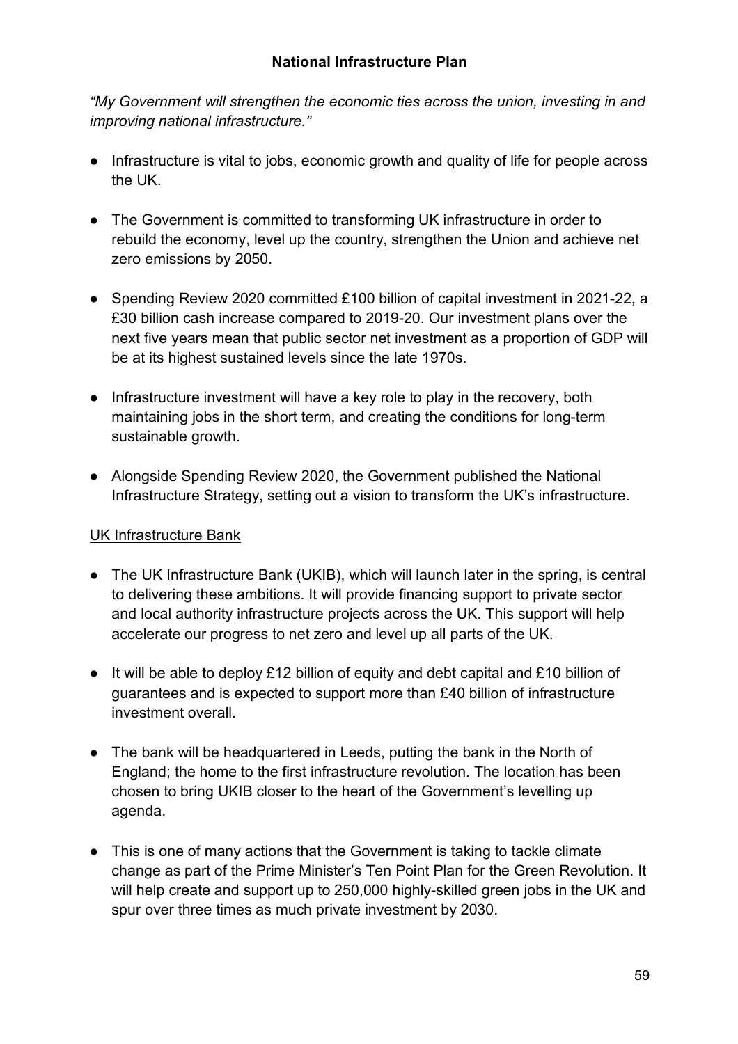## National Infrastructure Plan

*"My Government will strengthen the economic ties across the union, investing in and improving national infrastructure."*

- Infrastructure is vital to jobs, economic growth and quality of life for people across the UK.
- The Government is committed to transforming UK infrastructure in order to rebuild the economy, level up the country, strengthen the Union and achieve net zero emissions by 2050.
- Spending Review 2020 committed £100 billion of capital investment in 2021-22, a £30 billion cash increase compared to 2019-20. Our investment plans over the next five years mean that public sector net investment as a proportion of GDP will be at its highest sustained levels since the late 1970s.
- Infrastructure investment will have a key role to play in the recovery, both maintaining jobs in the short term, and creating the conditions for long-term sustainable growth.
- Alongside Spending Review 2020, the Government published the National Infrastructure Strategy, setting out a vision to transform the UK's infrastructure.

### UK Infrastructure Bank

- The UK Infrastructure Bank (UKIB), which will launch later in the spring, is central to delivering these ambitions. It will provide financing support to private sector and local authority infrastructure projects across the UK. This support will help accelerate our progress to net zero and level up all parts of the UK.
- It will be able to deploy £12 billion of equity and debt capital and £10 billion of guarantees and is expected to support more than £40 billion of infrastructure investment overall.
- The bank will be headquartered in Leeds, putting the bank in the North of England; the home to the first infrastructure revolution. The location has been chosen to bring UKIB closer to the heart of the Government's levelling up agenda.
- This is one of many actions that the Government is taking to tackle climate change as part of the Prime Minister's Ten Point Plan for the Green Revolution. It will help create and support up to 250,000 highly-skilled green jobs in the UK and spur over three times as much private investment by 2030.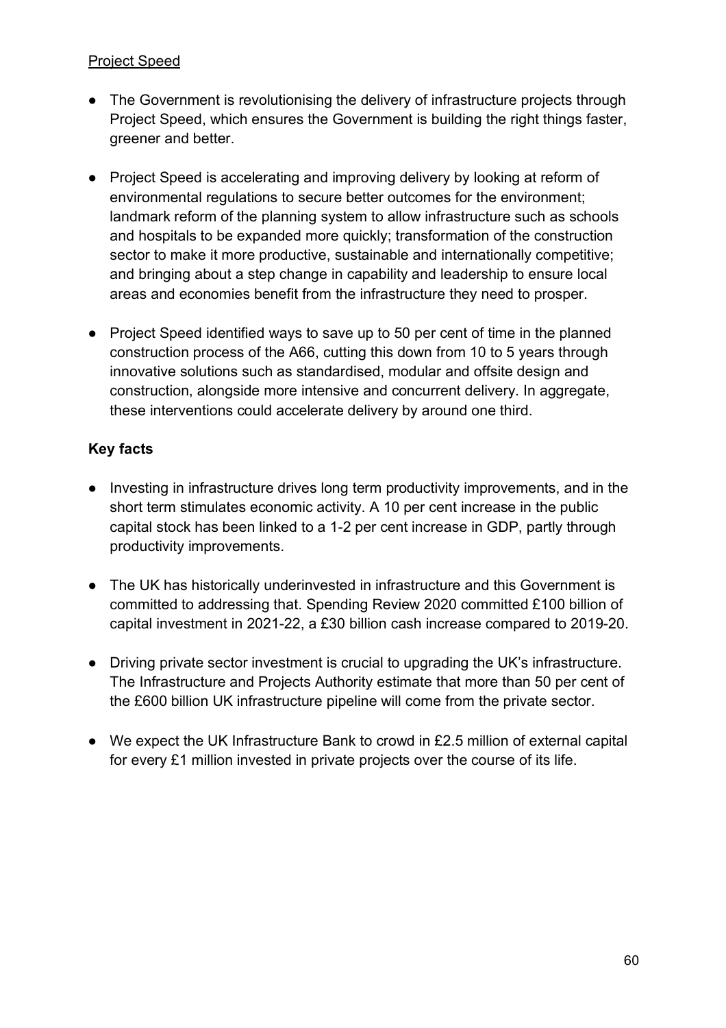Project Speed

- The Government is revolutionising the delivery of infrastructure projects through Project Speed, which ensures the Government is building the right things faster, greener and better.

- Project Speed is accelerating and improving delivery by looking at reform of environmental regulations to secure better outcomes for the environment; landmark reform of the planning system to allow infrastructure such as schools and hospitals to be expanded more quickly; transformation of the construction sector to make it more productive, sustainable and internationally competitive; and bringing about a step change in capability and leadership to ensure local areas and economies benefit from the infrastructure they need to prosper.

- Project Speed identified ways to save up to 50 per cent of time in the planned construction process of the A66, cutting this down from 10 to 5 years through innovative solutions such as standardised, modular and offsite design and construction, alongside more intensive and concurrent delivery. In aggregate, these interventions could accelerate delivery by around one third.

**Key facts**

- Investing in infrastructure drives long term productivity improvements, and in the short term stimulates economic activity. A 10 per cent increase in the public capital stock has been linked to a 1-2 per cent increase in GDP, partly through productivity improvements.

- The UK has historically underinvested in infrastructure and this Government is committed to addressing that. Spending Review 2020 committed £100 billion of capital investment in 2021-22, a £30 billion cash increase compared to 2019-20.

- Driving private sector investment is crucial to upgrading the UK's infrastructure. The Infrastructure and Projects Authority estimate that more than 50 per cent of the £600 billion UK infrastructure pipeline will come from the private sector.

- We expect the UK Infrastructure Bank to crowd in £2.5 million of external capital for every £1 million invested in private projects over the course of its life.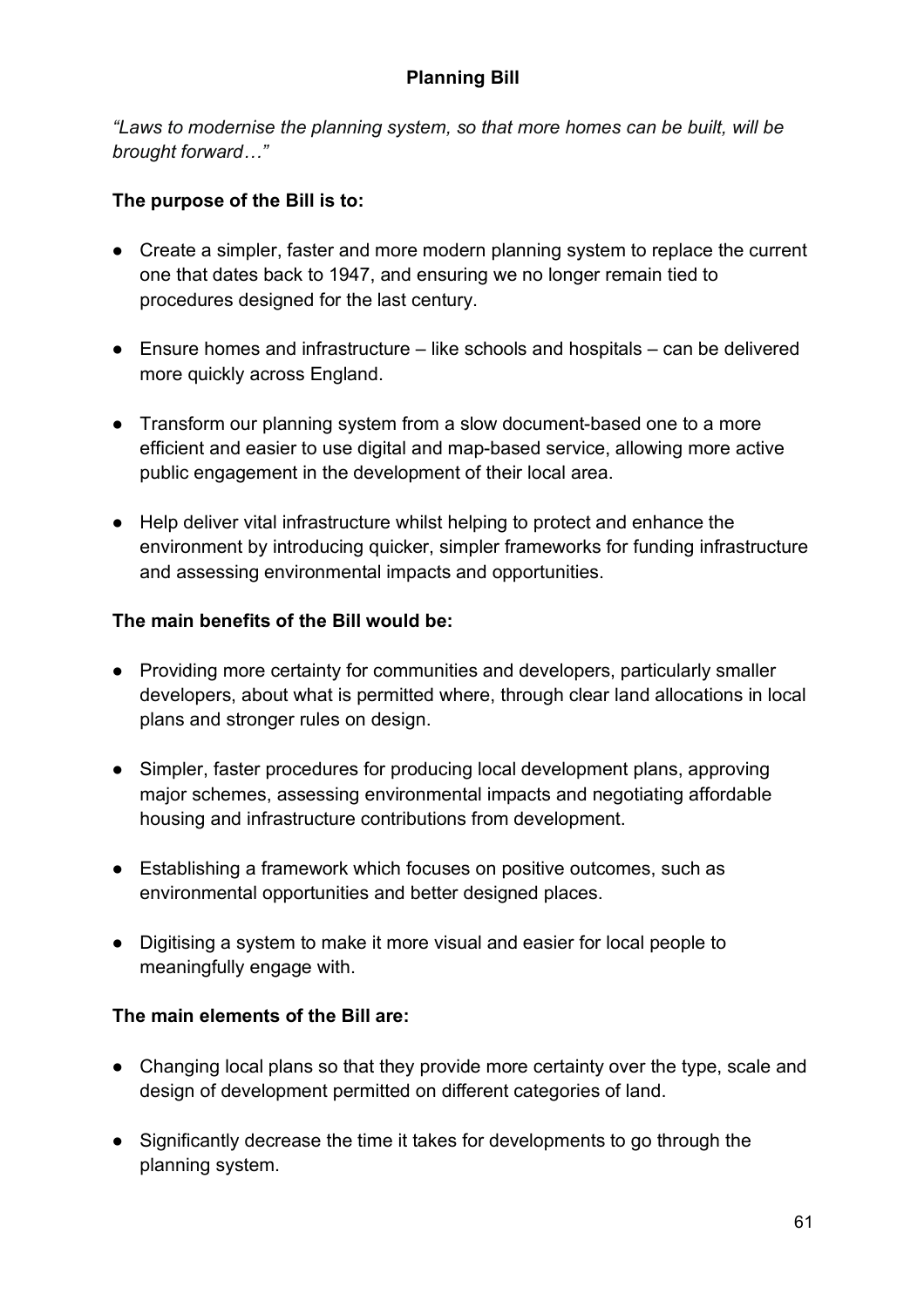## Planning Bill

*"Laws to modernise the planning system, so that more homes can be built, will be brought forward…"*

**The purpose of the Bill is to:**

- Create a simpler, faster and more modern planning system to replace the current one that dates back to 1947, and ensuring we no longer remain tied to procedures designed for the last century.
- Ensure homes and infrastructure – like schools and hospitals – can be delivered more quickly across England.
- Transform our planning system from a slow document-based one to a more efficient and easier to use digital and map-based service, allowing more active public engagement in the development of their local area.
- Help deliver vital infrastructure whilst helping to protect and enhance the environment by introducing quicker, simpler frameworks for funding infrastructure and assessing environmental impacts and opportunities.

**The main benefits of the Bill would be:**

- Providing more certainty for communities and developers, particularly smaller developers, about what is permitted where, through clear land allocations in local plans and stronger rules on design.
- Simpler, faster procedures for producing local development plans, approving major schemes, assessing environmental impacts and negotiating affordable housing and infrastructure contributions from development.
- Establishing a framework which focuses on positive outcomes, such as environmental opportunities and better designed places.
- Digitising a system to make it more visual and easier for local people to meaningfully engage with.

**The main elements of the Bill are:**

- Changing local plans so that they provide more certainty over the type, scale and design of development permitted on different categories of land.
- Significantly decrease the time it takes for developments to go through the planning system.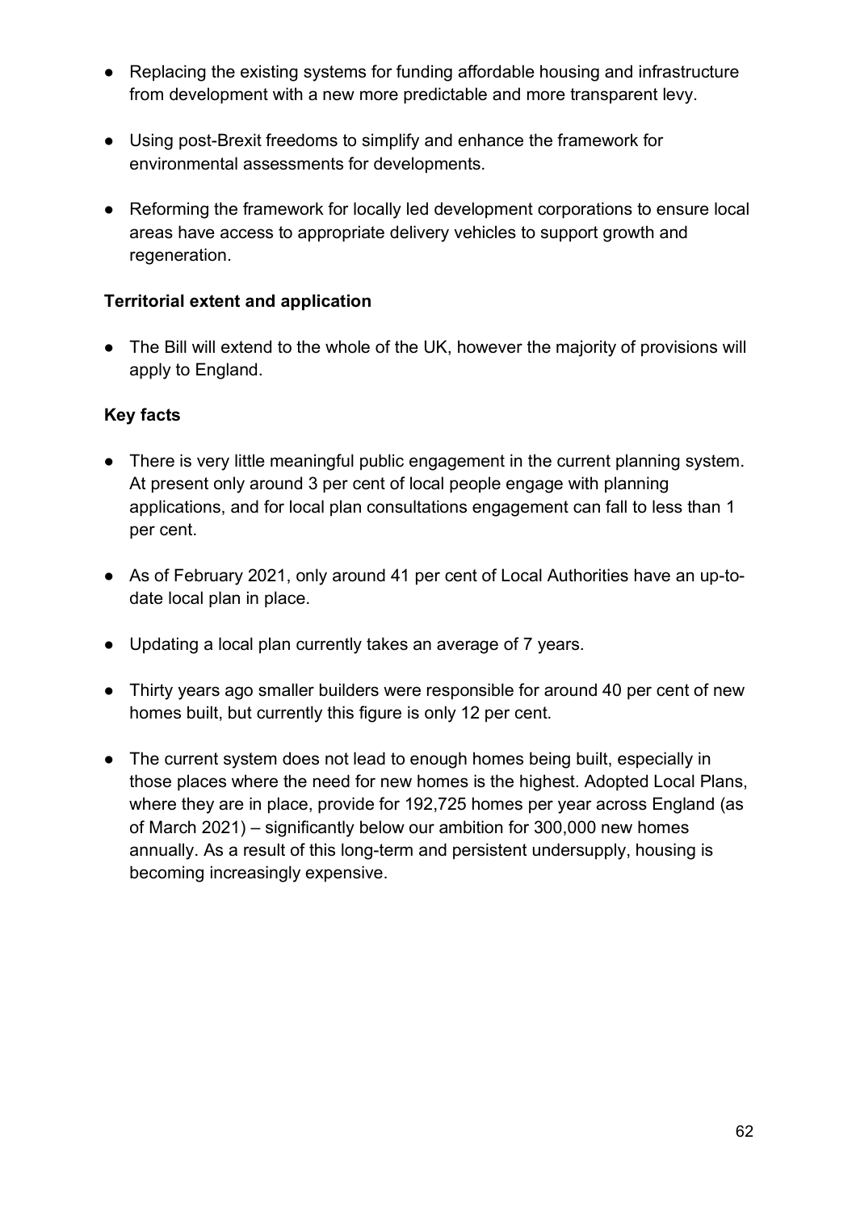- Replacing the existing systems for funding affordable housing and infrastructure from development with a new more predictable and more transparent levy.

- Using post-Brexit freedoms to simplify and enhance the framework for environmental assessments for developments.

- Reforming the framework for locally led development corporations to ensure local areas have access to appropriate delivery vehicles to support growth and regeneration.

**Territorial extent and application**

- The Bill will extend to the whole of the UK, however the majority of provisions will apply to England.

**Key facts**

- There is very little meaningful public engagement in the current planning system. At present only around 3 per cent of local people engage with planning applications, and for local plan consultations engagement can fall to less than 1 per cent.

- As of February 2021, only around 41 per cent of Local Authorities have an up-to-date local plan in place.

- Updating a local plan currently takes an average of 7 years.

- Thirty years ago smaller builders were responsible for around 40 per cent of new homes built, but currently this figure is only 12 per cent.

- The current system does not lead to enough homes being built, especially in those places where the need for new homes is the highest. Adopted Local Plans, where they are in place, provide for 192,725 homes per year across England (as of March 2021) – significantly below our ambition for 300,000 new homes annually. As a result of this long-term and persistent undersupply, housing is becoming increasingly expensive.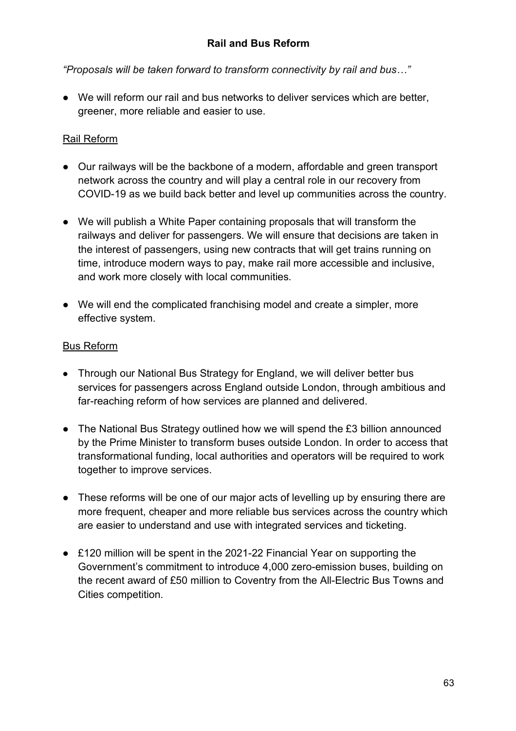## Rail and Bus Reform

*"Proposals will be taken forward to transform connectivity by rail and bus…"*

- We will reform our rail and bus networks to deliver services which are better, greener, more reliable and easier to use.

### Rail Reform

- Our railways will be the backbone of a modern, affordable and green transport network across the country and will play a central role in our recovery from COVID-19 as we build back better and level up communities across the country.
- We will publish a White Paper containing proposals that will transform the railways and deliver for passengers. We will ensure that decisions are taken in the interest of passengers, using new contracts that will get trains running on time, introduce modern ways to pay, make rail more accessible and inclusive, and work more closely with local communities.
- We will end the complicated franchising model and create a simpler, more effective system.

### Bus Reform

- Through our National Bus Strategy for England, we will deliver better bus services for passengers across England outside London, through ambitious and far-reaching reform of how services are planned and delivered.
- The National Bus Strategy outlined how we will spend the £3 billion announced by the Prime Minister to transform buses outside London. In order to access that transformational funding, local authorities and operators will be required to work together to improve services.
- These reforms will be one of our major acts of levelling up by ensuring there are more frequent, cheaper and more reliable bus services across the country which are easier to understand and use with integrated services and ticketing.
- £120 million will be spent in the 2021-22 Financial Year on supporting the Government's commitment to introduce 4,000 zero-emission buses, building on the recent award of £50 million to Coventry from the All-Electric Bus Towns and Cities competition.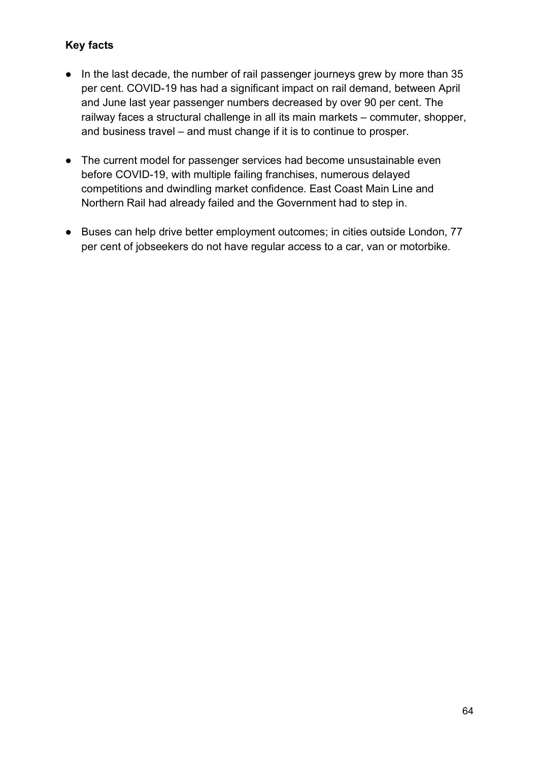**Key facts**

- In the last decade, the number of rail passenger journeys grew by more than 35 per cent. COVID-19 has had a significant impact on rail demand, between April and June last year passenger numbers decreased by over 90 per cent. The railway faces a structural challenge in all its main markets – commuter, shopper, and business travel – and must change if it is to continue to prosper.

- The current model for passenger services had become unsustainable even before COVID-19, with multiple failing franchises, numerous delayed competitions and dwindling market confidence. East Coast Main Line and Northern Rail had already failed and the Government had to step in.

- Buses can help drive better employment outcomes; in cities outside London, 77 per cent of jobseekers do not have regular access to a car, van or motorbike.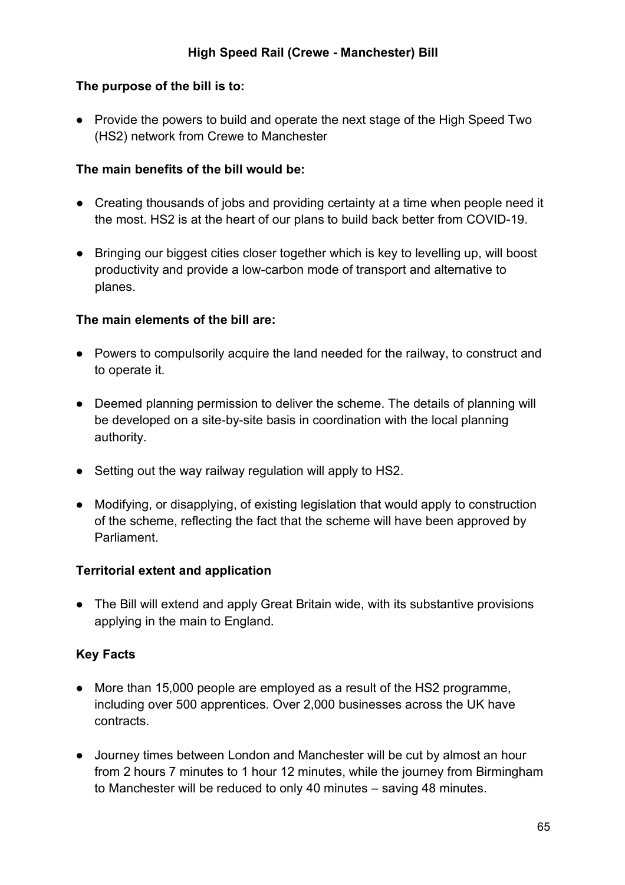## High Speed Rail (Crewe - Manchester) Bill

**The purpose of the bill is to:**

- Provide the powers to build and operate the next stage of the High Speed Two (HS2) network from Crewe to Manchester

**The main benefits of the bill would be:**

- Creating thousands of jobs and providing certainty at a time when people need it the most. HS2 is at the heart of our plans to build back better from COVID-19.
- Bringing our biggest cities closer together which is key to levelling up, will boost productivity and provide a low-carbon mode of transport and alternative to planes.

**The main elements of the bill are:**

- Powers to compulsorily acquire the land needed for the railway, to construct and to operate it.
- Deemed planning permission to deliver the scheme. The details of planning will be developed on a site-by-site basis in coordination with the local planning authority.
- Setting out the way railway regulation will apply to HS2.
- Modifying, or disapplying, of existing legislation that would apply to construction of the scheme, reflecting the fact that the scheme will have been approved by Parliament.

**Territorial extent and application**

- The Bill will extend and apply Great Britain wide, with its substantive provisions applying in the main to England.

**Key Facts**

- More than 15,000 people are employed as a result of the HS2 programme, including over 500 apprentices. Over 2,000 businesses across the UK have contracts.
- Journey times between London and Manchester will be cut by almost an hour from 2 hours 7 minutes to 1 hour 12 minutes, while the journey from Birmingham to Manchester will be reduced to only 40 minutes – saving 48 minutes.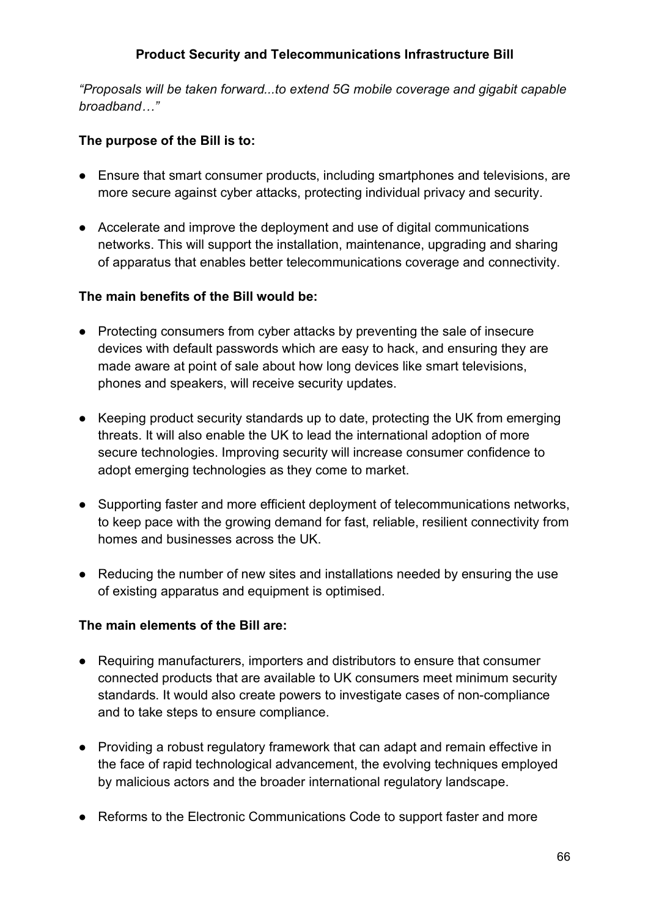## Product Security and Telecommunications Infrastructure Bill

*"Proposals will be taken forward...to extend 5G mobile coverage and gigabit capable broadband…"*

**The purpose of the Bill is to:**

- Ensure that smart consumer products, including smartphones and televisions, are more secure against cyber attacks, protecting individual privacy and security.
- Accelerate and improve the deployment and use of digital communications networks. This will support the installation, maintenance, upgrading and sharing of apparatus that enables better telecommunications coverage and connectivity.

**The main benefits of the Bill would be:**

- Protecting consumers from cyber attacks by preventing the sale of insecure devices with default passwords which are easy to hack, and ensuring they are made aware at point of sale about how long devices like smart televisions, phones and speakers, will receive security updates.
- Keeping product security standards up to date, protecting the UK from emerging threats. It will also enable the UK to lead the international adoption of more secure technologies. Improving security will increase consumer confidence to adopt emerging technologies as they come to market.
- Supporting faster and more efficient deployment of telecommunications networks, to keep pace with the growing demand for fast, reliable, resilient connectivity from homes and businesses across the UK.
- Reducing the number of new sites and installations needed by ensuring the use of existing apparatus and equipment is optimised.

**The main elements of the Bill are:**

- Requiring manufacturers, importers and distributors to ensure that consumer connected products that are available to UK consumers meet minimum security standards. It would also create powers to investigate cases of non-compliance and to take steps to ensure compliance.
- Providing a robust regulatory framework that can adapt and remain effective in the face of rapid technological advancement, the evolving techniques employed by malicious actors and the broader international regulatory landscape.
- Reforms to the Electronic Communications Code to support faster and more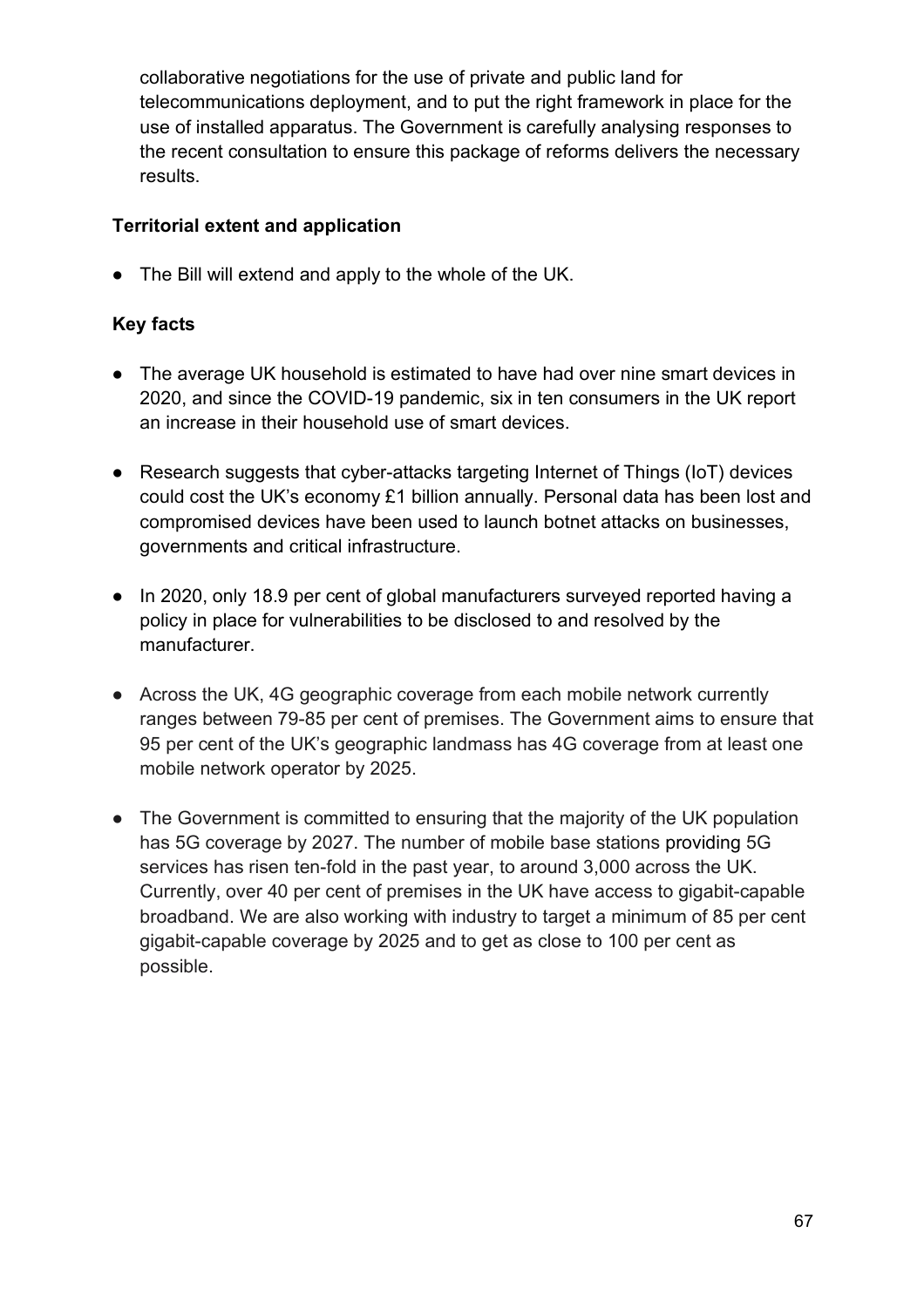collaborative negotiations for the use of private and public land for telecommunications deployment, and to put the right framework in place for the use of installed apparatus. The Government is carefully analysing responses to the recent consultation to ensure this package of reforms delivers the necessary results.

**Territorial extent and application**

- The Bill will extend and apply to the whole of the UK.

**Key facts**

- The average UK household is estimated to have had over nine smart devices in 2020, and since the COVID-19 pandemic, six in ten consumers in the UK report an increase in their household use of smart devices.
- Research suggests that cyber-attacks targeting Internet of Things (IoT) devices could cost the UK's economy £1 billion annually. Personal data has been lost and compromised devices have been used to launch botnet attacks on businesses, governments and critical infrastructure.
- In 2020, only 18.9 per cent of global manufacturers surveyed reported having a policy in place for vulnerabilities to be disclosed to and resolved by the manufacturer.
- Across the UK, 4G geographic coverage from each mobile network currently ranges between 79-85 per cent of premises. The Government aims to ensure that 95 per cent of the UK's geographic landmass has 4G coverage from at least one mobile network operator by 2025.
- The Government is committed to ensuring that the majority of the UK population has 5G coverage by 2027. The number of mobile base stations providing 5G services has risen ten-fold in the past year, to around 3,000 across the UK. Currently, over 40 per cent of premises in the UK have access to gigabit-capable broadband. We are also working with industry to target a minimum of 85 per cent gigabit-capable coverage by 2025 and to get as close to 100 per cent as possible.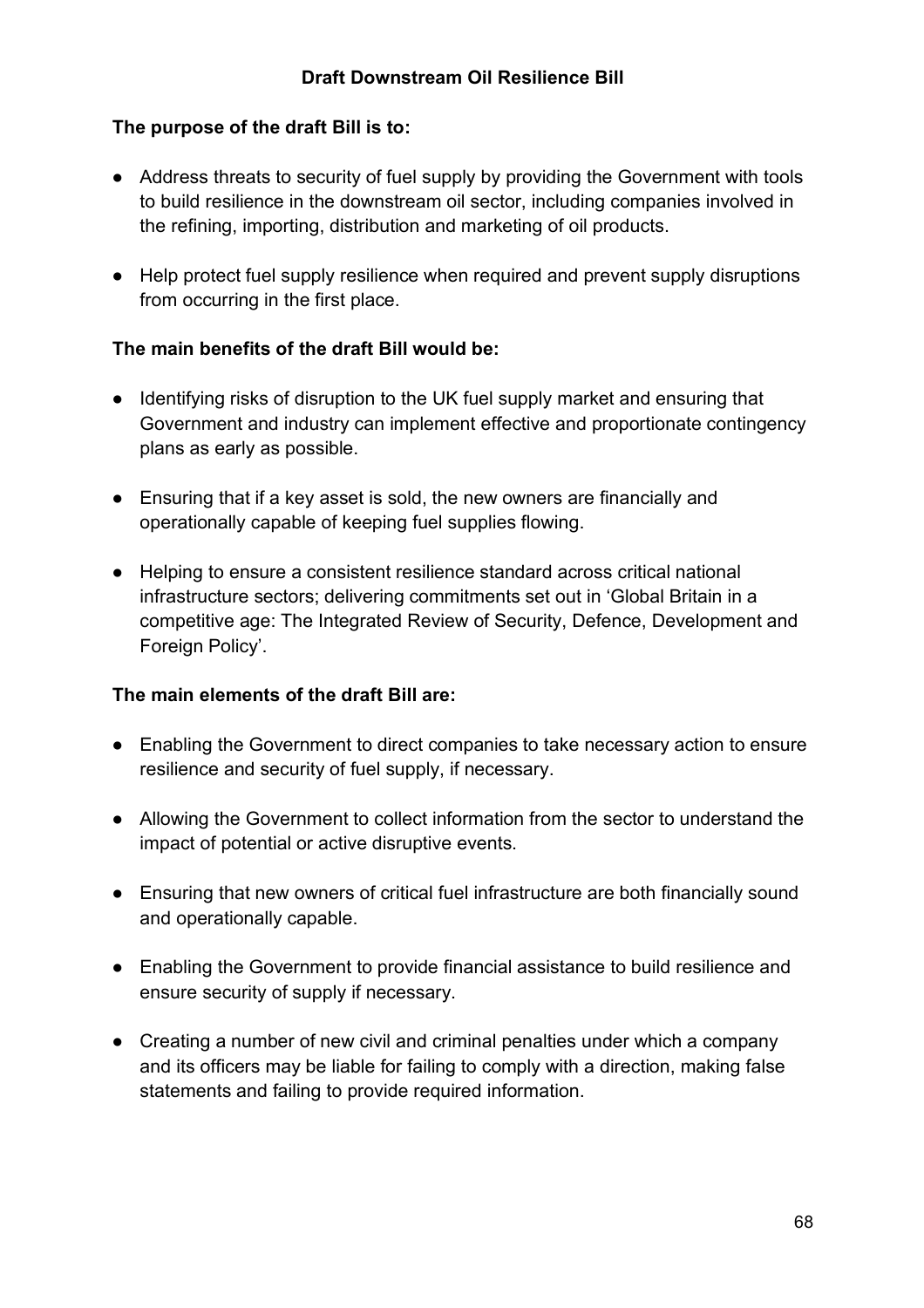## Draft Downstream Oil Resilience Bill

**The purpose of the draft Bill is to:**

- Address threats to security of fuel supply by providing the Government with tools to build resilience in the downstream oil sector, including companies involved in the refining, importing, distribution and marketing of oil products.
- Help protect fuel supply resilience when required and prevent supply disruptions from occurring in the first place.

**The main benefits of the draft Bill would be:**

- Identifying risks of disruption to the UK fuel supply market and ensuring that Government and industry can implement effective and proportionate contingency plans as early as possible.
- Ensuring that if a key asset is sold, the new owners are financially and operationally capable of keeping fuel supplies flowing.
- Helping to ensure a consistent resilience standard across critical national infrastructure sectors; delivering commitments set out in 'Global Britain in a competitive age: The Integrated Review of Security, Defence, Development and Foreign Policy'.

**The main elements of the draft Bill are:**

- Enabling the Government to direct companies to take necessary action to ensure resilience and security of fuel supply, if necessary.
- Allowing the Government to collect information from the sector to understand the impact of potential or active disruptive events.
- Ensuring that new owners of critical fuel infrastructure are both financially sound and operationally capable.
- Enabling the Government to provide financial assistance to build resilience and ensure security of supply if necessary.
- Creating a number of new civil and criminal penalties under which a company and its officers may be liable for failing to comply with a direction, making false statements and failing to provide required information.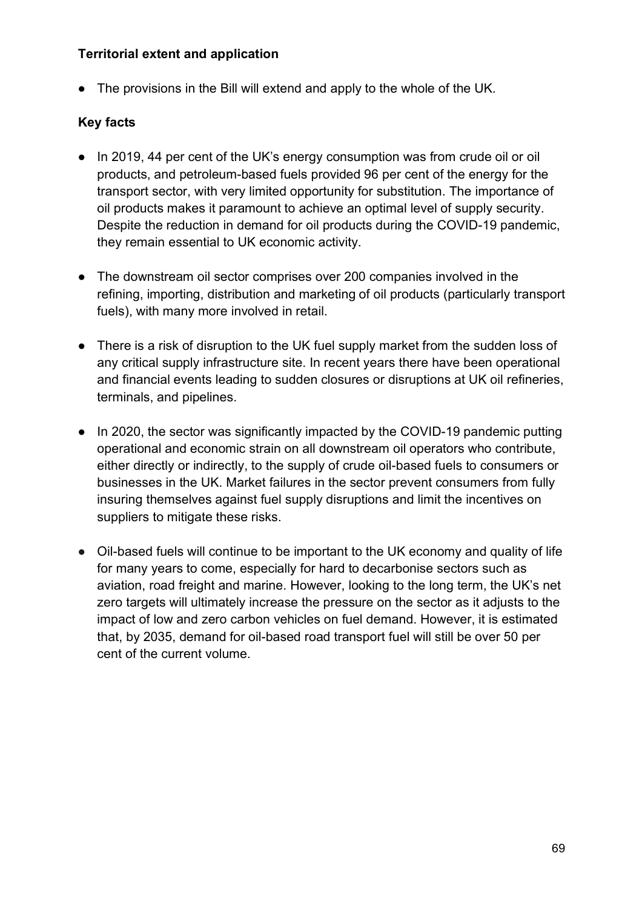**Territorial extent and application**

- The provisions in the Bill will extend and apply to the whole of the UK.

**Key facts**

- In 2019, 44 per cent of the UK's energy consumption was from crude oil or oil products, and petroleum-based fuels provided 96 per cent of the energy for the transport sector, with very limited opportunity for substitution. The importance of oil products makes it paramount to achieve an optimal level of supply security. Despite the reduction in demand for oil products during the COVID-19 pandemic, they remain essential to UK economic activity.

- The downstream oil sector comprises over 200 companies involved in the refining, importing, distribution and marketing of oil products (particularly transport fuels), with many more involved in retail.

- There is a risk of disruption to the UK fuel supply market from the sudden loss of any critical supply infrastructure site. In recent years there have been operational and financial events leading to sudden closures or disruptions at UK oil refineries, terminals, and pipelines.

- In 2020, the sector was significantly impacted by the COVID-19 pandemic putting operational and economic strain on all downstream oil operators who contribute, either directly or indirectly, to the supply of crude oil-based fuels to consumers or businesses in the UK. Market failures in the sector prevent consumers from fully insuring themselves against fuel supply disruptions and limit the incentives on suppliers to mitigate these risks.

- Oil-based fuels will continue to be important to the UK economy and quality of life for many years to come, especially for hard to decarbonise sectors such as aviation, road freight and marine. However, looking to the long term, the UK's net zero targets will ultimately increase the pressure on the sector as it adjusts to the impact of low and zero carbon vehicles on fuel demand. However, it is estimated that, by 2035, demand for oil-based road transport fuel will still be over 50 per cent of the current volume.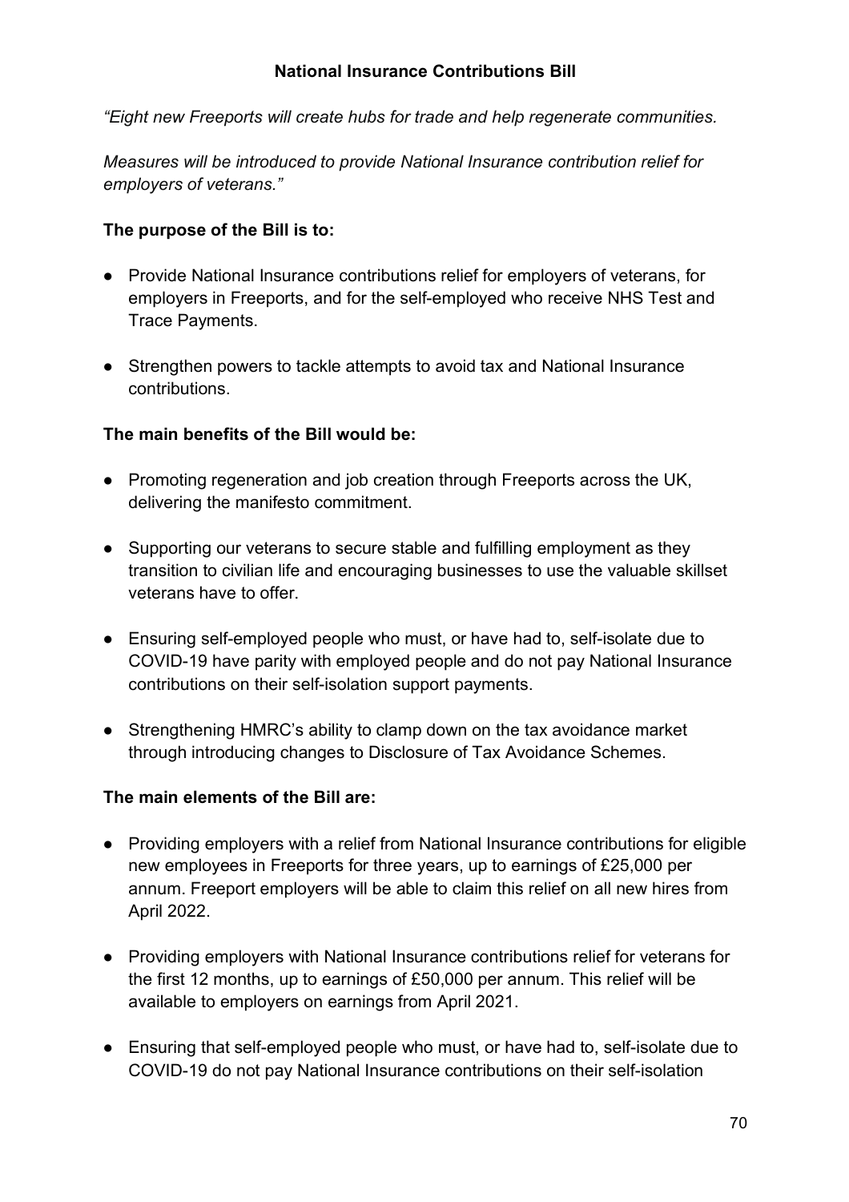## National Insurance Contributions Bill

*"Eight new Freeports will create hubs for trade and help regenerate communities.*

*Measures will be introduced to provide National Insurance contribution relief for employers of veterans."*

**The purpose of the Bill is to:**

- Provide National Insurance contributions relief for employers of veterans, for employers in Freeports, and for the self-employed who receive NHS Test and Trace Payments.
- Strengthen powers to tackle attempts to avoid tax and National Insurance contributions.

**The main benefits of the Bill would be:**

- Promoting regeneration and job creation through Freeports across the UK, delivering the manifesto commitment.
- Supporting our veterans to secure stable and fulfilling employment as they transition to civilian life and encouraging businesses to use the valuable skillset veterans have to offer.
- Ensuring self-employed people who must, or have had to, self-isolate due to COVID-19 have parity with employed people and do not pay National Insurance contributions on their self-isolation support payments.
- Strengthening HMRC's ability to clamp down on the tax avoidance market through introducing changes to Disclosure of Tax Avoidance Schemes.

**The main elements of the Bill are:**

- Providing employers with a relief from National Insurance contributions for eligible new employees in Freeports for three years, up to earnings of £25,000 per annum. Freeport employers will be able to claim this relief on all new hires from April 2022.
- Providing employers with National Insurance contributions relief for veterans for the first 12 months, up to earnings of £50,000 per annum. This relief will be available to employers on earnings from April 2021.
- Ensuring that self-employed people who must, or have had to, self-isolate due to COVID-19 do not pay National Insurance contributions on their self-isolation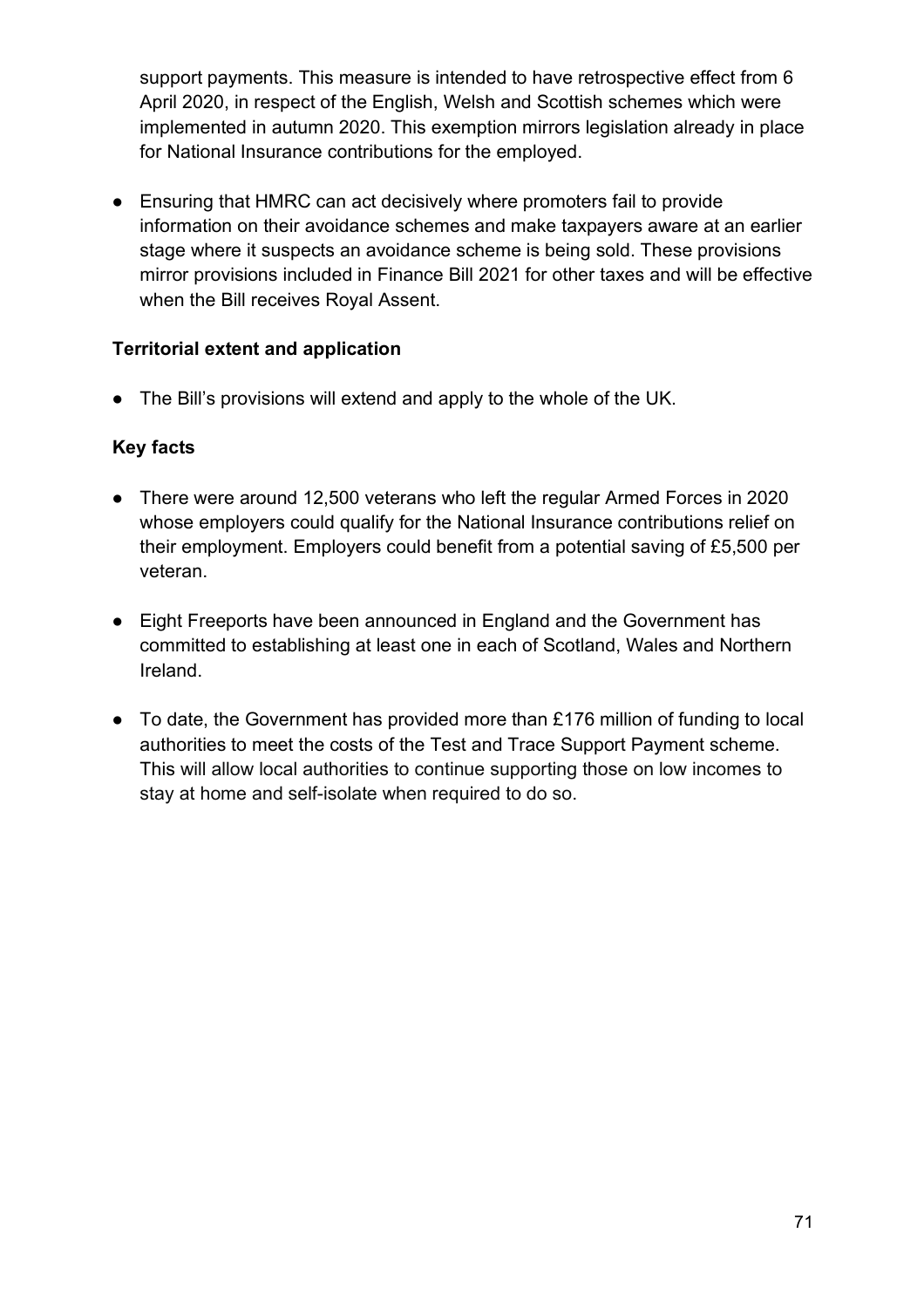support payments. This measure is intended to have retrospective effect from 6 April 2020, in respect of the English, Welsh and Scottish schemes which were implemented in autumn 2020. This exemption mirrors legislation already in place for National Insurance contributions for the employed.

- Ensuring that HMRC can act decisively where promoters fail to provide information on their avoidance schemes and make taxpayers aware at an earlier stage where it suspects an avoidance scheme is being sold. These provisions mirror provisions included in Finance Bill 2021 for other taxes and will be effective when the Bill receives Royal Assent.

**Territorial extent and application**

- The Bill's provisions will extend and apply to the whole of the UK.

**Key facts**

- There were around 12,500 veterans who left the regular Armed Forces in 2020 whose employers could qualify for the National Insurance contributions relief on their employment. Employers could benefit from a potential saving of £5,500 per veteran.
- Eight Freeports have been announced in England and the Government has committed to establishing at least one in each of Scotland, Wales and Northern Ireland.
- To date, the Government has provided more than £176 million of funding to local authorities to meet the costs of the Test and Trace Support Payment scheme. This will allow local authorities to continue supporting those on low incomes to stay at home and self-isolate when required to do so.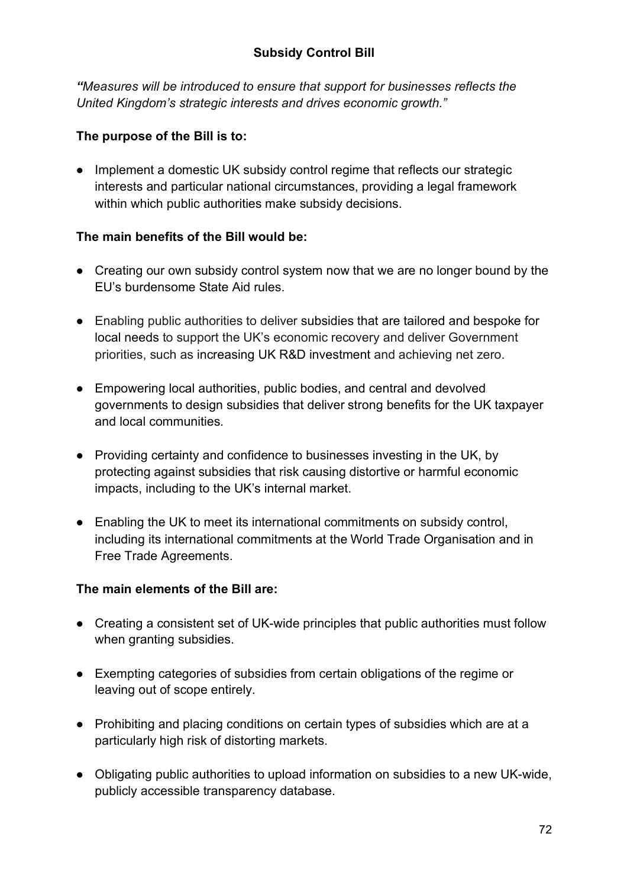## Subsidy Control Bill

***"****Measures will be introduced to ensure that support for businesses reflects the United Kingdom's strategic interests and drives economic growth."*

**The purpose of the Bill is to:**

- Implement a domestic UK subsidy control regime that reflects our strategic interests and particular national circumstances, providing a legal framework within which public authorities make subsidy decisions.

**The main benefits of the Bill would be:**

- Creating our own subsidy control system now that we are no longer bound by the EU's burdensome State Aid rules.

- Enabling public authorities to deliver subsidies that are tailored and bespoke for local needs to support the UK's economic recovery and deliver Government priorities, such as increasing UK R&D investment and achieving net zero.

- Empowering local authorities, public bodies, and central and devolved governments to design subsidies that deliver strong benefits for the UK taxpayer and local communities.

- Providing certainty and confidence to businesses investing in the UK, by protecting against subsidies that risk causing distortive or harmful economic impacts, including to the UK's internal market.

- Enabling the UK to meet its international commitments on subsidy control, including its international commitments at the World Trade Organisation and in Free Trade Agreements.

**The main elements of the Bill are:**

- Creating a consistent set of UK-wide principles that public authorities must follow when granting subsidies.

- Exempting categories of subsidies from certain obligations of the regime or leaving out of scope entirely.

- Prohibiting and placing conditions on certain types of subsidies which are at a particularly high risk of distorting markets.

- Obligating public authorities to upload information on subsidies to a new UK-wide, publicly accessible transparency database.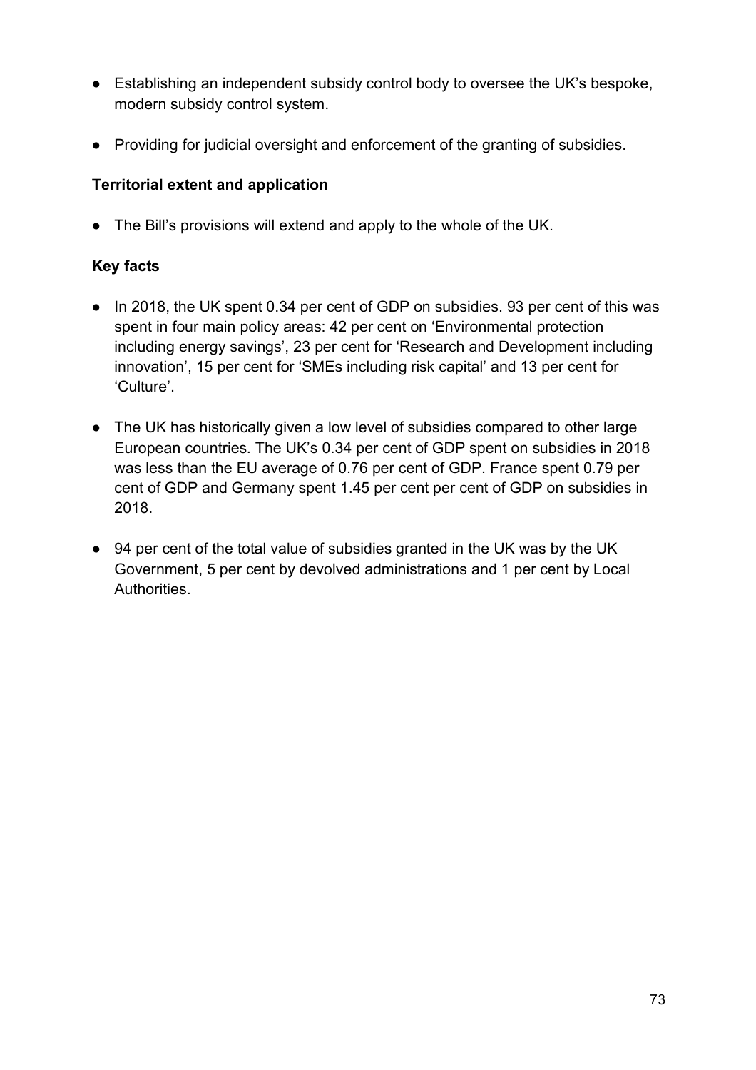- Establishing an independent subsidy control body to oversee the UK's bespoke, modern subsidy control system.

- Providing for judicial oversight and enforcement of the granting of subsidies.

**Territorial extent and application**

- The Bill's provisions will extend and apply to the whole of the UK.

**Key facts**

- In 2018, the UK spent 0.34 per cent of GDP on subsidies. 93 per cent of this was spent in four main policy areas: 42 per cent on 'Environmental protection including energy savings', 23 per cent for 'Research and Development including innovation', 15 per cent for 'SMEs including risk capital' and 13 per cent for 'Culture'.

- The UK has historically given a low level of subsidies compared to other large European countries. The UK's 0.34 per cent of GDP spent on subsidies in 2018 was less than the EU average of 0.76 per cent of GDP. France spent 0.79 per cent of GDP and Germany spent 1.45 per cent per cent of GDP on subsidies in 2018.

- 94 per cent of the total value of subsidies granted in the UK was by the UK Government, 5 per cent by devolved administrations and 1 per cent by Local Authorities.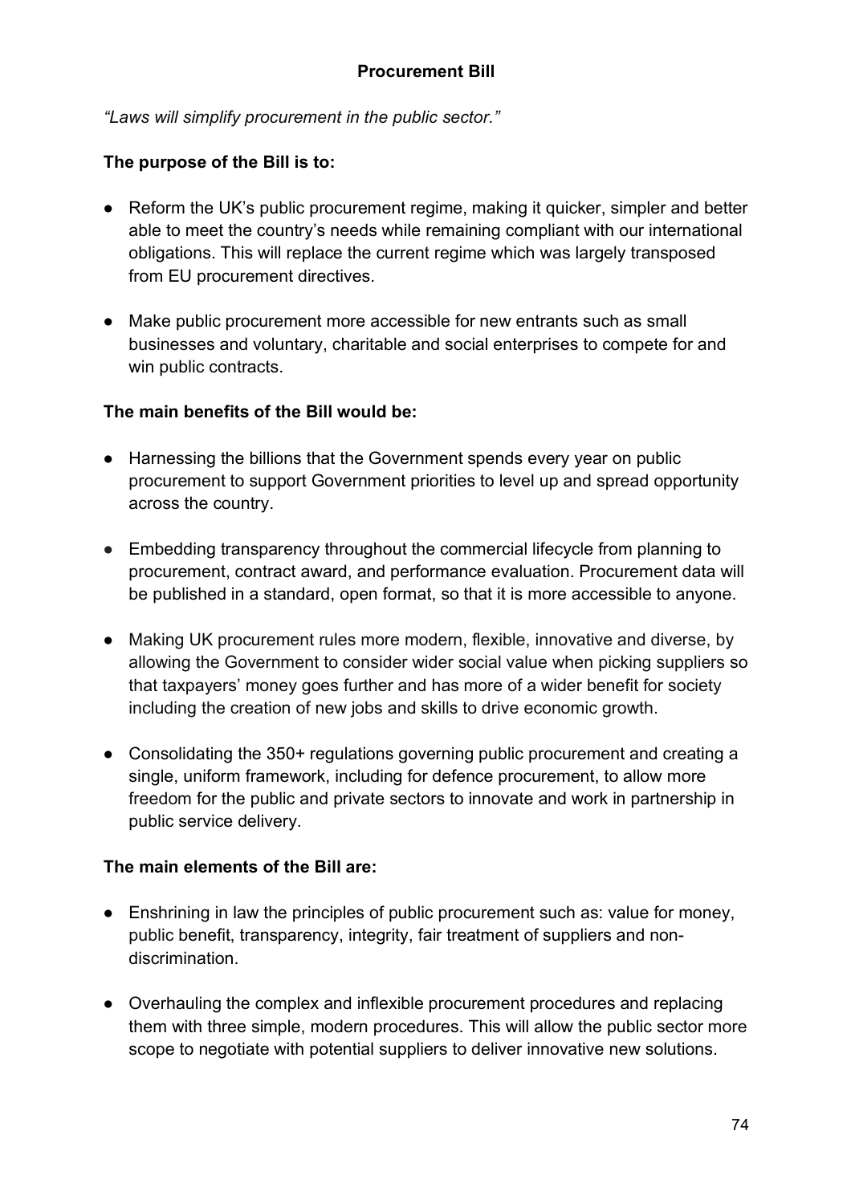## Procurement Bill

*"Laws will simplify procurement in the public sector."*

**The purpose of the Bill is to:**

- Reform the UK's public procurement regime, making it quicker, simpler and better able to meet the country's needs while remaining compliant with our international obligations. This will replace the current regime which was largely transposed from EU procurement directives.
- Make public procurement more accessible for new entrants such as small businesses and voluntary, charitable and social enterprises to compete for and win public contracts.

**The main benefits of the Bill would be:**

- Harnessing the billions that the Government spends every year on public procurement to support Government priorities to level up and spread opportunity across the country.
- Embedding transparency throughout the commercial lifecycle from planning to procurement, contract award, and performance evaluation. Procurement data will be published in a standard, open format, so that it is more accessible to anyone.
- Making UK procurement rules more modern, flexible, innovative and diverse, by allowing the Government to consider wider social value when picking suppliers so that taxpayers' money goes further and has more of a wider benefit for society including the creation of new jobs and skills to drive economic growth.
- Consolidating the 350+ regulations governing public procurement and creating a single, uniform framework, including for defence procurement, to allow more freedom for the public and private sectors to innovate and work in partnership in public service delivery.

**The main elements of the Bill are:**

- Enshrining in law the principles of public procurement such as: value for money, public benefit, transparency, integrity, fair treatment of suppliers and non-discrimination.
- Overhauling the complex and inflexible procurement procedures and replacing them with three simple, modern procedures. This will allow the public sector more scope to negotiate with potential suppliers to deliver innovative new solutions.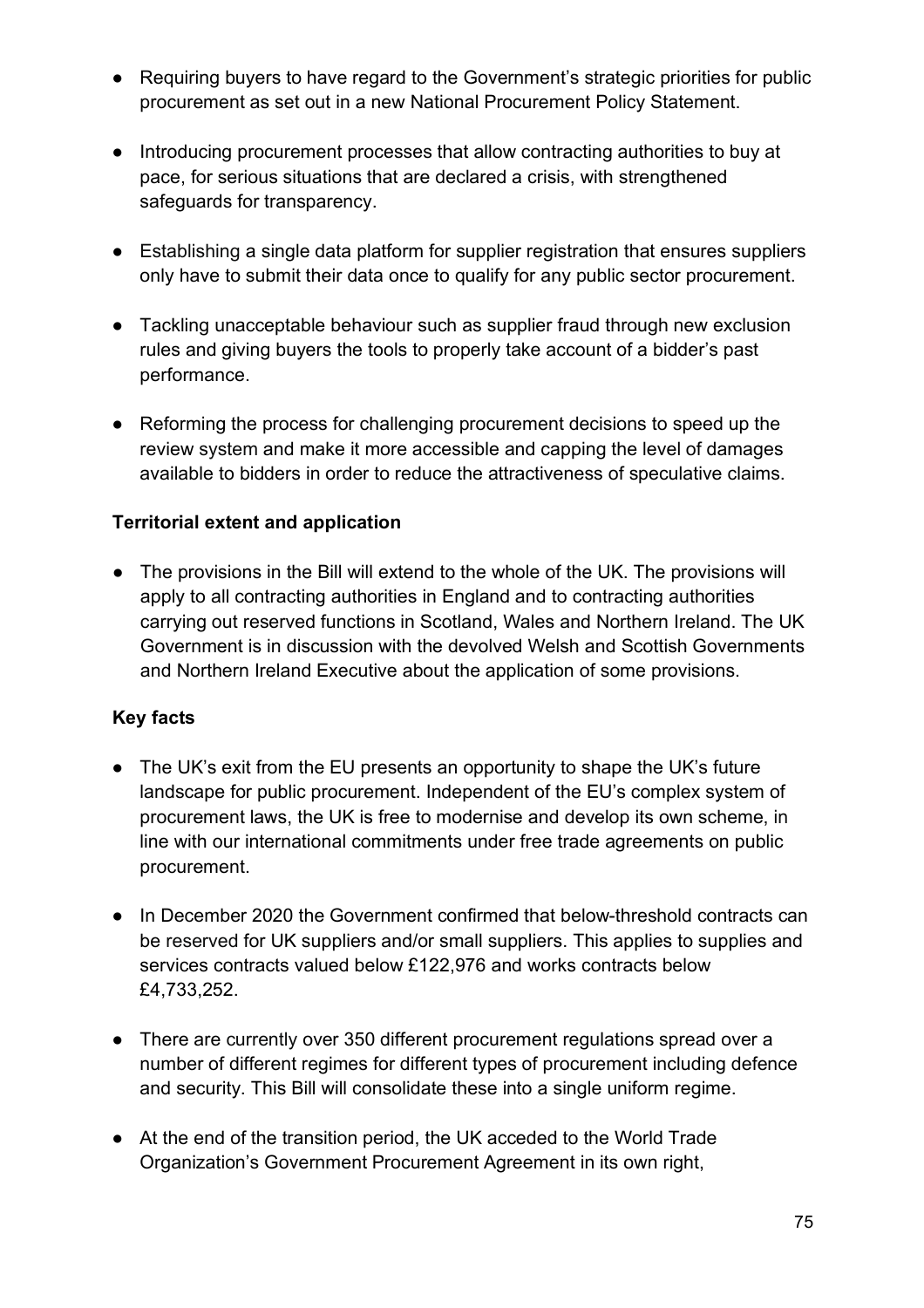- Requiring buyers to have regard to the Government's strategic priorities for public procurement as set out in a new National Procurement Policy Statement.

- Introducing procurement processes that allow contracting authorities to buy at pace, for serious situations that are declared a crisis, with strengthened safeguards for transparency.

- Establishing a single data platform for supplier registration that ensures suppliers only have to submit their data once to qualify for any public sector procurement.

- Tackling unacceptable behaviour such as supplier fraud through new exclusion rules and giving buyers the tools to properly take account of a bidder's past performance.

- Reforming the process for challenging procurement decisions to speed up the review system and make it more accessible and capping the level of damages available to bidders in order to reduce the attractiveness of speculative claims.

**Territorial extent and application**

- The provisions in the Bill will extend to the whole of the UK. The provisions will apply to all contracting authorities in England and to contracting authorities carrying out reserved functions in Scotland, Wales and Northern Ireland. The UK Government is in discussion with the devolved Welsh and Scottish Governments and Northern Ireland Executive about the application of some provisions.

**Key facts**

- The UK's exit from the EU presents an opportunity to shape the UK's future landscape for public procurement. Independent of the EU's complex system of procurement laws, the UK is free to modernise and develop its own scheme, in line with our international commitments under free trade agreements on public procurement.

- In December 2020 the Government confirmed that below-threshold contracts can be reserved for UK suppliers and/or small suppliers. This applies to supplies and services contracts valued below £122,976 and works contracts below £4,733,252.

- There are currently over 350 different procurement regulations spread over a number of different regimes for different types of procurement including defence and security. This Bill will consolidate these into a single uniform regime.

- At the end of the transition period, the UK acceded to the World Trade Organization's Government Procurement Agreement in its own right,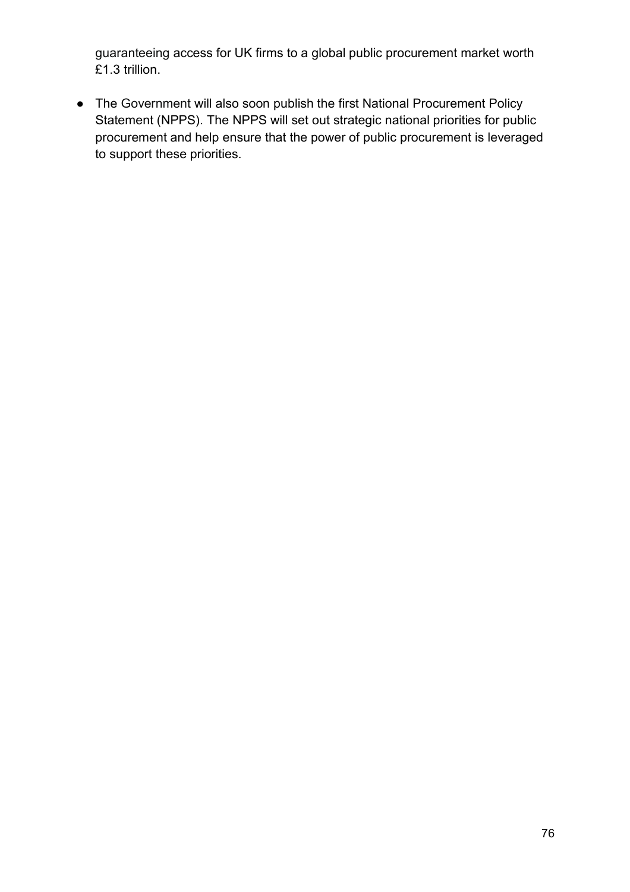guaranteeing access for UK firms to a global public procurement market worth £1.3 trillion.

- The Government will also soon publish the first National Procurement Policy Statement (NPPS). The NPPS will set out strategic national priorities for public procurement and help ensure that the power of public procurement is leveraged to support these priorities.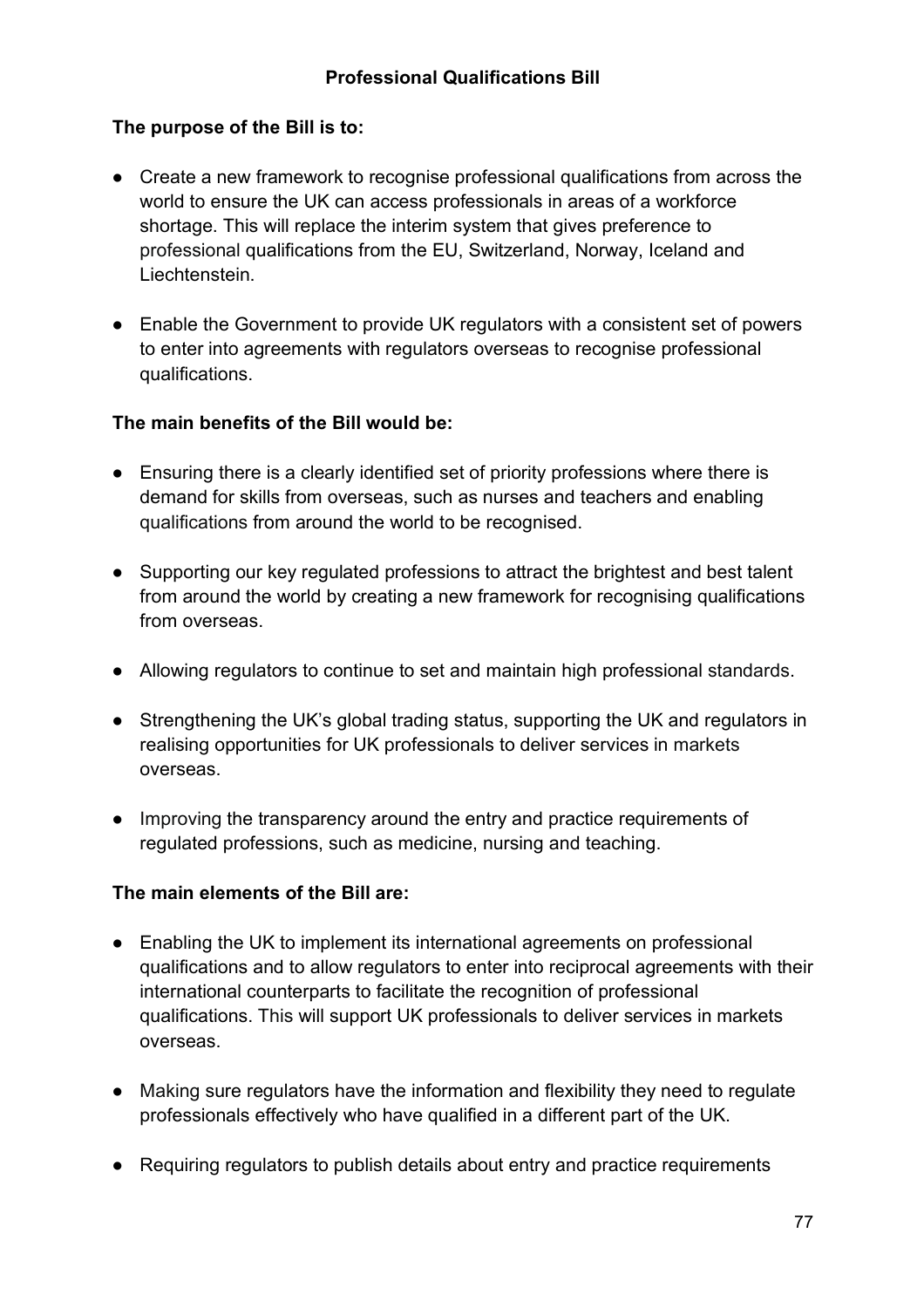## Professional Qualifications Bill

**The purpose of the Bill is to:**

- Create a new framework to recognise professional qualifications from across the world to ensure the UK can access professionals in areas of a workforce shortage. This will replace the interim system that gives preference to professional qualifications from the EU, Switzerland, Norway, Iceland and Liechtenstein.
- Enable the Government to provide UK regulators with a consistent set of powers to enter into agreements with regulators overseas to recognise professional qualifications.

**The main benefits of the Bill would be:**

- Ensuring there is a clearly identified set of priority professions where there is demand for skills from overseas, such as nurses and teachers and enabling qualifications from around the world to be recognised.
- Supporting our key regulated professions to attract the brightest and best talent from around the world by creating a new framework for recognising qualifications from overseas.
- Allowing regulators to continue to set and maintain high professional standards.
- Strengthening the UK's global trading status, supporting the UK and regulators in realising opportunities for UK professionals to deliver services in markets overseas.
- Improving the transparency around the entry and practice requirements of regulated professions, such as medicine, nursing and teaching.

**The main elements of the Bill are:**

- Enabling the UK to implement its international agreements on professional qualifications and to allow regulators to enter into reciprocal agreements with their international counterparts to facilitate the recognition of professional qualifications. This will support UK professionals to deliver services in markets overseas.
- Making sure regulators have the information and flexibility they need to regulate professionals effectively who have qualified in a different part of the UK.
- Requiring regulators to publish details about entry and practice requirements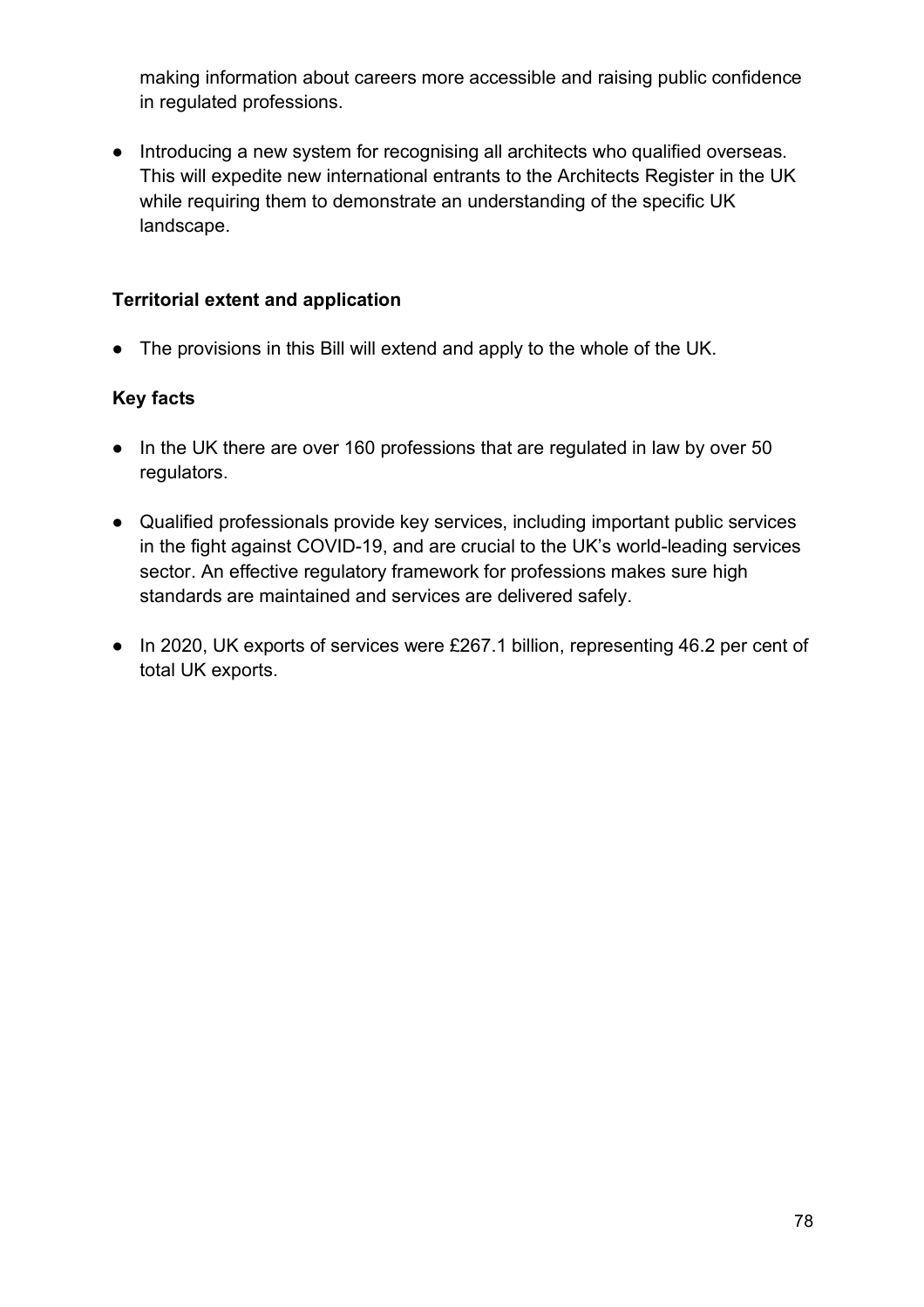making information about careers more accessible and raising public confidence in regulated professions.

- Introducing a new system for recognising all architects who qualified overseas. This will expedite new international entrants to the Architects Register in the UK while requiring them to demonstrate an understanding of the specific UK landscape.

**Territorial extent and application**

- The provisions in this Bill will extend and apply to the whole of the UK.

**Key facts**

- In the UK there are over 160 professions that are regulated in law by over 50 regulators.
- Qualified professionals provide key services, including important public services in the fight against COVID-19, and are crucial to the UK's world-leading services sector. An effective regulatory framework for professions makes sure high standards are maintained and services are delivered safely.
- In 2020, UK exports of services were £267.1 billion, representing 46.2 per cent of total UK exports.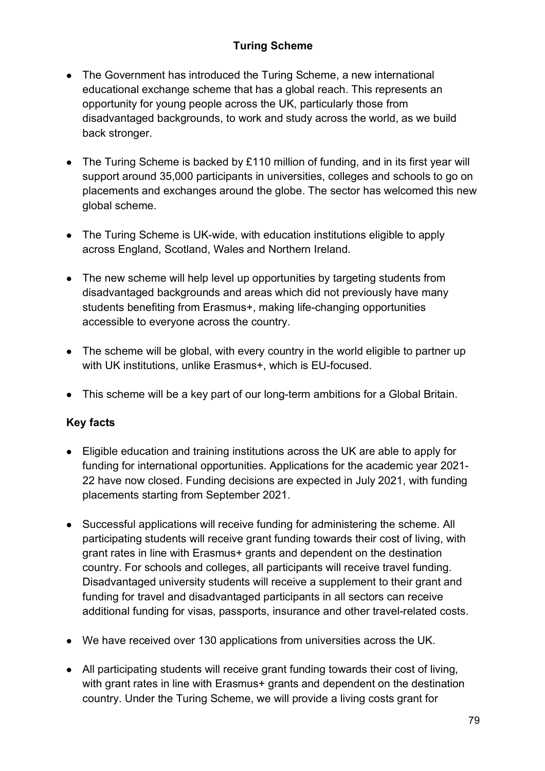## Turing Scheme

- The Government has introduced the Turing Scheme, a new international educational exchange scheme that has a global reach. This represents an opportunity for young people across the UK, particularly those from disadvantaged backgrounds, to work and study across the world, as we build back stronger.
- The Turing Scheme is backed by £110 million of funding, and in its first year will support around 35,000 participants in universities, colleges and schools to go on placements and exchanges around the globe. The sector has welcomed this new global scheme.
- The Turing Scheme is UK-wide, with education institutions eligible to apply across England, Scotland, Wales and Northern Ireland.
- The new scheme will help level up opportunities by targeting students from disadvantaged backgrounds and areas which did not previously have many students benefiting from Erasmus+, making life-changing opportunities accessible to everyone across the country.
- The scheme will be global, with every country in the world eligible to partner up with UK institutions, unlike Erasmus+, which is EU-focused.
- This scheme will be a key part of our long-term ambitions for a Global Britain.

### Key facts

- Eligible education and training institutions across the UK are able to apply for funding for international opportunities. Applications for the academic year 2021-22 have now closed. Funding decisions are expected in July 2021, with funding placements starting from September 2021.
- Successful applications will receive funding for administering the scheme. All participating students will receive grant funding towards their cost of living, with grant rates in line with Erasmus+ grants and dependent on the destination country. For schools and colleges, all participants will receive travel funding. Disadvantaged university students will receive a supplement to their grant and funding for travel and disadvantaged participants in all sectors can receive additional funding for visas, passports, insurance and other travel-related costs.
- We have received over 130 applications from universities across the UK.
- All participating students will receive grant funding towards their cost of living, with grant rates in line with Erasmus+ grants and dependent on the destination country. Under the Turing Scheme, we will provide a living costs grant for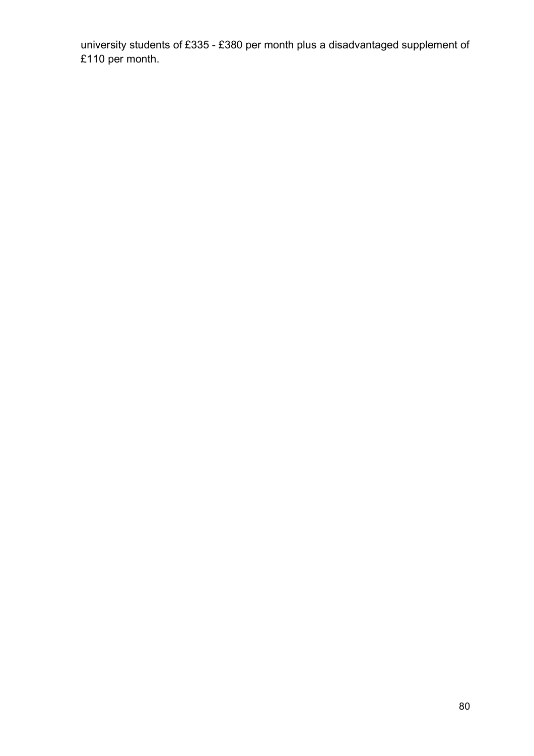university students of £335 - £380 per month plus a disadvantaged supplement of £110 per month.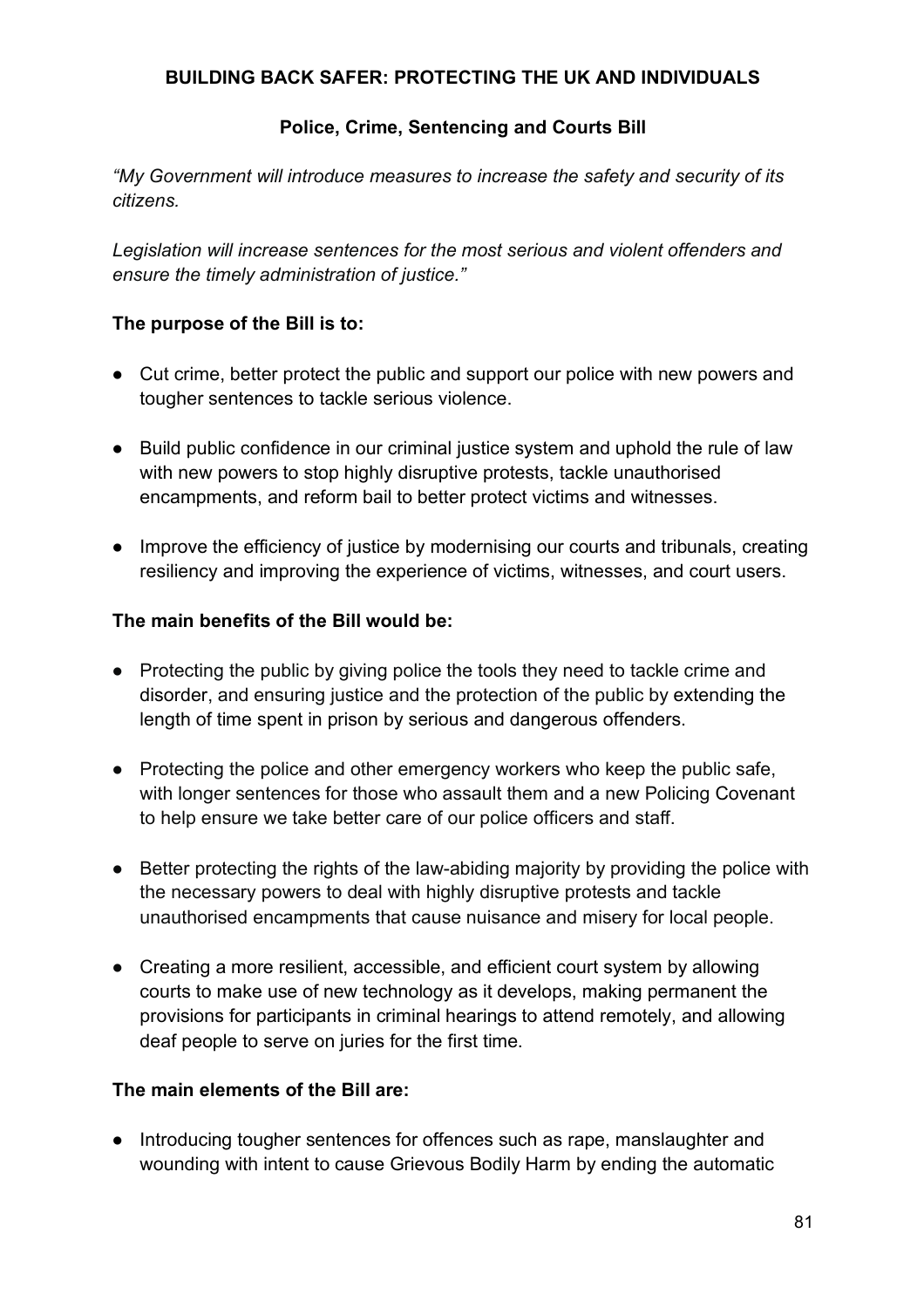## BUILDING BACK SAFER: PROTECTING THE UK AND INDIVIDUALS

### Police, Crime, Sentencing and Courts Bill

*"My Government will introduce measures to increase the safety and security of its citizens.*

*Legislation will increase sentences for the most serious and violent offenders and ensure the timely administration of justice."*

**The purpose of the Bill is to:**

- Cut crime, better protect the public and support our police with new powers and tougher sentences to tackle serious violence.
- Build public confidence in our criminal justice system and uphold the rule of law with new powers to stop highly disruptive protests, tackle unauthorised encampments, and reform bail to better protect victims and witnesses.
- Improve the efficiency of justice by modernising our courts and tribunals, creating resiliency and improving the experience of victims, witnesses, and court users.

**The main benefits of the Bill would be:**

- Protecting the public by giving police the tools they need to tackle crime and disorder, and ensuring justice and the protection of the public by extending the length of time spent in prison by serious and dangerous offenders.
- Protecting the police and other emergency workers who keep the public safe, with longer sentences for those who assault them and a new Policing Covenant to help ensure we take better care of our police officers and staff.
- Better protecting the rights of the law-abiding majority by providing the police with the necessary powers to deal with highly disruptive protests and tackle unauthorised encampments that cause nuisance and misery for local people.
- Creating a more resilient, accessible, and efficient court system by allowing courts to make use of new technology as it develops, making permanent the provisions for participants in criminal hearings to attend remotely, and allowing deaf people to serve on juries for the first time.

**The main elements of the Bill are:**

- Introducing tougher sentences for offences such as rape, manslaughter and wounding with intent to cause Grievous Bodily Harm by ending the automatic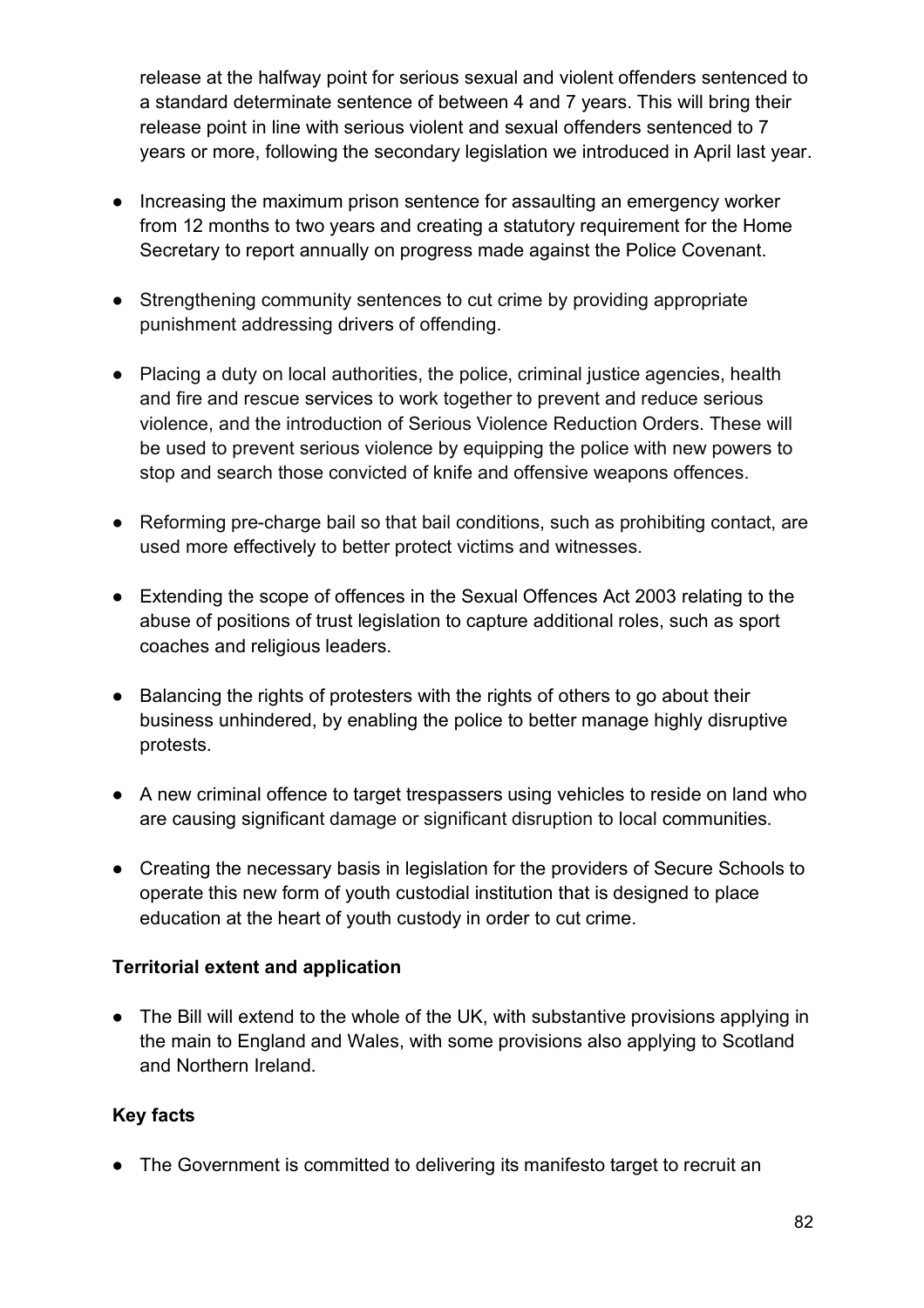release at the halfway point for serious sexual and violent offenders sentenced to a standard determinate sentence of between 4 and 7 years. This will bring their release point in line with serious violent and sexual offenders sentenced to 7 years or more, following the secondary legislation we introduced in April last year.

- Increasing the maximum prison sentence for assaulting an emergency worker from 12 months to two years and creating a statutory requirement for the Home Secretary to report annually on progress made against the Police Covenant.

- Strengthening community sentences to cut crime by providing appropriate punishment addressing drivers of offending.

- Placing a duty on local authorities, the police, criminal justice agencies, health and fire and rescue services to work together to prevent and reduce serious violence, and the introduction of Serious Violence Reduction Orders. These will be used to prevent serious violence by equipping the police with new powers to stop and search those convicted of knife and offensive weapons offences.

- Reforming pre-charge bail so that bail conditions, such as prohibiting contact, are used more effectively to better protect victims and witnesses.

- Extending the scope of offences in the Sexual Offences Act 2003 relating to the abuse of positions of trust legislation to capture additional roles, such as sport coaches and religious leaders.

- Balancing the rights of protesters with the rights of others to go about their business unhindered, by enabling the police to better manage highly disruptive protests.

- A new criminal offence to target trespassers using vehicles to reside on land who are causing significant damage or significant disruption to local communities.

- Creating the necessary basis in legislation for the providers of Secure Schools to operate this new form of youth custodial institution that is designed to place education at the heart of youth custody in order to cut crime.

**Territorial extent and application**

- The Bill will extend to the whole of the UK, with substantive provisions applying in the main to England and Wales, with some provisions also applying to Scotland and Northern Ireland.

**Key facts**

- The Government is committed to delivering its manifesto target to recruit an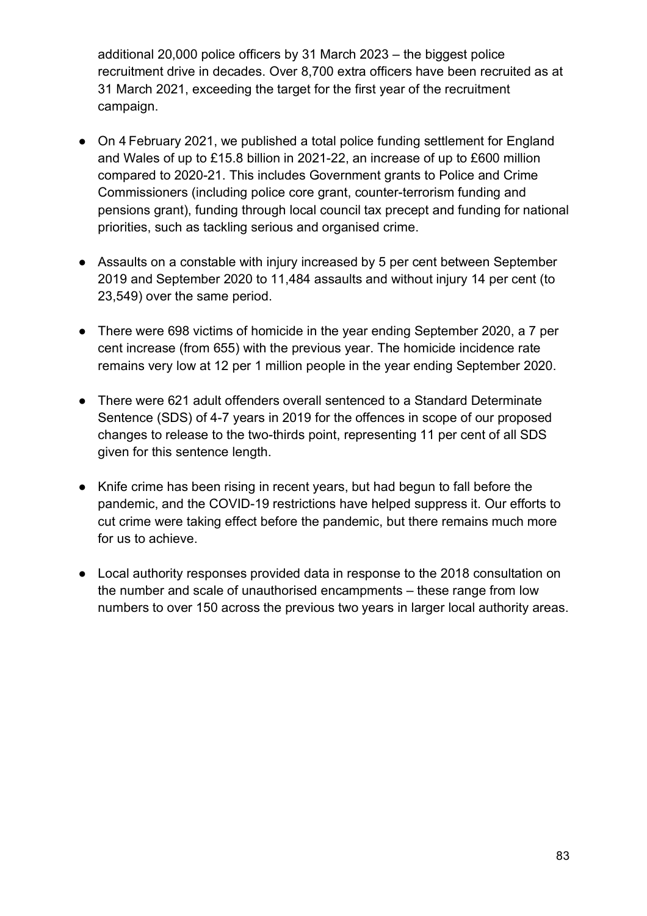additional 20,000 police officers by 31 March 2023 – the biggest police recruitment drive in decades. Over 8,700 extra officers have been recruited as at 31 March 2021, exceeding the target for the first year of the recruitment campaign.

- On 4 February 2021, we published a total police funding settlement for England and Wales of up to £15.8 billion in 2021-22, an increase of up to £600 million compared to 2020-21. This includes Government grants to Police and Crime Commissioners (including police core grant, counter-terrorism funding and pensions grant), funding through local council tax precept and funding for national priorities, such as tackling serious and organised crime.
- Assaults on a constable with injury increased by 5 per cent between September 2019 and September 2020 to 11,484 assaults and without injury 14 per cent (to 23,549) over the same period.
- There were 698 victims of homicide in the year ending September 2020, a 7 per cent increase (from 655) with the previous year. The homicide incidence rate remains very low at 12 per 1 million people in the year ending September 2020.
- There were 621 adult offenders overall sentenced to a Standard Determinate Sentence (SDS) of 4-7 years in 2019 for the offences in scope of our proposed changes to release to the two-thirds point, representing 11 per cent of all SDS given for this sentence length.
- Knife crime has been rising in recent years, but had begun to fall before the pandemic, and the COVID-19 restrictions have helped suppress it. Our efforts to cut crime were taking effect before the pandemic, but there remains much more for us to achieve.
- Local authority responses provided data in response to the 2018 consultation on the number and scale of unauthorised encampments – these range from low numbers to over 150 across the previous two years in larger local authority areas.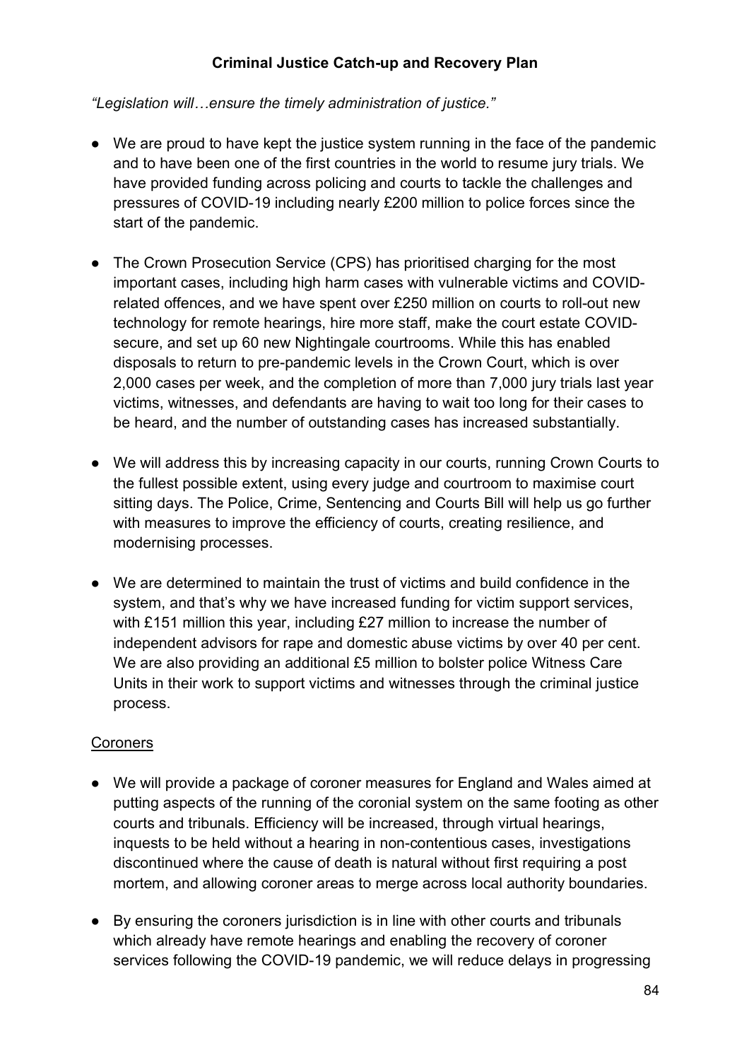**Criminal Justice Catch-up and Recovery Plan**

*"Legislation will…ensure the timely administration of justice."*

- We are proud to have kept the justice system running in the face of the pandemic and to have been one of the first countries in the world to resume jury trials. We have provided funding across policing and courts to tackle the challenges and pressures of COVID-19 including nearly £200 million to police forces since the start of the pandemic.

- The Crown Prosecution Service (CPS) has prioritised charging for the most important cases, including high harm cases with vulnerable victims and COVID-related offences, and we have spent over £250 million on courts to roll-out new technology for remote hearings, hire more staff, make the court estate COVID-secure, and set up 60 new Nightingale courtrooms. While this has enabled disposals to return to pre-pandemic levels in the Crown Court, which is over 2,000 cases per week, and the completion of more than 7,000 jury trials last year victims, witnesses, and defendants are having to wait too long for their cases to be heard, and the number of outstanding cases has increased substantially.

- We will address this by increasing capacity in our courts, running Crown Courts to the fullest possible extent, using every judge and courtroom to maximise court sitting days. The Police, Crime, Sentencing and Courts Bill will help us go further with measures to improve the efficiency of courts, creating resilience, and modernising processes.

- We are determined to maintain the trust of victims and build confidence in the system, and that's why we have increased funding for victim support services, with £151 million this year, including £27 million to increase the number of independent advisors for rape and domestic abuse victims by over 40 per cent. We are also providing an additional £5 million to bolster police Witness Care Units in their work to support victims and witnesses through the criminal justice process.

Coroners

- We will provide a package of coroner measures for England and Wales aimed at putting aspects of the running of the coronial system on the same footing as other courts and tribunals. Efficiency will be increased, through virtual hearings, inquests to be held without a hearing in non-contentious cases, investigations discontinued where the cause of death is natural without first requiring a post mortem, and allowing coroner areas to merge across local authority boundaries.

- By ensuring the coroners jurisdiction is in line with other courts and tribunals which already have remote hearings and enabling the recovery of coroner services following the COVID-19 pandemic, we will reduce delays in progressing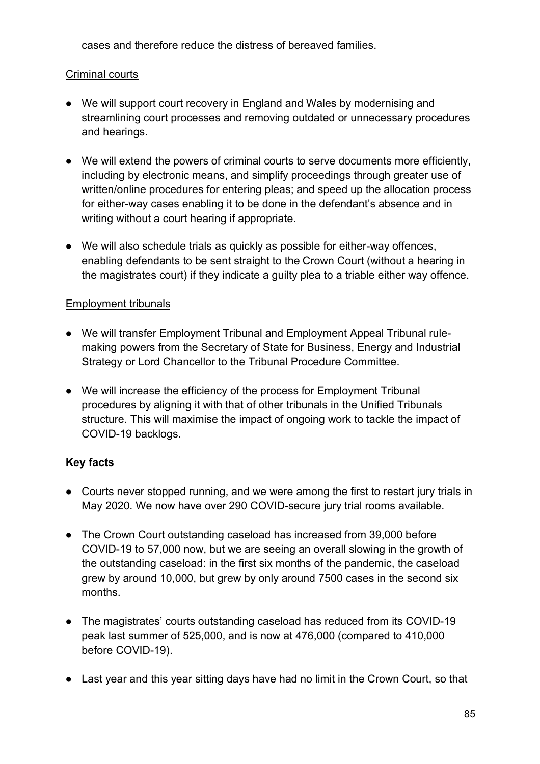cases and therefore reduce the distress of bereaved families.

Criminal courts

- We will support court recovery in England and Wales by modernising and streamlining court processes and removing outdated or unnecessary procedures and hearings.

- We will extend the powers of criminal courts to serve documents more efficiently, including by electronic means, and simplify proceedings through greater use of written/online procedures for entering pleas; and speed up the allocation process for either-way cases enabling it to be done in the defendant's absence and in writing without a court hearing if appropriate.

- We will also schedule trials as quickly as possible for either-way offences, enabling defendants to be sent straight to the Crown Court (without a hearing in the magistrates court) if they indicate a guilty plea to a triable either way offence.

Employment tribunals

- We will transfer Employment Tribunal and Employment Appeal Tribunal rule-making powers from the Secretary of State for Business, Energy and Industrial Strategy or Lord Chancellor to the Tribunal Procedure Committee.

- We will increase the efficiency of the process for Employment Tribunal procedures by aligning it with that of other tribunals in the Unified Tribunals structure. This will maximise the impact of ongoing work to tackle the impact of COVID-19 backlogs.

**Key facts**

- Courts never stopped running, and we were among the first to restart jury trials in May 2020. We now have over 290 COVID-secure jury trial rooms available.

- The Crown Court outstanding caseload has increased from 39,000 before COVID-19 to 57,000 now, but we are seeing an overall slowing in the growth of the outstanding caseload: in the first six months of the pandemic, the caseload grew by around 10,000, but grew by only around 7500 cases in the second six months.

- The magistrates' courts outstanding caseload has reduced from its COVID-19 peak last summer of 525,000, and is now at 476,000 (compared to 410,000 before COVID-19).

- Last year and this year sitting days have had no limit in the Crown Court, so that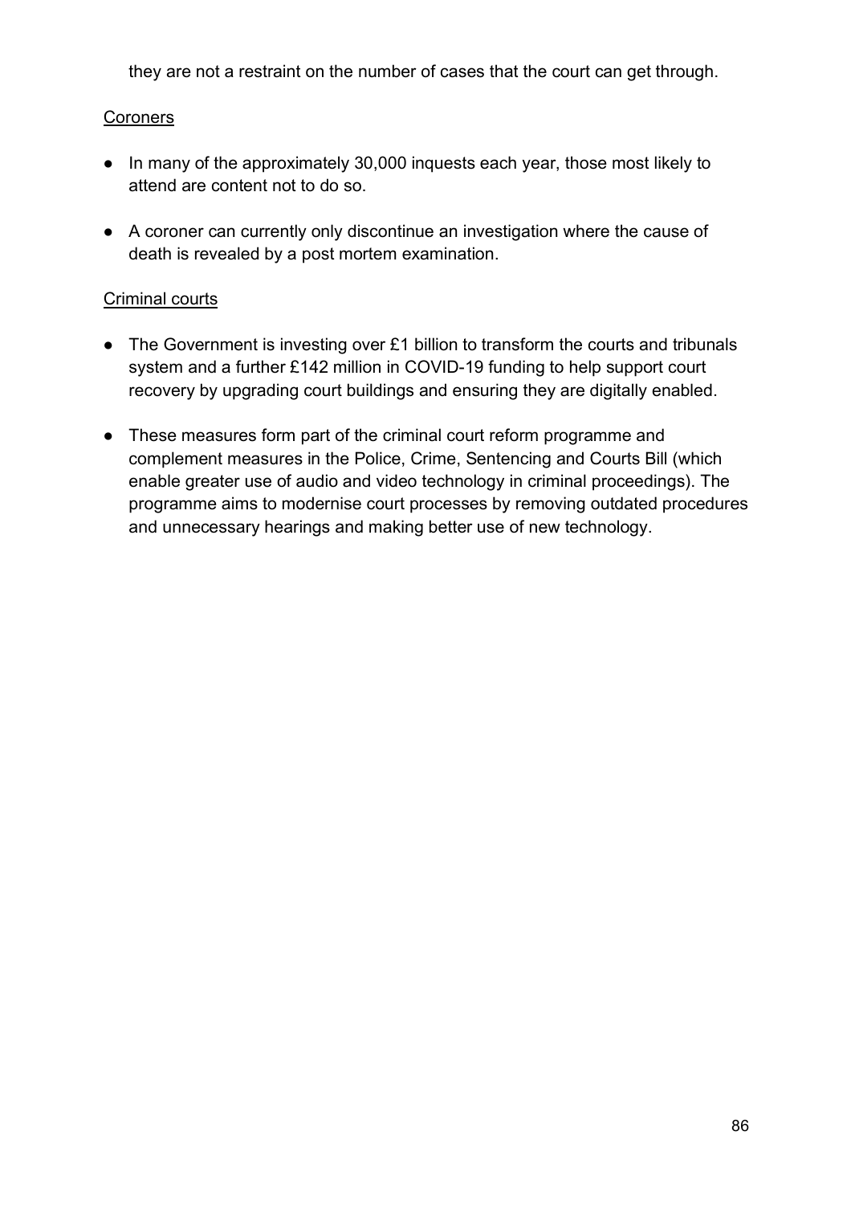they are not a restraint on the number of cases that the court can get through.

Coroners

- In many of the approximately 30,000 inquests each year, those most likely to attend are content not to do so.
- A coroner can currently only discontinue an investigation where the cause of death is revealed by a post mortem examination.

Criminal courts

- The Government is investing over £1 billion to transform the courts and tribunals system and a further £142 million in COVID-19 funding to help support court recovery by upgrading court buildings and ensuring they are digitally enabled.
- These measures form part of the criminal court reform programme and complement measures in the Police, Crime, Sentencing and Courts Bill (which enable greater use of audio and video technology in criminal proceedings). The programme aims to modernise court processes by removing outdated procedures and unnecessary hearings and making better use of new technology.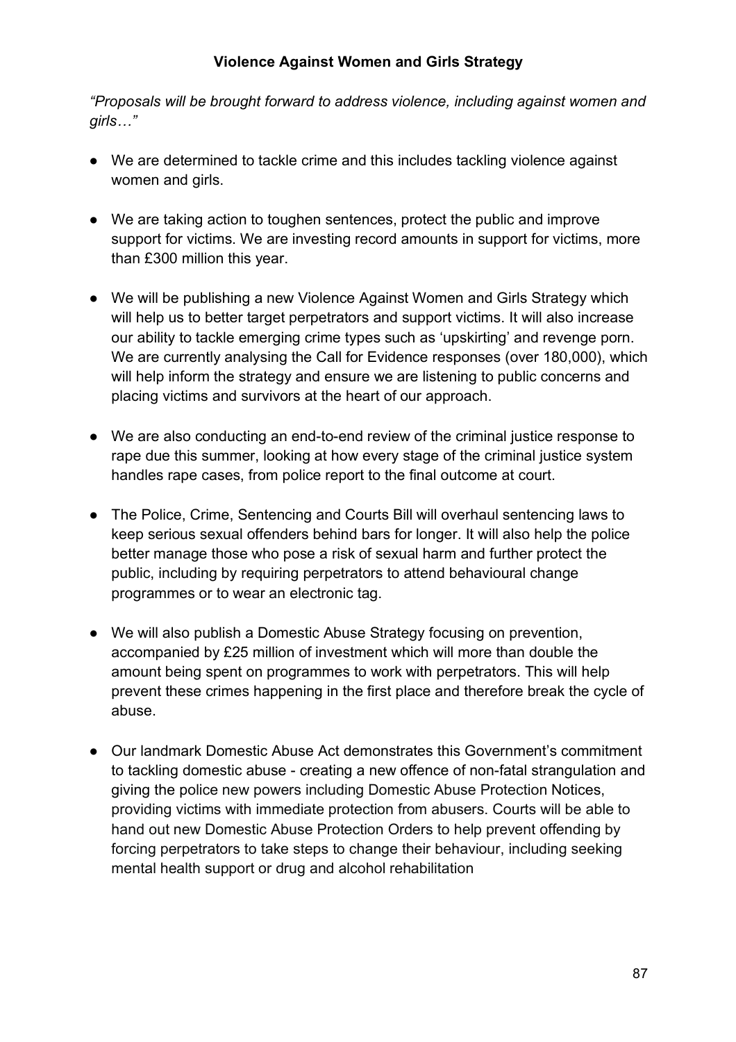## Violence Against Women and Girls Strategy

*"Proposals will be brought forward to address violence, including against women and girls…"*

- We are determined to tackle crime and this includes tackling violence against women and girls.
- We are taking action to toughen sentences, protect the public and improve support for victims. We are investing record amounts in support for victims, more than £300 million this year.
- We will be publishing a new Violence Against Women and Girls Strategy which will help us to better target perpetrators and support victims. It will also increase our ability to tackle emerging crime types such as 'upskirting' and revenge porn. We are currently analysing the Call for Evidence responses (over 180,000), which will help inform the strategy and ensure we are listening to public concerns and placing victims and survivors at the heart of our approach.
- We are also conducting an end-to-end review of the criminal justice response to rape due this summer, looking at how every stage of the criminal justice system handles rape cases, from police report to the final outcome at court.
- The Police, Crime, Sentencing and Courts Bill will overhaul sentencing laws to keep serious sexual offenders behind bars for longer. It will also help the police better manage those who pose a risk of sexual harm and further protect the public, including by requiring perpetrators to attend behavioural change programmes or to wear an electronic tag.
- We will also publish a Domestic Abuse Strategy focusing on prevention, accompanied by £25 million of investment which will more than double the amount being spent on programmes to work with perpetrators. This will help prevent these crimes happening in the first place and therefore break the cycle of abuse.
- Our landmark Domestic Abuse Act demonstrates this Government's commitment to tackling domestic abuse - creating a new offence of non-fatal strangulation and giving the police new powers including Domestic Abuse Protection Notices, providing victims with immediate protection from abusers. Courts will be able to hand out new Domestic Abuse Protection Orders to help prevent offending by forcing perpetrators to take steps to change their behaviour, including seeking mental health support or drug and alcohol rehabilitation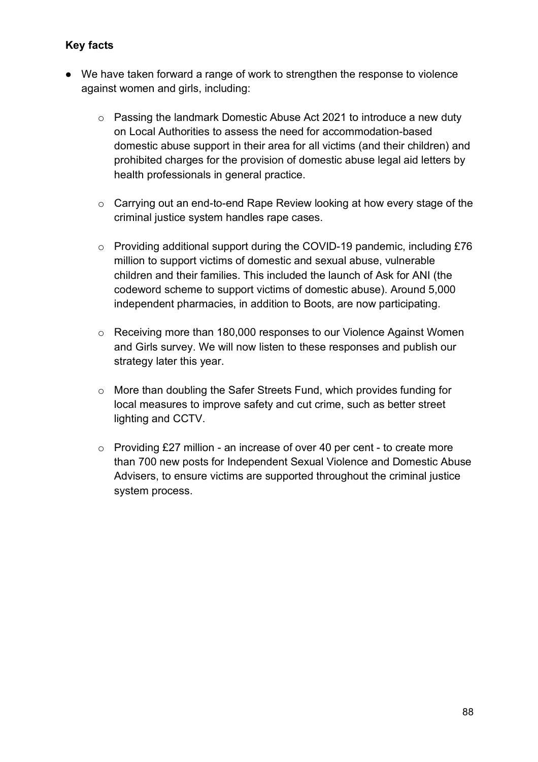**Key facts**

- We have taken forward a range of work to strengthen the response to violence against women and girls, including:
  - Passing the landmark Domestic Abuse Act 2021 to introduce a new duty on Local Authorities to assess the need for accommodation-based domestic abuse support in their area for all victims (and their children) and prohibited charges for the provision of domestic abuse legal aid letters by health professionals in general practice.
  - Carrying out an end-to-end Rape Review looking at how every stage of the criminal justice system handles rape cases.
  - Providing additional support during the COVID-19 pandemic, including £76 million to support victims of domestic and sexual abuse, vulnerable children and their families. This included the launch of Ask for ANI (the codeword scheme to support victims of domestic abuse). Around 5,000 independent pharmacies, in addition to Boots, are now participating.
  - Receiving more than 180,000 responses to our Violence Against Women and Girls survey. We will now listen to these responses and publish our strategy later this year.
  - More than doubling the Safer Streets Fund, which provides funding for local measures to improve safety and cut crime, such as better street lighting and CCTV.
  - Providing £27 million - an increase of over 40 per cent - to create more than 700 new posts for Independent Sexual Violence and Domestic Abuse Advisers, to ensure victims are supported throughout the criminal justice system process.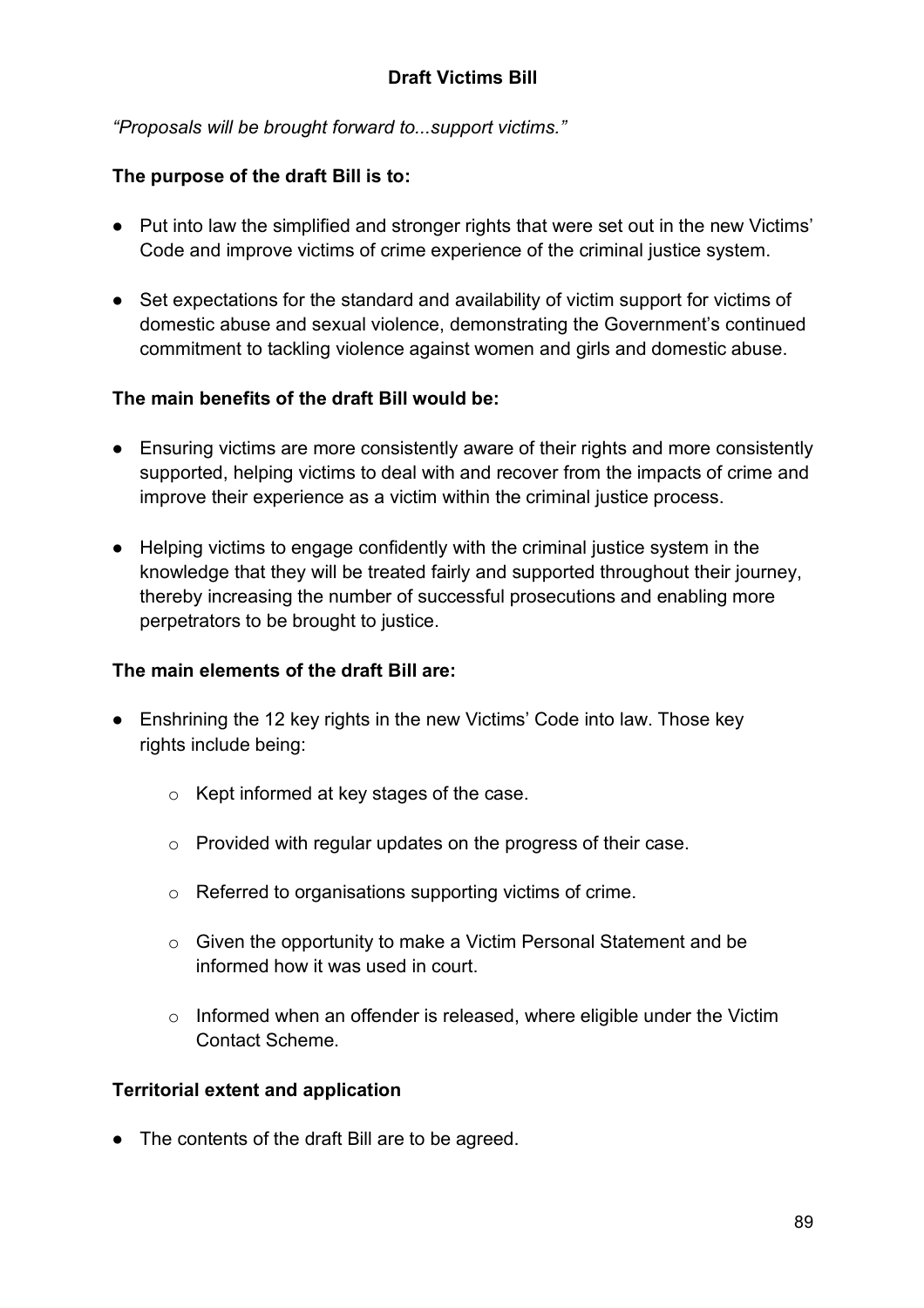## Draft Victims Bill

*"Proposals will be brought forward to...support victims."*

**The purpose of the draft Bill is to:**

- Put into law the simplified and stronger rights that were set out in the new Victims' Code and improve victims of crime experience of the criminal justice system.
- Set expectations for the standard and availability of victim support for victims of domestic abuse and sexual violence, demonstrating the Government's continued commitment to tackling violence against women and girls and domestic abuse.

**The main benefits of the draft Bill would be:**

- Ensuring victims are more consistently aware of their rights and more consistently supported, helping victims to deal with and recover from the impacts of crime and improve their experience as a victim within the criminal justice process.
- Helping victims to engage confidently with the criminal justice system in the knowledge that they will be treated fairly and supported throughout their journey, thereby increasing the number of successful prosecutions and enabling more perpetrators to be brought to justice.

**The main elements of the draft Bill are:**

- Enshrining the 12 key rights in the new Victims' Code into law. Those key rights include being:
  - Kept informed at key stages of the case.
  - Provided with regular updates on the progress of their case.
  - Referred to organisations supporting victims of crime.
  - Given the opportunity to make a Victim Personal Statement and be informed how it was used in court.
  - Informed when an offender is released, where eligible under the Victim Contact Scheme.

**Territorial extent and application**

- The contents of the draft Bill are to be agreed.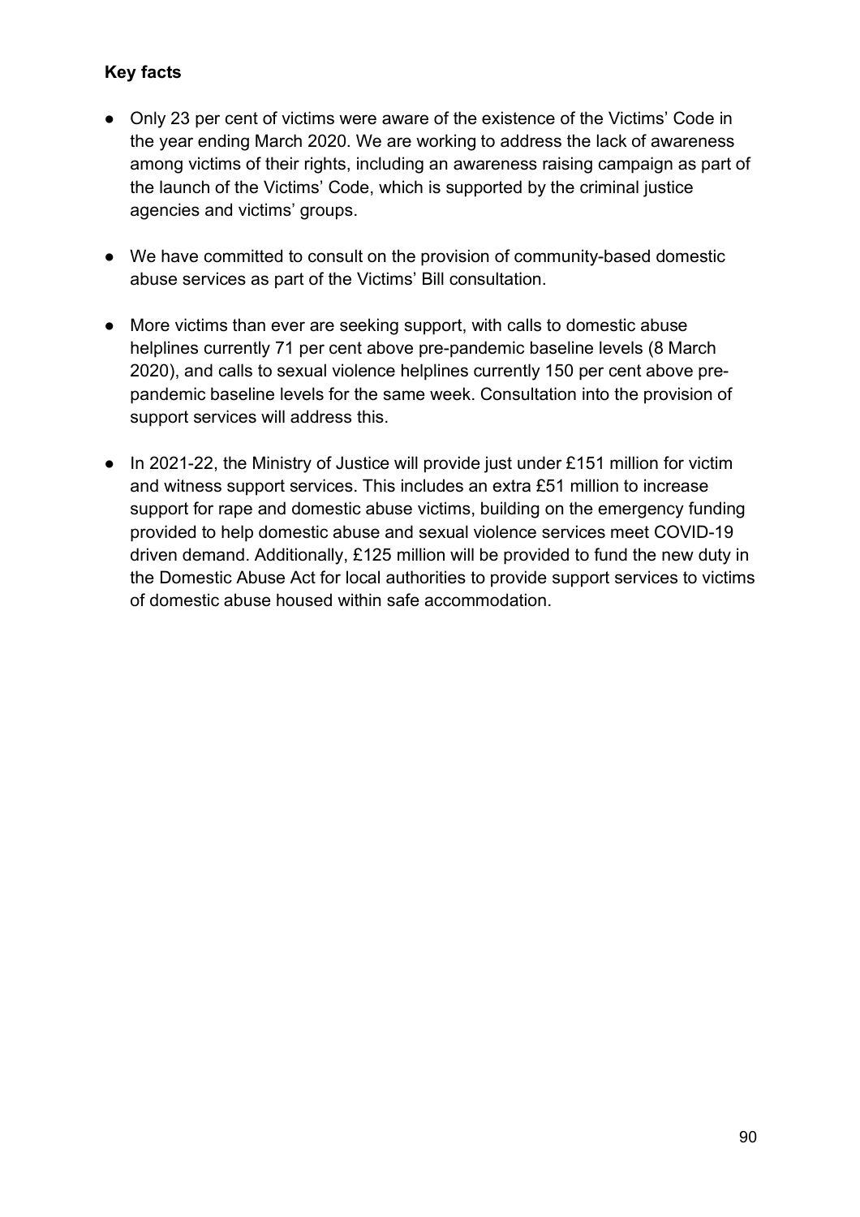**Key facts**

- Only 23 per cent of victims were aware of the existence of the Victims' Code in the year ending March 2020. We are working to address the lack of awareness among victims of their rights, including an awareness raising campaign as part of the launch of the Victims' Code, which is supported by the criminal justice agencies and victims' groups.

- We have committed to consult on the provision of community-based domestic abuse services as part of the Victims' Bill consultation.

- More victims than ever are seeking support, with calls to domestic abuse helplines currently 71 per cent above pre-pandemic baseline levels (8 March 2020), and calls to sexual violence helplines currently 150 per cent above pre-pandemic baseline levels for the same week. Consultation into the provision of support services will address this.

- In 2021-22, the Ministry of Justice will provide just under £151 million for victim and witness support services. This includes an extra £51 million to increase support for rape and domestic abuse victims, building on the emergency funding provided to help domestic abuse and sexual violence services meet COVID-19 driven demand. Additionally, £125 million will be provided to fund the new duty in the Domestic Abuse Act for local authorities to provide support services to victims of domestic abuse housed within safe accommodation.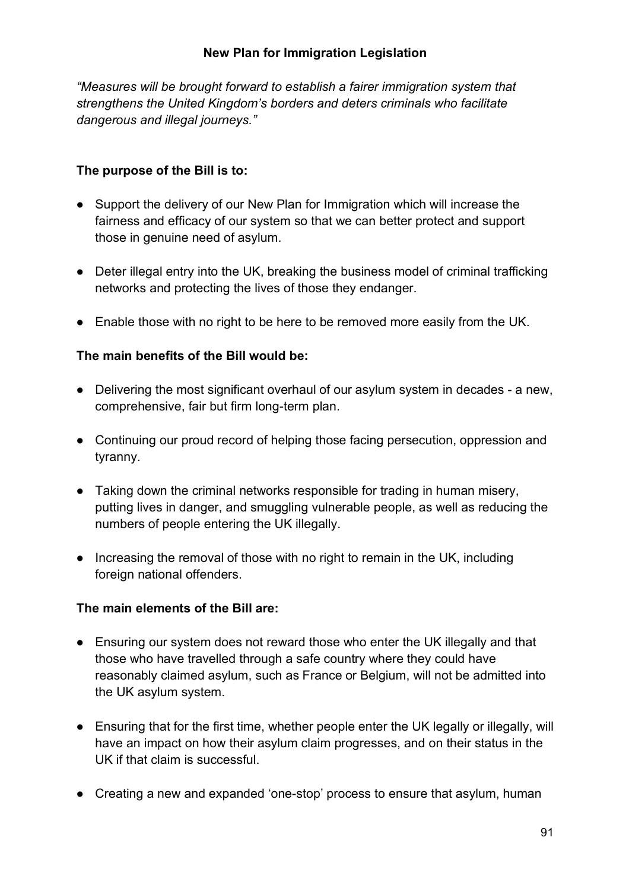## New Plan for Immigration Legislation

*"Measures will be brought forward to establish a fairer immigration system that strengthens the United Kingdom's borders and deters criminals who facilitate dangerous and illegal journeys."*

**The purpose of the Bill is to:**

- Support the delivery of our New Plan for Immigration which will increase the fairness and efficacy of our system so that we can better protect and support those in genuine need of asylum.
- Deter illegal entry into the UK, breaking the business model of criminal trafficking networks and protecting the lives of those they endanger.
- Enable those with no right to be here to be removed more easily from the UK.

**The main benefits of the Bill would be:**

- Delivering the most significant overhaul of our asylum system in decades - a new, comprehensive, fair but firm long-term plan.
- Continuing our proud record of helping those facing persecution, oppression and tyranny.
- Taking down the criminal networks responsible for trading in human misery, putting lives in danger, and smuggling vulnerable people, as well as reducing the numbers of people entering the UK illegally.
- Increasing the removal of those with no right to remain in the UK, including foreign national offenders.

**The main elements of the Bill are:**

- Ensuring our system does not reward those who enter the UK illegally and that those who have travelled through a safe country where they could have reasonably claimed asylum, such as France or Belgium, will not be admitted into the UK asylum system.
- Ensuring that for the first time, whether people enter the UK legally or illegally, will have an impact on how their asylum claim progresses, and on their status in the UK if that claim is successful.
- Creating a new and expanded 'one-stop' process to ensure that asylum, human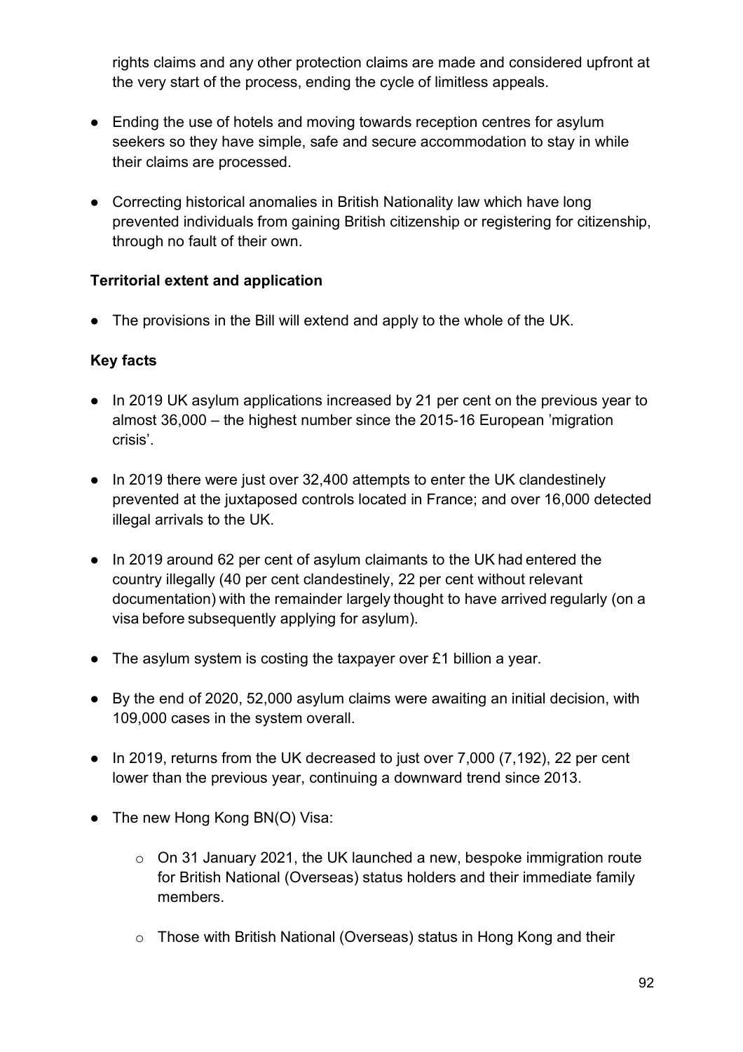rights claims and any other protection claims are made and considered upfront at the very start of the process, ending the cycle of limitless appeals.

- Ending the use of hotels and moving towards reception centres for asylum seekers so they have simple, safe and secure accommodation to stay in while their claims are processed.
- Correcting historical anomalies in British Nationality law which have long prevented individuals from gaining British citizenship or registering for citizenship, through no fault of their own.

**Territorial extent and application**

- The provisions in the Bill will extend and apply to the whole of the UK.

**Key facts**

- In 2019 UK asylum applications increased by 21 per cent on the previous year to almost 36,000 – the highest number since the 2015-16 European 'migration crisis'.
- In 2019 there were just over 32,400 attempts to enter the UK clandestinely prevented at the juxtaposed controls located in France; and over 16,000 detected illegal arrivals to the UK.
- In 2019 around 62 per cent of asylum claimants to the UK had entered the country illegally (40 per cent clandestinely, 22 per cent without relevant documentation) with the remainder largely thought to have arrived regularly (on a visa before subsequently applying for asylum).
- The asylum system is costing the taxpayer over £1 billion a year.
- By the end of 2020, 52,000 asylum claims were awaiting an initial decision, with 109,000 cases in the system overall.
- In 2019, returns from the UK decreased to just over 7,000 (7,192), 22 per cent lower than the previous year, continuing a downward trend since 2013.
- The new Hong Kong BN(O) Visa:
  - On 31 January 2021, the UK launched a new, bespoke immigration route for British National (Overseas) status holders and their immediate family members.
  - Those with British National (Overseas) status in Hong Kong and their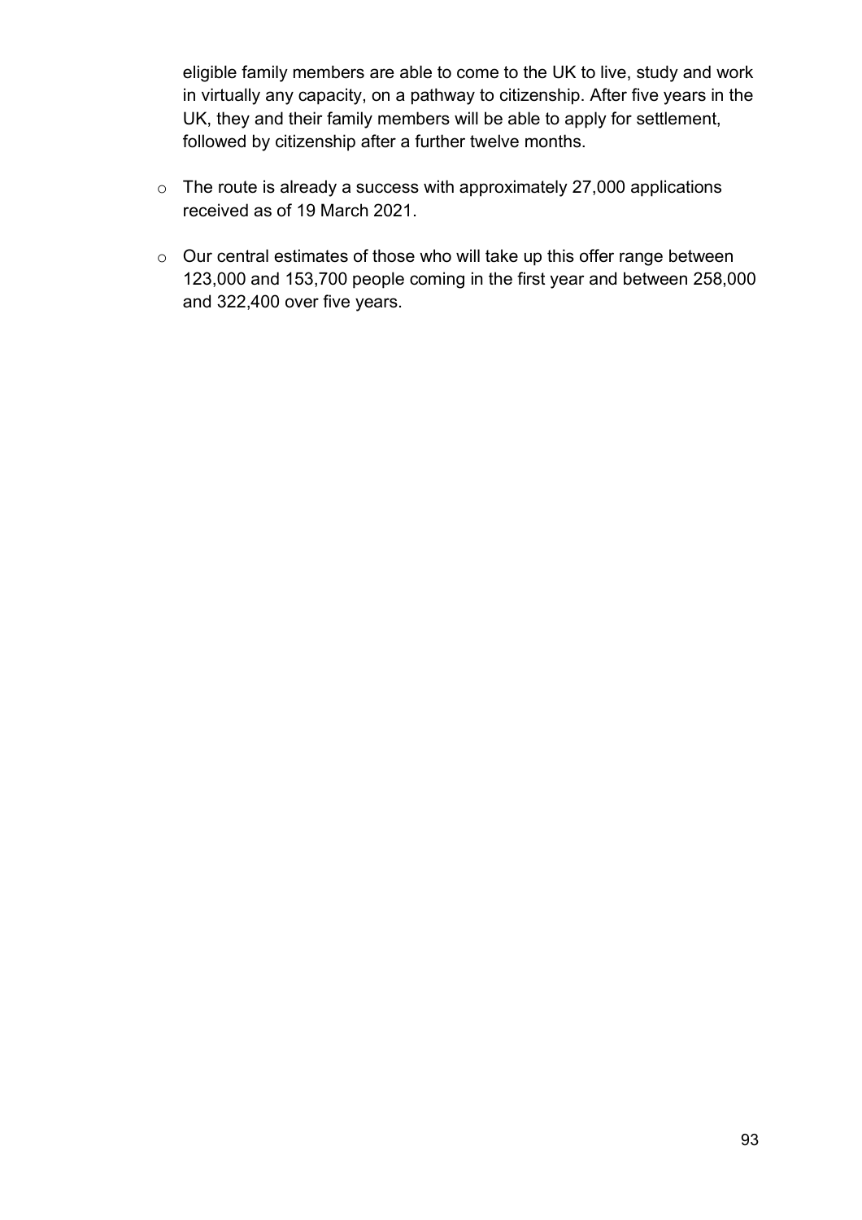eligible family members are able to come to the UK to live, study and work in virtually any capacity, on a pathway to citizenship. After five years in the UK, they and their family members will be able to apply for settlement, followed by citizenship after a further twelve months.

- The route is already a success with approximately 27,000 applications received as of 19 March 2021.
- Our central estimates of those who will take up this offer range between 123,000 and 153,700 people coming in the first year and between 258,000 and 322,400 over five years.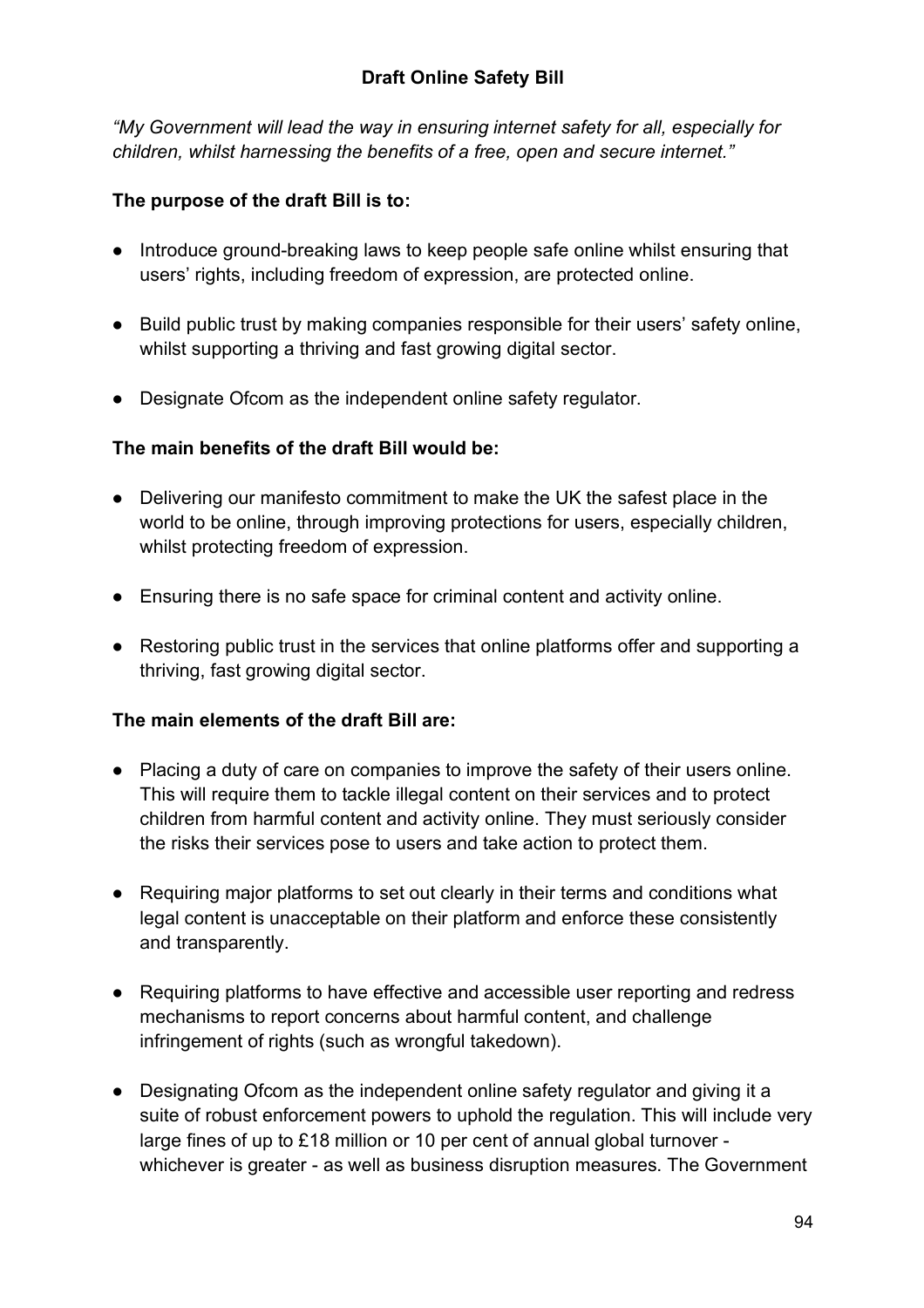## Draft Online Safety Bill

*"My Government will lead the way in ensuring internet safety for all, especially for children, whilst harnessing the benefits of a free, open and secure internet."*

**The purpose of the draft Bill is to:**

- Introduce ground-breaking laws to keep people safe online whilst ensuring that users' rights, including freedom of expression, are protected online.
- Build public trust by making companies responsible for their users' safety online, whilst supporting a thriving and fast growing digital sector.
- Designate Ofcom as the independent online safety regulator.

**The main benefits of the draft Bill would be:**

- Delivering our manifesto commitment to make the UK the safest place in the world to be online, through improving protections for users, especially children, whilst protecting freedom of expression.
- Ensuring there is no safe space for criminal content and activity online.
- Restoring public trust in the services that online platforms offer and supporting a thriving, fast growing digital sector.

**The main elements of the draft Bill are:**

- Placing a duty of care on companies to improve the safety of their users online. This will require them to tackle illegal content on their services and to protect children from harmful content and activity online. They must seriously consider the risks their services pose to users and take action to protect them.
- Requiring major platforms to set out clearly in their terms and conditions what legal content is unacceptable on their platform and enforce these consistently and transparently.
- Requiring platforms to have effective and accessible user reporting and redress mechanisms to report concerns about harmful content, and challenge infringement of rights (such as wrongful takedown).
- Designating Ofcom as the independent online safety regulator and giving it a suite of robust enforcement powers to uphold the regulation. This will include very large fines of up to £18 million or 10 per cent of annual global turnover - whichever is greater - as well as business disruption measures. The Government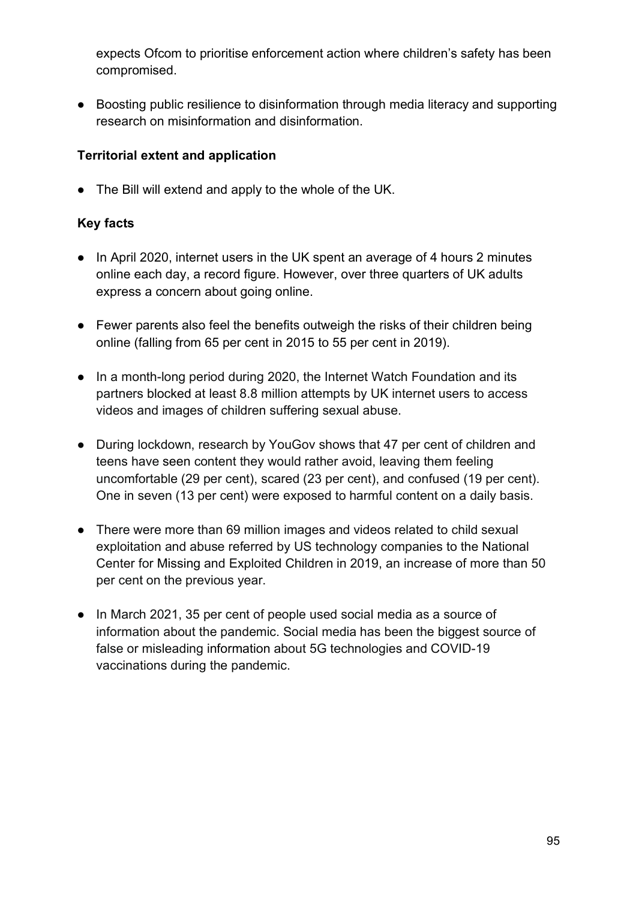expects Ofcom to prioritise enforcement action where children's safety has been compromised.

- Boosting public resilience to disinformation through media literacy and supporting research on misinformation and disinformation.

**Territorial extent and application**

- The Bill will extend and apply to the whole of the UK.

**Key facts**

- In April 2020, internet users in the UK spent an average of 4 hours 2 minutes online each day, a record figure. However, over three quarters of UK adults express a concern about going online.

- Fewer parents also feel the benefits outweigh the risks of their children being online (falling from 65 per cent in 2015 to 55 per cent in 2019).

- In a month-long period during 2020, the Internet Watch Foundation and its partners blocked at least 8.8 million attempts by UK internet users to access videos and images of children suffering sexual abuse.

- During lockdown, research by YouGov shows that 47 per cent of children and teens have seen content they would rather avoid, leaving them feeling uncomfortable (29 per cent), scared (23 per cent), and confused (19 per cent). One in seven (13 per cent) were exposed to harmful content on a daily basis.

- There were more than 69 million images and videos related to child sexual exploitation and abuse referred by US technology companies to the National Center for Missing and Exploited Children in 2019, an increase of more than 50 per cent on the previous year.

- In March 2021, 35 per cent of people used social media as a source of information about the pandemic. Social media has been the biggest source of false or misleading information about 5G technologies and COVID-19 vaccinations during the pandemic.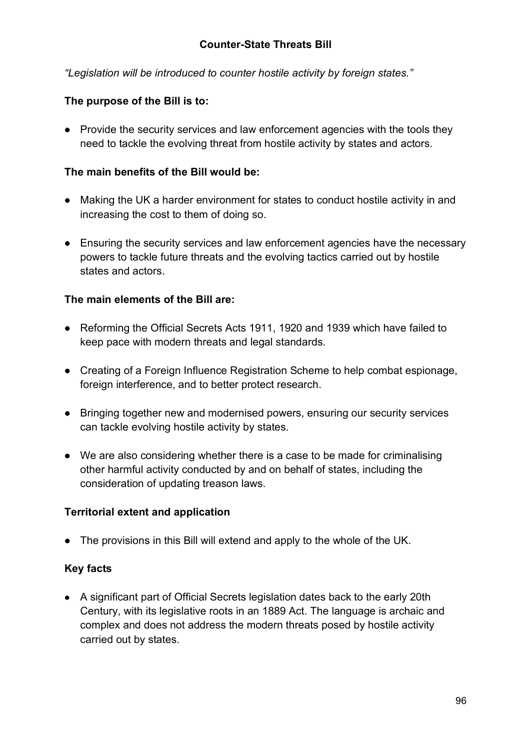## Counter-State Threats Bill

*"Legislation will be introduced to counter hostile activity by foreign states."*

**The purpose of the Bill is to:**

- Provide the security services and law enforcement agencies with the tools they need to tackle the evolving threat from hostile activity by states and actors.

**The main benefits of the Bill would be:**

- Making the UK a harder environment for states to conduct hostile activity in and increasing the cost to them of doing so.
- Ensuring the security services and law enforcement agencies have the necessary powers to tackle future threats and the evolving tactics carried out by hostile states and actors.

**The main elements of the Bill are:**

- Reforming the Official Secrets Acts 1911, 1920 and 1939 which have failed to keep pace with modern threats and legal standards.
- Creating of a Foreign Influence Registration Scheme to help combat espionage, foreign interference, and to better protect research.
- Bringing together new and modernised powers, ensuring our security services can tackle evolving hostile activity by states.
- We are also considering whether there is a case to be made for criminalising other harmful activity conducted by and on behalf of states, including the consideration of updating treason laws.

**Territorial extent and application**

- The provisions in this Bill will extend and apply to the whole of the UK.

**Key facts**

- A significant part of Official Secrets legislation dates back to the early 20th Century, with its legislative roots in an 1889 Act. The language is archaic and complex and does not address the modern threats posed by hostile activity carried out by states.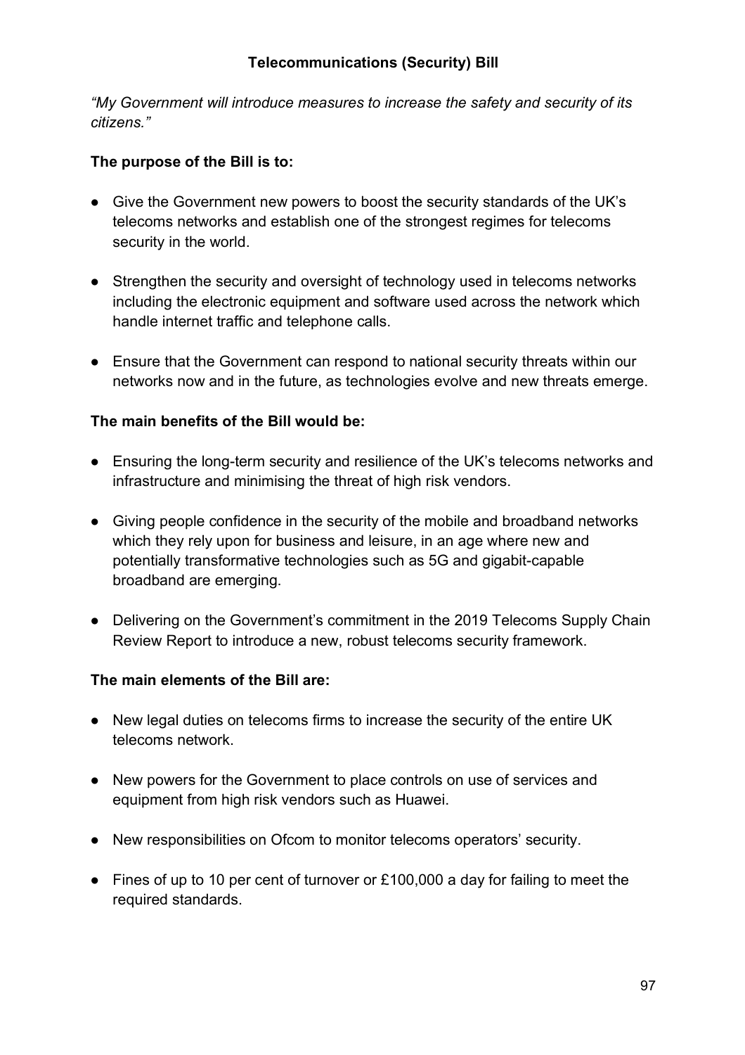## Telecommunications (Security) Bill

*"My Government will introduce measures to increase the safety and security of its citizens."*

**The purpose of the Bill is to:**

- Give the Government new powers to boost the security standards of the UK's telecoms networks and establish one of the strongest regimes for telecoms security in the world.
- Strengthen the security and oversight of technology used in telecoms networks including the electronic equipment and software used across the network which handle internet traffic and telephone calls.
- Ensure that the Government can respond to national security threats within our networks now and in the future, as technologies evolve and new threats emerge.

**The main benefits of the Bill would be:**

- Ensuring the long-term security and resilience of the UK's telecoms networks and infrastructure and minimising the threat of high risk vendors.
- Giving people confidence in the security of the mobile and broadband networks which they rely upon for business and leisure, in an age where new and potentially transformative technologies such as 5G and gigabit-capable broadband are emerging.
- Delivering on the Government's commitment in the 2019 Telecoms Supply Chain Review Report to introduce a new, robust telecoms security framework.

**The main elements of the Bill are:**

- New legal duties on telecoms firms to increase the security of the entire UK telecoms network.
- New powers for the Government to place controls on use of services and equipment from high risk vendors such as Huawei.
- New responsibilities on Ofcom to monitor telecoms operators' security.
- Fines of up to 10 per cent of turnover or £100,000 a day for failing to meet the required standards.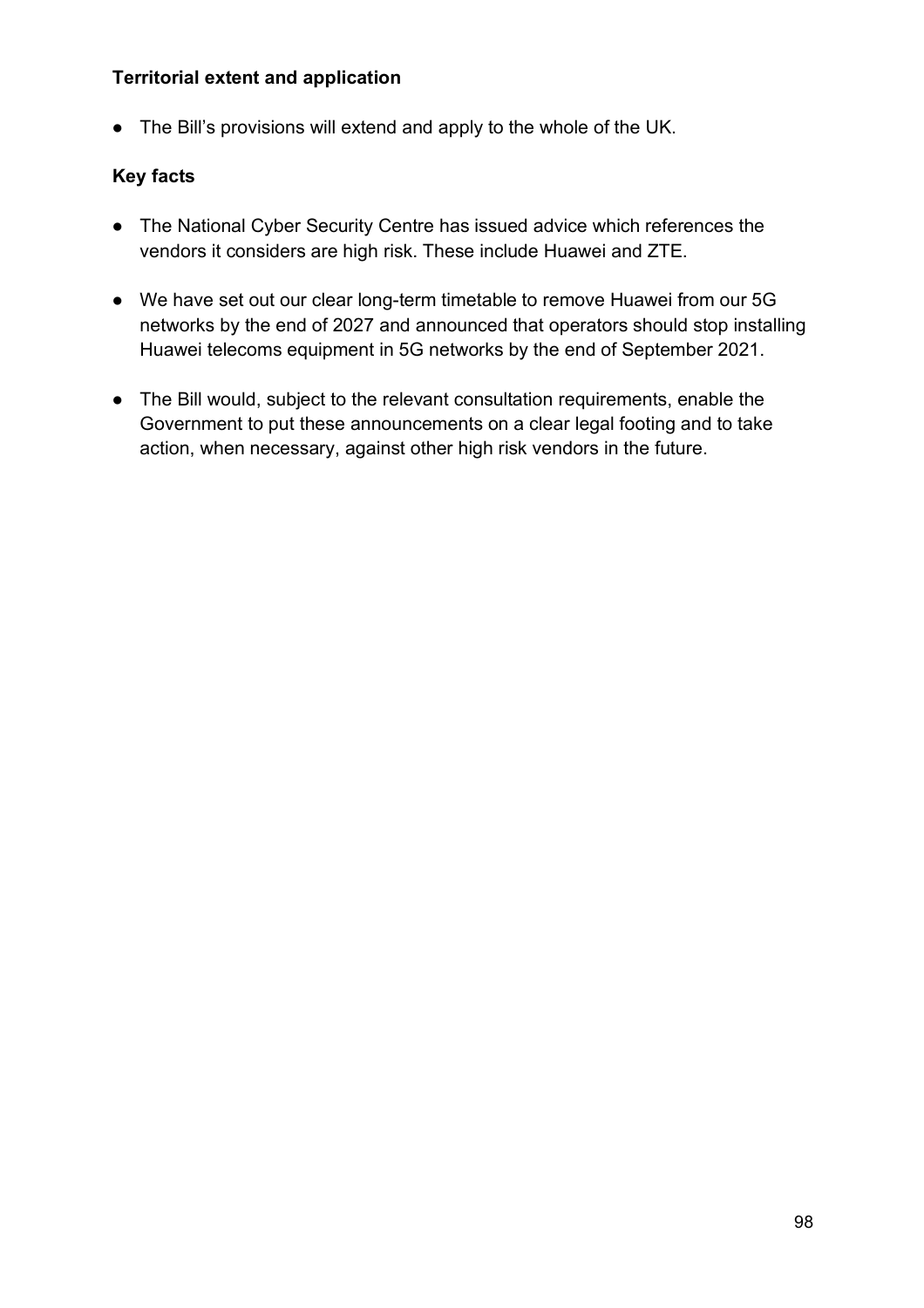**Territorial extent and application**

- The Bill's provisions will extend and apply to the whole of the UK.

**Key facts**

- The National Cyber Security Centre has issued advice which references the vendors it considers are high risk. These include Huawei and ZTE.
- We have set out our clear long-term timetable to remove Huawei from our 5G networks by the end of 2027 and announced that operators should stop installing Huawei telecoms equipment in 5G networks by the end of September 2021.
- The Bill would, subject to the relevant consultation requirements, enable the Government to put these announcements on a clear legal footing and to take action, when necessary, against other high risk vendors in the future.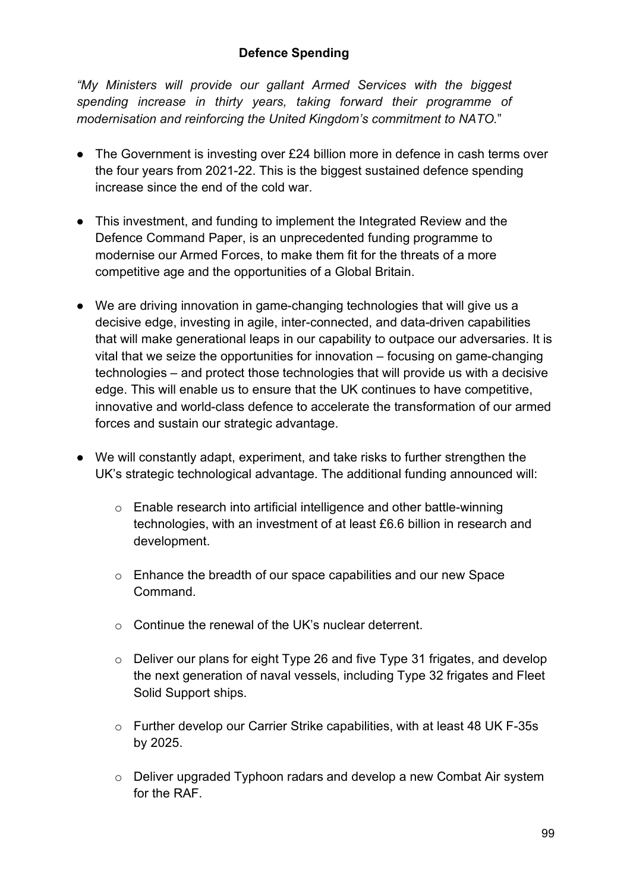## Defence Spending

*"My Ministers will provide our gallant Armed Services with the biggest spending increase in thirty years, taking forward their programme of modernisation and reinforcing the United Kingdom's commitment to NATO.*"

- The Government is investing over £24 billion more in defence in cash terms over the four years from 2021-22. This is the biggest sustained defence spending increase since the end of the cold war.

- This investment, and funding to implement the Integrated Review and the Defence Command Paper, is an unprecedented funding programme to modernise our Armed Forces, to make them fit for the threats of a more competitive age and the opportunities of a Global Britain.

- We are driving innovation in game-changing technologies that will give us a decisive edge, investing in agile, inter-connected, and data-driven capabilities that will make generational leaps in our capability to outpace our adversaries. It is vital that we seize the opportunities for innovation – focusing on game-changing technologies – and protect those technologies that will provide us with a decisive edge. This will enable us to ensure that the UK continues to have competitive, innovative and world-class defence to accelerate the transformation of our armed forces and sustain our strategic advantage.

- We will constantly adapt, experiment, and take risks to further strengthen the UK's strategic technological advantage. The additional funding announced will:

  - Enable research into artificial intelligence and other battle-winning technologies, with an investment of at least £6.6 billion in research and development.

  - Enhance the breadth of our space capabilities and our new Space Command.

  - Continue the renewal of the UK's nuclear deterrent.

  - Deliver our plans for eight Type 26 and five Type 31 frigates, and develop the next generation of naval vessels, including Type 32 frigates and Fleet Solid Support ships.

  - Further develop our Carrier Strike capabilities, with at least 48 UK F-35s by 2025.

  - Deliver upgraded Typhoon radars and develop a new Combat Air system for the RAF.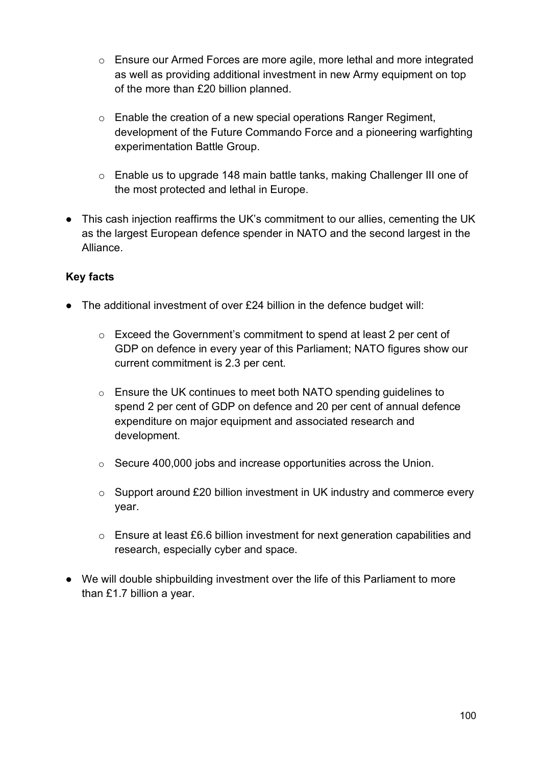- Ensure our Armed Forces are more agile, more lethal and more integrated as well as providing additional investment in new Army equipment on top of the more than £20 billion planned.

  - Enable the creation of a new special operations Ranger Regiment, development of the Future Commando Force and a pioneering warfighting experimentation Battle Group.

  - Enable us to upgrade 148 main battle tanks, making Challenger III one of the most protected and lethal in Europe.

- This cash injection reaffirms the UK's commitment to our allies, cementing the UK as the largest European defence spender in NATO and the second largest in the Alliance.

**Key facts**

- The additional investment of over £24 billion in the defence budget will:

  - Exceed the Government's commitment to spend at least 2 per cent of GDP on defence in every year of this Parliament; NATO figures show our current commitment is 2.3 per cent.

  - Ensure the UK continues to meet both NATO spending guidelines to spend 2 per cent of GDP on defence and 20 per cent of annual defence expenditure on major equipment and associated research and development.

  - Secure 400,000 jobs and increase opportunities across the Union.

  - Support around £20 billion investment in UK industry and commerce every year.

  - Ensure at least £6.6 billion investment for next generation capabilities and research, especially cyber and space.

- We will double shipbuilding investment over the life of this Parliament to more than £1.7 billion a year.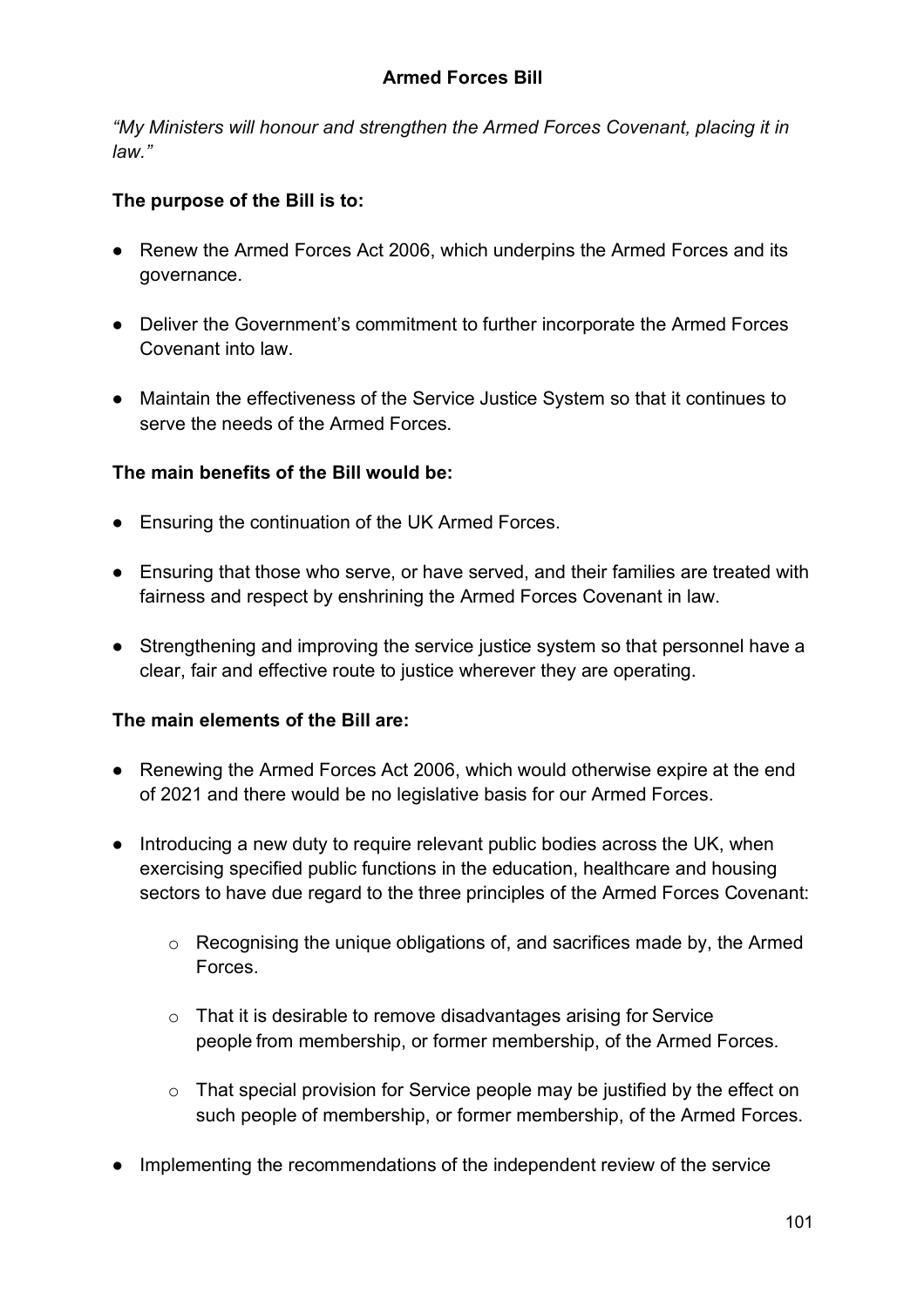## Armed Forces Bill

*"My Ministers will honour and strengthen the Armed Forces Covenant, placing it in law."*

**The purpose of the Bill is to:**

- Renew the Armed Forces Act 2006, which underpins the Armed Forces and its governance.
- Deliver the Government's commitment to further incorporate the Armed Forces Covenant into law.
- Maintain the effectiveness of the Service Justice System so that it continues to serve the needs of the Armed Forces.

**The main benefits of the Bill would be:**

- Ensuring the continuation of the UK Armed Forces.
- Ensuring that those who serve, or have served, and their families are treated with fairness and respect by enshrining the Armed Forces Covenant in law.
- Strengthening and improving the service justice system so that personnel have a clear, fair and effective route to justice wherever they are operating.

**The main elements of the Bill are:**

- Renewing the Armed Forces Act 2006, which would otherwise expire at the end of 2021 and there would be no legislative basis for our Armed Forces.
- Introducing a new duty to require relevant public bodies across the UK, when exercising specified public functions in the education, healthcare and housing sectors to have due regard to the three principles of the Armed Forces Covenant:
    - Recognising the unique obligations of, and sacrifices made by, the Armed Forces.
    - That it is desirable to remove disadvantages arising for Service people from membership, or former membership, of the Armed Forces.
    - That special provision for Service people may be justified by the effect on such people of membership, or former membership, of the Armed Forces.
- Implementing the recommendations of the independent review of the service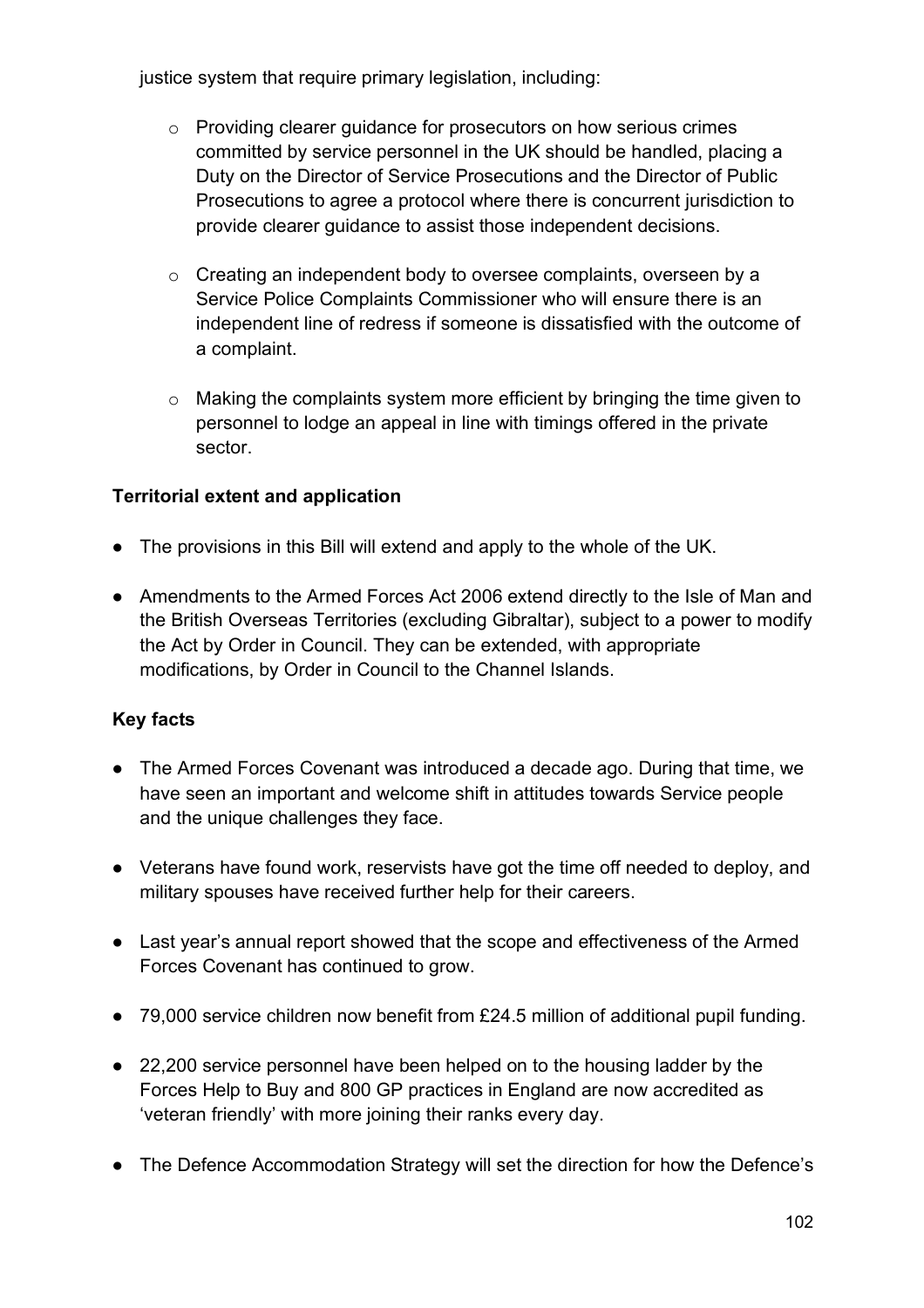justice system that require primary legislation, including:

- Providing clearer guidance for prosecutors on how serious crimes committed by service personnel in the UK should be handled, placing a Duty on the Director of Service Prosecutions and the Director of Public Prosecutions to agree a protocol where there is concurrent jurisdiction to provide clearer guidance to assist those independent decisions.

- Creating an independent body to oversee complaints, overseen by a Service Police Complaints Commissioner who will ensure there is an independent line of redress if someone is dissatisfied with the outcome of a complaint.

- Making the complaints system more efficient by bringing the time given to personnel to lodge an appeal in line with timings offered in the private sector.

**Territorial extent and application**

- The provisions in this Bill will extend and apply to the whole of the UK.

- Amendments to the Armed Forces Act 2006 extend directly to the Isle of Man and the British Overseas Territories (excluding Gibraltar), subject to a power to modify the Act by Order in Council. They can be extended, with appropriate modifications, by Order in Council to the Channel Islands.

**Key facts**

- The Armed Forces Covenant was introduced a decade ago. During that time, we have seen an important and welcome shift in attitudes towards Service people and the unique challenges they face.

- Veterans have found work, reservists have got the time off needed to deploy, and military spouses have received further help for their careers.

- Last year's annual report showed that the scope and effectiveness of the Armed Forces Covenant has continued to grow.

- 79,000 service children now benefit from £24.5 million of additional pupil funding.

- 22,200 service personnel have been helped on to the housing ladder by the Forces Help to Buy and 800 GP practices in England are now accredited as 'veteran friendly' with more joining their ranks every day.

- The Defence Accommodation Strategy will set the direction for how the Defence's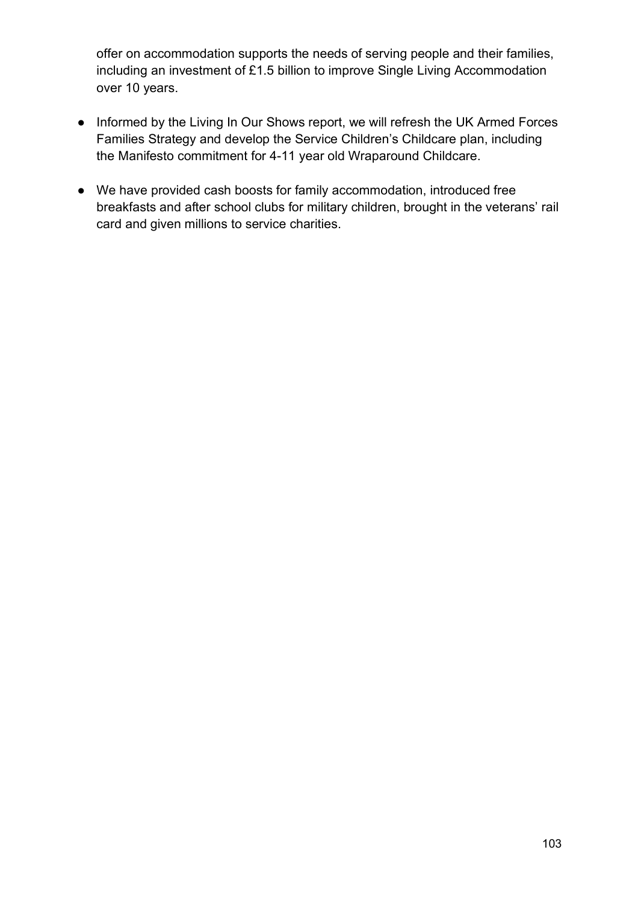offer on accommodation supports the needs of serving people and their families, including an investment of £1.5 billion to improve Single Living Accommodation over 10 years.

- Informed by the Living In Our Shows report, we will refresh the UK Armed Forces Families Strategy and develop the Service Children's Childcare plan, including the Manifesto commitment for 4-11 year old Wraparound Childcare.
- We have provided cash boosts for family accommodation, introduced free breakfasts and after school clubs for military children, brought in the veterans' rail card and given millions to service charities.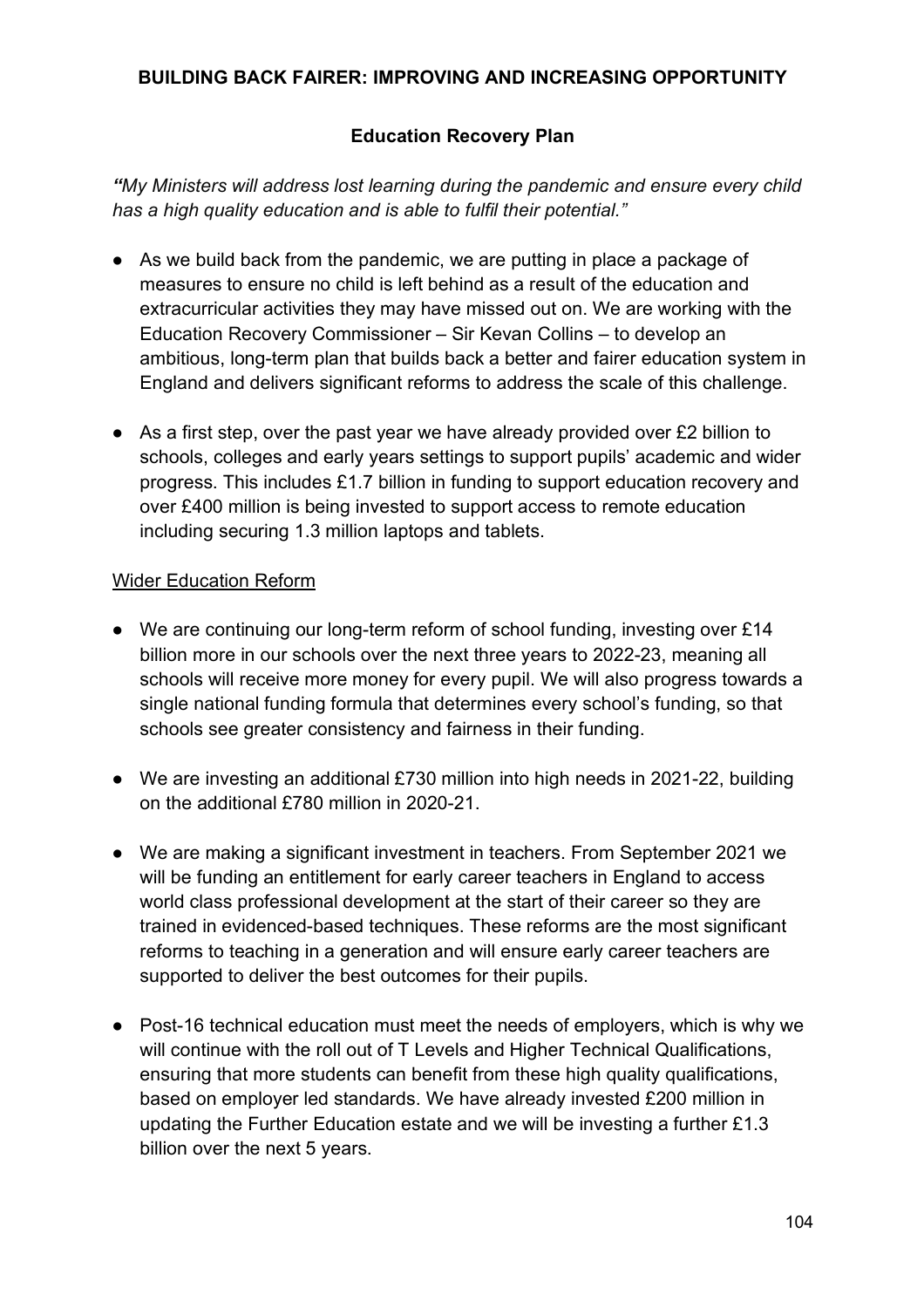## BUILDING BACK FAIRER: IMPROVING AND INCREASING OPPORTUNITY

### Education Recovery Plan

***"****My Ministers will address lost learning during the pandemic and ensure every child has a high quality education and is able to fulfil their potential."*

- As we build back from the pandemic, we are putting in place a package of measures to ensure no child is left behind as a result of the education and extracurricular activities they may have missed out on. We are working with the Education Recovery Commissioner – Sir Kevan Collins – to develop an ambitious, long-term plan that builds back a better and fairer education system in England and delivers significant reforms to address the scale of this challenge.
- As a first step, over the past year we have already provided over £2 billion to schools, colleges and early years settings to support pupils' academic and wider progress. This includes £1.7 billion in funding to support education recovery and over £400 million is being invested to support access to remote education including securing 1.3 million laptops and tablets.

<u>Wider Education Reform</u>

- We are continuing our long-term reform of school funding, investing over £14 billion more in our schools over the next three years to 2022-23, meaning all schools will receive more money for every pupil. We will also progress towards a single national funding formula that determines every school's funding, so that schools see greater consistency and fairness in their funding.
- We are investing an additional £730 million into high needs in 2021-22, building on the additional £780 million in 2020-21.
- We are making a significant investment in teachers. From September 2021 we will be funding an entitlement for early career teachers in England to access world class professional development at the start of their career so they are trained in evidenced-based techniques. These reforms are the most significant reforms to teaching in a generation and will ensure early career teachers are supported to deliver the best outcomes for their pupils.
- Post-16 technical education must meet the needs of employers, which is why we will continue with the roll out of T Levels and Higher Technical Qualifications, ensuring that more students can benefit from these high quality qualifications, based on employer led standards. We have already invested £200 million in updating the Further Education estate and we will be investing a further £1.3 billion over the next 5 years.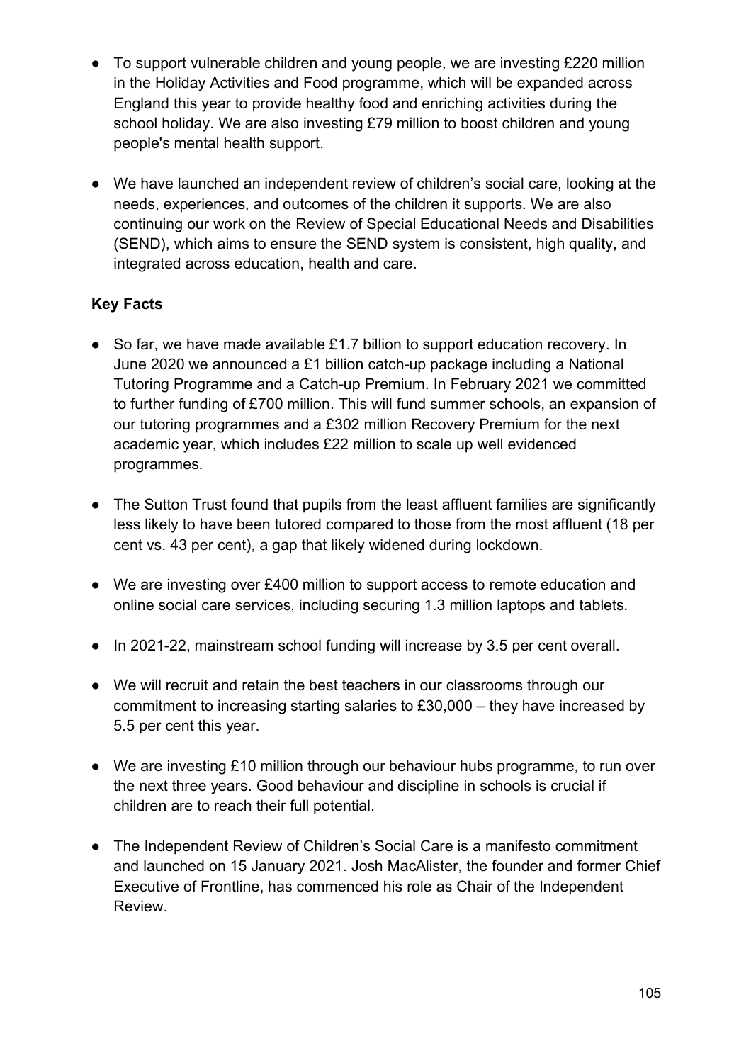- To support vulnerable children and young people, we are investing £220 million in the Holiday Activities and Food programme, which will be expanded across England this year to provide healthy food and enriching activities during the school holiday. We are also investing £79 million to boost children and young people's mental health support.
- We have launched an independent review of children's social care, looking at the needs, experiences, and outcomes of the children it supports. We are also continuing our work on the Review of Special Educational Needs and Disabilities (SEND), which aims to ensure the SEND system is consistent, high quality, and integrated across education, health and care.

**Key Facts**

- So far, we have made available £1.7 billion to support education recovery. In June 2020 we announced a £1 billion catch-up package including a National Tutoring Programme and a Catch-up Premium. In February 2021 we committed to further funding of £700 million. This will fund summer schools, an expansion of our tutoring programmes and a £302 million Recovery Premium for the next academic year, which includes £22 million to scale up well evidenced programmes.
- The Sutton Trust found that pupils from the least affluent families are significantly less likely to have been tutored compared to those from the most affluent (18 per cent vs. 43 per cent), a gap that likely widened during lockdown.
- We are investing over £400 million to support access to remote education and online social care services, including securing 1.3 million laptops and tablets.
- In 2021-22, mainstream school funding will increase by 3.5 per cent overall.
- We will recruit and retain the best teachers in our classrooms through our commitment to increasing starting salaries to £30,000 – they have increased by 5.5 per cent this year.
- We are investing £10 million through our behaviour hubs programme, to run over the next three years. Good behaviour and discipline in schools is crucial if children are to reach their full potential.
- The Independent Review of Children's Social Care is a manifesto commitment and launched on 15 January 2021. Josh MacAlister, the founder and former Chief Executive of Frontline, has commenced his role as Chair of the Independent Review.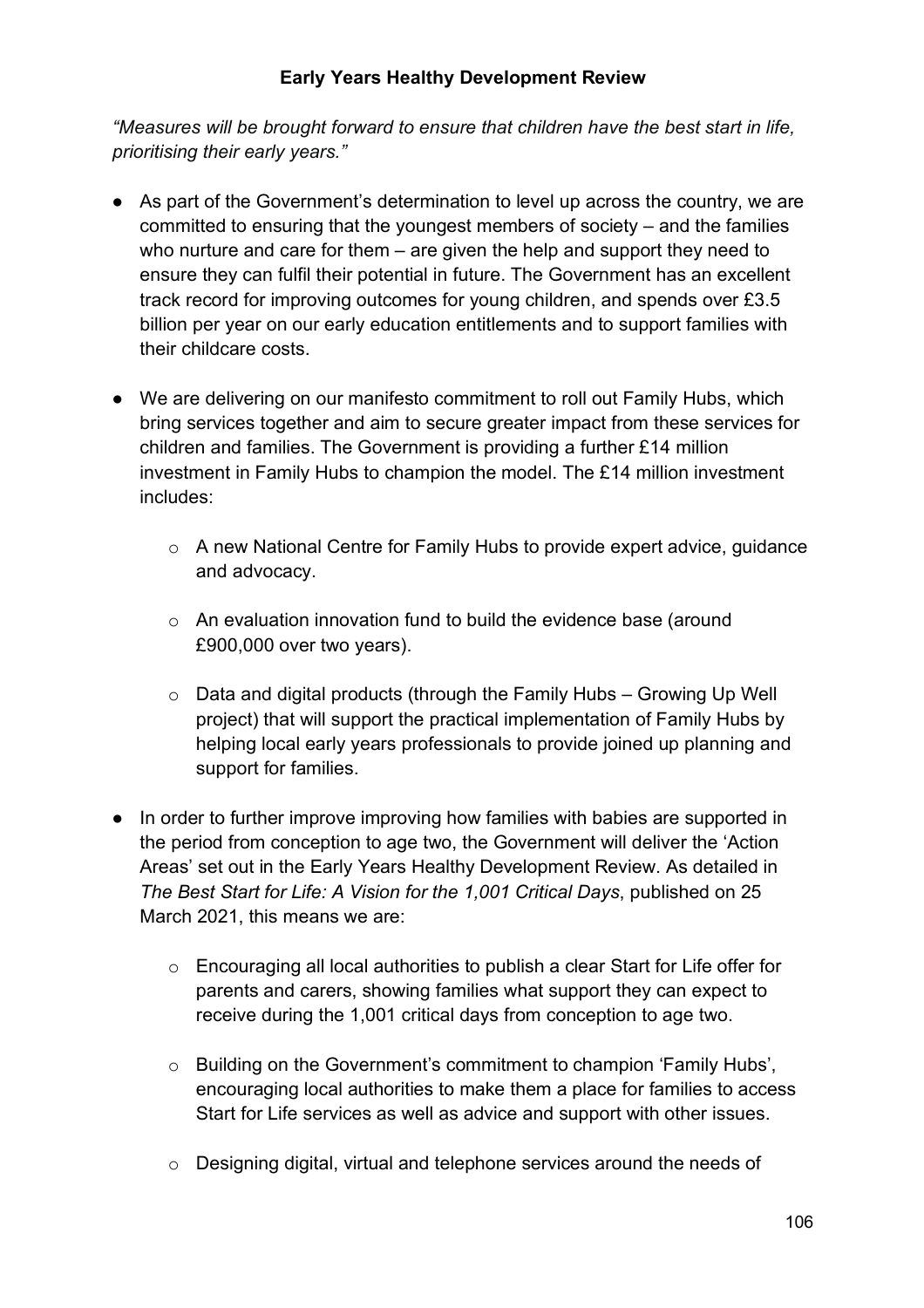**Early Years Healthy Development Review**

*"Measures will be brought forward to ensure that children have the best start in life, prioritising their early years."*

- As part of the Government's determination to level up across the country, we are committed to ensuring that the youngest members of society – and the families who nurture and care for them – are given the help and support they need to ensure they can fulfil their potential in future. The Government has an excellent track record for improving outcomes for young children, and spends over £3.5 billion per year on our early education entitlements and to support families with their childcare costs.

- We are delivering on our manifesto commitment to roll out Family Hubs, which bring services together and aim to secure greater impact from these services for children and families. The Government is providing a further £14 million investment in Family Hubs to champion the model. The £14 million investment includes:
  - A new National Centre for Family Hubs to provide expert advice, guidance and advocacy.
  - An evaluation innovation fund to build the evidence base (around £900,000 over two years).
  - Data and digital products (through the Family Hubs – Growing Up Well project) that will support the practical implementation of Family Hubs by helping local early years professionals to provide joined up planning and support for families.

- In order to further improve improving how families with babies are supported in the period from conception to age two, the Government will deliver the 'Action Areas' set out in the Early Years Healthy Development Review. As detailed in *The Best Start for Life: A Vision for the 1,001 Critical Days*, published on 25 March 2021, this means we are:
  - Encouraging all local authorities to publish a clear Start for Life offer for parents and carers, showing families what support they can expect to receive during the 1,001 critical days from conception to age two.
  - Building on the Government's commitment to champion 'Family Hubs', encouraging local authorities to make them a place for families to access Start for Life services as well as advice and support with other issues.
  - Designing digital, virtual and telephone services around the needs of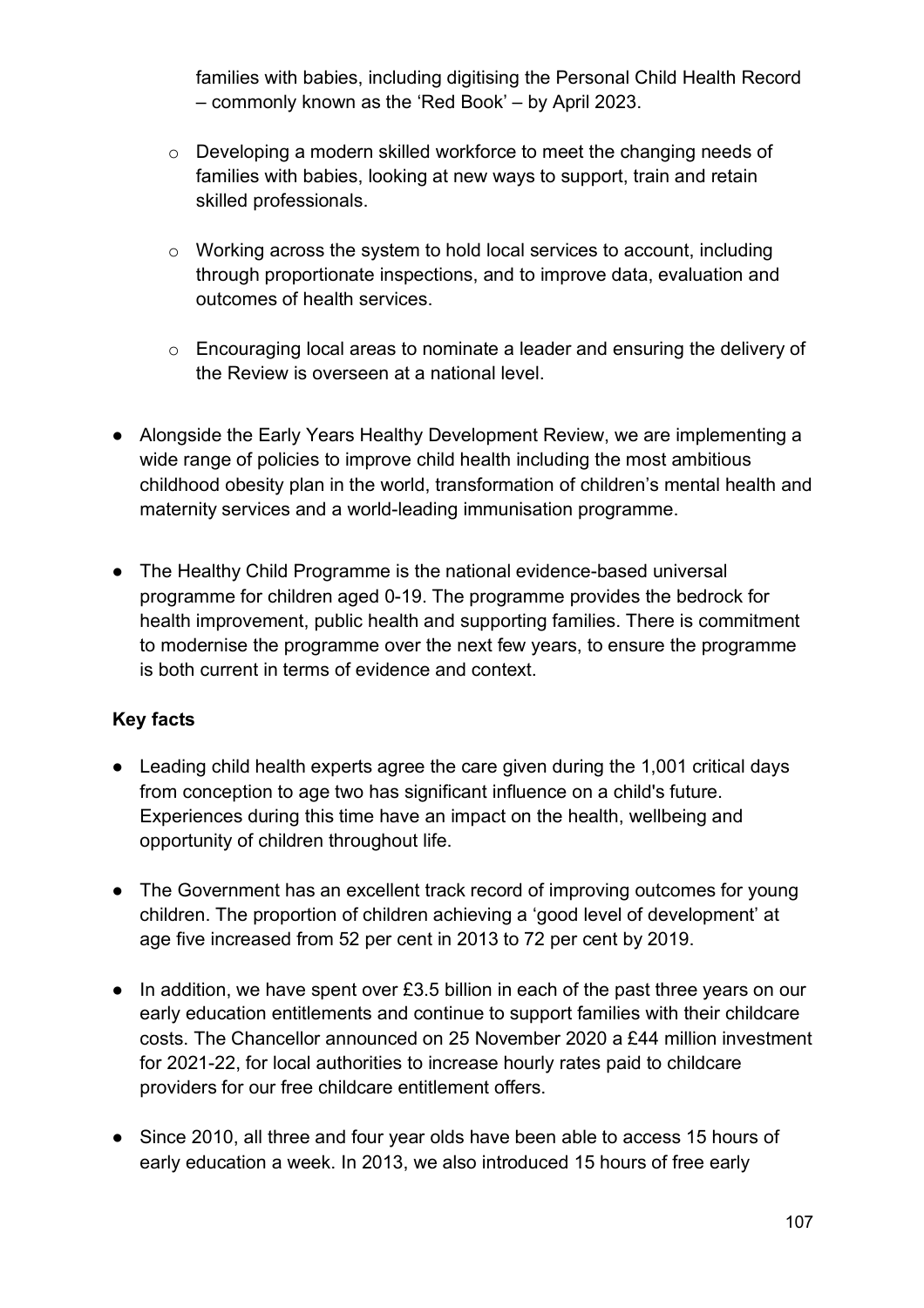families with babies, including digitising the Personal Child Health Record – commonly known as the 'Red Book' – by April 2023.

  - Developing a modern skilled workforce to meet the changing needs of families with babies, looking at new ways to support, train and retain skilled professionals.

  - Working across the system to hold local services to account, including through proportionate inspections, and to improve data, evaluation and outcomes of health services.

  - Encouraging local areas to nominate a leader and ensuring the delivery of the Review is overseen at a national level.

- Alongside the Early Years Healthy Development Review, we are implementing a wide range of policies to improve child health including the most ambitious childhood obesity plan in the world, transformation of children's mental health and maternity services and a world-leading immunisation programme.

- The Healthy Child Programme is the national evidence-based universal programme for children aged 0-19. The programme provides the bedrock for health improvement, public health and supporting families. There is commitment to modernise the programme over the next few years, to ensure the programme is both current in terms of evidence and context.

**Key facts**

- Leading child health experts agree the care given during the 1,001 critical days from conception to age two has significant influence on a child's future. Experiences during this time have an impact on the health, wellbeing and opportunity of children throughout life.

- The Government has an excellent track record of improving outcomes for young children. The proportion of children achieving a 'good level of development' at age five increased from 52 per cent in 2013 to 72 per cent by 2019.

- In addition, we have spent over £3.5 billion in each of the past three years on our early education entitlements and continue to support families with their childcare costs. The Chancellor announced on 25 November 2020 a £44 million investment for 2021-22, for local authorities to increase hourly rates paid to childcare providers for our free childcare entitlement offers.

- Since 2010, all three and four year olds have been able to access 15 hours of early education a week. In 2013, we also introduced 15 hours of free early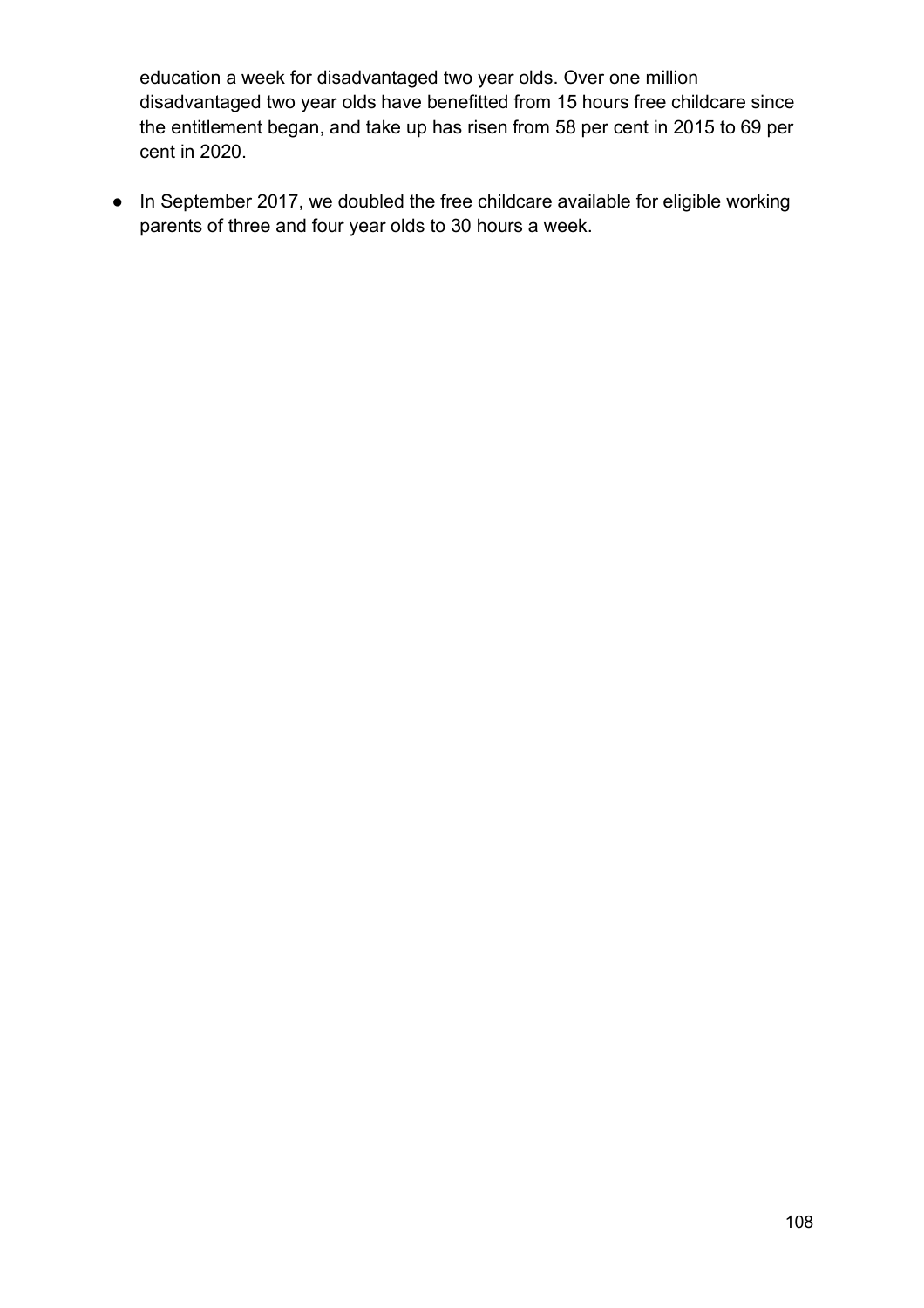education a week for disadvantaged two year olds. Over one million disadvantaged two year olds have benefitted from 15 hours free childcare since the entitlement began, and take up has risen from 58 per cent in 2015 to 69 per cent in 2020.

- In September 2017, we doubled the free childcare available for eligible working parents of three and four year olds to 30 hours a week.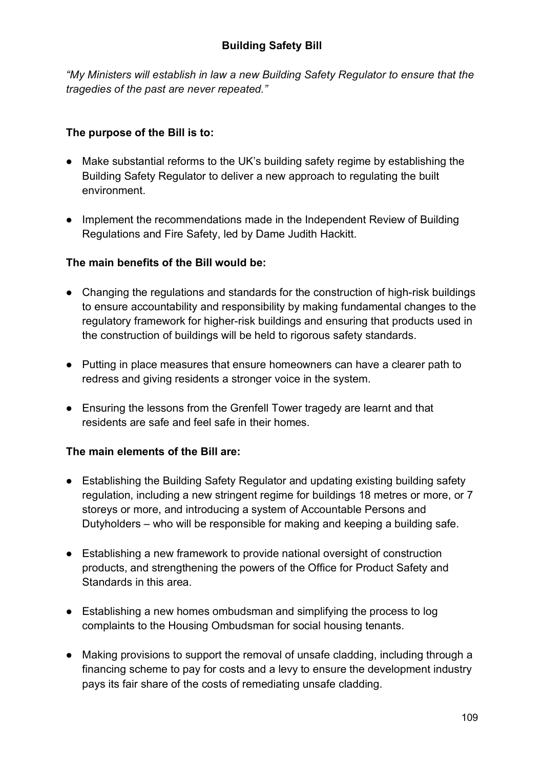## Building Safety Bill

*"My Ministers will establish in law a new Building Safety Regulator to ensure that the tragedies of the past are never repeated."*

**The purpose of the Bill is to:**

- Make substantial reforms to the UK's building safety regime by establishing the Building Safety Regulator to deliver a new approach to regulating the built environment.
- Implement the recommendations made in the Independent Review of Building Regulations and Fire Safety, led by Dame Judith Hackitt.

**The main benefits of the Bill would be:**

- Changing the regulations and standards for the construction of high-risk buildings to ensure accountability and responsibility by making fundamental changes to the regulatory framework for higher-risk buildings and ensuring that products used in the construction of buildings will be held to rigorous safety standards.
- Putting in place measures that ensure homeowners can have a clearer path to redress and giving residents a stronger voice in the system.
- Ensuring the lessons from the Grenfell Tower tragedy are learnt and that residents are safe and feel safe in their homes.

**The main elements of the Bill are:**

- Establishing the Building Safety Regulator and updating existing building safety regulation, including a new stringent regime for buildings 18 metres or more, or 7 storeys or more, and introducing a system of Accountable Persons and Dutyholders – who will be responsible for making and keeping a building safe.
- Establishing a new framework to provide national oversight of construction products, and strengthening the powers of the Office for Product Safety and Standards in this area.
- Establishing a new homes ombudsman and simplifying the process to log complaints to the Housing Ombudsman for social housing tenants.
- Making provisions to support the removal of unsafe cladding, including through a financing scheme to pay for costs and a levy to ensure the development industry pays its fair share of the costs of remediating unsafe cladding.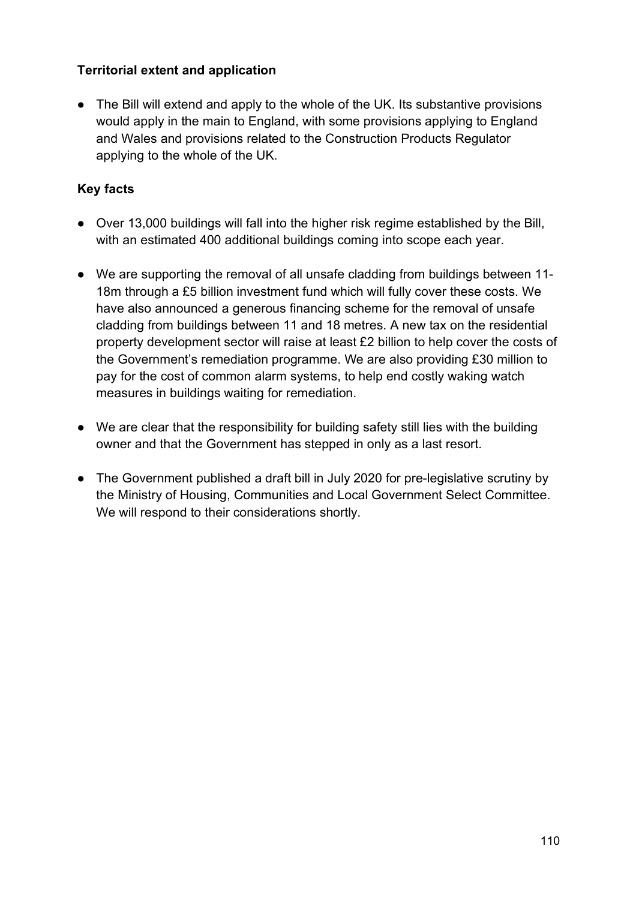**Territorial extent and application**

- The Bill will extend and apply to the whole of the UK. Its substantive provisions would apply in the main to England, with some provisions applying to England and Wales and provisions related to the Construction Products Regulator applying to the whole of the UK.

**Key facts**

- Over 13,000 buildings will fall into the higher risk regime established by the Bill, with an estimated 400 additional buildings coming into scope each year.
- We are supporting the removal of all unsafe cladding from buildings between 11-18m through a £5 billion investment fund which will fully cover these costs. We have also announced a generous financing scheme for the removal of unsafe cladding from buildings between 11 and 18 metres. A new tax on the residential property development sector will raise at least £2 billion to help cover the costs of the Government's remediation programme. We are also providing £30 million to pay for the cost of common alarm systems, to help end costly waking watch measures in buildings waiting for remediation.
- We are clear that the responsibility for building safety still lies with the building owner and that the Government has stepped in only as a last resort.
- The Government published a draft bill in July 2020 for pre-legislative scrutiny by the Ministry of Housing, Communities and Local Government Select Committee. We will respond to their considerations shortly.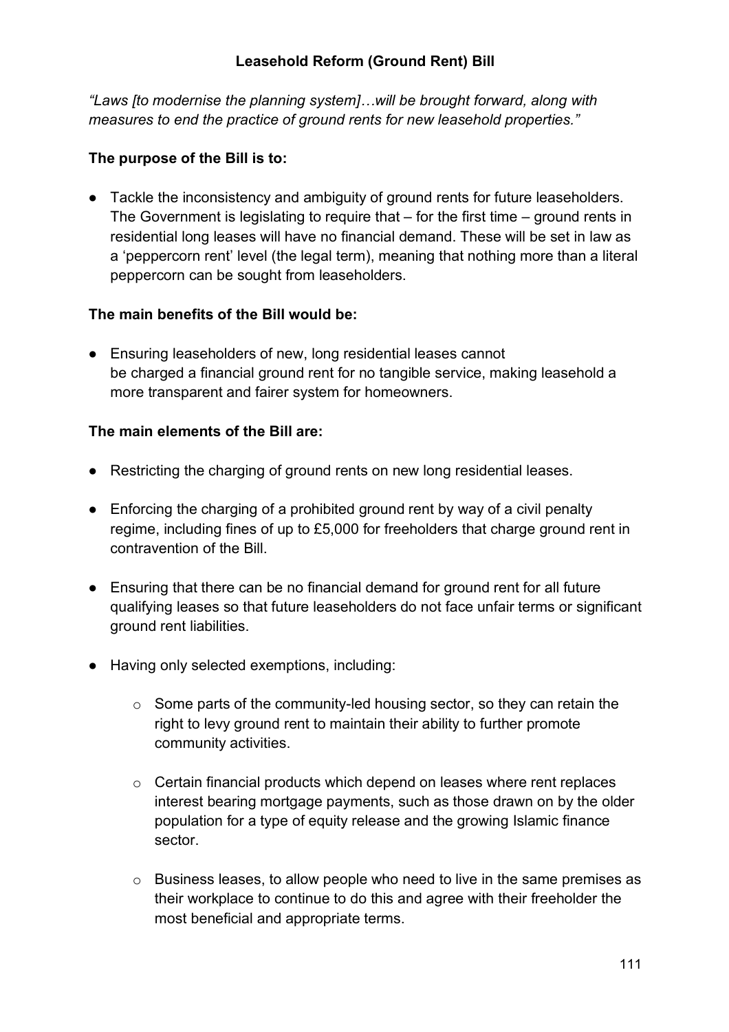## Leasehold Reform (Ground Rent) Bill

*"Laws [to modernise the planning system]…will be brought forward, along with measures to end the practice of ground rents for new leasehold properties."*

**The purpose of the Bill is to:**

- Tackle the inconsistency and ambiguity of ground rents for future leaseholders. The Government is legislating to require that – for the first time – ground rents in residential long leases will have no financial demand. These will be set in law as a 'peppercorn rent' level (the legal term), meaning that nothing more than a literal peppercorn can be sought from leaseholders.

**The main benefits of the Bill would be:**

- Ensuring leaseholders of new, long residential leases cannot be charged a financial ground rent for no tangible service, making leasehold a more transparent and fairer system for homeowners.

**The main elements of the Bill are:**

- Restricting the charging of ground rents on new long residential leases.
- Enforcing the charging of a prohibited ground rent by way of a civil penalty regime, including fines of up to £5,000 for freeholders that charge ground rent in contravention of the Bill.
- Ensuring that there can be no financial demand for ground rent for all future qualifying leases so that future leaseholders do not face unfair terms or significant ground rent liabilities.
- Having only selected exemptions, including:
  - Some parts of the community-led housing sector, so they can retain the right to levy ground rent to maintain their ability to further promote community activities.
  - Certain financial products which depend on leases where rent replaces interest bearing mortgage payments, such as those drawn on by the older population for a type of equity release and the growing Islamic finance sector.
  - Business leases, to allow people who need to live in the same premises as their workplace to continue to do this and agree with their freeholder the most beneficial and appropriate terms.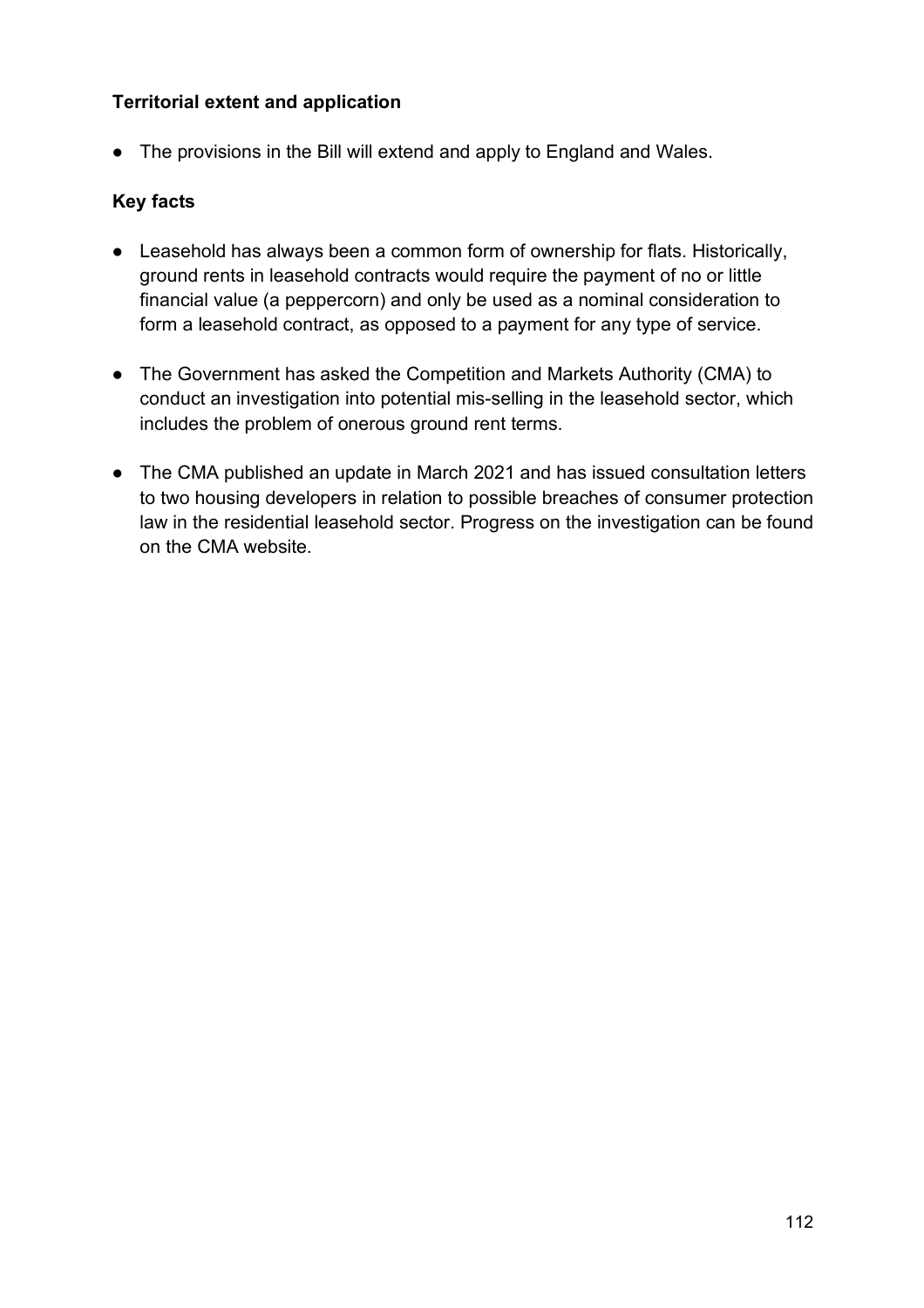**Territorial extent and application**

- The provisions in the Bill will extend and apply to England and Wales.

**Key facts**

- Leasehold has always been a common form of ownership for flats. Historically, ground rents in leasehold contracts would require the payment of no or little financial value (a peppercorn) and only be used as a nominal consideration to form a leasehold contract, as opposed to a payment for any type of service.
- The Government has asked the Competition and Markets Authority (CMA) to conduct an investigation into potential mis-selling in the leasehold sector, which includes the problem of onerous ground rent terms.
- The CMA published an update in March 2021 and has issued consultation letters to two housing developers in relation to possible breaches of consumer protection law in the residential leasehold sector. Progress on the investigation can be found on the CMA website.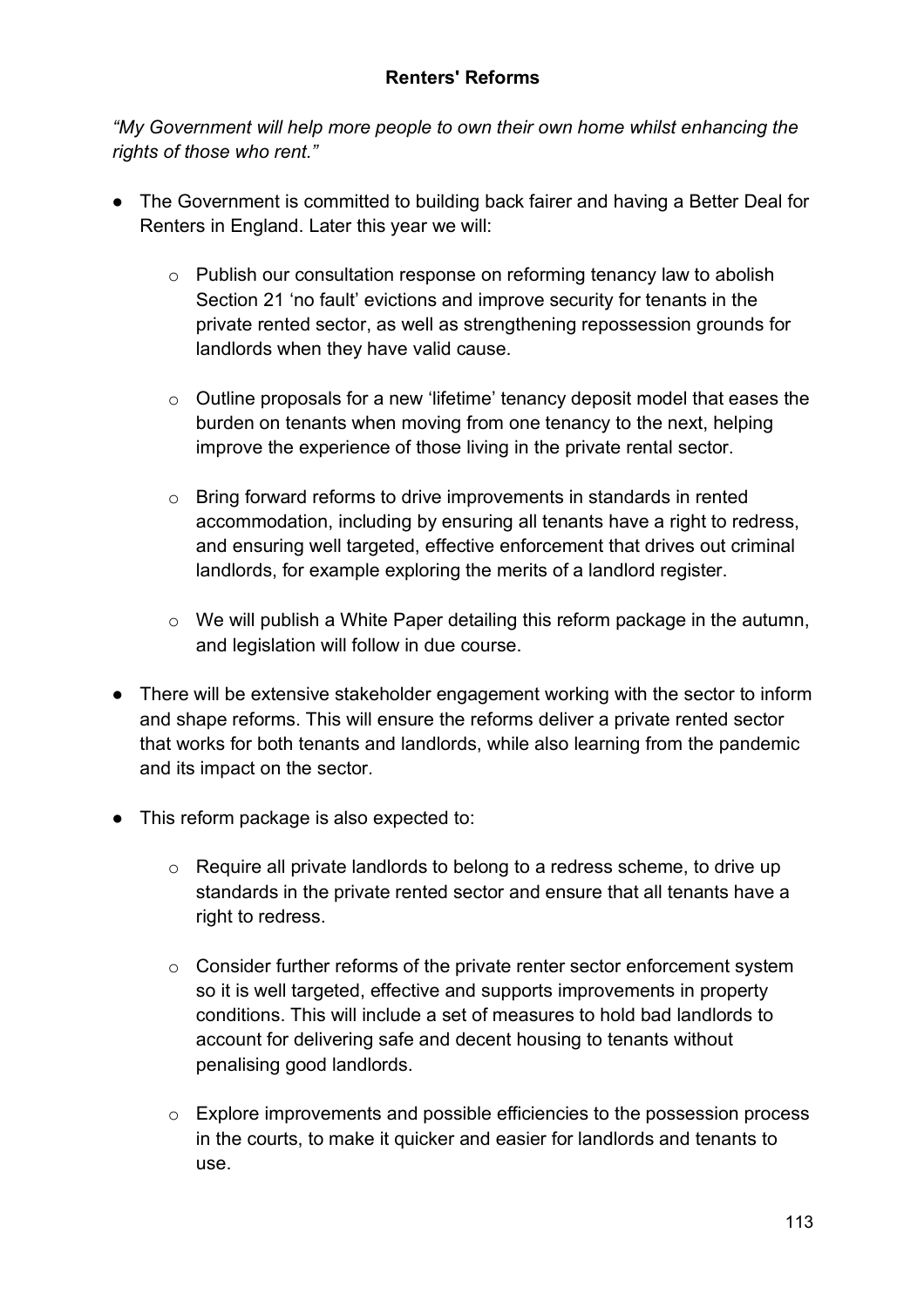## Renters' Reforms

*"My Government will help more people to own their own home whilst enhancing the rights of those who rent."*

- The Government is committed to building back fairer and having a Better Deal for Renters in England. Later this year we will:
  - Publish our consultation response on reforming tenancy law to abolish Section 21 'no fault' evictions and improve security for tenants in the private rented sector, as well as strengthening repossession grounds for landlords when they have valid cause.
  - Outline proposals for a new 'lifetime' tenancy deposit model that eases the burden on tenants when moving from one tenancy to the next, helping improve the experience of those living in the private rental sector.
  - Bring forward reforms to drive improvements in standards in rented accommodation, including by ensuring all tenants have a right to redress, and ensuring well targeted, effective enforcement that drives out criminal landlords, for example exploring the merits of a landlord register.
  - We will publish a White Paper detailing this reform package in the autumn, and legislation will follow in due course.
- There will be extensive stakeholder engagement working with the sector to inform and shape reforms. This will ensure the reforms deliver a private rented sector that works for both tenants and landlords, while also learning from the pandemic and its impact on the sector.
- This reform package is also expected to:
  - Require all private landlords to belong to a redress scheme, to drive up standards in the private rented sector and ensure that all tenants have a right to redress.
  - Consider further reforms of the private renter sector enforcement system so it is well targeted, effective and supports improvements in property conditions. This will include a set of measures to hold bad landlords to account for delivering safe and decent housing to tenants without penalising good landlords.
  - Explore improvements and possible efficiencies to the possession process in the courts, to make it quicker and easier for landlords and tenants to use.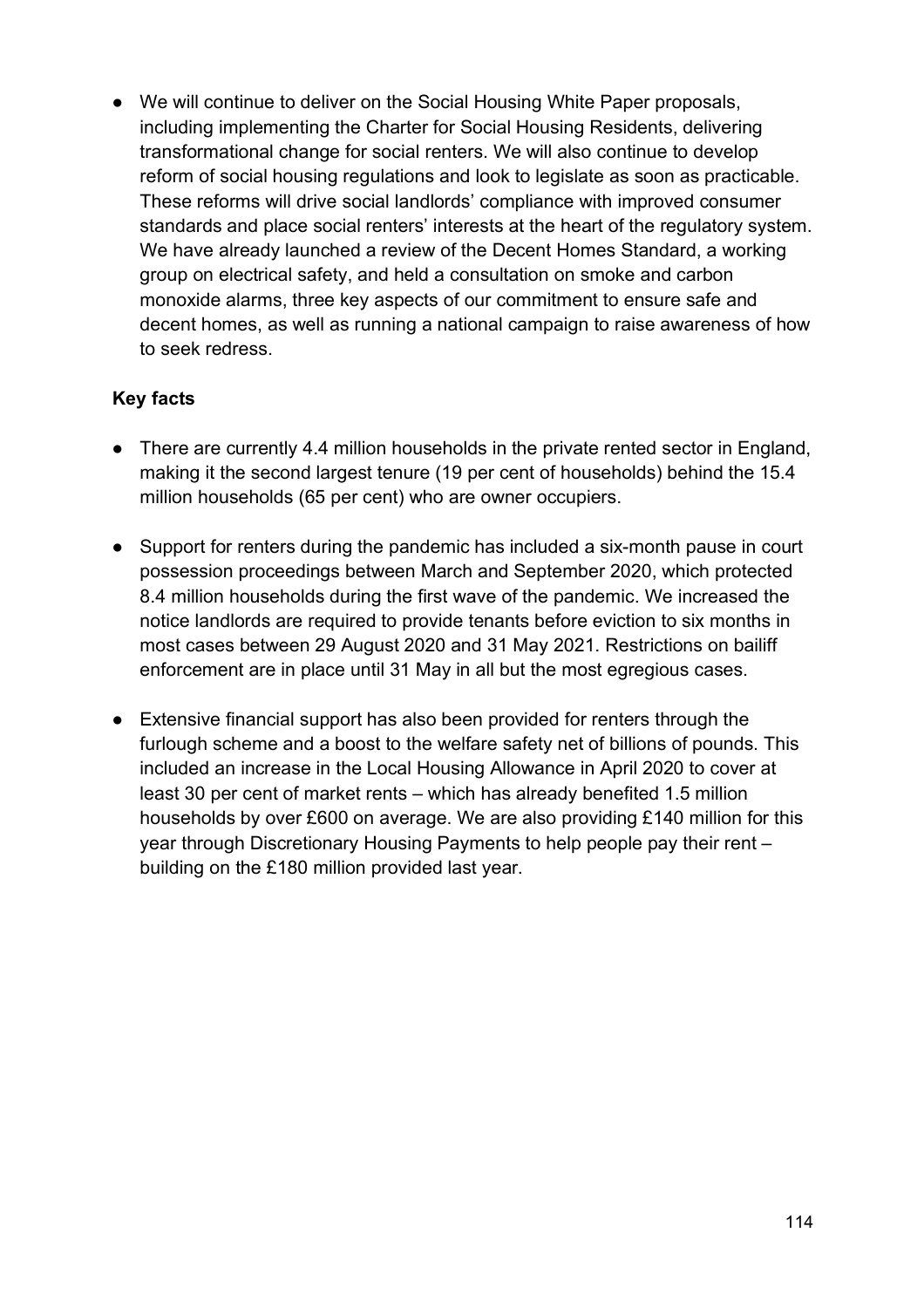- We will continue to deliver on the Social Housing White Paper proposals, including implementing the Charter for Social Housing Residents, delivering transformational change for social renters. We will also continue to develop reform of social housing regulations and look to legislate as soon as practicable. These reforms will drive social landlords' compliance with improved consumer standards and place social renters' interests at the heart of the regulatory system. We have already launched a review of the Decent Homes Standard, a working group on electrical safety, and held a consultation on smoke and carbon monoxide alarms, three key aspects of our commitment to ensure safe and decent homes, as well as running a national campaign to raise awareness of how to seek redress.

**Key facts**

- There are currently 4.4 million households in the private rented sector in England, making it the second largest tenure (19 per cent of households) behind the 15.4 million households (65 per cent) who are owner occupiers.
- Support for renters during the pandemic has included a six-month pause in court possession proceedings between March and September 2020, which protected 8.4 million households during the first wave of the pandemic. We increased the notice landlords are required to provide tenants before eviction to six months in most cases between 29 August 2020 and 31 May 2021. Restrictions on bailiff enforcement are in place until 31 May in all but the most egregious cases.
- Extensive financial support has also been provided for renters through the furlough scheme and a boost to the welfare safety net of billions of pounds. This included an increase in the Local Housing Allowance in April 2020 to cover at least 30 per cent of market rents – which has already benefited 1.5 million households by over £600 on average. We are also providing £140 million for this year through Discretionary Housing Payments to help people pay their rent – building on the £180 million provided last year.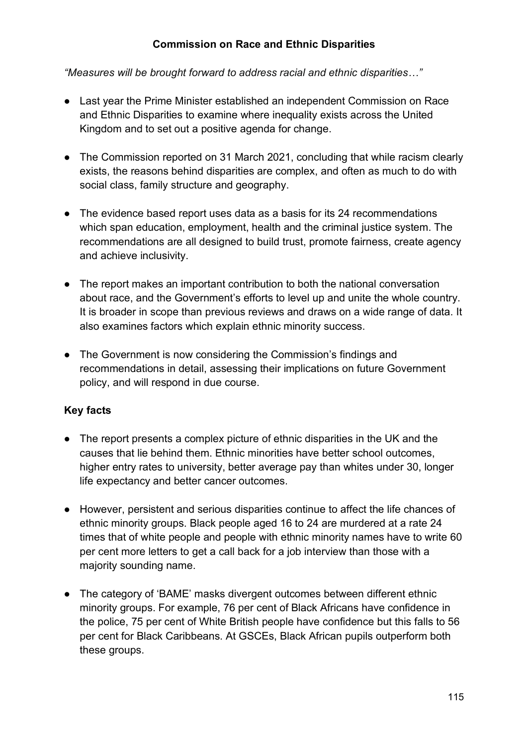## Commission on Race and Ethnic Disparities

*"Measures will be brought forward to address racial and ethnic disparities…"*

- Last year the Prime Minister established an independent Commission on Race and Ethnic Disparities to examine where inequality exists across the United Kingdom and to set out a positive agenda for change.
- The Commission reported on 31 March 2021, concluding that while racism clearly exists, the reasons behind disparities are complex, and often as much to do with social class, family structure and geography.
- The evidence based report uses data as a basis for its 24 recommendations which span education, employment, health and the criminal justice system. The recommendations are all designed to build trust, promote fairness, create agency and achieve inclusivity.
- The report makes an important contribution to both the national conversation about race, and the Government's efforts to level up and unite the whole country. It is broader in scope than previous reviews and draws on a wide range of data. It also examines factors which explain ethnic minority success.
- The Government is now considering the Commission's findings and recommendations in detail, assessing their implications on future Government policy, and will respond in due course.

### Key facts

- The report presents a complex picture of ethnic disparities in the UK and the causes that lie behind them. Ethnic minorities have better school outcomes, higher entry rates to university, better average pay than whites under 30, longer life expectancy and better cancer outcomes.
- However, persistent and serious disparities continue to affect the life chances of ethnic minority groups. Black people aged 16 to 24 are murdered at a rate 24 times that of white people and people with ethnic minority names have to write 60 per cent more letters to get a call back for a job interview than those with a majority sounding name.
- The category of 'BAME' masks divergent outcomes between different ethnic minority groups. For example, 76 per cent of Black Africans have confidence in the police, 75 per cent of White British people have confidence but this falls to 56 per cent for Black Caribbeans. At GSCEs, Black African pupils outperform both these groups.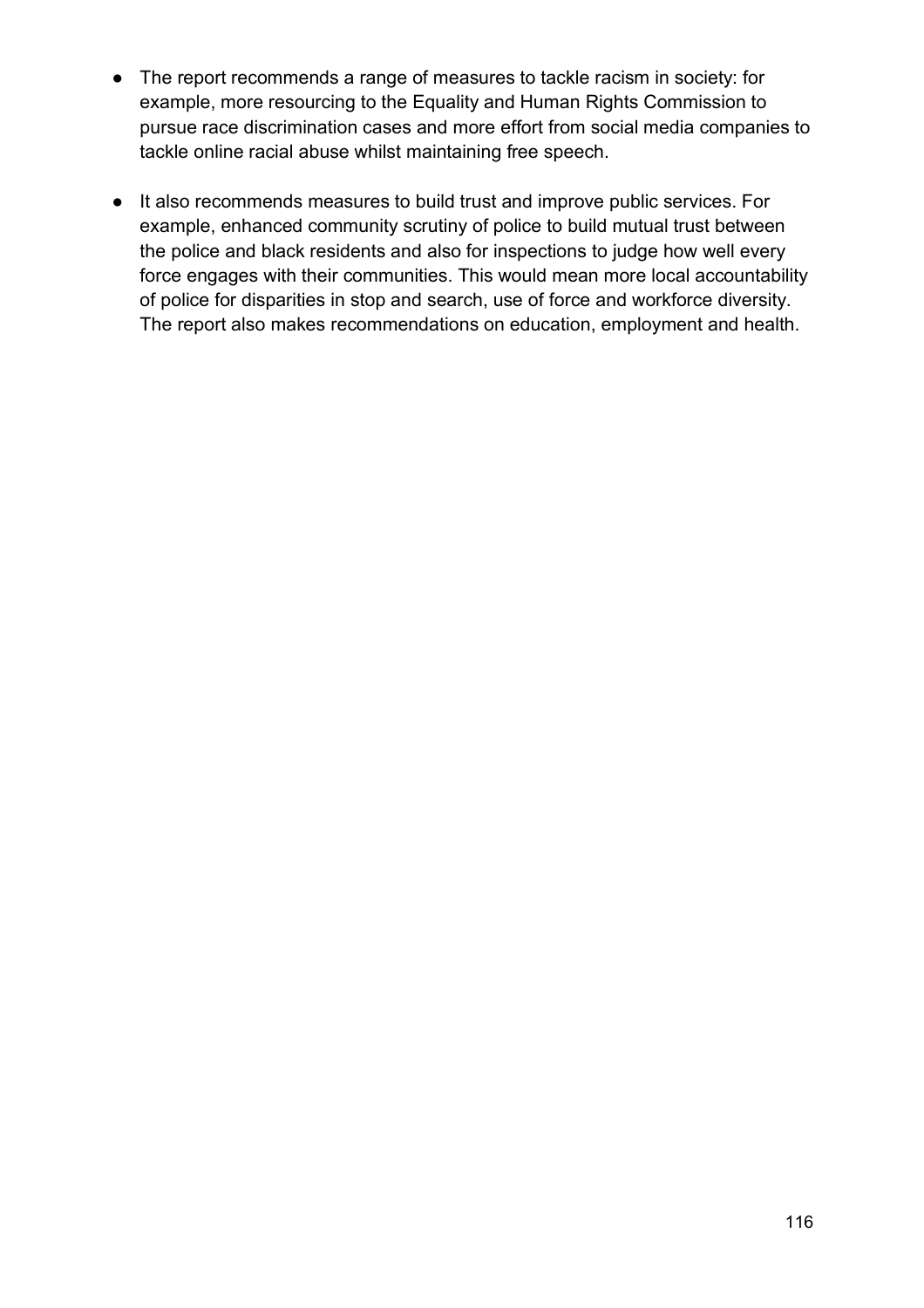- The report recommends a range of measures to tackle racism in society: for example, more resourcing to the Equality and Human Rights Commission to pursue race discrimination cases and more effort from social media companies to tackle online racial abuse whilst maintaining free speech.
- It also recommends measures to build trust and improve public services. For example, enhanced community scrutiny of police to build mutual trust between the police and black residents and also for inspections to judge how well every force engages with their communities. This would mean more local accountability of police for disparities in stop and search, use of force and workforce diversity. The report also makes recommendations on education, employment and health.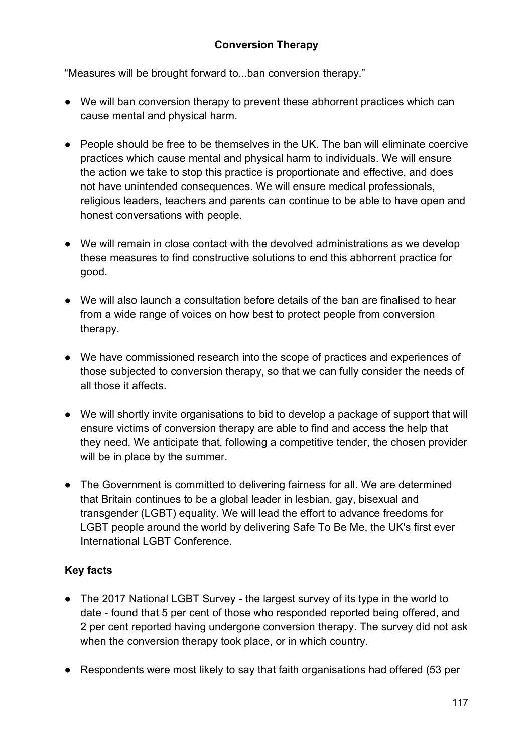## Conversion Therapy

"Measures will be brought forward to...ban conversion therapy."

- We will ban conversion therapy to prevent these abhorrent practices which can cause mental and physical harm.
- People should be free to be themselves in the UK. The ban will eliminate coercive practices which cause mental and physical harm to individuals. We will ensure the action we take to stop this practice is proportionate and effective, and does not have unintended consequences. We will ensure medical professionals, religious leaders, teachers and parents can continue to be able to have open and honest conversations with people.
- We will remain in close contact with the devolved administrations as we develop these measures to find constructive solutions to end this abhorrent practice for good.
- We will also launch a consultation before details of the ban are finalised to hear from a wide range of voices on how best to protect people from conversion therapy.
- We have commissioned research into the scope of practices and experiences of those subjected to conversion therapy, so that we can fully consider the needs of all those it affects.
- We will shortly invite organisations to bid to develop a package of support that will ensure victims of conversion therapy are able to find and access the help that they need. We anticipate that, following a competitive tender, the chosen provider will be in place by the summer.
- The Government is committed to delivering fairness for all. We are determined that Britain continues to be a global leader in lesbian, gay, bisexual and transgender (LGBT) equality. We will lead the effort to advance freedoms for LGBT people around the world by delivering Safe To Be Me, the UK's first ever International LGBT Conference.

### Key facts

- The 2017 National LGBT Survey - the largest survey of its type in the world to date - found that 5 per cent of those who responded reported being offered, and 2 per cent reported having undergone conversion therapy. The survey did not ask when the conversion therapy took place, or in which country.
- Respondents were most likely to say that faith organisations had offered (53 per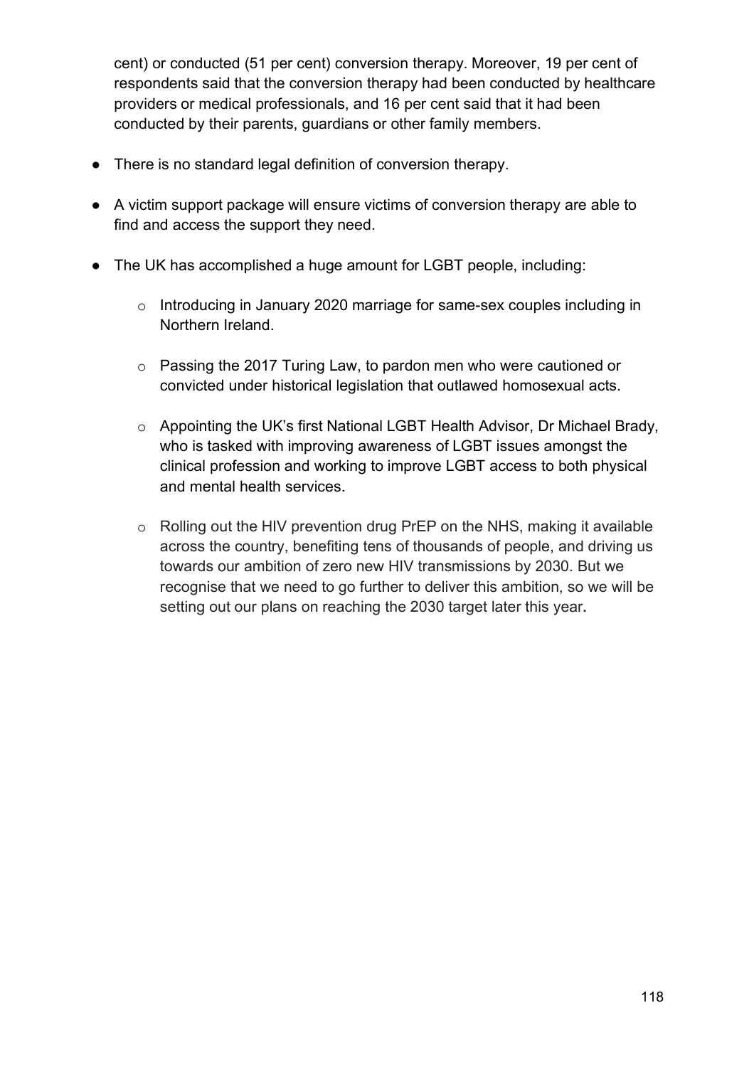cent) or conducted (51 per cent) conversion therapy. Moreover, 19 per cent of respondents said that the conversion therapy had been conducted by healthcare providers or medical professionals, and 16 per cent said that it had been conducted by their parents, guardians or other family members.

- There is no standard legal definition of conversion therapy.
- A victim support package will ensure victims of conversion therapy are able to find and access the support they need.
- The UK has accomplished a huge amount for LGBT people, including:
  - Introducing in January 2020 marriage for same-sex couples including in Northern Ireland.
  - Passing the 2017 Turing Law, to pardon men who were cautioned or convicted under historical legislation that outlawed homosexual acts.
  - Appointing the UK's first National LGBT Health Advisor, Dr Michael Brady, who is tasked with improving awareness of LGBT issues amongst the clinical profession and working to improve LGBT access to both physical and mental health services.
  - Rolling out the HIV prevention drug PrEP on the NHS, making it available across the country, benefiting tens of thousands of people, and driving us towards our ambition of zero new HIV transmissions by 2030. But we recognise that we need to go further to deliver this ambition, so we will be setting out our plans on reaching the 2030 target later this year.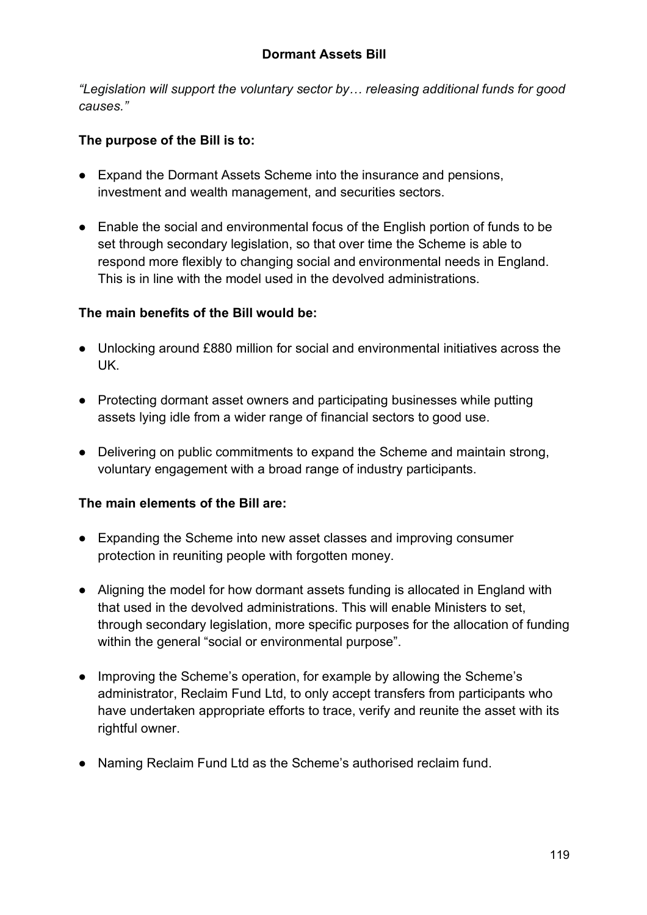## Dormant Assets Bill

*"Legislation will support the voluntary sector by… releasing additional funds for good causes."*

**The purpose of the Bill is to:**

- Expand the Dormant Assets Scheme into the insurance and pensions, investment and wealth management, and securities sectors.
- Enable the social and environmental focus of the English portion of funds to be set through secondary legislation, so that over time the Scheme is able to respond more flexibly to changing social and environmental needs in England. This is in line with the model used in the devolved administrations.

**The main benefits of the Bill would be:**

- Unlocking around £880 million for social and environmental initiatives across the UK.
- Protecting dormant asset owners and participating businesses while putting assets lying idle from a wider range of financial sectors to good use.
- Delivering on public commitments to expand the Scheme and maintain strong, voluntary engagement with a broad range of industry participants.

**The main elements of the Bill are:**

- Expanding the Scheme into new asset classes and improving consumer protection in reuniting people with forgotten money.
- Aligning the model for how dormant assets funding is allocated in England with that used in the devolved administrations. This will enable Ministers to set, through secondary legislation, more specific purposes for the allocation of funding within the general "social or environmental purpose".
- Improving the Scheme's operation, for example by allowing the Scheme's administrator, Reclaim Fund Ltd, to only accept transfers from participants who have undertaken appropriate efforts to trace, verify and reunite the asset with its rightful owner.
- Naming Reclaim Fund Ltd as the Scheme's authorised reclaim fund.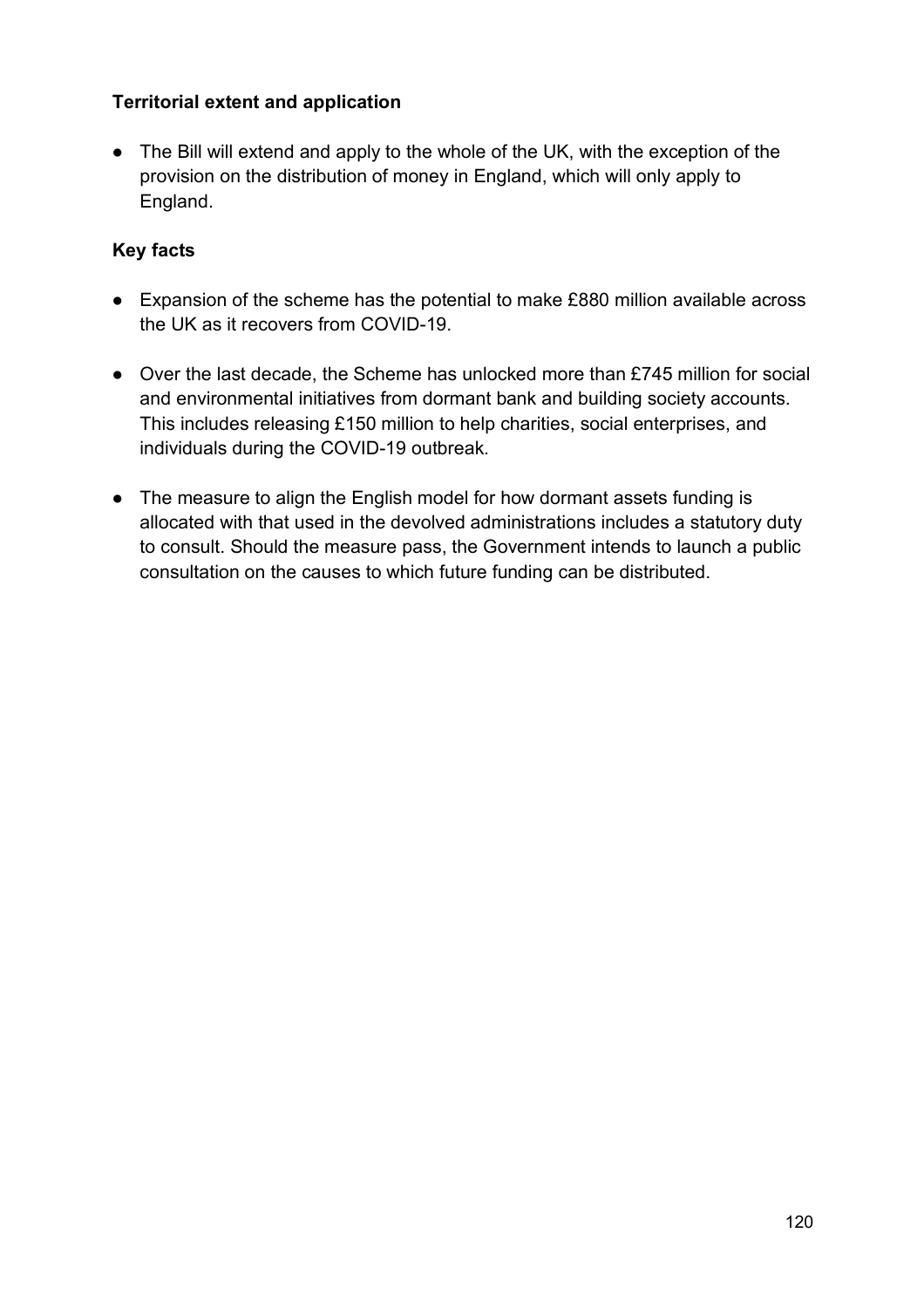**Territorial extent and application**

- The Bill will extend and apply to the whole of the UK, with the exception of the provision on the distribution of money in England, which will only apply to England.

**Key facts**

- Expansion of the scheme has the potential to make £880 million available across the UK as it recovers from COVID-19.
- Over the last decade, the Scheme has unlocked more than £745 million for social and environmental initiatives from dormant bank and building society accounts. This includes releasing £150 million to help charities, social enterprises, and individuals during the COVID-19 outbreak.
- The measure to align the English model for how dormant assets funding is allocated with that used in the devolved administrations includes a statutory duty to consult. Should the measure pass, the Government intends to launch a public consultation on the causes to which future funding can be distributed.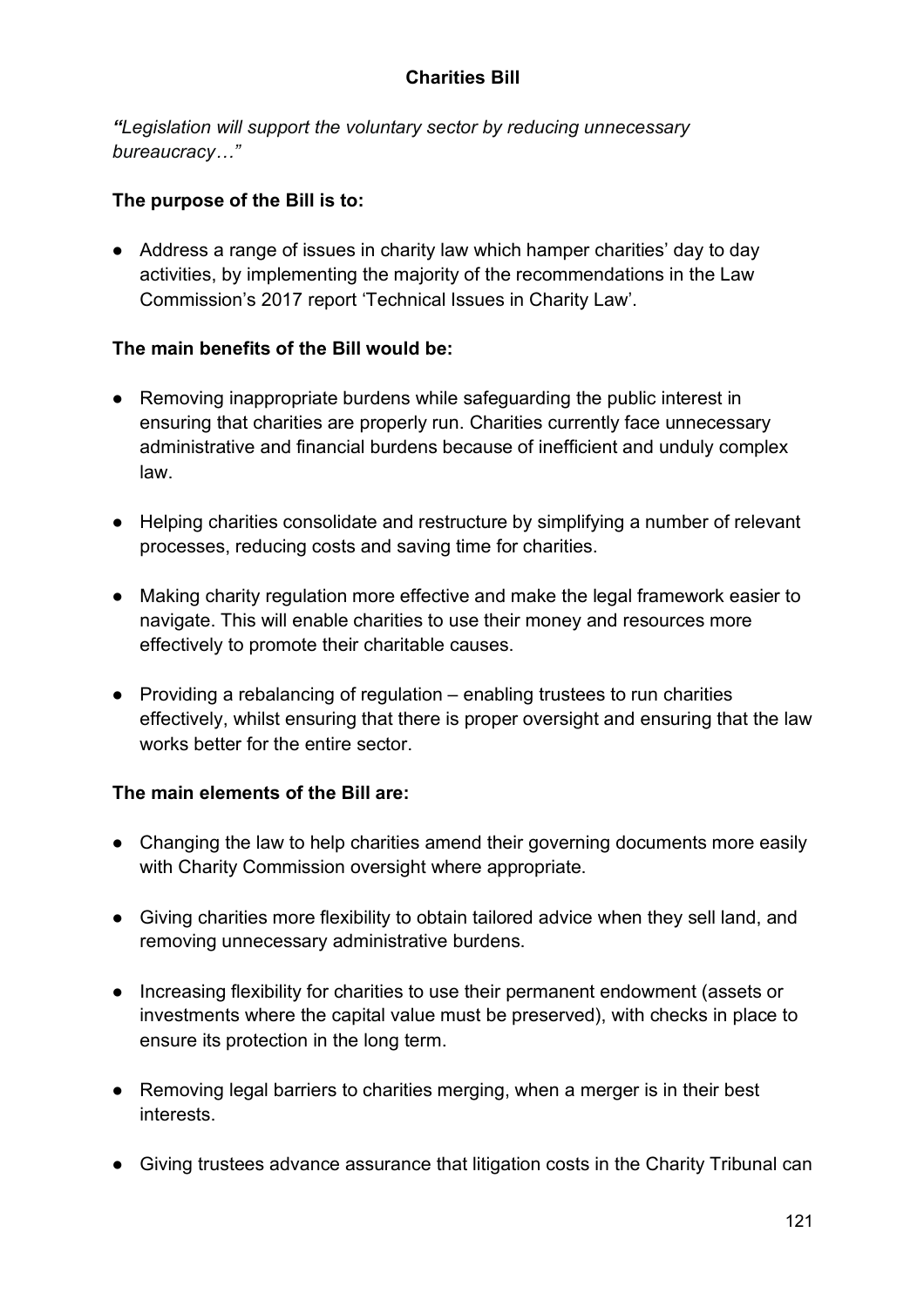## Charities Bill

***"**Legislation will support the voluntary sector by reducing unnecessary bureaucracy…"*

**The purpose of the Bill is to:**

- Address a range of issues in charity law which hamper charities' day to day activities, by implementing the majority of the recommendations in the Law Commission's 2017 report 'Technical Issues in Charity Law'.

**The main benefits of the Bill would be:**

- Removing inappropriate burdens while safeguarding the public interest in ensuring that charities are properly run. Charities currently face unnecessary administrative and financial burdens because of inefficient and unduly complex law.
- Helping charities consolidate and restructure by simplifying a number of relevant processes, reducing costs and saving time for charities.
- Making charity regulation more effective and make the legal framework easier to navigate. This will enable charities to use their money and resources more effectively to promote their charitable causes.
- Providing a rebalancing of regulation – enabling trustees to run charities effectively, whilst ensuring that there is proper oversight and ensuring that the law works better for the entire sector.

**The main elements of the Bill are:**

- Changing the law to help charities amend their governing documents more easily with Charity Commission oversight where appropriate.
- Giving charities more flexibility to obtain tailored advice when they sell land, and removing unnecessary administrative burdens.
- Increasing flexibility for charities to use their permanent endowment (assets or investments where the capital value must be preserved), with checks in place to ensure its protection in the long term.
- Removing legal barriers to charities merging, when a merger is in their best interests.
- Giving trustees advance assurance that litigation costs in the Charity Tribunal can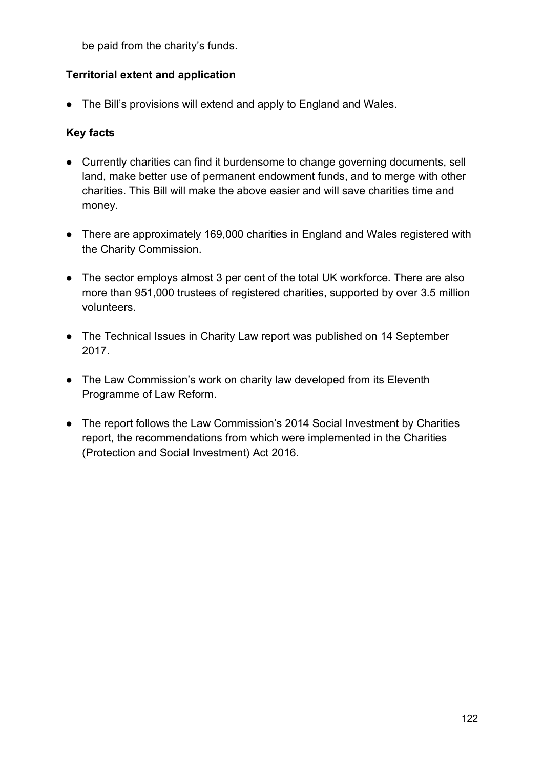be paid from the charity's funds.

**Territorial extent and application**

- The Bill's provisions will extend and apply to England and Wales.

**Key facts**

- Currently charities can find it burdensome to change governing documents, sell land, make better use of permanent endowment funds, and to merge with other charities. This Bill will make the above easier and will save charities time and money.
- There are approximately 169,000 charities in England and Wales registered with the Charity Commission.
- The sector employs almost 3 per cent of the total UK workforce. There are also more than 951,000 trustees of registered charities, supported by over 3.5 million volunteers.
- The Technical Issues in Charity Law report was published on 14 September 2017.
- The Law Commission's work on charity law developed from its Eleventh Programme of Law Reform.
- The report follows the Law Commission's 2014 Social Investment by Charities report, the recommendations from which were implemented in the Charities (Protection and Social Investment) Act 2016.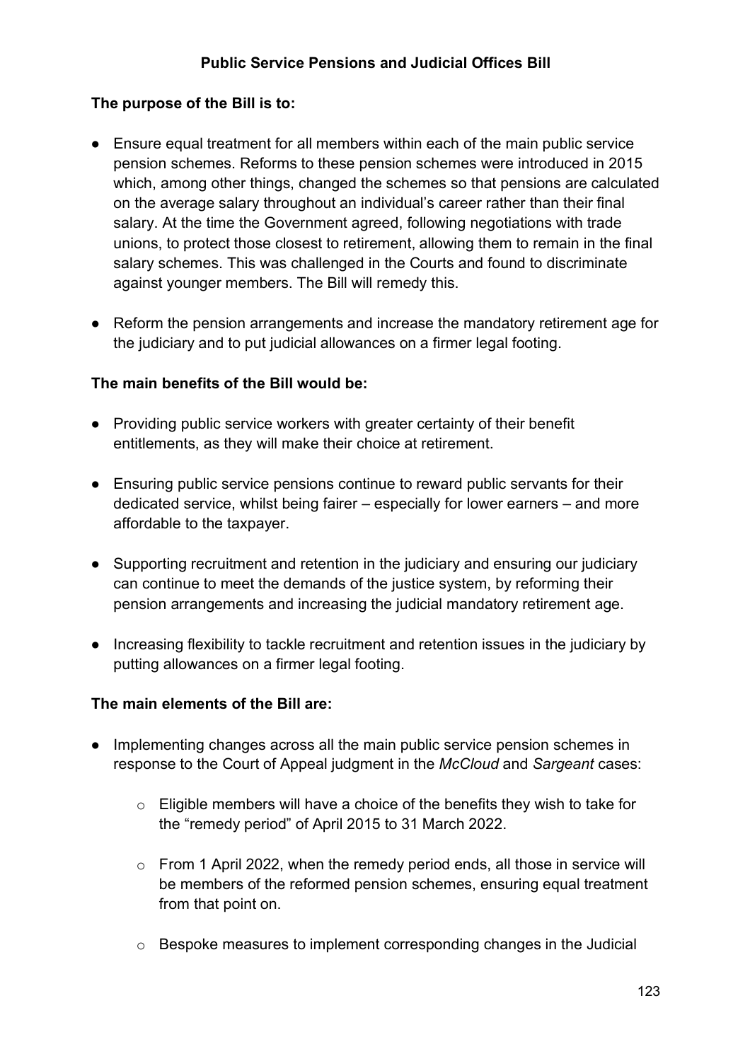## Public Service Pensions and Judicial Offices Bill

**The purpose of the Bill is to:**

- Ensure equal treatment for all members within each of the main public service pension schemes. Reforms to these pension schemes were introduced in 2015 which, among other things, changed the schemes so that pensions are calculated on the average salary throughout an individual's career rather than their final salary. At the time the Government agreed, following negotiations with trade unions, to protect those closest to retirement, allowing them to remain in the final salary schemes. This was challenged in the Courts and found to discriminate against younger members. The Bill will remedy this.
- Reform the pension arrangements and increase the mandatory retirement age for the judiciary and to put judicial allowances on a firmer legal footing.

**The main benefits of the Bill would be:**

- Providing public service workers with greater certainty of their benefit entitlements, as they will make their choice at retirement.
- Ensuring public service pensions continue to reward public servants for their dedicated service, whilst being fairer – especially for lower earners – and more affordable to the taxpayer.
- Supporting recruitment and retention in the judiciary and ensuring our judiciary can continue to meet the demands of the justice system, by reforming their pension arrangements and increasing the judicial mandatory retirement age.
- Increasing flexibility to tackle recruitment and retention issues in the judiciary by putting allowances on a firmer legal footing.

**The main elements of the Bill are:**

- Implementing changes across all the main public service pension schemes in response to the Court of Appeal judgment in the *McCloud* and *Sargeant* cases:
  - Eligible members will have a choice of the benefits they wish to take for the "remedy period" of April 2015 to 31 March 2022.
  - From 1 April 2022, when the remedy period ends, all those in service will be members of the reformed pension schemes, ensuring equal treatment from that point on.
  - Bespoke measures to implement corresponding changes in the Judicial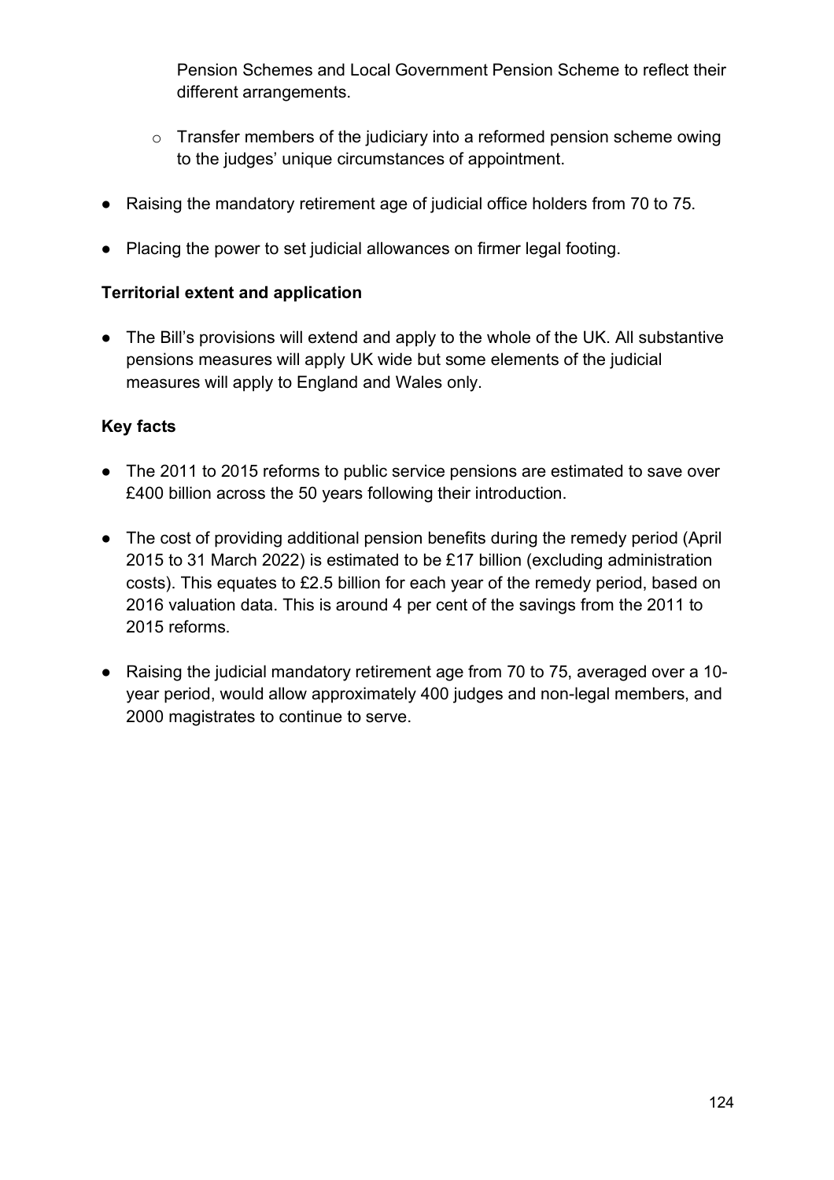Pension Schemes and Local Government Pension Scheme to reflect their different arrangements.

- Transfer members of the judiciary into a reformed pension scheme owing to the judges' unique circumstances of appointment.

- Raising the mandatory retirement age of judicial office holders from 70 to 75.
- Placing the power to set judicial allowances on firmer legal footing.

**Territorial extent and application**

- The Bill's provisions will extend and apply to the whole of the UK. All substantive pensions measures will apply UK wide but some elements of the judicial measures will apply to England and Wales only.

**Key facts**

- The 2011 to 2015 reforms to public service pensions are estimated to save over £400 billion across the 50 years following their introduction.
- The cost of providing additional pension benefits during the remedy period (April 2015 to 31 March 2022) is estimated to be £17 billion (excluding administration costs). This equates to £2.5 billion for each year of the remedy period, based on 2016 valuation data. This is around 4 per cent of the savings from the 2011 to 2015 reforms.
- Raising the judicial mandatory retirement age from 70 to 75, averaged over a 10-year period, would allow approximately 400 judges and non-legal members, and 2000 magistrates to continue to serve.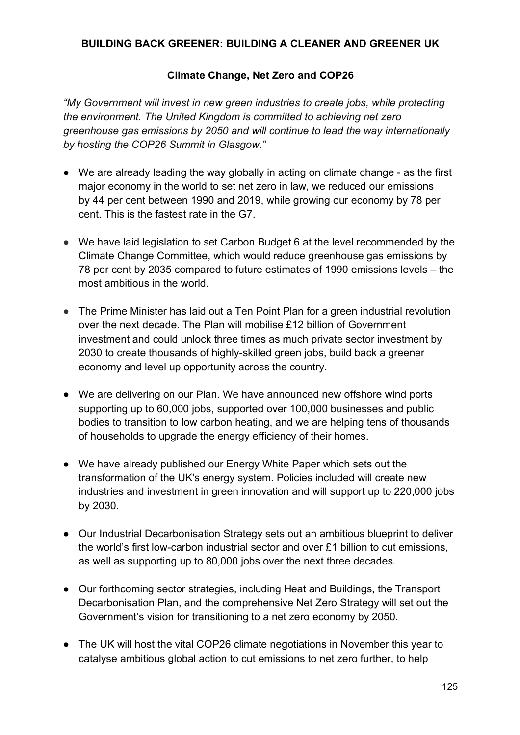**BUILDING BACK GREENER: BUILDING A CLEANER AND GREENER UK**

**Climate Change, Net Zero and COP26**

*"My Government will invest in new green industries to create jobs, while protecting the environment. The United Kingdom is committed to achieving net zero greenhouse gas emissions by 2050 and will continue to lead the way internationally by hosting the COP26 Summit in Glasgow."*

- We are already leading the way globally in acting on climate change - as the first major economy in the world to set net zero in law, we reduced our emissions by 44 per cent between 1990 and 2019, while growing our economy by 78 per cent. This is the fastest rate in the G7.

- We have laid legislation to set Carbon Budget 6 at the level recommended by the Climate Change Committee, which would reduce greenhouse gas emissions by 78 per cent by 2035 compared to future estimates of 1990 emissions levels – the most ambitious in the world.

- The Prime Minister has laid out a Ten Point Plan for a green industrial revolution over the next decade. The Plan will mobilise £12 billion of Government investment and could unlock three times as much private sector investment by 2030 to create thousands of highly-skilled green jobs, build back a greener economy and level up opportunity across the country.

- We are delivering on our Plan. We have announced new offshore wind ports supporting up to 60,000 jobs, supported over 100,000 businesses and public bodies to transition to low carbon heating, and we are helping tens of thousands of households to upgrade the energy efficiency of their homes.

- We have already published our Energy White Paper which sets out the transformation of the UK's energy system. Policies included will create new industries and investment in green innovation and will support up to 220,000 jobs by 2030.

- Our Industrial Decarbonisation Strategy sets out an ambitious blueprint to deliver the world's first low-carbon industrial sector and over £1 billion to cut emissions, as well as supporting up to 80,000 jobs over the next three decades.

- Our forthcoming sector strategies, including Heat and Buildings, the Transport Decarbonisation Plan, and the comprehensive Net Zero Strategy will set out the Government's vision for transitioning to a net zero economy by 2050.

- The UK will host the vital COP26 climate negotiations in November this year to catalyse ambitious global action to cut emissions to net zero further, to help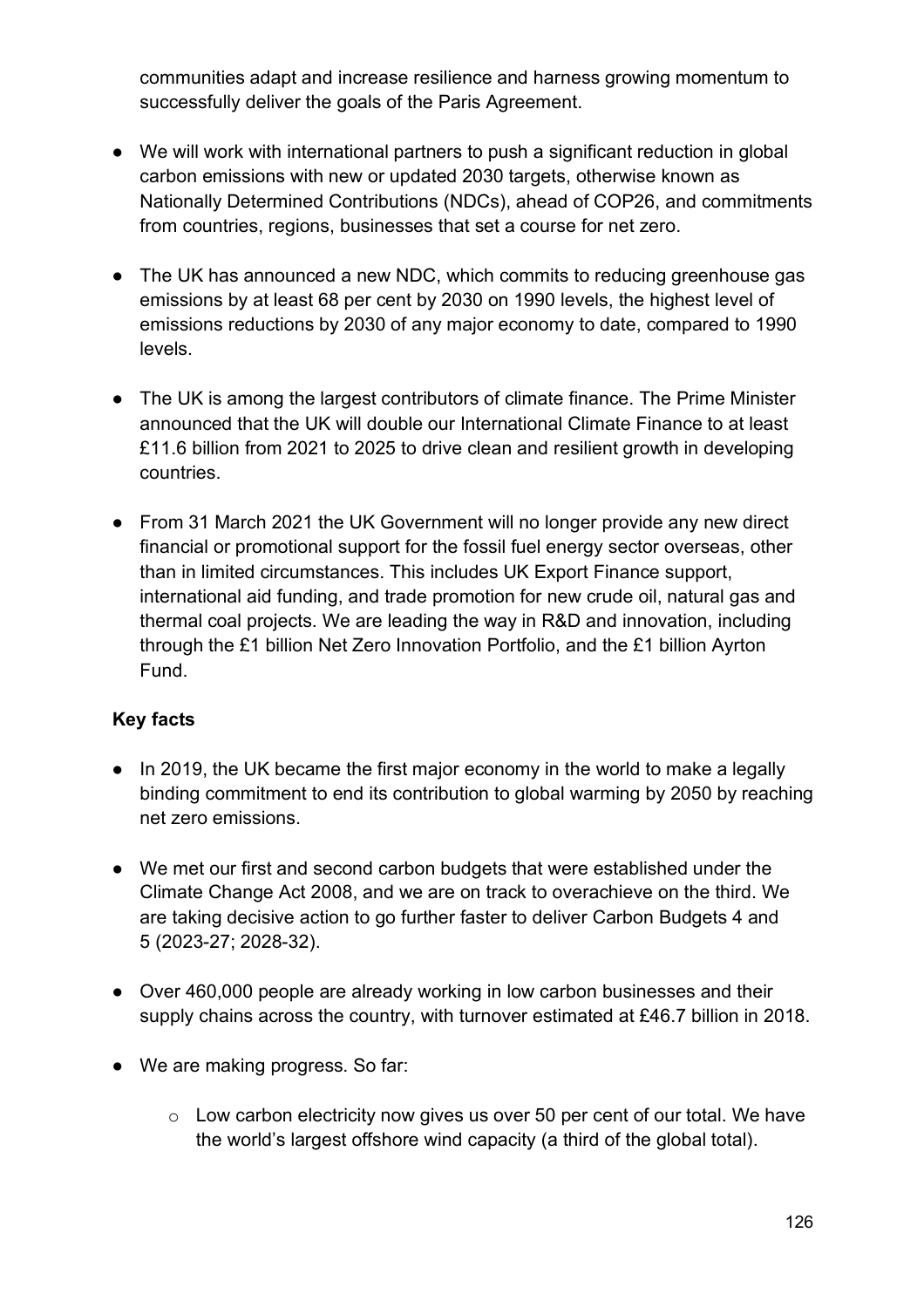communities adapt and increase resilience and harness growing momentum to successfully deliver the goals of the Paris Agreement.

- We will work with international partners to push a significant reduction in global carbon emissions with new or updated 2030 targets, otherwise known as Nationally Determined Contributions (NDCs), ahead of COP26, and commitments from countries, regions, businesses that set a course for net zero.
- The UK has announced a new NDC, which commits to reducing greenhouse gas emissions by at least 68 per cent by 2030 on 1990 levels, the highest level of emissions reductions by 2030 of any major economy to date, compared to 1990 levels.
- The UK is among the largest contributors of climate finance. The Prime Minister announced that the UK will double our International Climate Finance to at least £11.6 billion from 2021 to 2025 to drive clean and resilient growth in developing countries.
- From 31 March 2021 the UK Government will no longer provide any new direct financial or promotional support for the fossil fuel energy sector overseas, other than in limited circumstances. This includes UK Export Finance support, international aid funding, and trade promotion for new crude oil, natural gas and thermal coal projects. We are leading the way in R&D and innovation, including through the £1 billion Net Zero Innovation Portfolio, and the £1 billion Ayrton Fund.

**Key facts**

- In 2019, the UK became the first major economy in the world to make a legally binding commitment to end its contribution to global warming by 2050 by reaching net zero emissions.
- We met our first and second carbon budgets that were established under the Climate Change Act 2008, and we are on track to overachieve on the third. We are taking decisive action to go further faster to deliver Carbon Budgets 4 and 5 (2023-27; 2028-32).
- Over 460,000 people are already working in low carbon businesses and their supply chains across the country, with turnover estimated at £46.7 billion in 2018.
- We are making progress. So far:
    - Low carbon electricity now gives us over 50 per cent of our total. We have the world's largest offshore wind capacity (a third of the global total).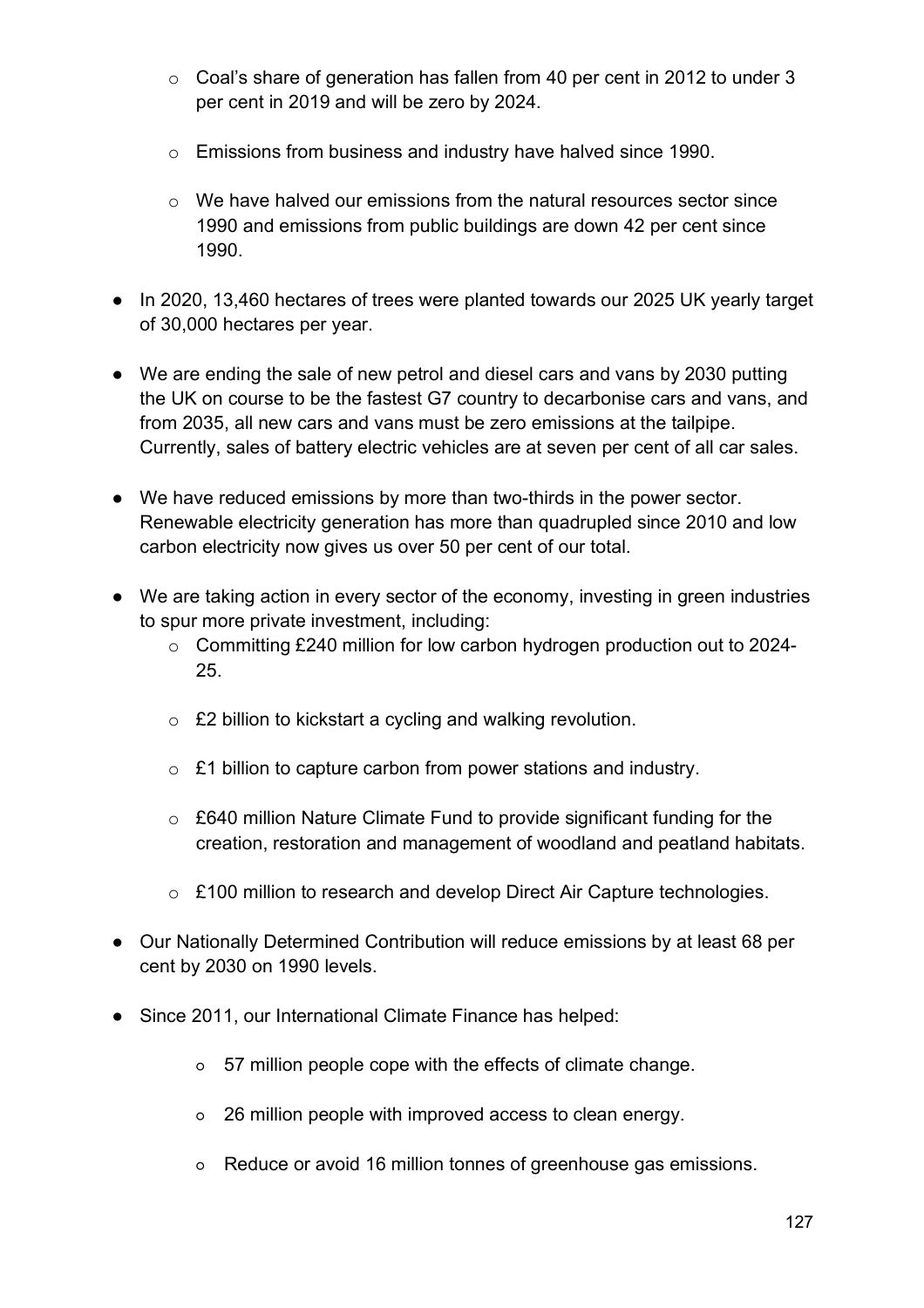- Coal's share of generation has fallen from 40 per cent in 2012 to under 3 per cent in 2019 and will be zero by 2024.
  - Emissions from business and industry have halved since 1990.
  - We have halved our emissions from the natural resources sector since 1990 and emissions from public buildings are down 42 per cent since 1990.

- In 2020, 13,460 hectares of trees were planted towards our 2025 UK yearly target of 30,000 hectares per year.

- We are ending the sale of new petrol and diesel cars and vans by 2030 putting the UK on course to be the fastest G7 country to decarbonise cars and vans, and from 2035, all new cars and vans must be zero emissions at the tailpipe. Currently, sales of battery electric vehicles are at seven per cent of all car sales.

- We have reduced emissions by more than two-thirds in the power sector. Renewable electricity generation has more than quadrupled since 2010 and low carbon electricity now gives us over 50 per cent of our total.

- We are taking action in every sector of the economy, investing in green industries to spur more private investment, including:
  - Committing £240 million for low carbon hydrogen production out to 2024-25.
  - £2 billion to kickstart a cycling and walking revolution.
  - £1 billion to capture carbon from power stations and industry.
  - £640 million Nature Climate Fund to provide significant funding for the creation, restoration and management of woodland and peatland habitats.
  - £100 million to research and develop Direct Air Capture technologies.

- Our Nationally Determined Contribution will reduce emissions by at least 68 per cent by 2030 on 1990 levels.

- Since 2011, our International Climate Finance has helped:
  - 57 million people cope with the effects of climate change.
  - 26 million people with improved access to clean energy.
  - Reduce or avoid 16 million tonnes of greenhouse gas emissions.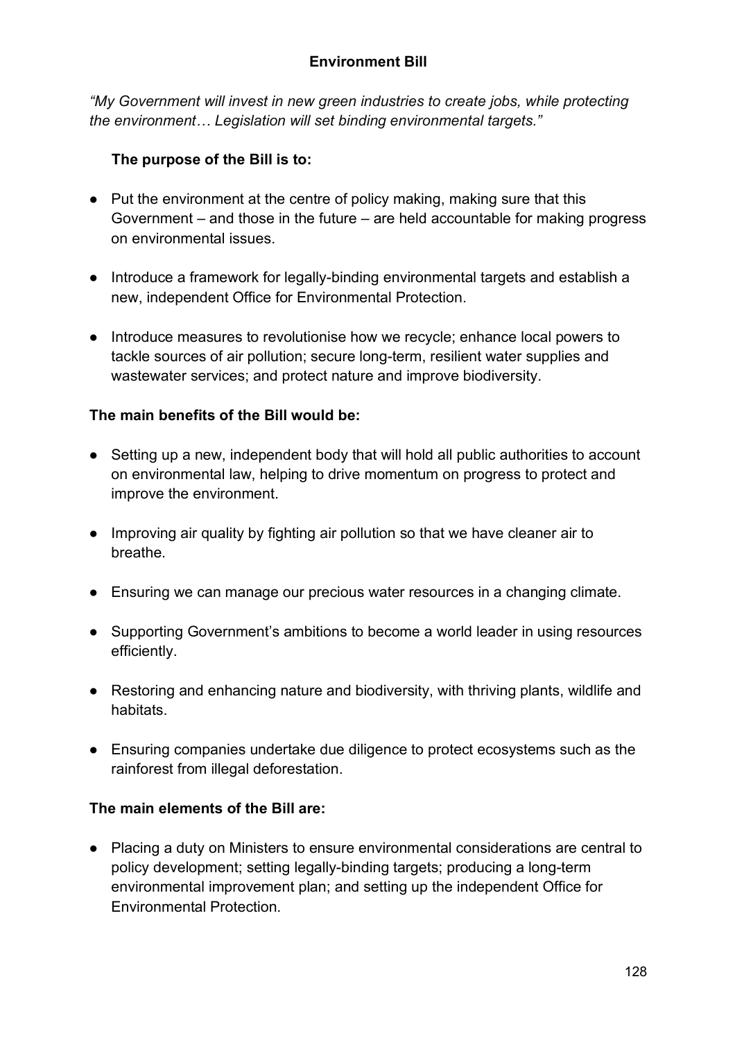## Environment Bill

*"My Government will invest in new green industries to create jobs, while protecting the environment… Legislation will set binding environmental targets."*

**The purpose of the Bill is to:**

- Put the environment at the centre of policy making, making sure that this Government – and those in the future – are held accountable for making progress on environmental issues.
- Introduce a framework for legally-binding environmental targets and establish a new, independent Office for Environmental Protection.
- Introduce measures to revolutionise how we recycle; enhance local powers to tackle sources of air pollution; secure long-term, resilient water supplies and wastewater services; and protect nature and improve biodiversity.

**The main benefits of the Bill would be:**

- Setting up a new, independent body that will hold all public authorities to account on environmental law, helping to drive momentum on progress to protect and improve the environment.
- Improving air quality by fighting air pollution so that we have cleaner air to breathe.
- Ensuring we can manage our precious water resources in a changing climate.
- Supporting Government's ambitions to become a world leader in using resources efficiently.
- Restoring and enhancing nature and biodiversity, with thriving plants, wildlife and habitats.
- Ensuring companies undertake due diligence to protect ecosystems such as the rainforest from illegal deforestation.

**The main elements of the Bill are:**

- Placing a duty on Ministers to ensure environmental considerations are central to policy development; setting legally-binding targets; producing a long-term environmental improvement plan; and setting up the independent Office for Environmental Protection.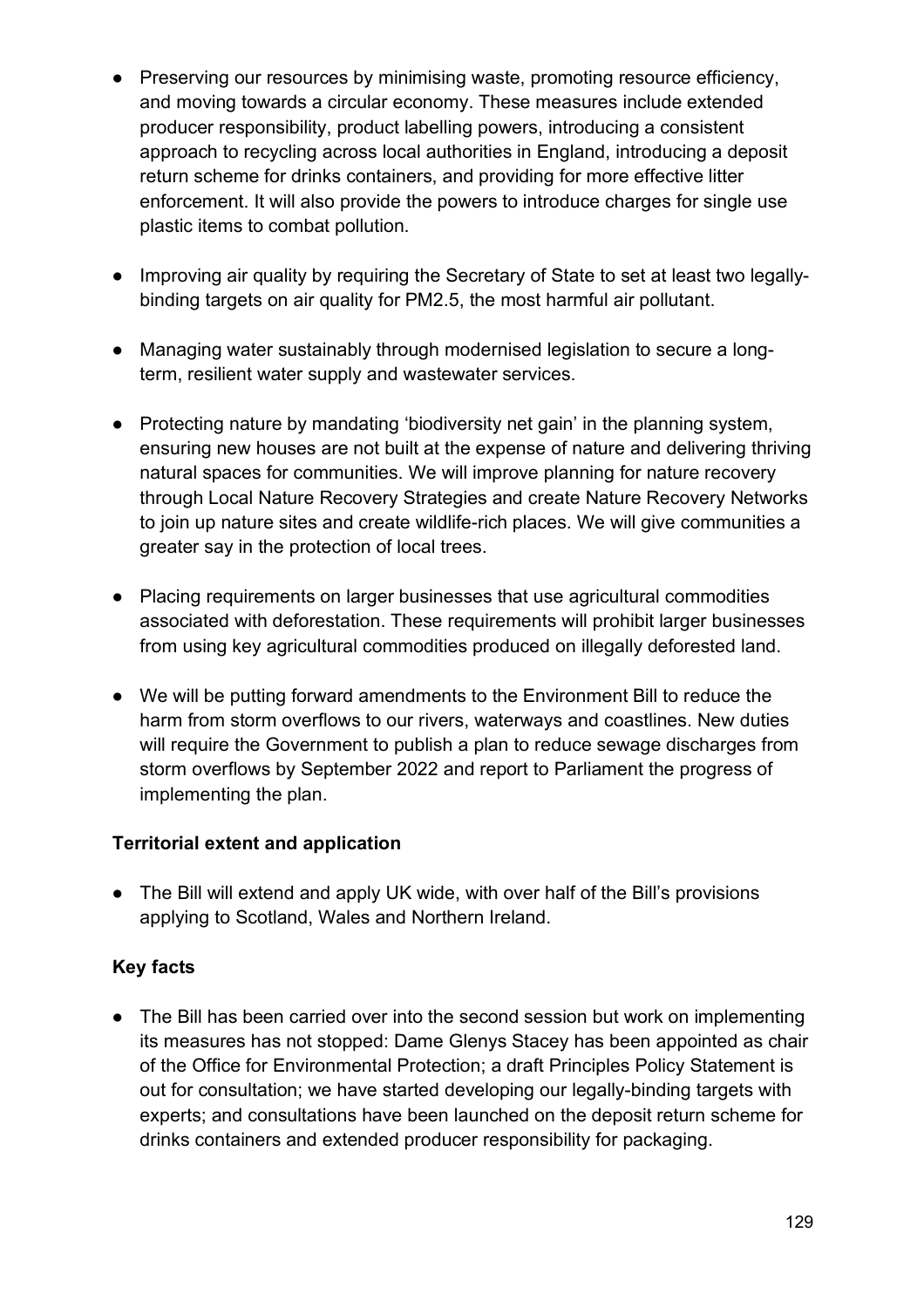- Preserving our resources by minimising waste, promoting resource efficiency, and moving towards a circular economy. These measures include extended producer responsibility, product labelling powers, introducing a consistent approach to recycling across local authorities in England, introducing a deposit return scheme for drinks containers, and providing for more effective litter enforcement. It will also provide the powers to introduce charges for single use plastic items to combat pollution.

- Improving air quality by requiring the Secretary of State to set at least two legally-binding targets on air quality for PM2.5, the most harmful air pollutant.

- Managing water sustainably through modernised legislation to secure a long-term, resilient water supply and wastewater services.

- Protecting nature by mandating 'biodiversity net gain' in the planning system, ensuring new houses are not built at the expense of nature and delivering thriving natural spaces for communities. We will improve planning for nature recovery through Local Nature Recovery Strategies and create Nature Recovery Networks to join up nature sites and create wildlife-rich places. We will give communities a greater say in the protection of local trees.

- Placing requirements on larger businesses that use agricultural commodities associated with deforestation. These requirements will prohibit larger businesses from using key agricultural commodities produced on illegally deforested land.

- We will be putting forward amendments to the Environment Bill to reduce the harm from storm overflows to our rivers, waterways and coastlines. New duties will require the Government to publish a plan to reduce sewage discharges from storm overflows by September 2022 and report to Parliament the progress of implementing the plan.

**Territorial extent and application**

- The Bill will extend and apply UK wide, with over half of the Bill's provisions applying to Scotland, Wales and Northern Ireland.

**Key facts**

- The Bill has been carried over into the second session but work on implementing its measures has not stopped: Dame Glenys Stacey has been appointed as chair of the Office for Environmental Protection; a draft Principles Policy Statement is out for consultation; we have started developing our legally-binding targets with experts; and consultations have been launched on the deposit return scheme for drinks containers and extended producer responsibility for packaging.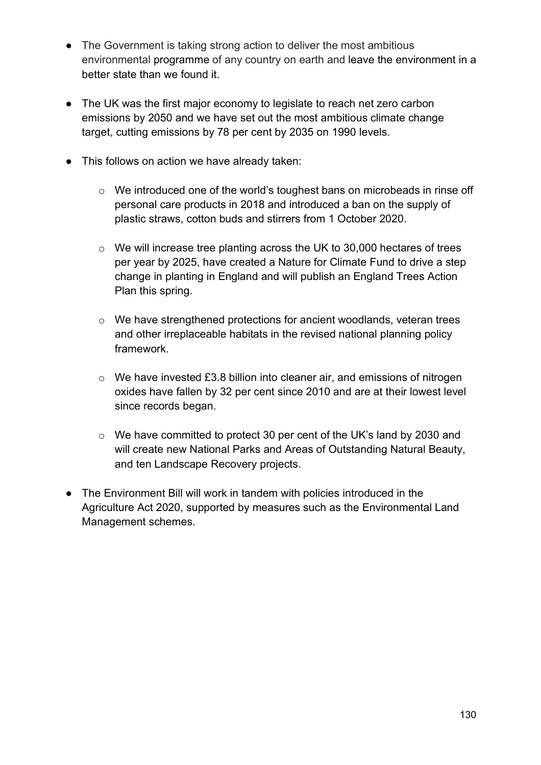- The Government is taking strong action to deliver the most ambitious environmental programme of any country on earth and leave the environment in a better state than we found it.

- The UK was the first major economy to legislate to reach net zero carbon emissions by 2050 and we have set out the most ambitious climate change target, cutting emissions by 78 per cent by 2035 on 1990 levels.

- This follows on action we have already taken:

    - We introduced one of the world's toughest bans on microbeads in rinse off personal care products in 2018 and introduced a ban on the supply of plastic straws, cotton buds and stirrers from 1 October 2020.

    - We will increase tree planting across the UK to 30,000 hectares of trees per year by 2025, have created a Nature for Climate Fund to drive a step change in planting in England and will publish an England Trees Action Plan this spring.

    - We have strengthened protections for ancient woodlands, veteran trees and other irreplaceable habitats in the revised national planning policy framework.

    - We have invested £3.8 billion into cleaner air, and emissions of nitrogen oxides have fallen by 32 per cent since 2010 and are at their lowest level since records began.

    - We have committed to protect 30 per cent of the UK's land by 2030 and will create new National Parks and Areas of Outstanding Natural Beauty, and ten Landscape Recovery projects.

- The Environment Bill will work in tandem with policies introduced in the Agriculture Act 2020, supported by measures such as the Environmental Land Management schemes.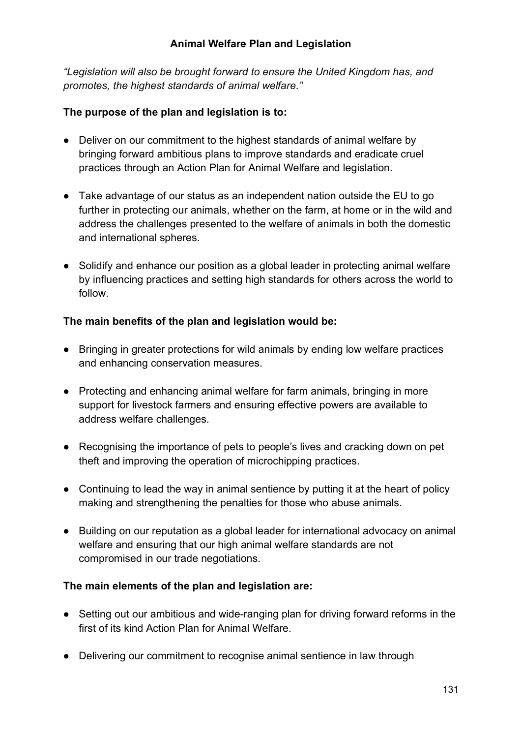## Animal Welfare Plan and Legislation

*"Legislation will also be brought forward to ensure the United Kingdom has, and promotes, the highest standards of animal welfare."*

**The purpose of the plan and legislation is to:**

- Deliver on our commitment to the highest standards of animal welfare by bringing forward ambitious plans to improve standards and eradicate cruel practices through an Action Plan for Animal Welfare and legislation.
- Take advantage of our status as an independent nation outside the EU to go further in protecting our animals, whether on the farm, at home or in the wild and address the challenges presented to the welfare of animals in both the domestic and international spheres.
- Solidify and enhance our position as a global leader in protecting animal welfare by influencing practices and setting high standards for others across the world to follow.

**The main benefits of the plan and legislation would be:**

- Bringing in greater protections for wild animals by ending low welfare practices and enhancing conservation measures.
- Protecting and enhancing animal welfare for farm animals, bringing in more support for livestock farmers and ensuring effective powers are available to address welfare challenges.
- Recognising the importance of pets to people's lives and cracking down on pet theft and improving the operation of microchipping practices.
- Continuing to lead the way in animal sentience by putting it at the heart of policy making and strengthening the penalties for those who abuse animals.
- Building on our reputation as a global leader for international advocacy on animal welfare and ensuring that our high animal welfare standards are not compromised in our trade negotiations.

**The main elements of the plan and legislation are:**

- Setting out our ambitious and wide-ranging plan for driving forward reforms in the first of its kind Action Plan for Animal Welfare.
- Delivering our commitment to recognise animal sentience in law through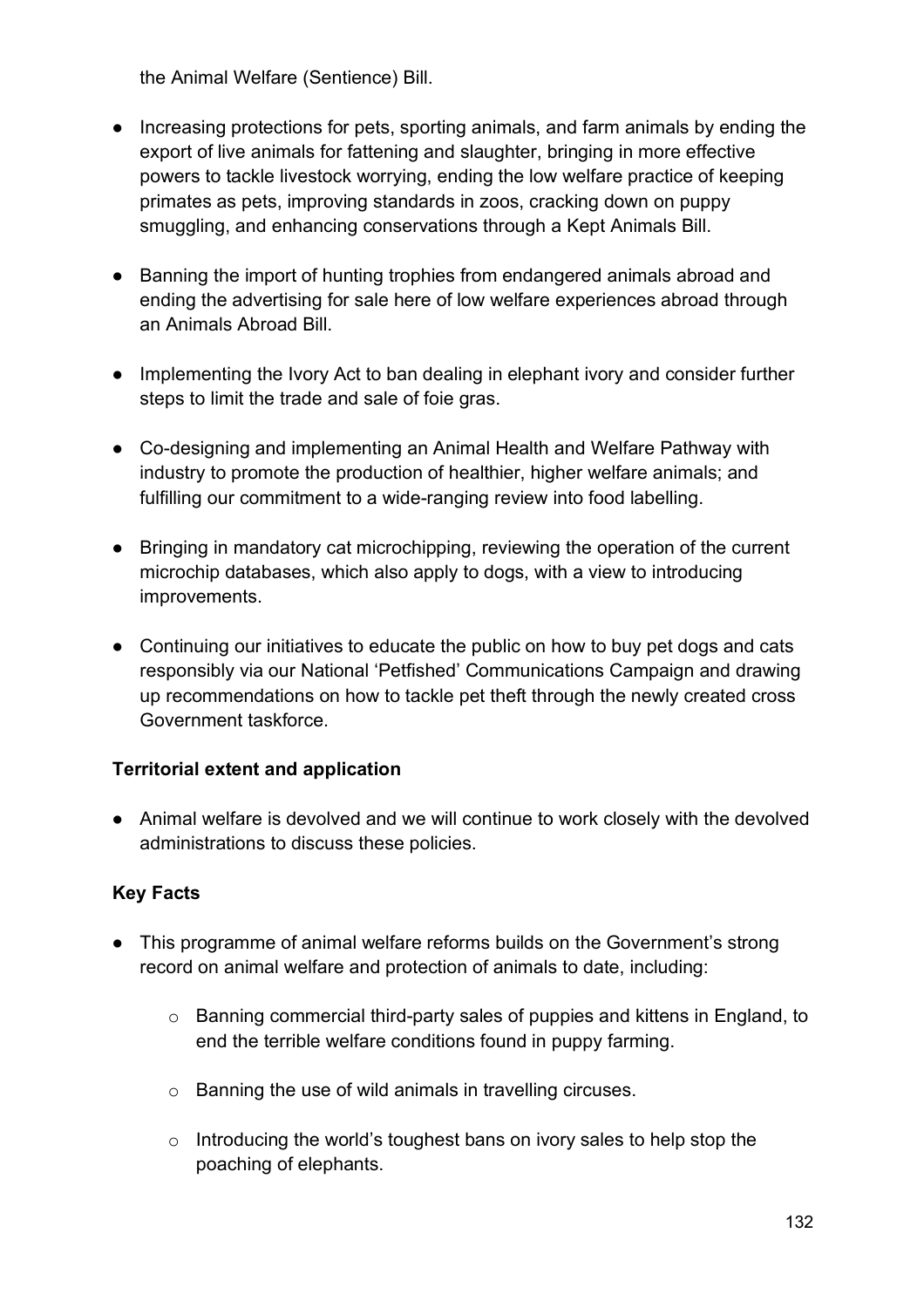the Animal Welfare (Sentience) Bill.

- Increasing protections for pets, sporting animals, and farm animals by ending the export of live animals for fattening and slaughter, bringing in more effective powers to tackle livestock worrying, ending the low welfare practice of keeping primates as pets, improving standards in zoos, cracking down on puppy smuggling, and enhancing conservations through a Kept Animals Bill.

- Banning the import of hunting trophies from endangered animals abroad and ending the advertising for sale here of low welfare experiences abroad through an Animals Abroad Bill.

- Implementing the Ivory Act to ban dealing in elephant ivory and consider further steps to limit the trade and sale of foie gras.

- Co-designing and implementing an Animal Health and Welfare Pathway with industry to promote the production of healthier, higher welfare animals; and fulfilling our commitment to a wide-ranging review into food labelling.

- Bringing in mandatory cat microchipping, reviewing the operation of the current microchip databases, which also apply to dogs, with a view to introducing improvements.

- Continuing our initiatives to educate the public on how to buy pet dogs and cats responsibly via our National 'Petfished' Communications Campaign and drawing up recommendations on how to tackle pet theft through the newly created cross Government taskforce.

**Territorial extent and application**

- Animal welfare is devolved and we will continue to work closely with the devolved administrations to discuss these policies.

**Key Facts**

- This programme of animal welfare reforms builds on the Government's strong record on animal welfare and protection of animals to date, including:
    - Banning commercial third-party sales of puppies and kittens in England, to end the terrible welfare conditions found in puppy farming.
    - Banning the use of wild animals in travelling circuses.
    - Introducing the world's toughest bans on ivory sales to help stop the poaching of elephants.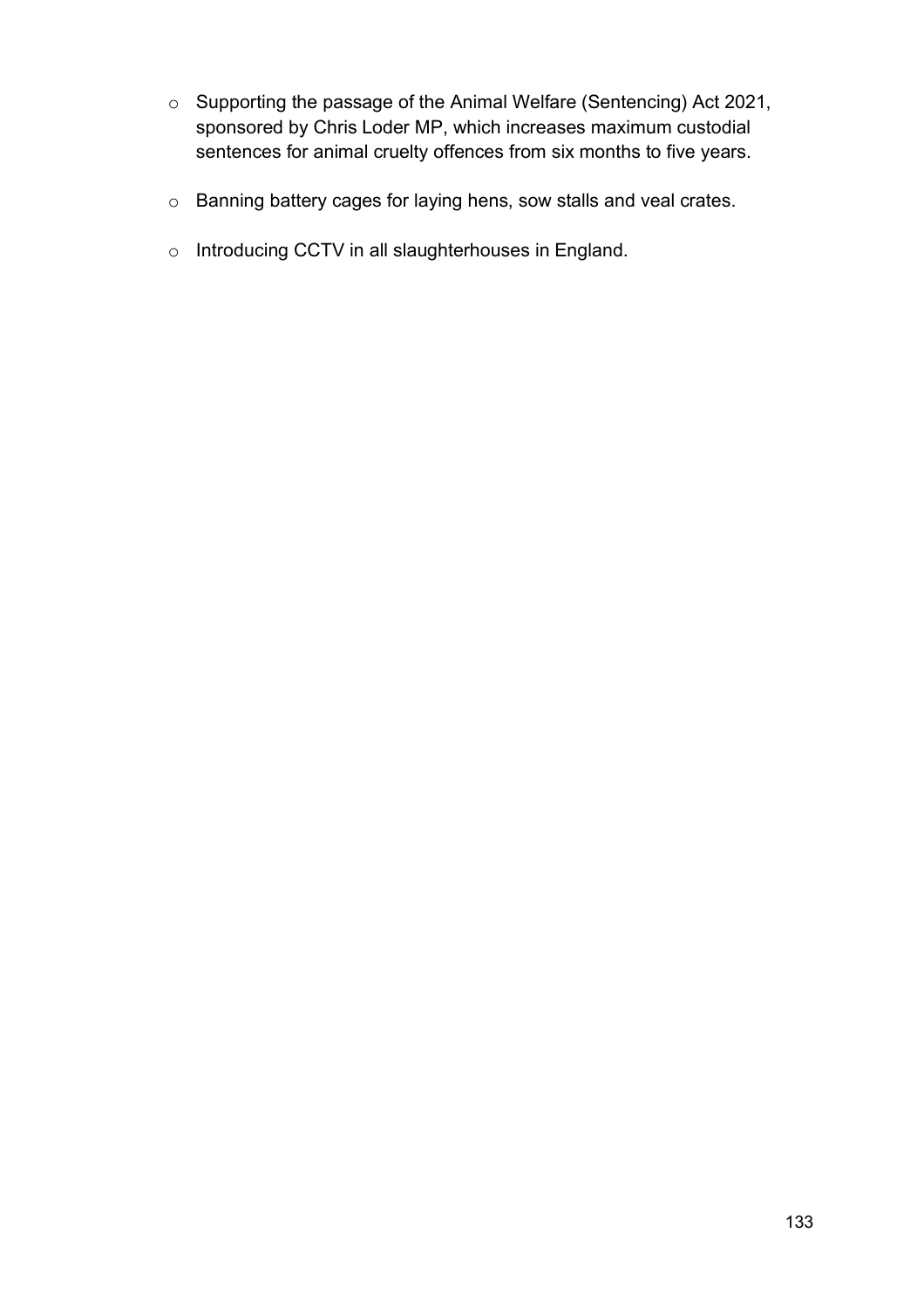- Supporting the passage of the Animal Welfare (Sentencing) Act 2021, sponsored by Chris Loder MP, which increases maximum custodial sentences for animal cruelty offences from six months to five years.
- Banning battery cages for laying hens, sow stalls and veal crates.
- Introducing CCTV in all slaughterhouses in England.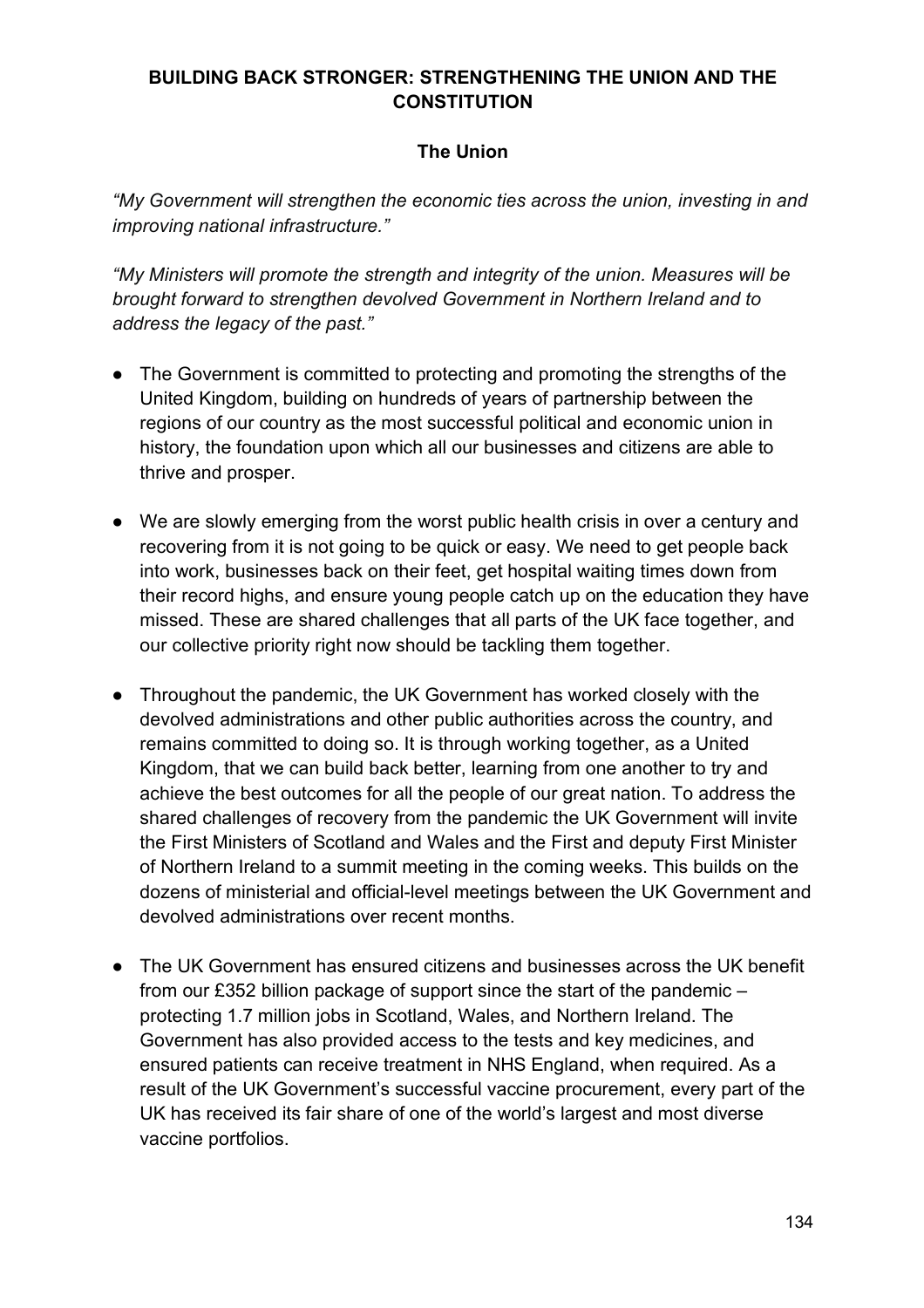## BUILDING BACK STRONGER: STRENGTHENING THE UNION AND THE CONSTITUTION

### The Union

*"My Government will strengthen the economic ties across the union, investing in and improving national infrastructure."*

*"My Ministers will promote the strength and integrity of the union. Measures will be brought forward to strengthen devolved Government in Northern Ireland and to address the legacy of the past."*

- The Government is committed to protecting and promoting the strengths of the United Kingdom, building on hundreds of years of partnership between the regions of our country as the most successful political and economic union in history, the foundation upon which all our businesses and citizens are able to thrive and prosper.

- We are slowly emerging from the worst public health crisis in over a century and recovering from it is not going to be quick or easy. We need to get people back into work, businesses back on their feet, get hospital waiting times down from their record highs, and ensure young people catch up on the education they have missed. These are shared challenges that all parts of the UK face together, and our collective priority right now should be tackling them together.

- Throughout the pandemic, the UK Government has worked closely with the devolved administrations and other public authorities across the country, and remains committed to doing so. It is through working together, as a United Kingdom, that we can build back better, learning from one another to try and achieve the best outcomes for all the people of our great nation. To address the shared challenges of recovery from the pandemic the UK Government will invite the First Ministers of Scotland and Wales and the First and deputy First Minister of Northern Ireland to a summit meeting in the coming weeks. This builds on the dozens of ministerial and official-level meetings between the UK Government and devolved administrations over recent months.

- The UK Government has ensured citizens and businesses across the UK benefit from our £352 billion package of support since the start of the pandemic – protecting 1.7 million jobs in Scotland, Wales, and Northern Ireland. The Government has also provided access to the tests and key medicines, and ensured patients can receive treatment in NHS England, when required. As a result of the UK Government's successful vaccine procurement, every part of the UK has received its fair share of one of the world's largest and most diverse vaccine portfolios.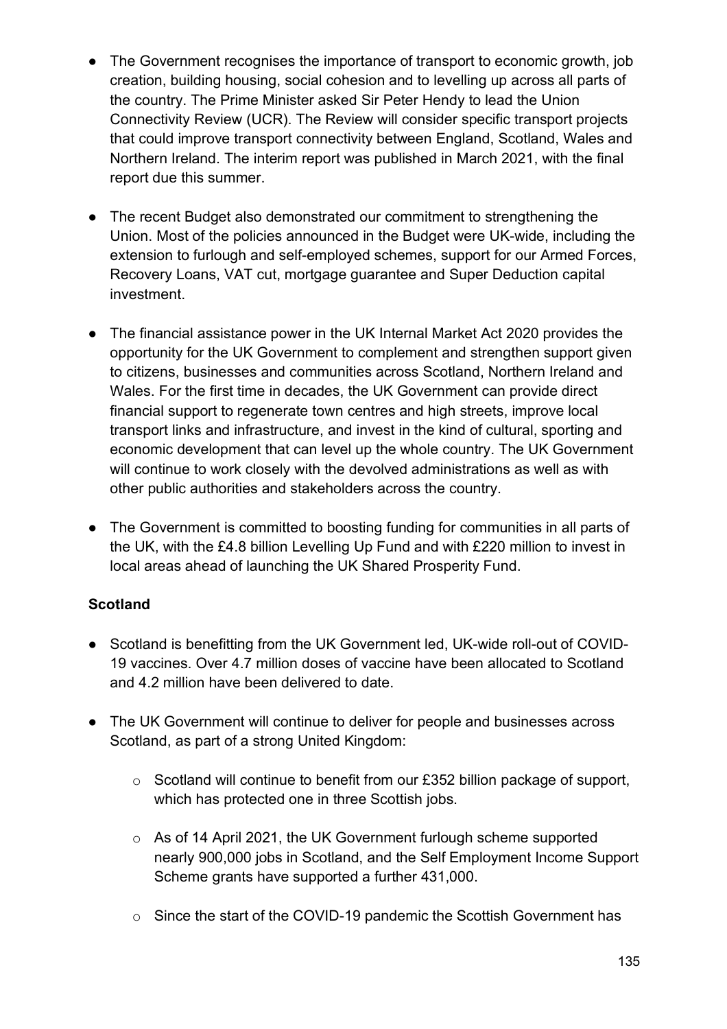- The Government recognises the importance of transport to economic growth, job creation, building housing, social cohesion and to levelling up across all parts of the country. The Prime Minister asked Sir Peter Hendy to lead the Union Connectivity Review (UCR). The Review will consider specific transport projects that could improve transport connectivity between England, Scotland, Wales and Northern Ireland. The interim report was published in March 2021, with the final report due this summer.

- The recent Budget also demonstrated our commitment to strengthening the Union. Most of the policies announced in the Budget were UK-wide, including the extension to furlough and self-employed schemes, support for our Armed Forces, Recovery Loans, VAT cut, mortgage guarantee and Super Deduction capital investment.

- The financial assistance power in the UK Internal Market Act 2020 provides the opportunity for the UK Government to complement and strengthen support given to citizens, businesses and communities across Scotland, Northern Ireland and Wales. For the first time in decades, the UK Government can provide direct financial support to regenerate town centres and high streets, improve local transport links and infrastructure, and invest in the kind of cultural, sporting and economic development that can level up the whole country. The UK Government will continue to work closely with the devolved administrations as well as with other public authorities and stakeholders across the country.

- The Government is committed to boosting funding for communities in all parts of the UK, with the £4.8 billion Levelling Up Fund and with £220 million to invest in local areas ahead of launching the UK Shared Prosperity Fund.

**Scotland**

- Scotland is benefitting from the UK Government led, UK-wide roll-out of COVID-19 vaccines. Over 4.7 million doses of vaccine have been allocated to Scotland and 4.2 million have been delivered to date.

- The UK Government will continue to deliver for people and businesses across Scotland, as part of a strong United Kingdom:

  - Scotland will continue to benefit from our £352 billion package of support, which has protected one in three Scottish jobs.

  - As of 14 April 2021, the UK Government furlough scheme supported nearly 900,000 jobs in Scotland, and the Self Employment Income Support Scheme grants have supported a further 431,000.

  - Since the start of the COVID-19 pandemic the Scottish Government has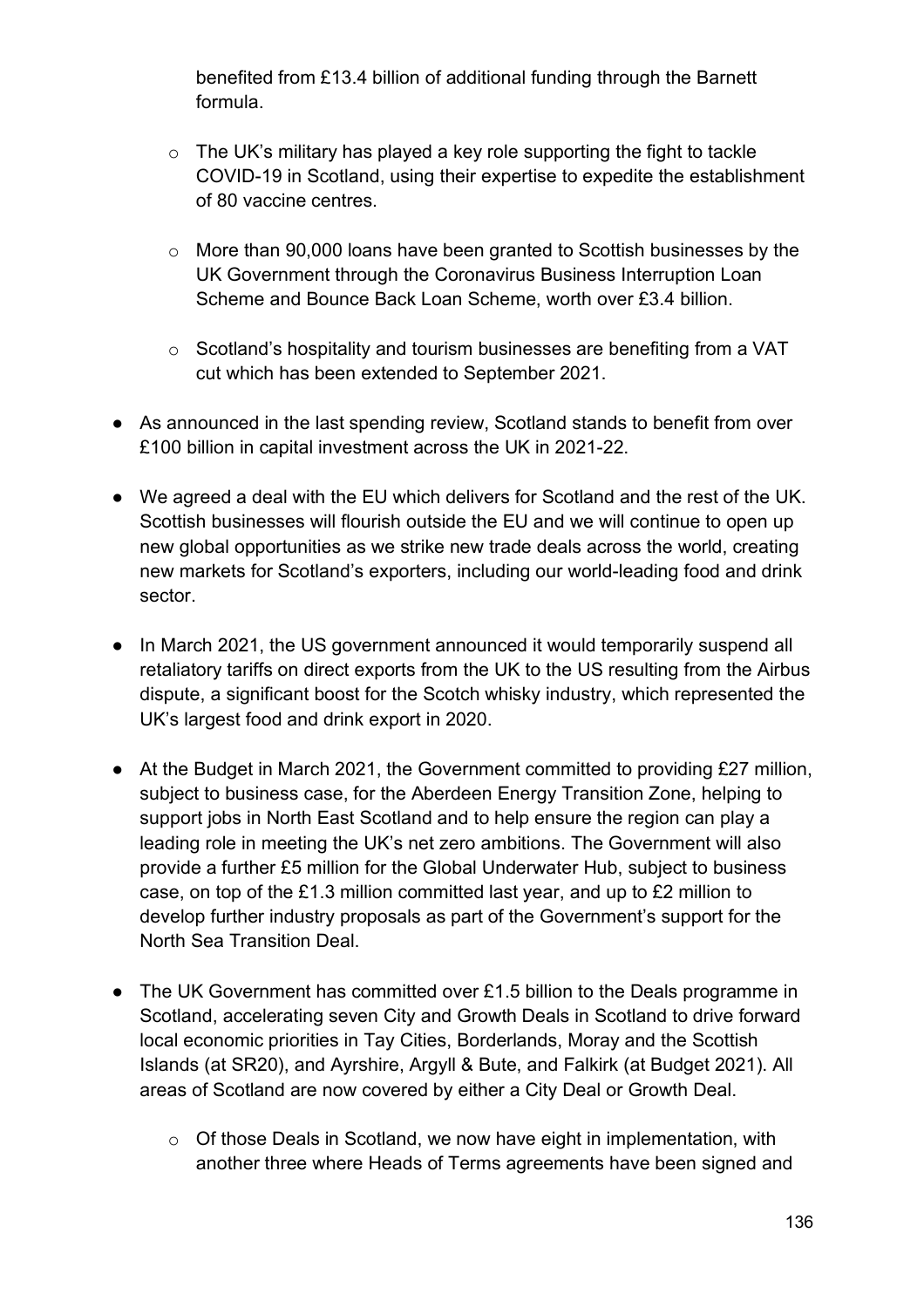benefited from £13.4 billion of additional funding through the Barnett formula.

  - The UK's military has played a key role supporting the fight to tackle COVID-19 in Scotland, using their expertise to expedite the establishment of 80 vaccine centres.

  - More than 90,000 loans have been granted to Scottish businesses by the UK Government through the Coronavirus Business Interruption Loan Scheme and Bounce Back Loan Scheme, worth over £3.4 billion.

  - Scotland's hospitality and tourism businesses are benefiting from a VAT cut which has been extended to September 2021.

- As announced in the last spending review, Scotland stands to benefit from over £100 billion in capital investment across the UK in 2021-22.

- We agreed a deal with the EU which delivers for Scotland and the rest of the UK. Scottish businesses will flourish outside the EU and we will continue to open up new global opportunities as we strike new trade deals across the world, creating new markets for Scotland's exporters, including our world-leading food and drink sector.

- In March 2021, the US government announced it would temporarily suspend all retaliatory tariffs on direct exports from the UK to the US resulting from the Airbus dispute, a significant boost for the Scotch whisky industry, which represented the UK's largest food and drink export in 2020.

- At the Budget in March 2021, the Government committed to providing £27 million, subject to business case, for the Aberdeen Energy Transition Zone, helping to support jobs in North East Scotland and to help ensure the region can play a leading role in meeting the UK's net zero ambitions. The Government will also provide a further £5 million for the Global Underwater Hub, subject to business case, on top of the £1.3 million committed last year, and up to £2 million to develop further industry proposals as part of the Government's support for the North Sea Transition Deal.

- The UK Government has committed over £1.5 billion to the Deals programme in Scotland, accelerating seven City and Growth Deals in Scotland to drive forward local economic priorities in Tay Cities, Borderlands, Moray and the Scottish Islands (at SR20), and Ayrshire, Argyll & Bute, and Falkirk (at Budget 2021). All areas of Scotland are now covered by either a City Deal or Growth Deal.

  - Of those Deals in Scotland, we now have eight in implementation, with another three where Heads of Terms agreements have been signed and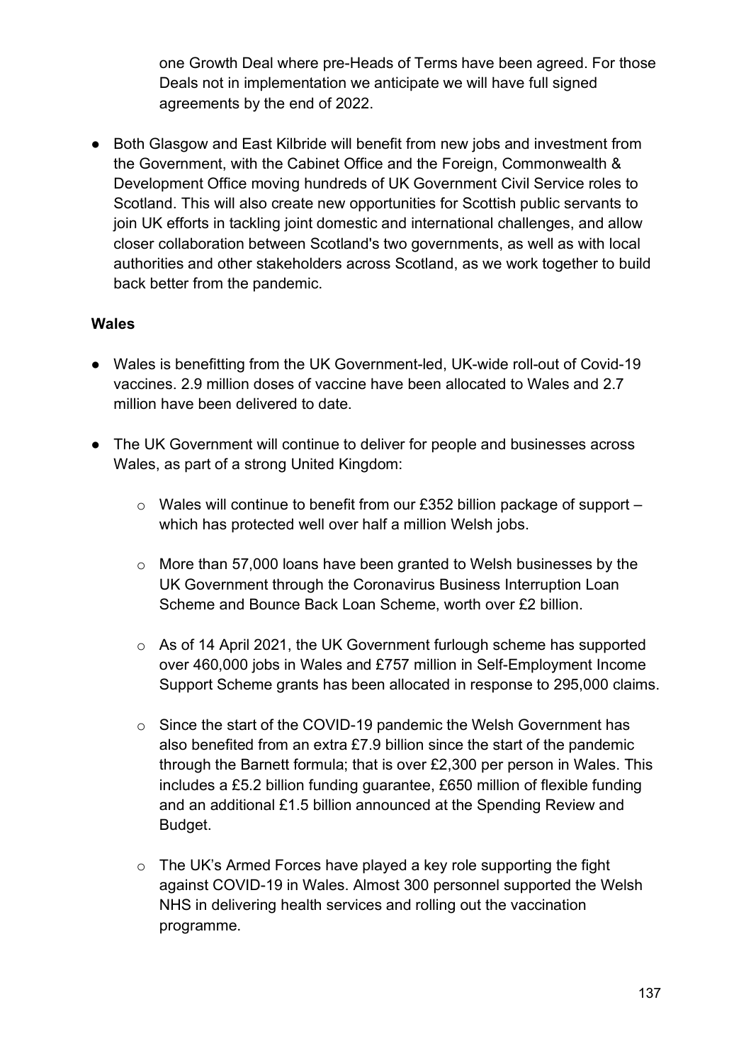one Growth Deal where pre-Heads of Terms have been agreed. For those Deals not in implementation we anticipate we will have full signed agreements by the end of 2022.

- Both Glasgow and East Kilbride will benefit from new jobs and investment from the Government, with the Cabinet Office and the Foreign, Commonwealth & Development Office moving hundreds of UK Government Civil Service roles to Scotland. This will also create new opportunities for Scottish public servants to join UK efforts in tackling joint domestic and international challenges, and allow closer collaboration between Scotland's two governments, as well as with local authorities and other stakeholders across Scotland, as we work together to build back better from the pandemic.

**Wales**

- Wales is benefitting from the UK Government-led, UK-wide roll-out of Covid-19 vaccines. 2.9 million doses of vaccine have been allocated to Wales and 2.7 million have been delivered to date.

- The UK Government will continue to deliver for people and businesses across Wales, as part of a strong United Kingdom:

  - Wales will continue to benefit from our £352 billion package of support – which has protected well over half a million Welsh jobs.

  - More than 57,000 loans have been granted to Welsh businesses by the UK Government through the Coronavirus Business Interruption Loan Scheme and Bounce Back Loan Scheme, worth over £2 billion.

  - As of 14 April 2021, the UK Government furlough scheme has supported over 460,000 jobs in Wales and £757 million in Self-Employment Income Support Scheme grants has been allocated in response to 295,000 claims.

  - Since the start of the COVID-19 pandemic the Welsh Government has also benefited from an extra £7.9 billion since the start of the pandemic through the Barnett formula; that is over £2,300 per person in Wales. This includes a £5.2 billion funding guarantee, £650 million of flexible funding and an additional £1.5 billion announced at the Spending Review and Budget.

  - The UK's Armed Forces have played a key role supporting the fight against COVID-19 in Wales. Almost 300 personnel supported the Welsh NHS in delivering health services and rolling out the vaccination programme.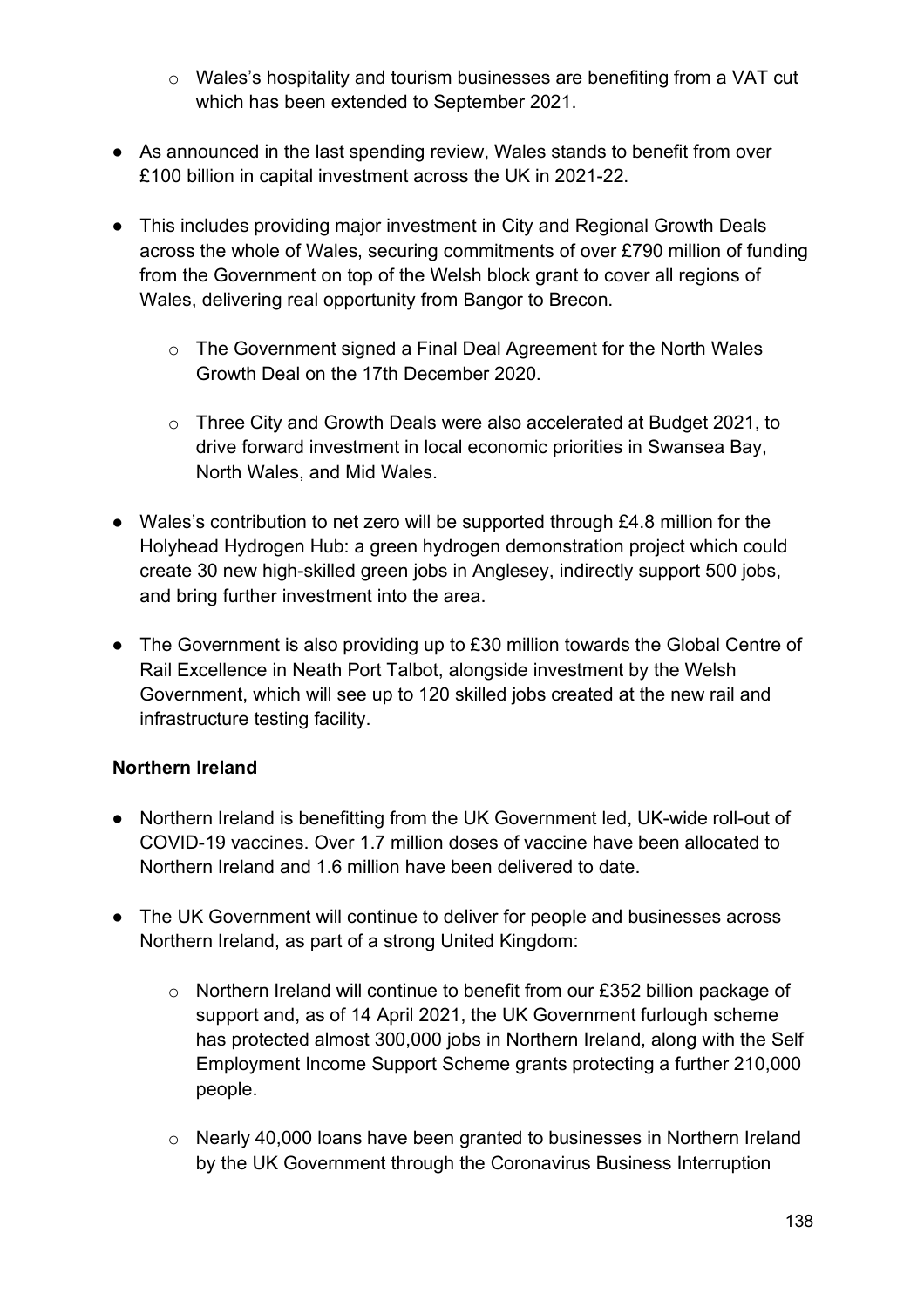- Wales's hospitality and tourism businesses are benefiting from a VAT cut which has been extended to September 2021.

- As announced in the last spending review, Wales stands to benefit from over £100 billion in capital investment across the UK in 2021-22.

- This includes providing major investment in City and Regional Growth Deals across the whole of Wales, securing commitments of over £790 million of funding from the Government on top of the Welsh block grant to cover all regions of Wales, delivering real opportunity from Bangor to Brecon.

  - The Government signed a Final Deal Agreement for the North Wales Growth Deal on the 17th December 2020.

  - Three City and Growth Deals were also accelerated at Budget 2021, to drive forward investment in local economic priorities in Swansea Bay, North Wales, and Mid Wales.

- Wales's contribution to net zero will be supported through £4.8 million for the Holyhead Hydrogen Hub: a green hydrogen demonstration project which could create 30 new high-skilled green jobs in Anglesey, indirectly support 500 jobs, and bring further investment into the area.

- The Government is also providing up to £30 million towards the Global Centre of Rail Excellence in Neath Port Talbot, alongside investment by the Welsh Government, which will see up to 120 skilled jobs created at the new rail and infrastructure testing facility.

**Northern Ireland**

- Northern Ireland is benefitting from the UK Government led, UK-wide roll-out of COVID-19 vaccines. Over 1.7 million doses of vaccine have been allocated to Northern Ireland and 1.6 million have been delivered to date.

- The UK Government will continue to deliver for people and businesses across Northern Ireland, as part of a strong United Kingdom:

  - Northern Ireland will continue to benefit from our £352 billion package of support and, as of 14 April 2021, the UK Government furlough scheme has protected almost 300,000 jobs in Northern Ireland, along with the Self Employment Income Support Scheme grants protecting a further 210,000 people.

  - Nearly 40,000 loans have been granted to businesses in Northern Ireland by the UK Government through the Coronavirus Business Interruption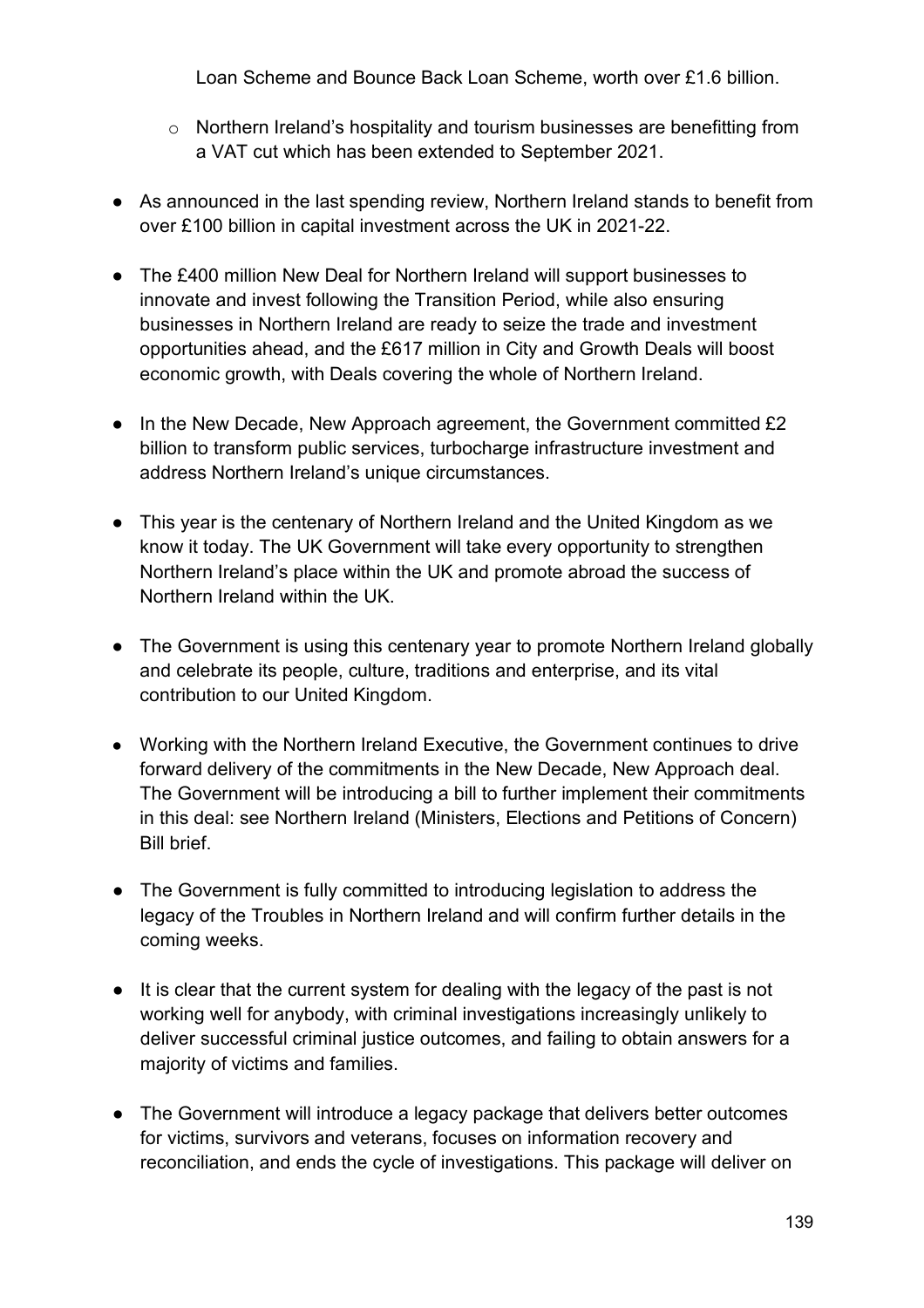Loan Scheme and Bounce Back Loan Scheme, worth over £1.6 billion.

  - Northern Ireland's hospitality and tourism businesses are benefitting from a VAT cut which has been extended to September 2021.

- As announced in the last spending review, Northern Ireland stands to benefit from over £100 billion in capital investment across the UK in 2021-22.

- The £400 million New Deal for Northern Ireland will support businesses to innovate and invest following the Transition Period, while also ensuring businesses in Northern Ireland are ready to seize the trade and investment opportunities ahead, and the £617 million in City and Growth Deals will boost economic growth, with Deals covering the whole of Northern Ireland.

- In the New Decade, New Approach agreement, the Government committed £2 billion to transform public services, turbocharge infrastructure investment and address Northern Ireland's unique circumstances.

- This year is the centenary of Northern Ireland and the United Kingdom as we know it today. The UK Government will take every opportunity to strengthen Northern Ireland's place within the UK and promote abroad the success of Northern Ireland within the UK.

- The Government is using this centenary year to promote Northern Ireland globally and celebrate its people, culture, traditions and enterprise, and its vital contribution to our United Kingdom.

- Working with the Northern Ireland Executive, the Government continues to drive forward delivery of the commitments in the New Decade, New Approach deal. The Government will be introducing a bill to further implement their commitments in this deal: see Northern Ireland (Ministers, Elections and Petitions of Concern) Bill brief.

- The Government is fully committed to introducing legislation to address the legacy of the Troubles in Northern Ireland and will confirm further details in the coming weeks.

- It is clear that the current system for dealing with the legacy of the past is not working well for anybody, with criminal investigations increasingly unlikely to deliver successful criminal justice outcomes, and failing to obtain answers for a majority of victims and families.

- The Government will introduce a legacy package that delivers better outcomes for victims, survivors and veterans, focuses on information recovery and reconciliation, and ends the cycle of investigations. This package will deliver on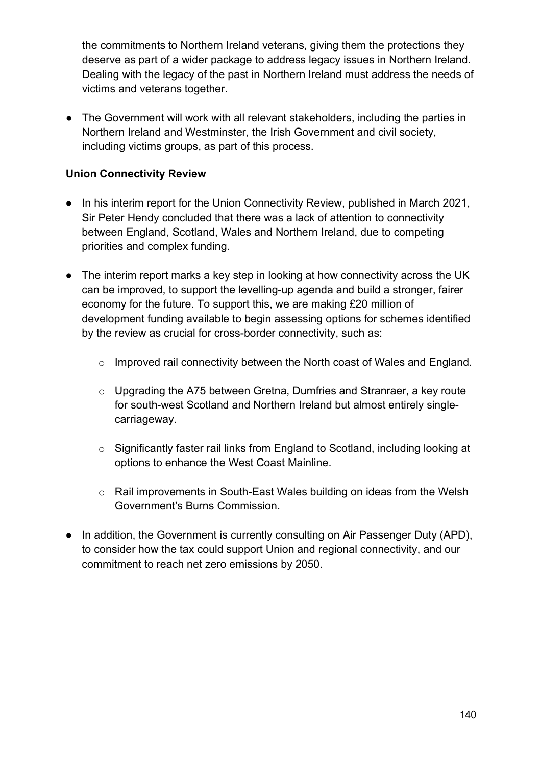the commitments to Northern Ireland veterans, giving them the protections they deserve as part of a wider package to address legacy issues in Northern Ireland. Dealing with the legacy of the past in Northern Ireland must address the needs of victims and veterans together.

- The Government will work with all relevant stakeholders, including the parties in Northern Ireland and Westminster, the Irish Government and civil society, including victims groups, as part of this process.

**Union Connectivity Review**

- In his interim report for the Union Connectivity Review, published in March 2021, Sir Peter Hendy concluded that there was a lack of attention to connectivity between England, Scotland, Wales and Northern Ireland, due to competing priorities and complex funding.

- The interim report marks a key step in looking at how connectivity across the UK can be improved, to support the levelling-up agenda and build a stronger, fairer economy for the future. To support this, we are making £20 million of development funding available to begin assessing options for schemes identified by the review as crucial for cross-border connectivity, such as:

  - Improved rail connectivity between the North coast of Wales and England.

  - Upgrading the A75 between Gretna, Dumfries and Stranraer, a key route for south-west Scotland and Northern Ireland but almost entirely single-carriageway.

  - Significantly faster rail links from England to Scotland, including looking at options to enhance the West Coast Mainline.

  - Rail improvements in South-East Wales building on ideas from the Welsh Government's Burns Commission.

- In addition, the Government is currently consulting on Air Passenger Duty (APD), to consider how the tax could support Union and regional connectivity, and our commitment to reach net zero emissions by 2050.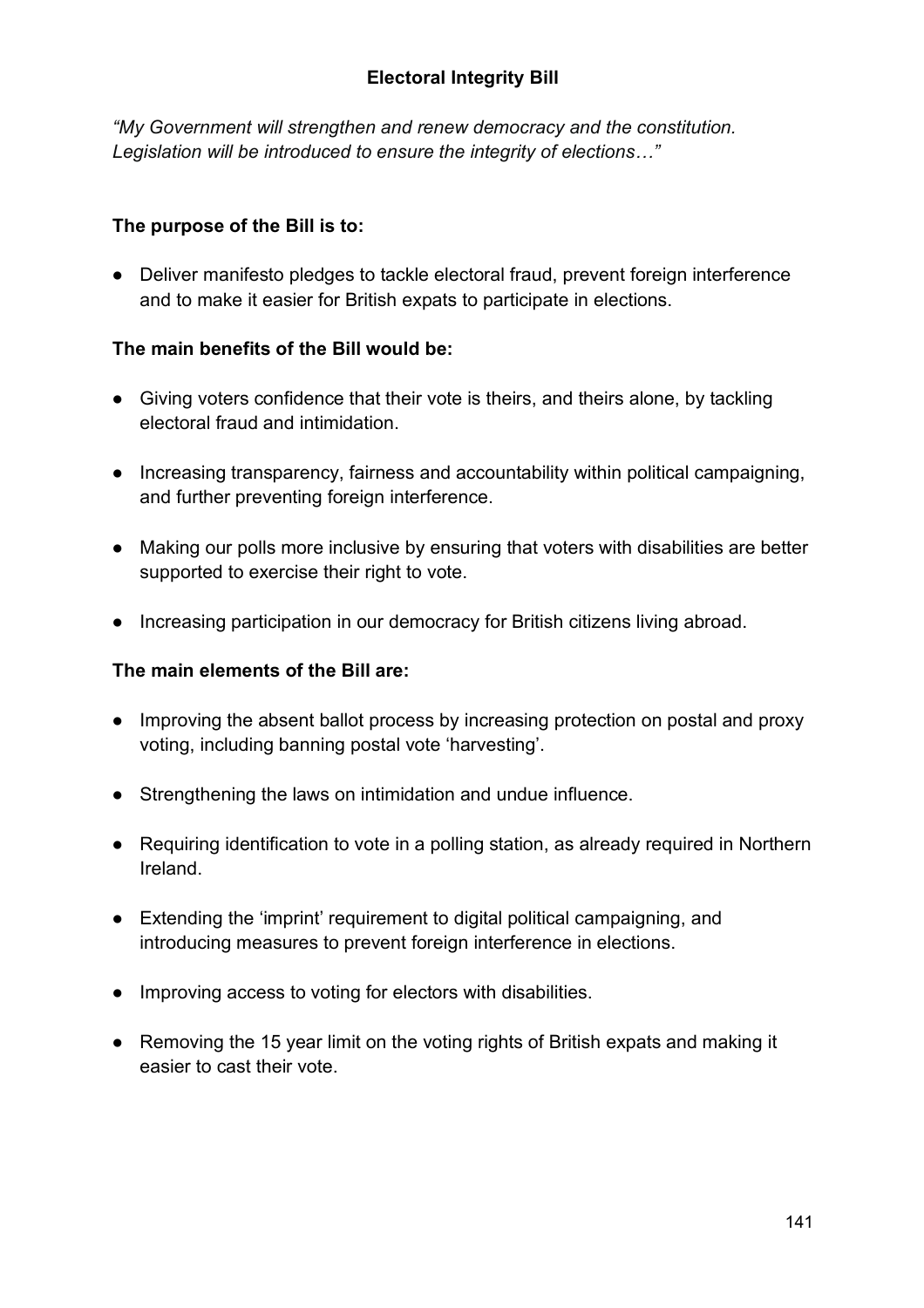# Electoral Integrity Bill

*"My Government will strengthen and renew democracy and the constitution. Legislation will be introduced to ensure the integrity of elections…"*

**The purpose of the Bill is to:**

- Deliver manifesto pledges to tackle electoral fraud, prevent foreign interference and to make it easier for British expats to participate in elections.

**The main benefits of the Bill would be:**

- Giving voters confidence that their vote is theirs, and theirs alone, by tackling electoral fraud and intimidation.
- Increasing transparency, fairness and accountability within political campaigning, and further preventing foreign interference.
- Making our polls more inclusive by ensuring that voters with disabilities are better supported to exercise their right to vote.
- Increasing participation in our democracy for British citizens living abroad.

**The main elements of the Bill are:**

- Improving the absent ballot process by increasing protection on postal and proxy voting, including banning postal vote 'harvesting'.
- Strengthening the laws on intimidation and undue influence.
- Requiring identification to vote in a polling station, as already required in Northern Ireland.
- Extending the 'imprint' requirement to digital political campaigning, and introducing measures to prevent foreign interference in elections.
- Improving access to voting for electors with disabilities.
- Removing the 15 year limit on the voting rights of British expats and making it easier to cast their vote.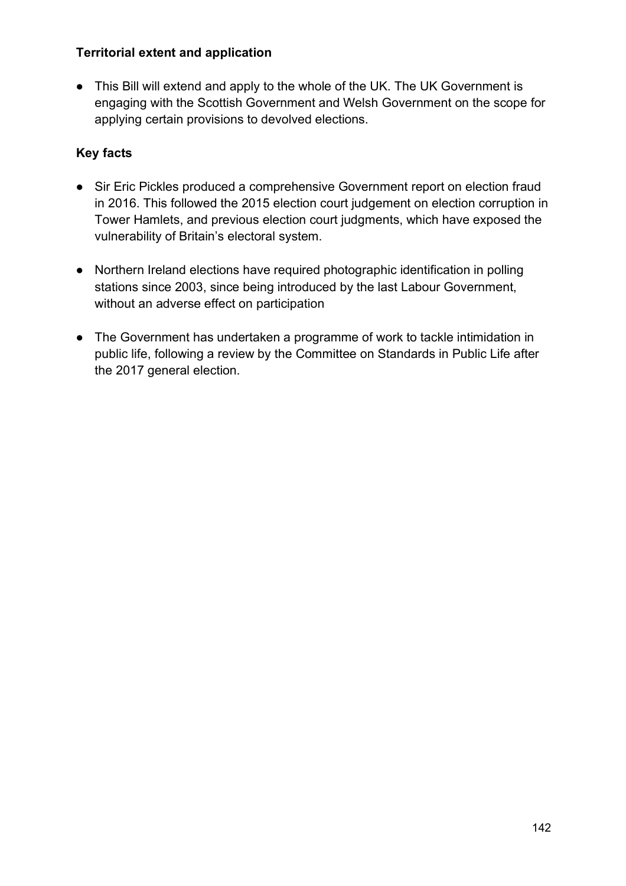**Territorial extent and application**

- This Bill will extend and apply to the whole of the UK. The UK Government is engaging with the Scottish Government and Welsh Government on the scope for applying certain provisions to devolved elections.

**Key facts**

- Sir Eric Pickles produced a comprehensive Government report on election fraud in 2016. This followed the 2015 election court judgement on election corruption in Tower Hamlets, and previous election court judgments, which have exposed the vulnerability of Britain's electoral system.

- Northern Ireland elections have required photographic identification in polling stations since 2003, since being introduced by the last Labour Government, without an adverse effect on participation

- The Government has undertaken a programme of work to tackle intimidation in public life, following a review by the Committee on Standards in Public Life after the 2017 general election.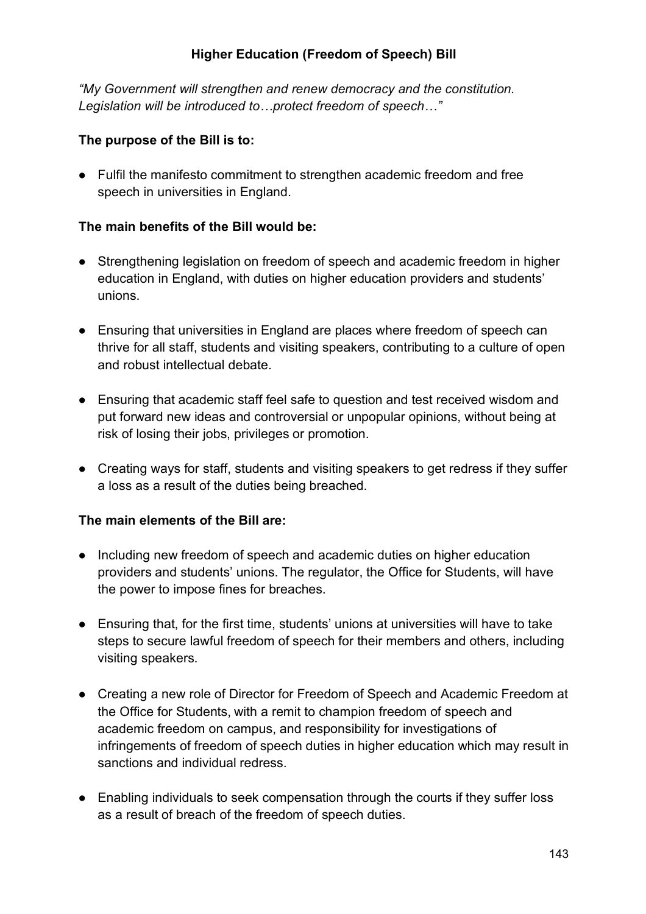## Higher Education (Freedom of Speech) Bill

*"My Government will strengthen and renew democracy and the constitution. Legislation will be introduced to…protect freedom of speech…"*

**The purpose of the Bill is to:**

- Fulfil the manifesto commitment to strengthen academic freedom and free speech in universities in England.

**The main benefits of the Bill would be:**

- Strengthening legislation on freedom of speech and academic freedom in higher education in England, with duties on higher education providers and students' unions.
- Ensuring that universities in England are places where freedom of speech can thrive for all staff, students and visiting speakers, contributing to a culture of open and robust intellectual debate.
- Ensuring that academic staff feel safe to question and test received wisdom and put forward new ideas and controversial or unpopular opinions, without being at risk of losing their jobs, privileges or promotion.
- Creating ways for staff, students and visiting speakers to get redress if they suffer a loss as a result of the duties being breached.

**The main elements of the Bill are:**

- Including new freedom of speech and academic duties on higher education providers and students' unions. The regulator, the Office for Students, will have the power to impose fines for breaches.
- Ensuring that, for the first time, students' unions at universities will have to take steps to secure lawful freedom of speech for their members and others, including visiting speakers.
- Creating a new role of Director for Freedom of Speech and Academic Freedom at the Office for Students, with a remit to champion freedom of speech and academic freedom on campus, and responsibility for investigations of infringements of freedom of speech duties in higher education which may result in sanctions and individual redress.
- Enabling individuals to seek compensation through the courts if they suffer loss as a result of breach of the freedom of speech duties.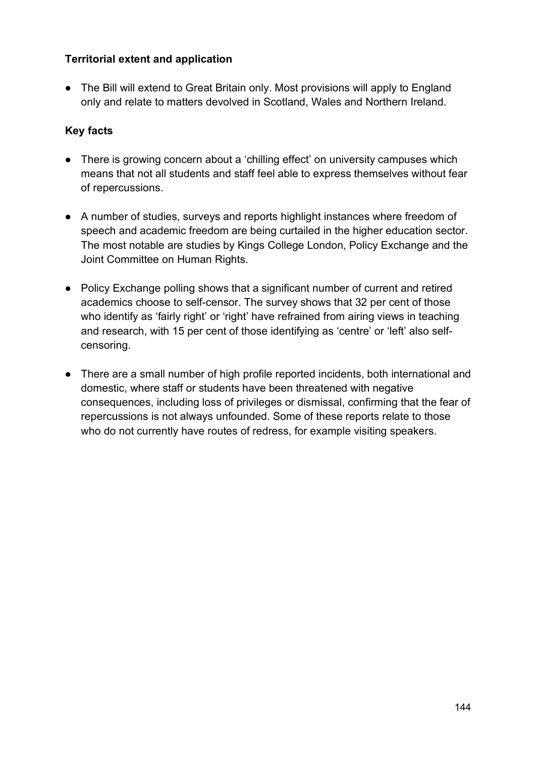**Territorial extent and application**

- The Bill will extend to Great Britain only. Most provisions will apply to England only and relate to matters devolved in Scotland, Wales and Northern Ireland.

**Key facts**

- There is growing concern about a 'chilling effect' on university campuses which means that not all students and staff feel able to express themselves without fear of repercussions.

- A number of studies, surveys and reports highlight instances where freedom of speech and academic freedom are being curtailed in the higher education sector. The most notable are studies by Kings College London, Policy Exchange and the Joint Committee on Human Rights.

- Policy Exchange polling shows that a significant number of current and retired academics choose to self-censor. The survey shows that 32 per cent of those who identify as 'fairly right' or 'right' have refrained from airing views in teaching and research, with 15 per cent of those identifying as 'centre' or 'left' also self-censoring.

- There are a small number of high profile reported incidents, both international and domestic, where staff or students have been threatened with negative consequences, including loss of privileges or dismissal, confirming that the fear of repercussions is not always unfounded. Some of these reports relate to those who do not currently have routes of redress, for example visiting speakers.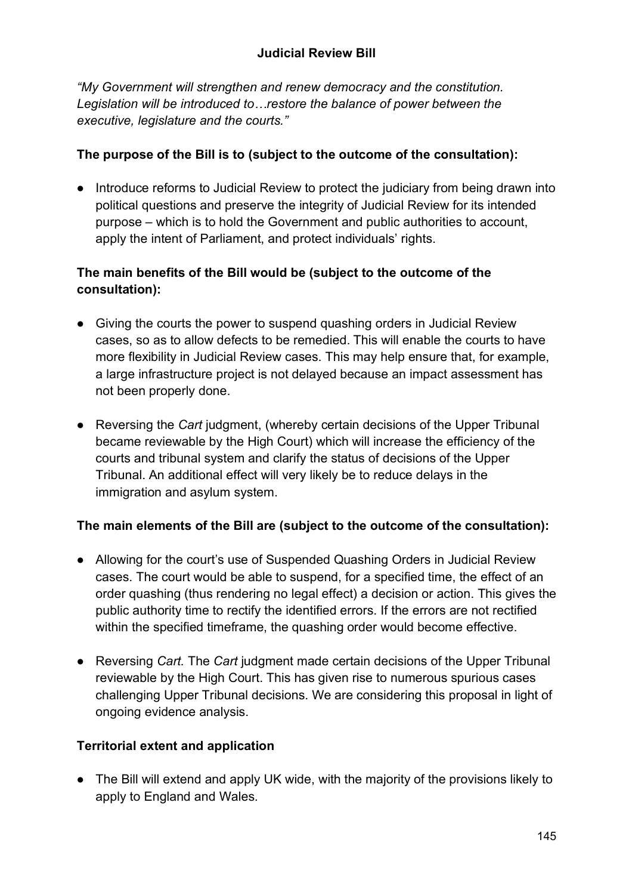## Judicial Review Bill

*"My Government will strengthen and renew democracy and the constitution. Legislation will be introduced to…restore the balance of power between the executive, legislature and the courts."*

**The purpose of the Bill is to (subject to the outcome of the consultation):**

- Introduce reforms to Judicial Review to protect the judiciary from being drawn into political questions and preserve the integrity of Judicial Review for its intended purpose – which is to hold the Government and public authorities to account, apply the intent of Parliament, and protect individuals' rights.

**The main benefits of the Bill would be (subject to the outcome of the consultation):**

- Giving the courts the power to suspend quashing orders in Judicial Review cases, so as to allow defects to be remedied. This will enable the courts to have more flexibility in Judicial Review cases. This may help ensure that, for example, a large infrastructure project is not delayed because an impact assessment has not been properly done.
- Reversing the *Cart* judgment, (whereby certain decisions of the Upper Tribunal became reviewable by the High Court) which will increase the efficiency of the courts and tribunal system and clarify the status of decisions of the Upper Tribunal. An additional effect will very likely be to reduce delays in the immigration and asylum system.

**The main elements of the Bill are (subject to the outcome of the consultation):**

- Allowing for the court's use of Suspended Quashing Orders in Judicial Review cases. The court would be able to suspend, for a specified time, the effect of an order quashing (thus rendering no legal effect) a decision or action. This gives the public authority time to rectify the identified errors. If the errors are not rectified within the specified timeframe, the quashing order would become effective.
- Reversing *Cart.* The *Cart* judgment made certain decisions of the Upper Tribunal reviewable by the High Court. This has given rise to numerous spurious cases challenging Upper Tribunal decisions. We are considering this proposal in light of ongoing evidence analysis.

**Territorial extent and application**

- The Bill will extend and apply UK wide, with the majority of the provisions likely to apply to England and Wales.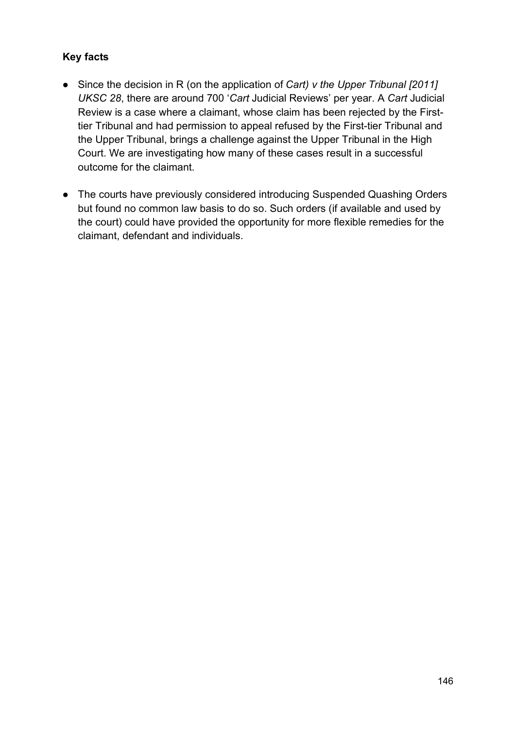**Key facts**

- Since the decision in R (on the application of *Cart) v the Upper Tribunal [2011] UKSC 28*, there are around 700 '*Cart* Judicial Reviews' per year. A *Cart* Judicial Review is a case where a claimant, whose claim has been rejected by the First-tier Tribunal and had permission to appeal refused by the First-tier Tribunal and the Upper Tribunal, brings a challenge against the Upper Tribunal in the High Court. We are investigating how many of these cases result in a successful outcome for the claimant.

- The courts have previously considered introducing Suspended Quashing Orders but found no common law basis to do so. Such orders (if available and used by the court) could have provided the opportunity for more flexible remedies for the claimant, defendant and individuals.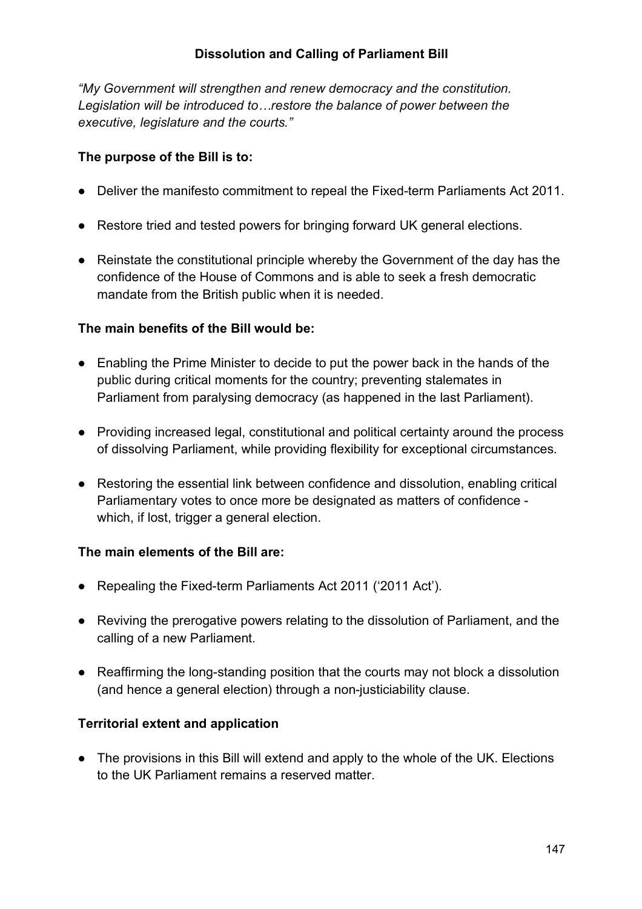## Dissolution and Calling of Parliament Bill

*"My Government will strengthen and renew democracy and the constitution. Legislation will be introduced to…restore the balance of power between the executive, legislature and the courts."*

**The purpose of the Bill is to:**

- Deliver the manifesto commitment to repeal the Fixed-term Parliaments Act 2011.
- Restore tried and tested powers for bringing forward UK general elections.
- Reinstate the constitutional principle whereby the Government of the day has the confidence of the House of Commons and is able to seek a fresh democratic mandate from the British public when it is needed.

**The main benefits of the Bill would be:**

- Enabling the Prime Minister to decide to put the power back in the hands of the public during critical moments for the country; preventing stalemates in Parliament from paralysing democracy (as happened in the last Parliament).
- Providing increased legal, constitutional and political certainty around the process of dissolving Parliament, while providing flexibility for exceptional circumstances.
- Restoring the essential link between confidence and dissolution, enabling critical Parliamentary votes to once more be designated as matters of confidence - which, if lost, trigger a general election.

**The main elements of the Bill are:**

- Repealing the Fixed-term Parliaments Act 2011 ('2011 Act').
- Reviving the prerogative powers relating to the dissolution of Parliament, and the calling of a new Parliament.
- Reaffirming the long-standing position that the courts may not block a dissolution (and hence a general election) through a non-justiciability clause.

**Territorial extent and application**

- The provisions in this Bill will extend and apply to the whole of the UK. Elections to the UK Parliament remains a reserved matter.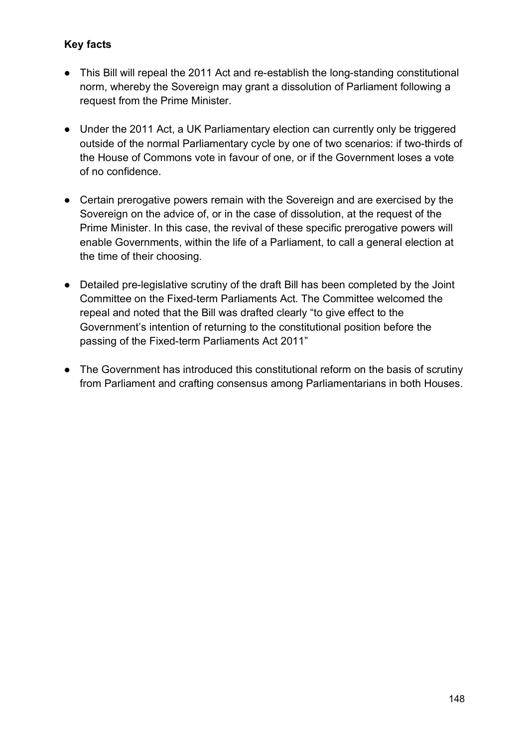**Key facts**

- This Bill will repeal the 2011 Act and re-establish the long-standing constitutional norm, whereby the Sovereign may grant a dissolution of Parliament following a request from the Prime Minister.

- Under the 2011 Act, a UK Parliamentary election can currently only be triggered outside of the normal Parliamentary cycle by one of two scenarios: if two-thirds of the House of Commons vote in favour of one, or if the Government loses a vote of no confidence.

- Certain prerogative powers remain with the Sovereign and are exercised by the Sovereign on the advice of, or in the case of dissolution, at the request of the Prime Minister. In this case, the revival of these specific prerogative powers will enable Governments, within the life of a Parliament, to call a general election at the time of their choosing.

- Detailed pre-legislative scrutiny of the draft Bill has been completed by the Joint Committee on the Fixed-term Parliaments Act. The Committee welcomed the repeal and noted that the Bill was drafted clearly "to give effect to the Government's intention of returning to the constitutional position before the passing of the Fixed-term Parliaments Act 2011"

- The Government has introduced this constitutional reform on the basis of scrutiny from Parliament and crafting consensus among Parliamentarians in both Houses.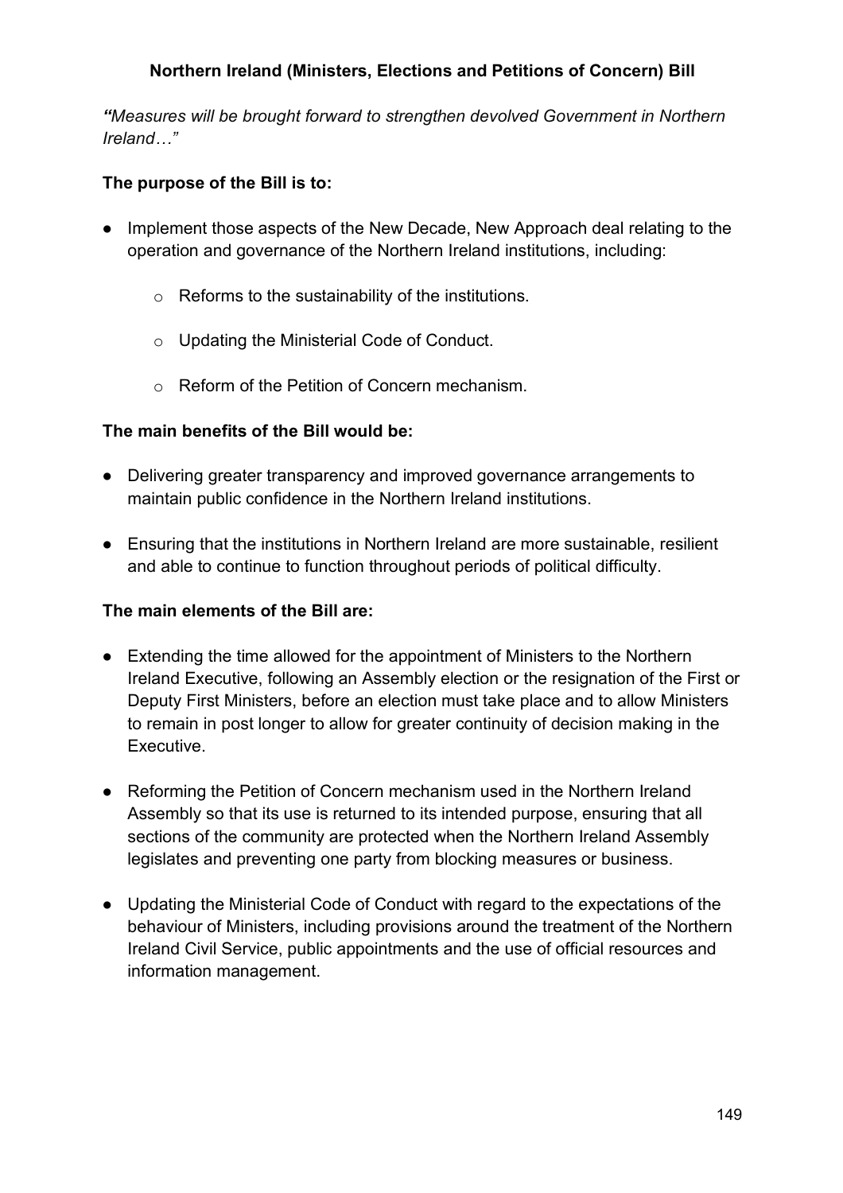## Northern Ireland (Ministers, Elections and Petitions of Concern) Bill

***"**Measures will be brought forward to strengthen devolved Government in Northern Ireland…"*

**The purpose of the Bill is to:**

- Implement those aspects of the New Decade, New Approach deal relating to the operation and governance of the Northern Ireland institutions, including:
  - Reforms to the sustainability of the institutions.
  - Updating the Ministerial Code of Conduct.
  - Reform of the Petition of Concern mechanism.

**The main benefits of the Bill would be:**

- Delivering greater transparency and improved governance arrangements to maintain public confidence in the Northern Ireland institutions.
- Ensuring that the institutions in Northern Ireland are more sustainable, resilient and able to continue to function throughout periods of political difficulty.

**The main elements of the Bill are:**

- Extending the time allowed for the appointment of Ministers to the Northern Ireland Executive, following an Assembly election or the resignation of the First or Deputy First Ministers, before an election must take place and to allow Ministers to remain in post longer to allow for greater continuity of decision making in the Executive.
- Reforming the Petition of Concern mechanism used in the Northern Ireland Assembly so that its use is returned to its intended purpose, ensuring that all sections of the community are protected when the Northern Ireland Assembly legislates and preventing one party from blocking measures or business.
- Updating the Ministerial Code of Conduct with regard to the expectations of the behaviour of Ministers, including provisions around the treatment of the Northern Ireland Civil Service, public appointments and the use of official resources and information management.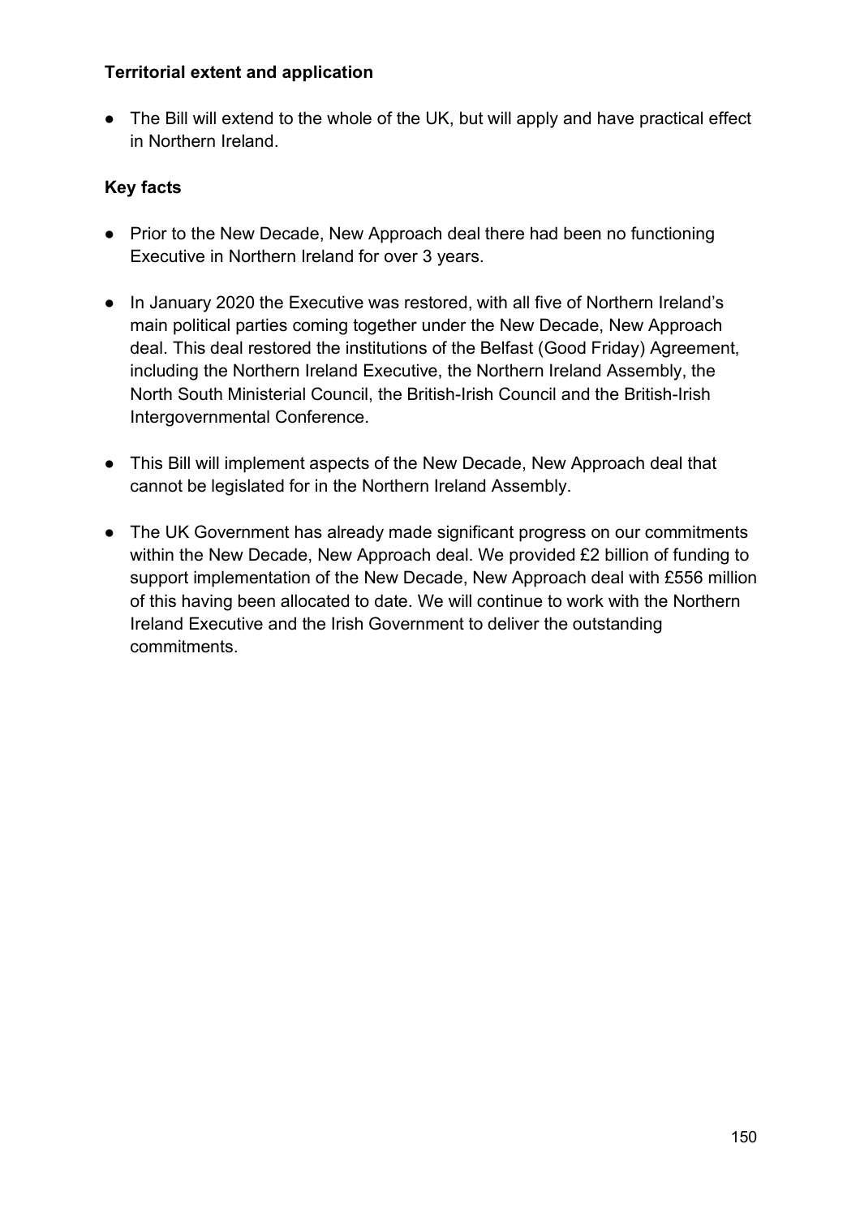**Territorial extent and application**

- The Bill will extend to the whole of the UK, but will apply and have practical effect in Northern Ireland.

**Key facts**

- Prior to the New Decade, New Approach deal there had been no functioning Executive in Northern Ireland for over 3 years.
- In January 2020 the Executive was restored, with all five of Northern Ireland's main political parties coming together under the New Decade, New Approach deal. This deal restored the institutions of the Belfast (Good Friday) Agreement, including the Northern Ireland Executive, the Northern Ireland Assembly, the North South Ministerial Council, the British-Irish Council and the British-Irish Intergovernmental Conference.
- This Bill will implement aspects of the New Decade, New Approach deal that cannot be legislated for in the Northern Ireland Assembly.
- The UK Government has already made significant progress on our commitments within the New Decade, New Approach deal. We provided £2 billion of funding to support implementation of the New Decade, New Approach deal with £556 million of this having been allocated to date. We will continue to work with the Northern Ireland Executive and the Irish Government to deliver the outstanding commitments.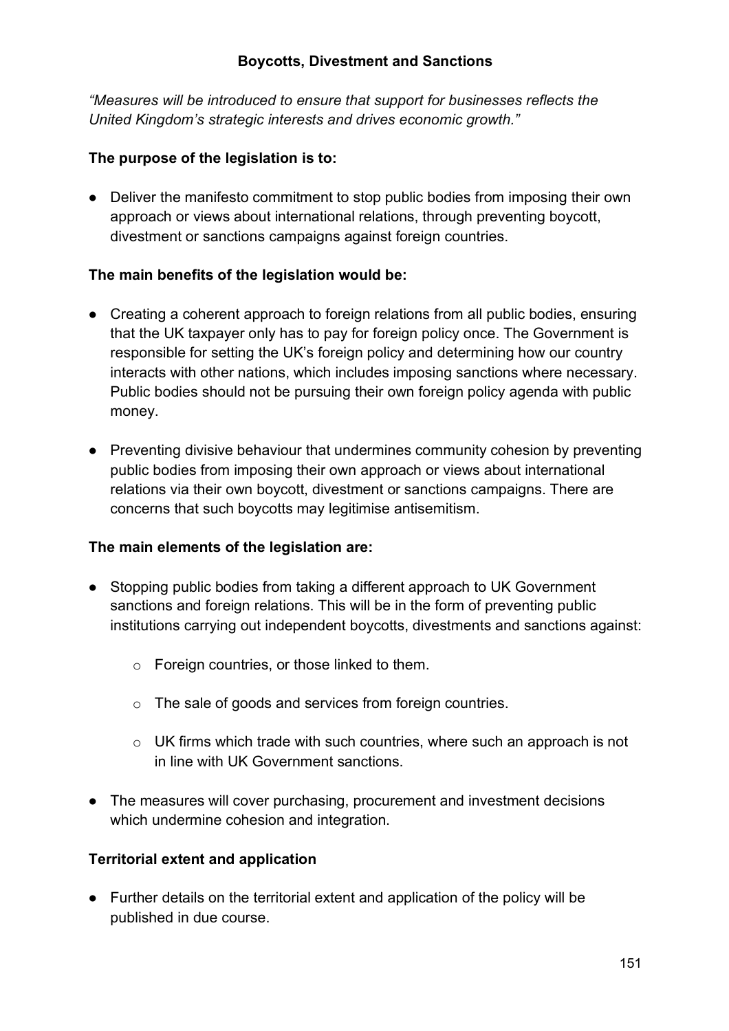## Boycotts, Divestment and Sanctions

*"Measures will be introduced to ensure that support for businesses reflects the United Kingdom's strategic interests and drives economic growth."*

**The purpose of the legislation is to:**

- Deliver the manifesto commitment to stop public bodies from imposing their own approach or views about international relations, through preventing boycott, divestment or sanctions campaigns against foreign countries.

**The main benefits of the legislation would be:**

- Creating a coherent approach to foreign relations from all public bodies, ensuring that the UK taxpayer only has to pay for foreign policy once. The Government is responsible for setting the UK's foreign policy and determining how our country interacts with other nations, which includes imposing sanctions where necessary. Public bodies should not be pursuing their own foreign policy agenda with public money.

- Preventing divisive behaviour that undermines community cohesion by preventing public bodies from imposing their own approach or views about international relations via their own boycott, divestment or sanctions campaigns. There are concerns that such boycotts may legitimise antisemitism.

**The main elements of the legislation are:**

- Stopping public bodies from taking a different approach to UK Government sanctions and foreign relations. This will be in the form of preventing public institutions carrying out independent boycotts, divestments and sanctions against:
  - Foreign countries, or those linked to them.
  - The sale of goods and services from foreign countries.
  - UK firms which trade with such countries, where such an approach is not in line with UK Government sanctions.

- The measures will cover purchasing, procurement and investment decisions which undermine cohesion and integration.

**Territorial extent and application**

- Further details on the territorial extent and application of the policy will be published in due course.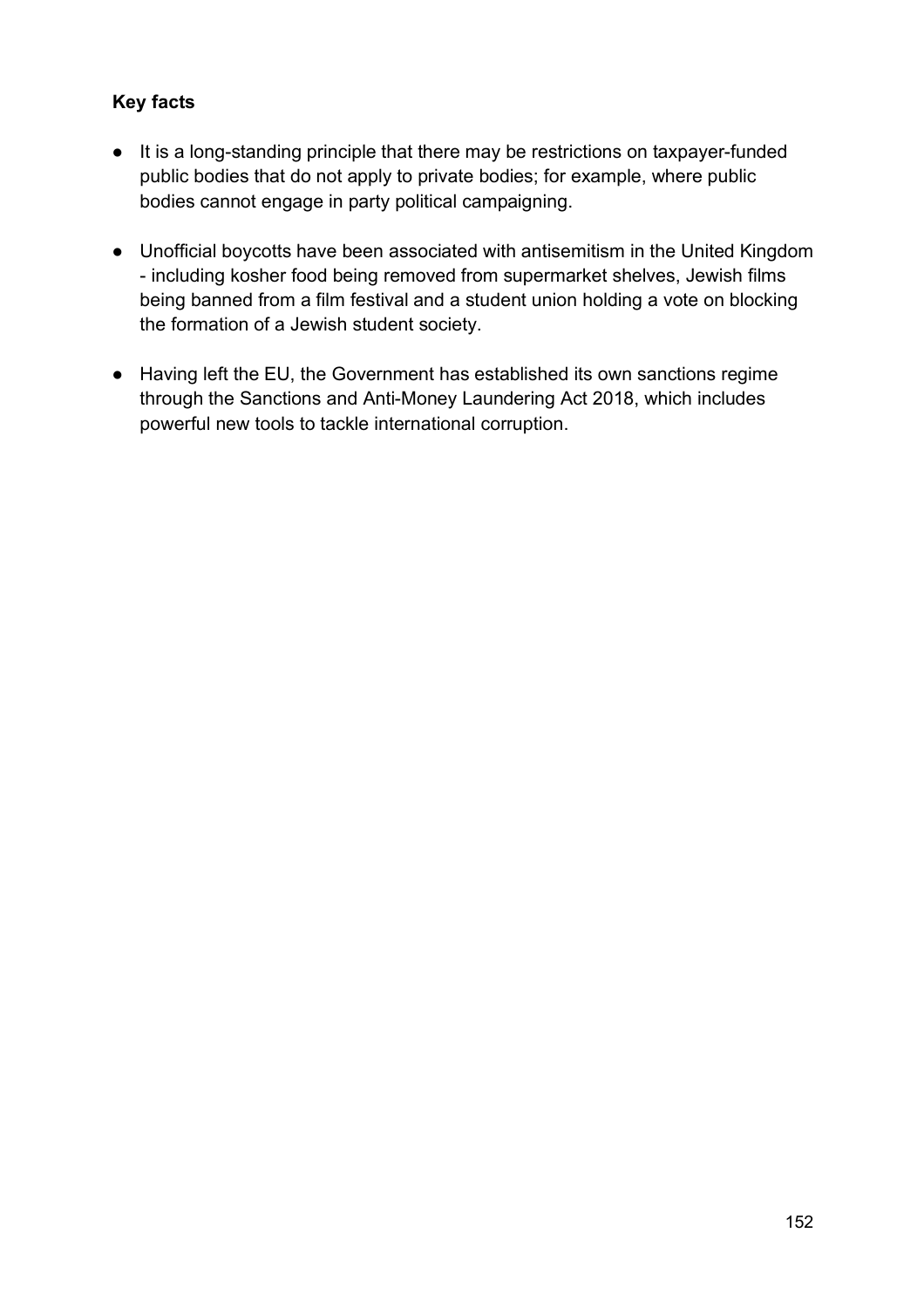**Key facts**

- It is a long-standing principle that there may be restrictions on taxpayer-funded public bodies that do not apply to private bodies; for example, where public bodies cannot engage in party political campaigning.
- Unofficial boycotts have been associated with antisemitism in the United Kingdom - including kosher food being removed from supermarket shelves, Jewish films being banned from a film festival and a student union holding a vote on blocking the formation of a Jewish student society.
- Having left the EU, the Government has established its own sanctions regime through the Sanctions and Anti-Money Laundering Act 2018, which includes powerful new tools to tackle international corruption.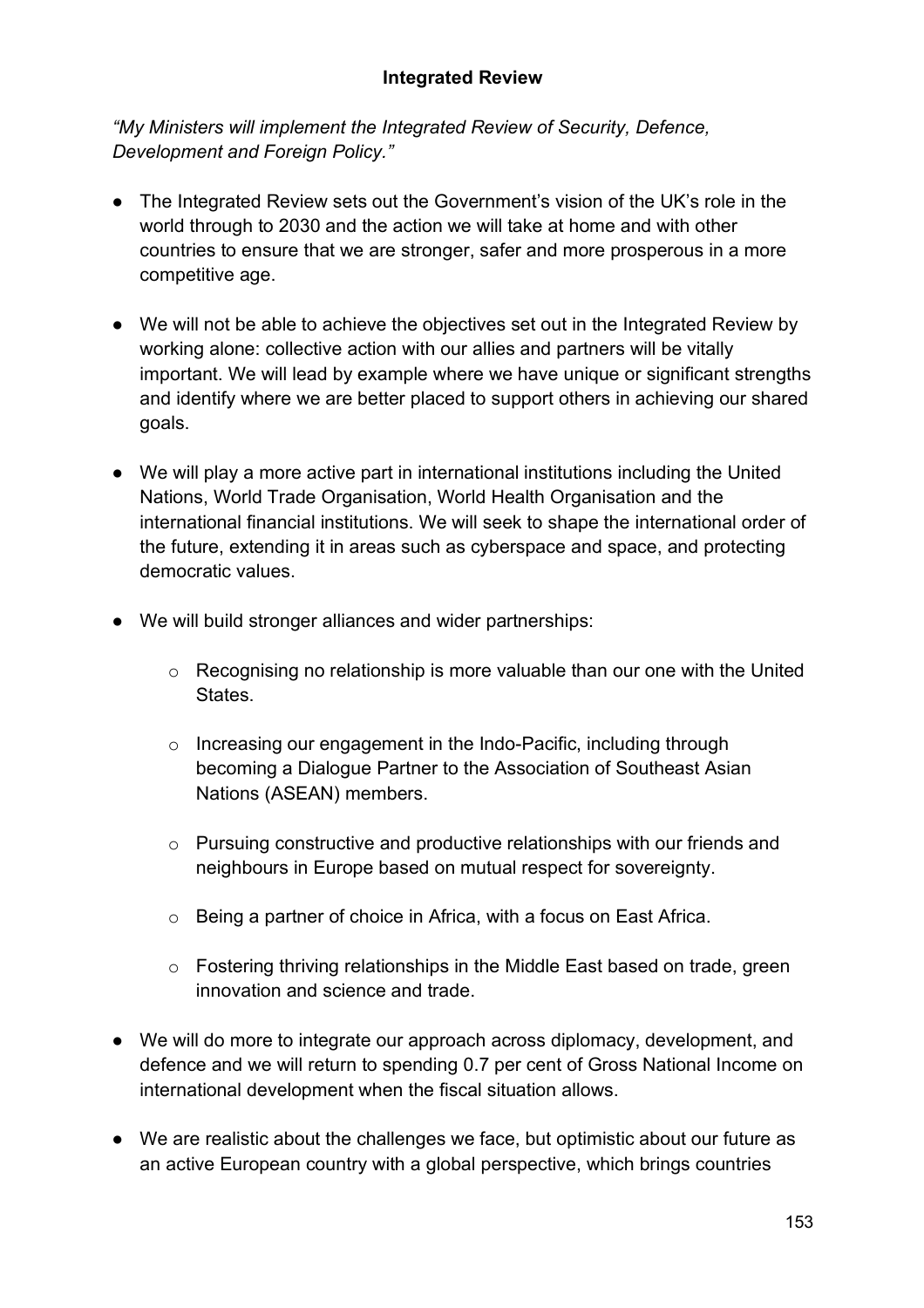## Integrated Review

*"My Ministers will implement the Integrated Review of Security, Defence, Development and Foreign Policy."*

- The Integrated Review sets out the Government's vision of the UK's role in the world through to 2030 and the action we will take at home and with other countries to ensure that we are stronger, safer and more prosperous in a more competitive age.

- We will not be able to achieve the objectives set out in the Integrated Review by working alone: collective action with our allies and partners will be vitally important. We will lead by example where we have unique or significant strengths and identify where we are better placed to support others in achieving our shared goals.

- We will play a more active part in international institutions including the United Nations, World Trade Organisation, World Health Organisation and the international financial institutions. We will seek to shape the international order of the future, extending it in areas such as cyberspace and space, and protecting democratic values.

- We will build stronger alliances and wider partnerships:

    - Recognising no relationship is more valuable than our one with the United States.

    - Increasing our engagement in the Indo-Pacific, including through becoming a Dialogue Partner to the Association of Southeast Asian Nations (ASEAN) members.

    - Pursuing constructive and productive relationships with our friends and neighbours in Europe based on mutual respect for sovereignty.

    - Being a partner of choice in Africa, with a focus on East Africa.

    - Fostering thriving relationships in the Middle East based on trade, green innovation and science and trade.

- We will do more to integrate our approach across diplomacy, development, and defence and we will return to spending 0.7 per cent of Gross National Income on international development when the fiscal situation allows.

- We are realistic about the challenges we face, but optimistic about our future as an active European country with a global perspective, which brings countries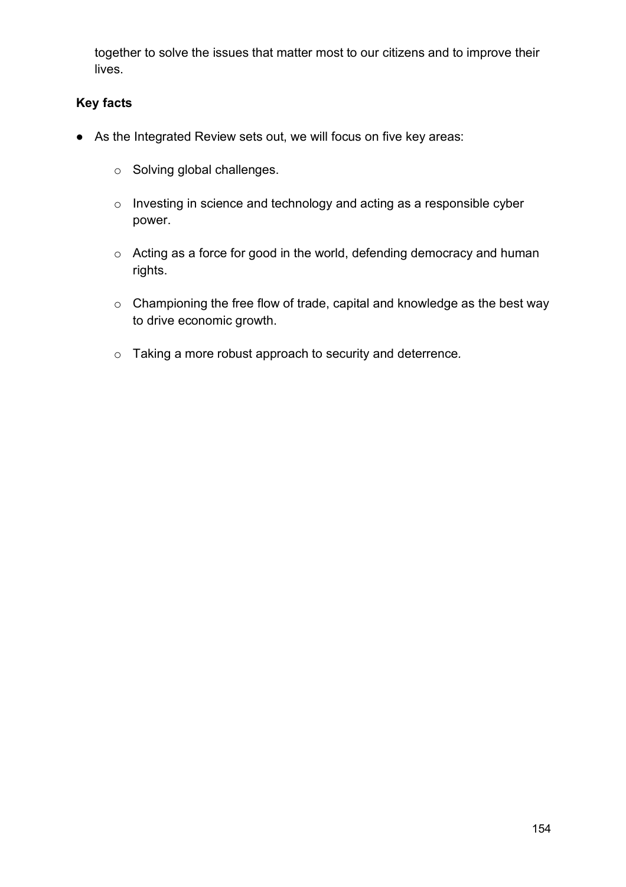together to solve the issues that matter most to our citizens and to improve their lives.

**Key facts**

- As the Integrated Review sets out, we will focus on five key areas:
    - Solving global challenges.
    - Investing in science and technology and acting as a responsible cyber power.
    - Acting as a force for good in the world, defending democracy and human rights.
    - Championing the free flow of trade, capital and knowledge as the best way to drive economic growth.
    - Taking a more robust approach to security and deterrence.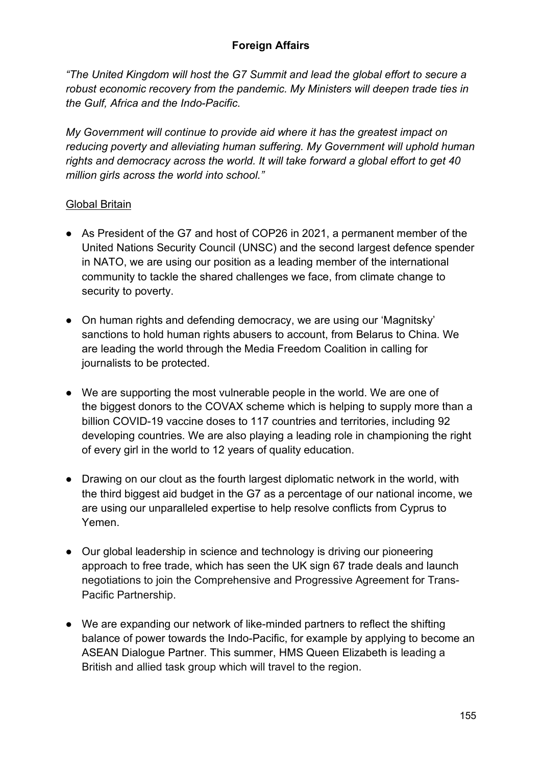## Foreign Affairs

*"The United Kingdom will host the G7 Summit and lead the global effort to secure a robust economic recovery from the pandemic. My Ministers will deepen trade ties in the Gulf, Africa and the Indo-Pacific.*

*My Government will continue to provide aid where it has the greatest impact on reducing poverty and alleviating human suffering. My Government will uphold human rights and democracy across the world. It will take forward a global effort to get 40 million girls across the world into school."*

### Global Britain

- As President of the G7 and host of COP26 in 2021, a permanent member of the United Nations Security Council (UNSC) and the second largest defence spender in NATO, we are using our position as a leading member of the international community to tackle the shared challenges we face, from climate change to security to poverty.

- On human rights and defending democracy, we are using our 'Magnitsky' sanctions to hold human rights abusers to account, from Belarus to China. We are leading the world through the Media Freedom Coalition in calling for journalists to be protected.

- We are supporting the most vulnerable people in the world. We are one of the biggest donors to the COVAX scheme which is helping to supply more than a billion COVID-19 vaccine doses to 117 countries and territories, including 92 developing countries. We are also playing a leading role in championing the right of every girl in the world to 12 years of quality education.

- Drawing on our clout as the fourth largest diplomatic network in the world, with the third biggest aid budget in the G7 as a percentage of our national income, we are using our unparalleled expertise to help resolve conflicts from Cyprus to Yemen.

- Our global leadership in science and technology is driving our pioneering approach to free trade, which has seen the UK sign 67 trade deals and launch negotiations to join the Comprehensive and Progressive Agreement for Trans-Pacific Partnership.

- We are expanding our network of like-minded partners to reflect the shifting balance of power towards the Indo-Pacific, for example by applying to become an ASEAN Dialogue Partner. This summer, HMS Queen Elizabeth is leading a British and allied task group which will travel to the region.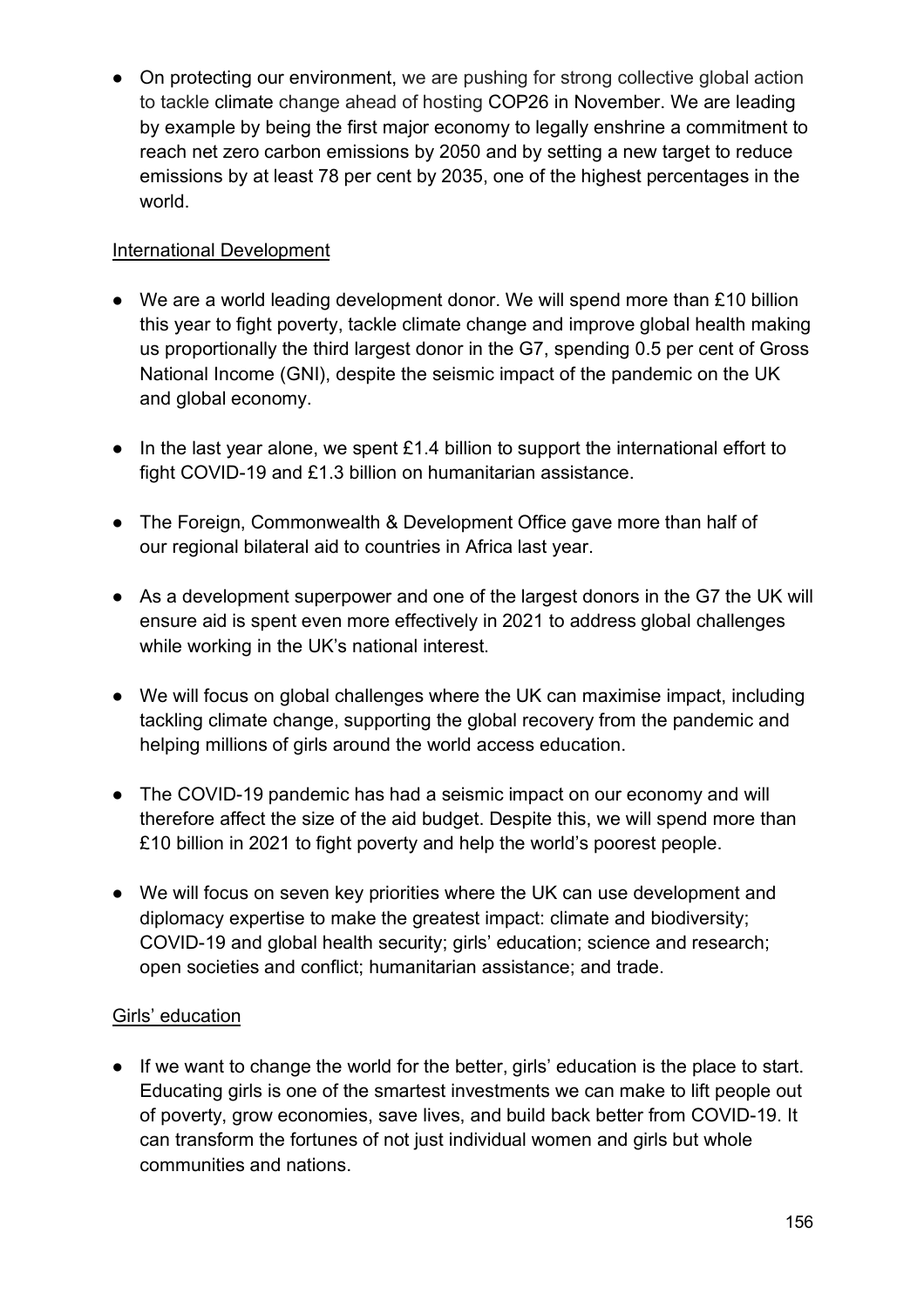- On protecting our environment, we are pushing for strong collective global action to tackle climate change ahead of hosting COP26 in November. We are leading by example by being the first major economy to legally enshrine a commitment to reach net zero carbon emissions by 2050 and by setting a new target to reduce emissions by at least 78 per cent by 2035, one of the highest percentages in the world.

International Development

- We are a world leading development donor. We will spend more than £10 billion this year to fight poverty, tackle climate change and improve global health making us proportionally the third largest donor in the G7, spending 0.5 per cent of Gross National Income (GNI), despite the seismic impact of the pandemic on the UK and global economy.
- In the last year alone, we spent £1.4 billion to support the international effort to fight COVID-19 and £1.3 billion on humanitarian assistance.
- The Foreign, Commonwealth & Development Office gave more than half of our regional bilateral aid to countries in Africa last year.
- As a development superpower and one of the largest donors in the G7 the UK will ensure aid is spent even more effectively in 2021 to address global challenges while working in the UK's national interest.
- We will focus on global challenges where the UK can maximise impact, including tackling climate change, supporting the global recovery from the pandemic and helping millions of girls around the world access education.
- The COVID-19 pandemic has had a seismic impact on our economy and will therefore affect the size of the aid budget. Despite this, we will spend more than £10 billion in 2021 to fight poverty and help the world's poorest people.
- We will focus on seven key priorities where the UK can use development and diplomacy expertise to make the greatest impact: climate and biodiversity; COVID-19 and global health security; girls' education; science and research; open societies and conflict; humanitarian assistance; and trade.

Girls' education

- If we want to change the world for the better, girls' education is the place to start. Educating girls is one of the smartest investments we can make to lift people out of poverty, grow economies, save lives, and build back better from COVID-19. It can transform the fortunes of not just individual women and girls but whole communities and nations.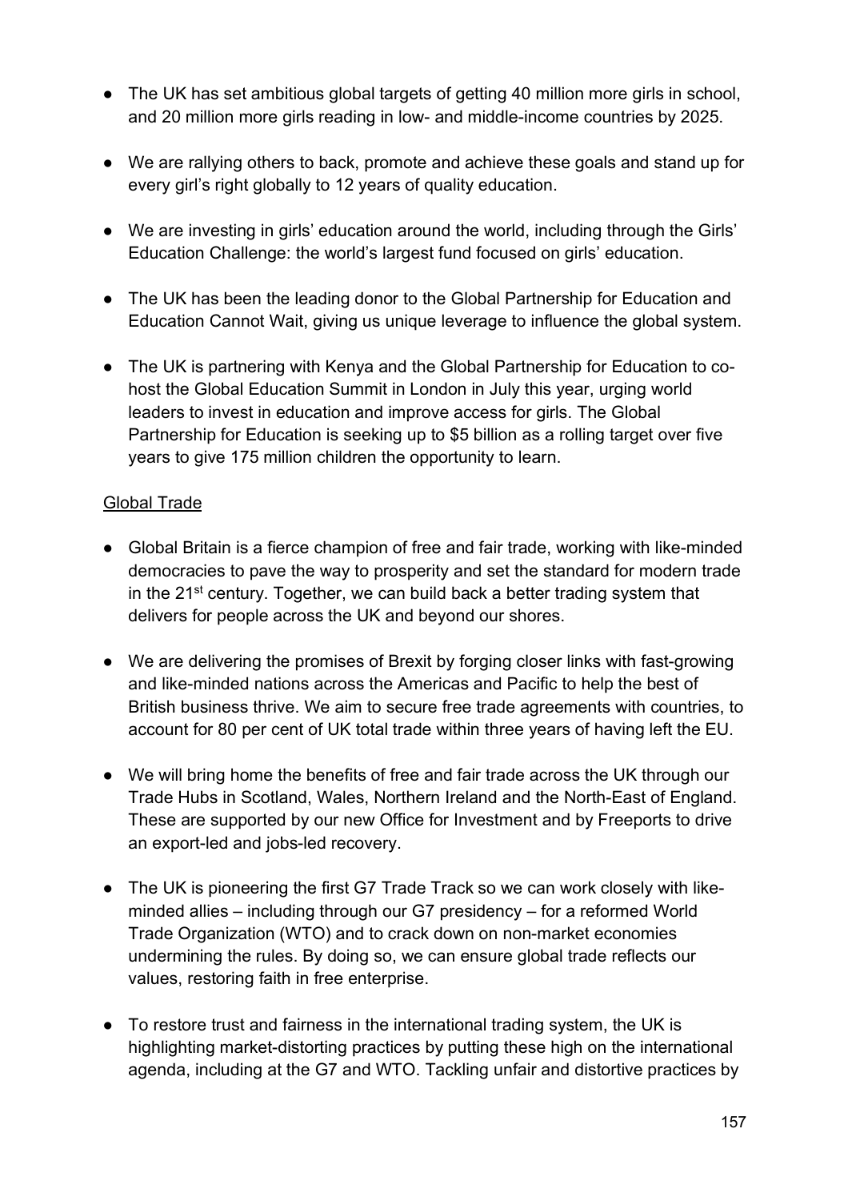- The UK has set ambitious global targets of getting 40 million more girls in school, and 20 million more girls reading in low- and middle-income countries by 2025.

- We are rallying others to back, promote and achieve these goals and stand up for every girl's right globally to 12 years of quality education.

- We are investing in girls' education around the world, including through the Girls' Education Challenge: the world's largest fund focused on girls' education.

- The UK has been the leading donor to the Global Partnership for Education and Education Cannot Wait, giving us unique leverage to influence the global system.

- The UK is partnering with Kenya and the Global Partnership for Education to co-host the Global Education Summit in London in July this year, urging world leaders to invest in education and improve access for girls. The Global Partnership for Education is seeking up to $5 billion as a rolling target over five years to give 175 million children the opportunity to learn.

Global Trade

- Global Britain is a fierce champion of free and fair trade, working with like-minded democracies to pave the way to prosperity and set the standard for modern trade in the 21st century. Together, we can build back a better trading system that delivers for people across the UK and beyond our shores.

- We are delivering the promises of Brexit by forging closer links with fast-growing and like-minded nations across the Americas and Pacific to help the best of British business thrive. We aim to secure free trade agreements with countries, to account for 80 per cent of UK total trade within three years of having left the EU.

- We will bring home the benefits of free and fair trade across the UK through our Trade Hubs in Scotland, Wales, Northern Ireland and the North-East of England. These are supported by our new Office for Investment and by Freeports to drive an export-led and jobs-led recovery.

- The UK is pioneering the first G7 Trade Track so we can work closely with like-minded allies – including through our G7 presidency – for a reformed World Trade Organization (WTO) and to crack down on non-market economies undermining the rules. By doing so, we can ensure global trade reflects our values, restoring faith in free enterprise.

- To restore trust and fairness in the international trading system, the UK is highlighting market-distorting practices by putting these high on the international agenda, including at the G7 and WTO. Tackling unfair and distortive practices by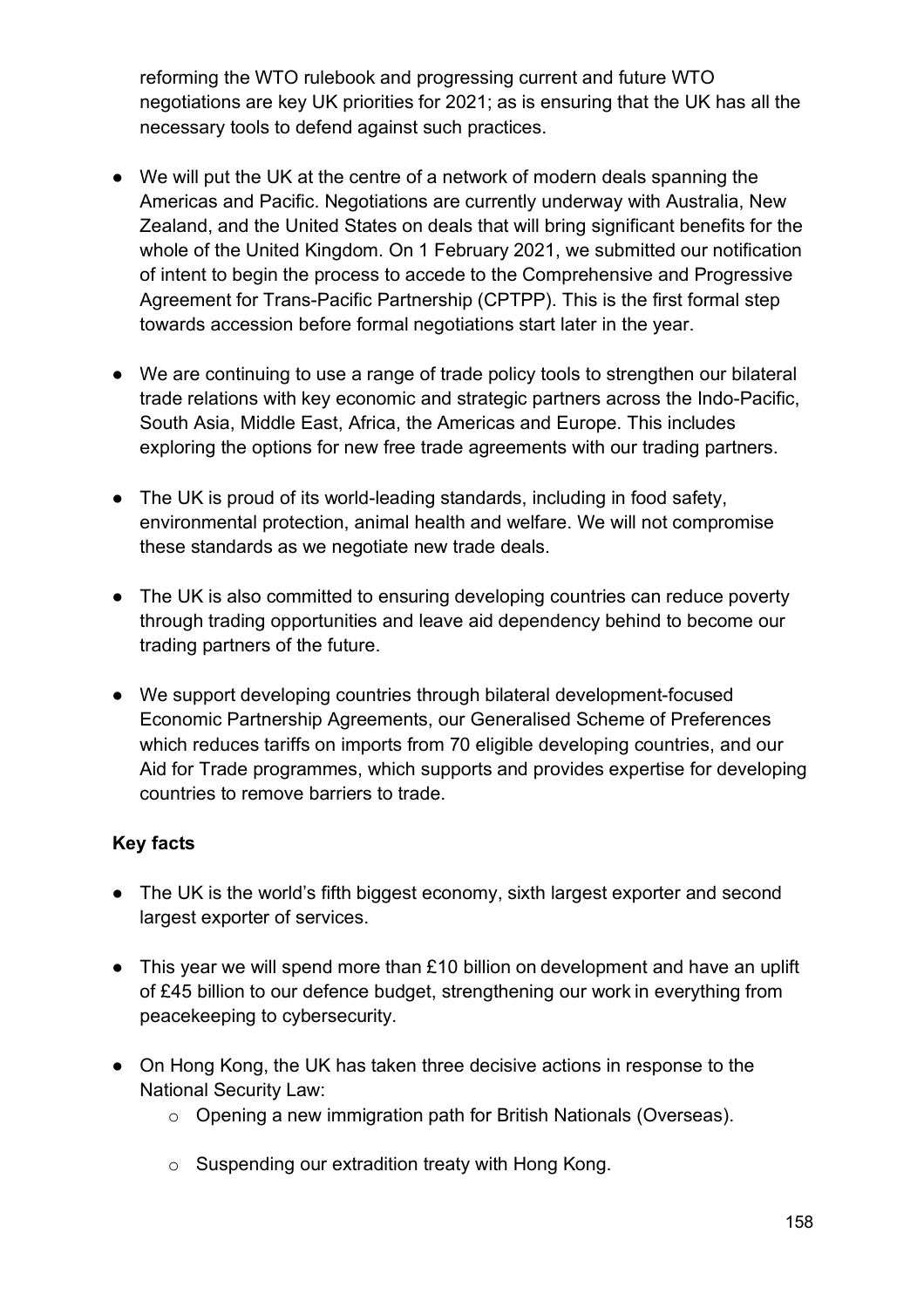reforming the WTO rulebook and progressing current and future WTO negotiations are key UK priorities for 2021; as is ensuring that the UK has all the necessary tools to defend against such practices.

- We will put the UK at the centre of a network of modern deals spanning the Americas and Pacific. Negotiations are currently underway with Australia, New Zealand, and the United States on deals that will bring significant benefits for the whole of the United Kingdom. On 1 February 2021, we submitted our notification of intent to begin the process to accede to the Comprehensive and Progressive Agreement for Trans-Pacific Partnership (CPTPP). This is the first formal step towards accession before formal negotiations start later in the year.

- We are continuing to use a range of trade policy tools to strengthen our bilateral trade relations with key economic and strategic partners across the Indo-Pacific, South Asia, Middle East, Africa, the Americas and Europe. This includes exploring the options for new free trade agreements with our trading partners.

- The UK is proud of its world-leading standards, including in food safety, environmental protection, animal health and welfare. We will not compromise these standards as we negotiate new trade deals.

- The UK is also committed to ensuring developing countries can reduce poverty through trading opportunities and leave aid dependency behind to become our trading partners of the future.

- We support developing countries through bilateral development-focused Economic Partnership Agreements, our Generalised Scheme of Preferences which reduces tariffs on imports from 70 eligible developing countries, and our Aid for Trade programmes, which supports and provides expertise for developing countries to remove barriers to trade.

**Key facts**

- The UK is the world's fifth biggest economy, sixth largest exporter and second largest exporter of services.

- This year we will spend more than £10 billion on development and have an uplift of £45 billion to our defence budget, strengthening our work in everything from peacekeeping to cybersecurity.

- On Hong Kong, the UK has taken three decisive actions in response to the National Security Law:
  - Opening a new immigration path for British Nationals (Overseas).
  - Suspending our extradition treaty with Hong Kong.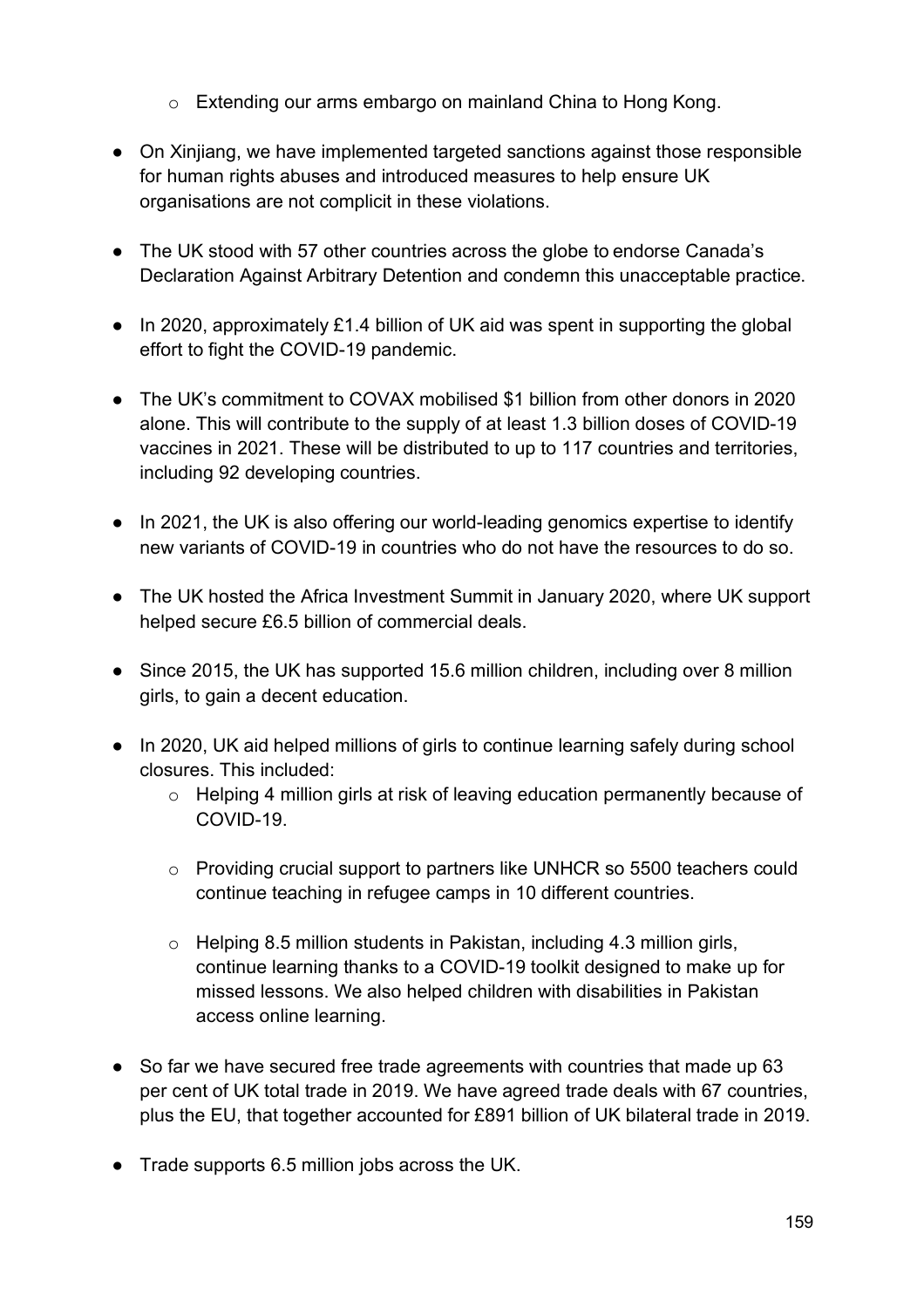- Extending our arms embargo on mainland China to Hong Kong.

- On Xinjiang, we have implemented targeted sanctions against those responsible for human rights abuses and introduced measures to help ensure UK organisations are not complicit in these violations.

- The UK stood with 57 other countries across the globe to endorse Canada's Declaration Against Arbitrary Detention and condemn this unacceptable practice.

- In 2020, approximately £1.4 billion of UK aid was spent in supporting the global effort to fight the COVID-19 pandemic.

- The UK's commitment to COVAX mobilised $1 billion from other donors in 2020 alone. This will contribute to the supply of at least 1.3 billion doses of COVID-19 vaccines in 2021. These will be distributed to up to 117 countries and territories, including 92 developing countries.

- In 2021, the UK is also offering our world-leading genomics expertise to identify new variants of COVID-19 in countries who do not have the resources to do so.

- The UK hosted the Africa Investment Summit in January 2020, where UK support helped secure £6.5 billion of commercial deals.

- Since 2015, the UK has supported 15.6 million children, including over 8 million girls, to gain a decent education.

- In 2020, UK aid helped millions of girls to continue learning safely during school closures. This included:
    - Helping 4 million girls at risk of leaving education permanently because of COVID-19.
    - Providing crucial support to partners like UNHCR so 5500 teachers could continue teaching in refugee camps in 10 different countries.
    - Helping 8.5 million students in Pakistan, including 4.3 million girls, continue learning thanks to a COVID-19 toolkit designed to make up for missed lessons. We also helped children with disabilities in Pakistan access online learning.

- So far we have secured free trade agreements with countries that made up 63 per cent of UK total trade in 2019. We have agreed trade deals with 67 countries, plus the EU, that together accounted for £891 billion of UK bilateral trade in 2019.

- Trade supports 6.5 million jobs across the UK.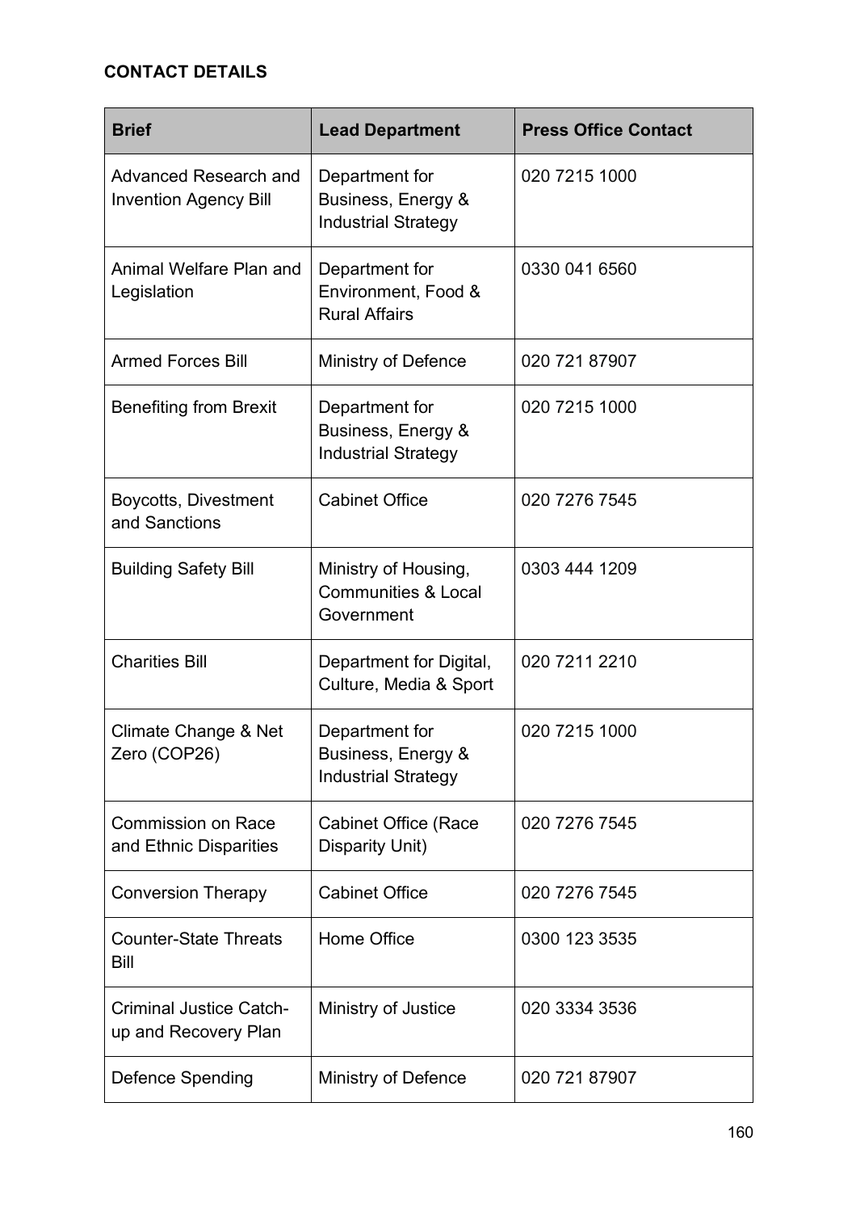**CONTACT DETAILS**

| Brief | Lead Department | Press Office Contact |
|---|---|---|
| Advanced Research and Invention Agency Bill | Department for Business, Energy & Industrial Strategy | 020 7215 1000 |
| Animal Welfare Plan and Legislation | Department for Environment, Food & Rural Affairs | 0330 041 6560 |
| Armed Forces Bill | Ministry of Defence | 020 721 87907 |
| Benefiting from Brexit | Department for Business, Energy & Industrial Strategy | 020 7215 1000 |
| Boycotts, Divestment and Sanctions | Cabinet Office | 020 7276 7545 |
| Building Safety Bill | Ministry of Housing, Communities & Local Government | 0303 444 1209 |
| Charities Bill | Department for Digital, Culture, Media & Sport | 020 7211 2210 |
| Climate Change & Net Zero (COP26) | Department for Business, Energy & Industrial Strategy | 020 7215 1000 |
| Commission on Race and Ethnic Disparities | Cabinet Office (Race Disparity Unit) | 020 7276 7545 |
| Conversion Therapy | Cabinet Office | 020 7276 7545 |
| Counter-State Threats Bill | Home Office | 0300 123 3535 |
| Criminal Justice Catch-up and Recovery Plan | Ministry of Justice | 020 3334 3536 |
| Defence Spending | Ministry of Defence | 020 721 87907 |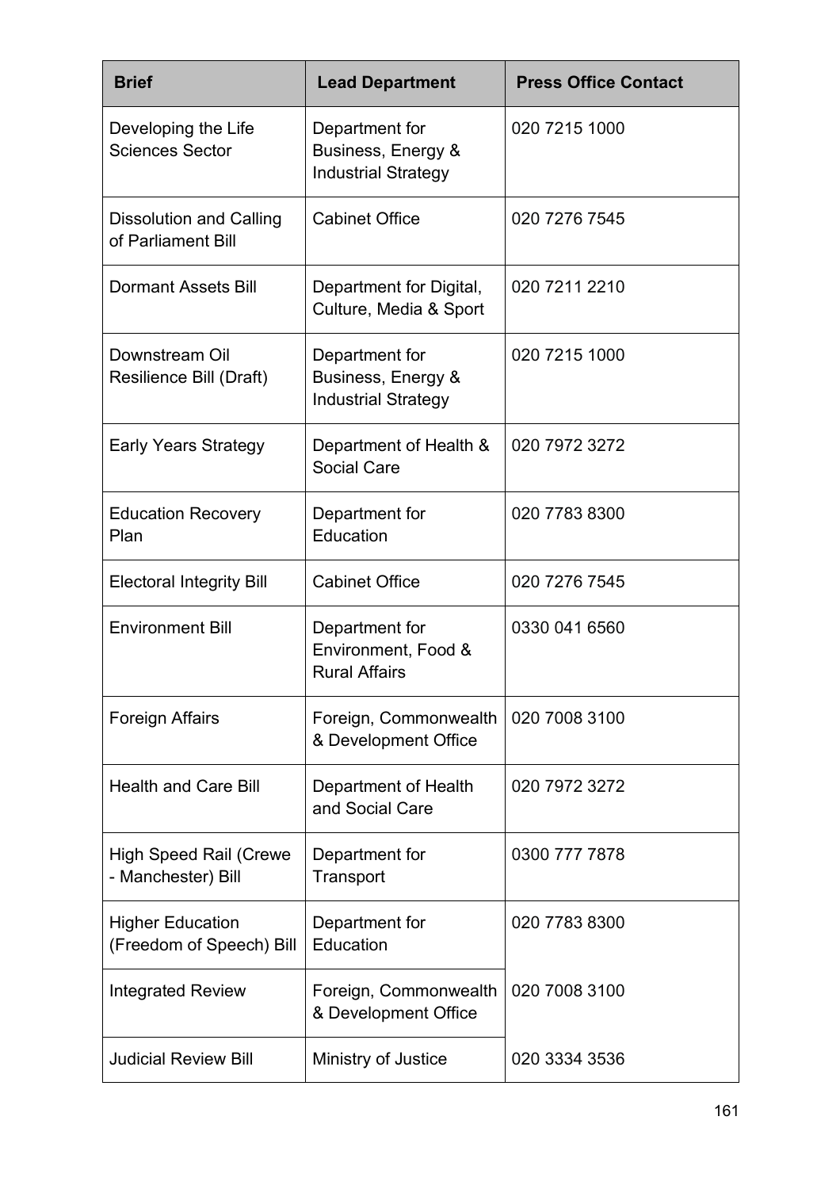| Brief | Lead Department | Press Office Contact |
| --- | --- | --- |
| Developing the Life Sciences Sector | Department for Business, Energy & Industrial Strategy | 020 7215 1000 |
| Dissolution and Calling of Parliament Bill | Cabinet Office | 020 7276 7545 |
| Dormant Assets Bill | Department for Digital, Culture, Media & Sport | 020 7211 2210 |
| Downstream Oil Resilience Bill (Draft) | Department for Business, Energy & Industrial Strategy | 020 7215 1000 |
| Early Years Strategy | Department of Health & Social Care | 020 7972 3272 |
| Education Recovery Plan | Department for Education | 020 7783 8300 |
| Electoral Integrity Bill | Cabinet Office | 020 7276 7545 |
| Environment Bill | Department for Environment, Food & Rural Affairs | 0330 041 6560 |
| Foreign Affairs | Foreign, Commonwealth & Development Office | 020 7008 3100 |
| Health and Care Bill | Department of Health and Social Care | 020 7972 3272 |
| High Speed Rail (Crewe - Manchester) Bill | Department for Transport | 0300 777 7878 |
| Higher Education (Freedom of Speech) Bill | Department for Education | 020 7783 8300 |
| Integrated Review | Foreign, Commonwealth & Development Office | 020 7008 3100 |
| Judicial Review Bill | Ministry of Justice | 020 3334 3536 |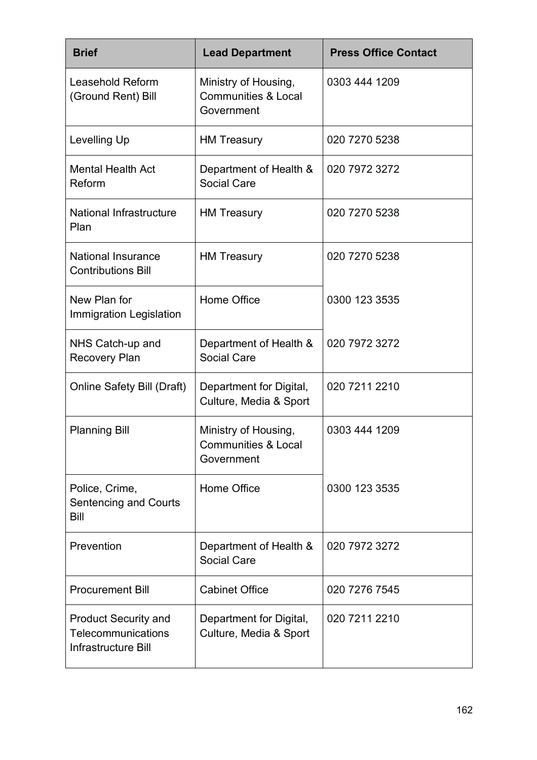| Brief | Lead Department | Press Office Contact |
| --- | --- | --- |
| Leasehold Reform (Ground Rent) Bill | Ministry of Housing, Communities & Local Government | 0303 444 1209 |
| Levelling Up | HM Treasury | 020 7270 5238 |
| Mental Health Act Reform | Department of Health & Social Care | 020 7972 3272 |
| National Infrastructure Plan | HM Treasury | 020 7270 5238 |
| National Insurance Contributions Bill | HM Treasury | 020 7270 5238 |
| New Plan for Immigration Legislation | Home Office | 0300 123 3535 |
| NHS Catch-up and Recovery Plan | Department of Health & Social Care | 020 7972 3272 |
| Online Safety Bill (Draft) | Department for Digital, Culture, Media & Sport | 020 7211 2210 |
| Planning Bill | Ministry of Housing, Communities & Local Government | 0303 444 1209 |
| Police, Crime, Sentencing and Courts Bill | Home Office | 0300 123 3535 |
| Prevention | Department of Health & Social Care | 020 7972 3272 |
| Procurement Bill | Cabinet Office | 020 7276 7545 |
| Product Security and Telecommunications Infrastructure Bill | Department for Digital, Culture, Media & Sport | 020 7211 2210 |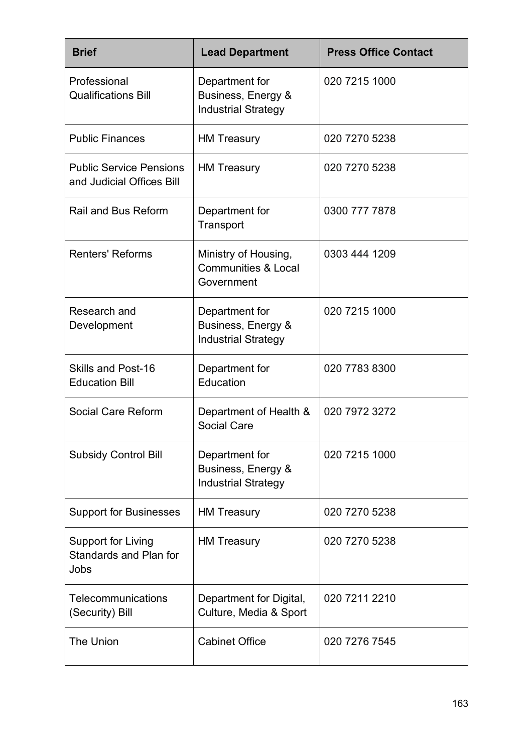| Brief | Lead Department | Press Office Contact |
| --- | --- | --- |
| Professional Qualifications Bill | Department for Business, Energy & Industrial Strategy | 020 7215 1000 |
| Public Finances | HM Treasury | 020 7270 5238 |
| Public Service Pensions and Judicial Offices Bill | HM Treasury | 020 7270 5238 |
| Rail and Bus Reform | Department for Transport | 0300 777 7878 |
| Renters' Reforms | Ministry of Housing, Communities & Local Government | 0303 444 1209 |
| Research and Development | Department for Business, Energy & Industrial Strategy | 020 7215 1000 |
| Skills and Post-16 Education Bill | Department for Education | 020 7783 8300 |
| Social Care Reform | Department of Health & Social Care | 020 7972 3272 |
| Subsidy Control Bill | Department for Business, Energy & Industrial Strategy | 020 7215 1000 |
| Support for Businesses | HM Treasury | 020 7270 5238 |
| Support for Living Standards and Plan for Jobs | HM Treasury | 020 7270 5238 |
| Telecommunications (Security) Bill | Department for Digital, Culture, Media & Sport | 020 7211 2210 |
| The Union | Cabinet Office | 020 7276 7545 |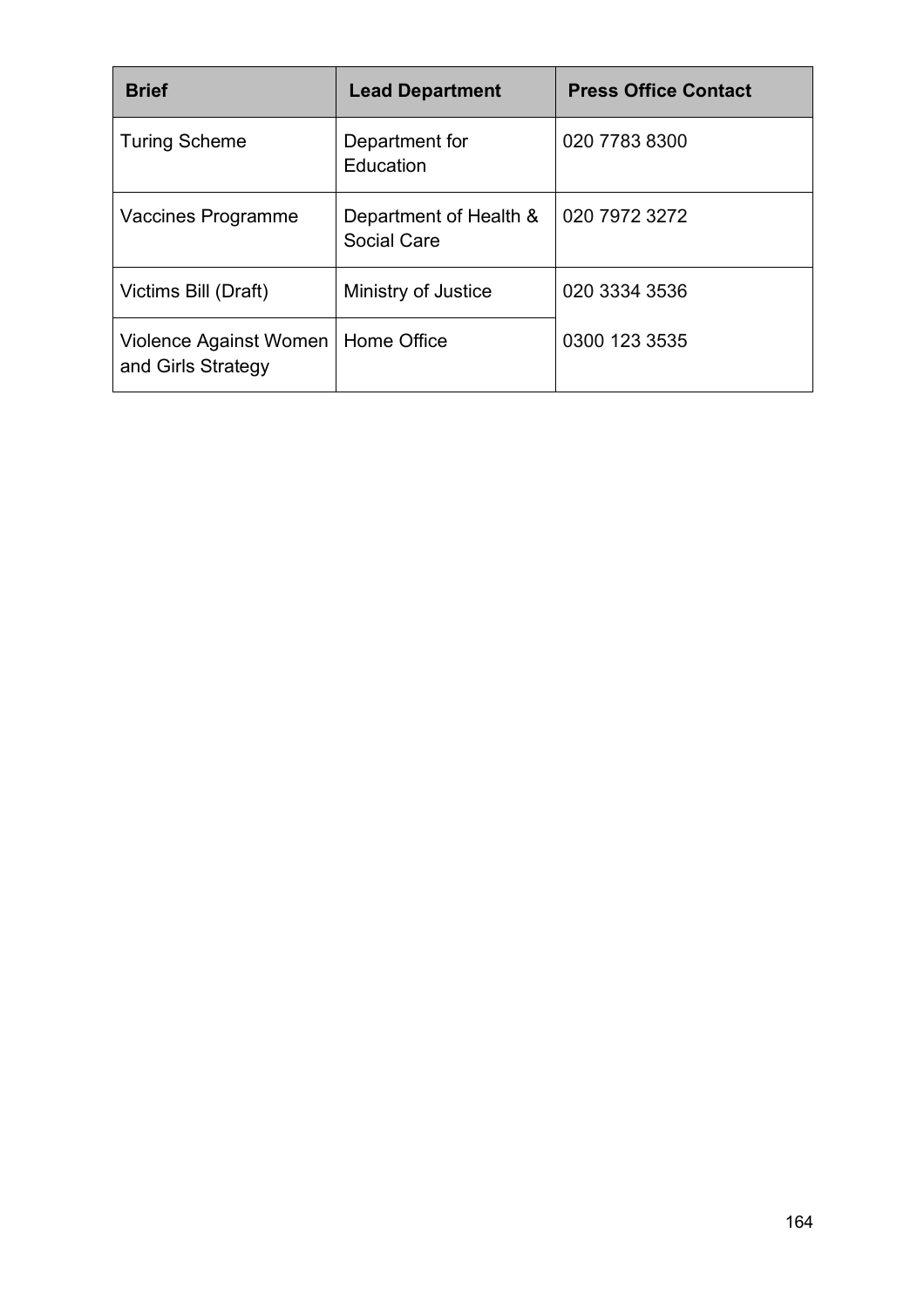| Brief | Lead Department | Press Office Contact |
| --- | --- | --- |
| Turing Scheme | Department for Education | 020 7783 8300 |
| Vaccines Programme | Department of Health & Social Care | 020 7972 3272 |
| Victims Bill (Draft) | Ministry of Justice | 020 3334 3536 |
| Violence Against Women and Girls Strategy | Home Office | 0300 123 3535 |